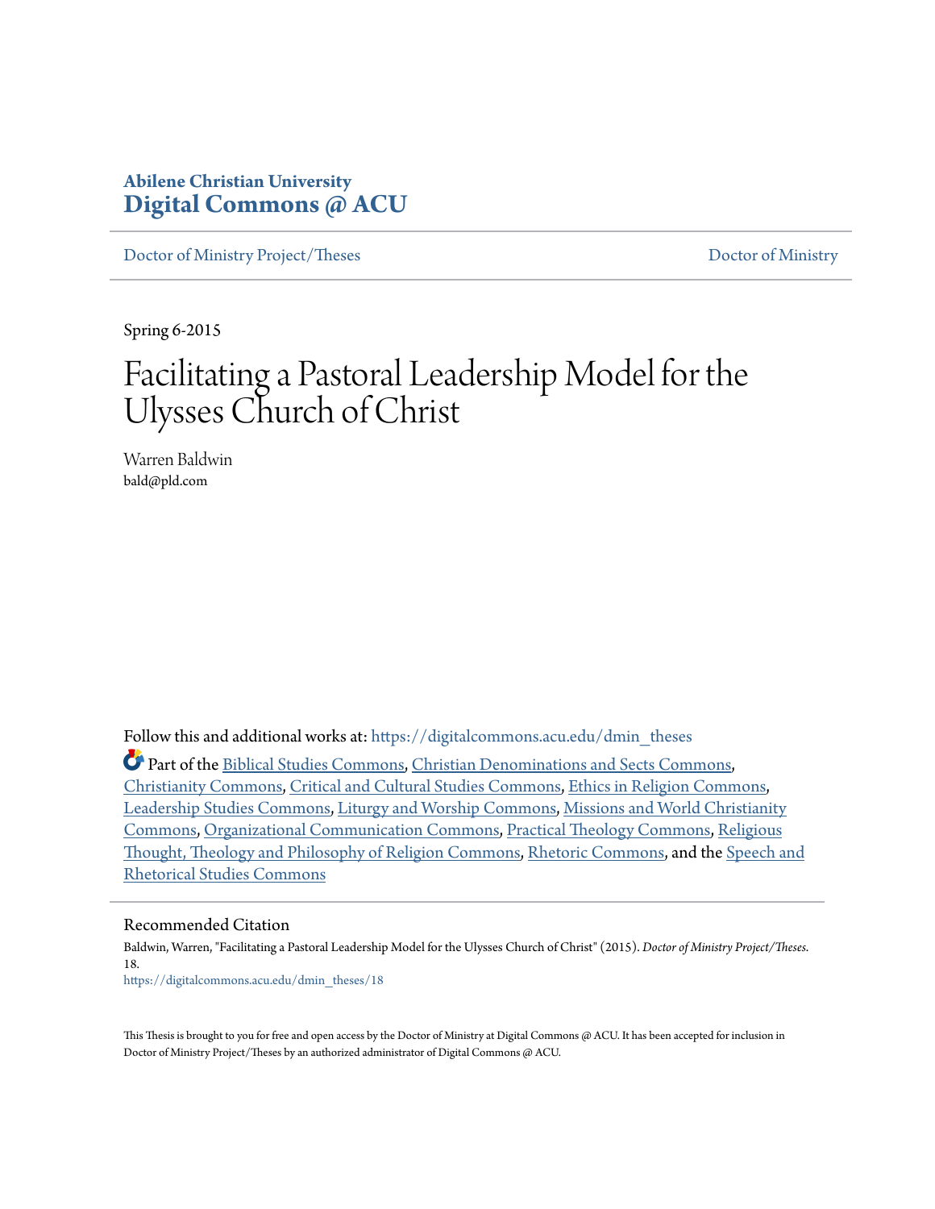Abilene Christian University
**Digital Commons @ ACU**

Doctor of Ministry Project/Theses | Doctor of Ministry

Spring 6-2015

# Facilitating a Pastoral Leadership Model for the Ulysses Church of Christ

Warren Baldwin
bald@pld.com

Follow this and additional works at: https://digitalcommons.acu.edu/dmin_theses

Part of the Biblical Studies Commons, Christian Denominations and Sects Commons, Christianity Commons, Critical and Cultural Studies Commons, Ethics in Religion Commons, Leadership Studies Commons, Liturgy and Worship Commons, Missions and World Christianity Commons, Organizational Communication Commons, Practical Theology Commons, Religious Thought, Theology and Philosophy of Religion Commons, Rhetoric Commons, and the Speech and Rhetorical Studies Commons

## Recommended Citation

Baldwin, Warren, "Facilitating a Pastoral Leadership Model for the Ulysses Church of Christ" (2015). *Doctor of Ministry Project/Theses*. 18.
https://digitalcommons.acu.edu/dmin_theses/18

This Thesis is brought to you for free and open access by the Doctor of Ministry at Digital Commons @ ACU. It has been accepted for inclusion in Doctor of Ministry Project/Theses by an authorized administrator of Digital Commons @ ACU.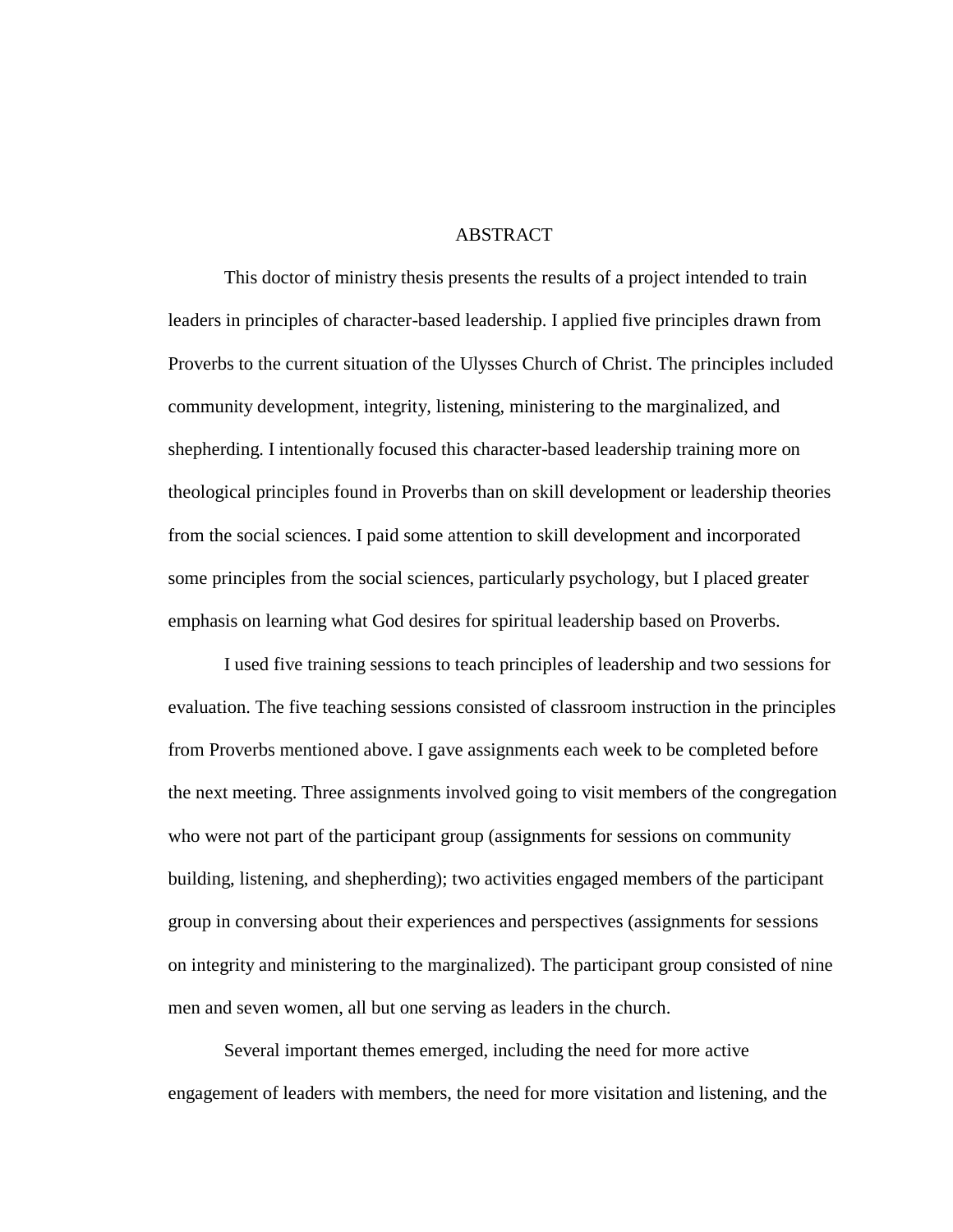# ABSTRACT

This doctor of ministry thesis presents the results of a project intended to train leaders in principles of character-based leadership. I applied five principles drawn from Proverbs to the current situation of the Ulysses Church of Christ. The principles included community development, integrity, listening, ministering to the marginalized, and shepherding. I intentionally focused this character-based leadership training more on theological principles found in Proverbs than on skill development or leadership theories from the social sciences. I paid some attention to skill development and incorporated some principles from the social sciences, particularly psychology, but I placed greater emphasis on learning what God desires for spiritual leadership based on Proverbs.

I used five training sessions to teach principles of leadership and two sessions for evaluation. The five teaching sessions consisted of classroom instruction in the principles from Proverbs mentioned above. I gave assignments each week to be completed before the next meeting. Three assignments involved going to visit members of the congregation who were not part of the participant group (assignments for sessions on community building, listening, and shepherding); two activities engaged members of the participant group in conversing about their experiences and perspectives (assignments for sessions on integrity and ministering to the marginalized). The participant group consisted of nine men and seven women, all but one serving as leaders in the church.

Several important themes emerged, including the need for more active engagement of leaders with members, the need for more visitation and listening, and the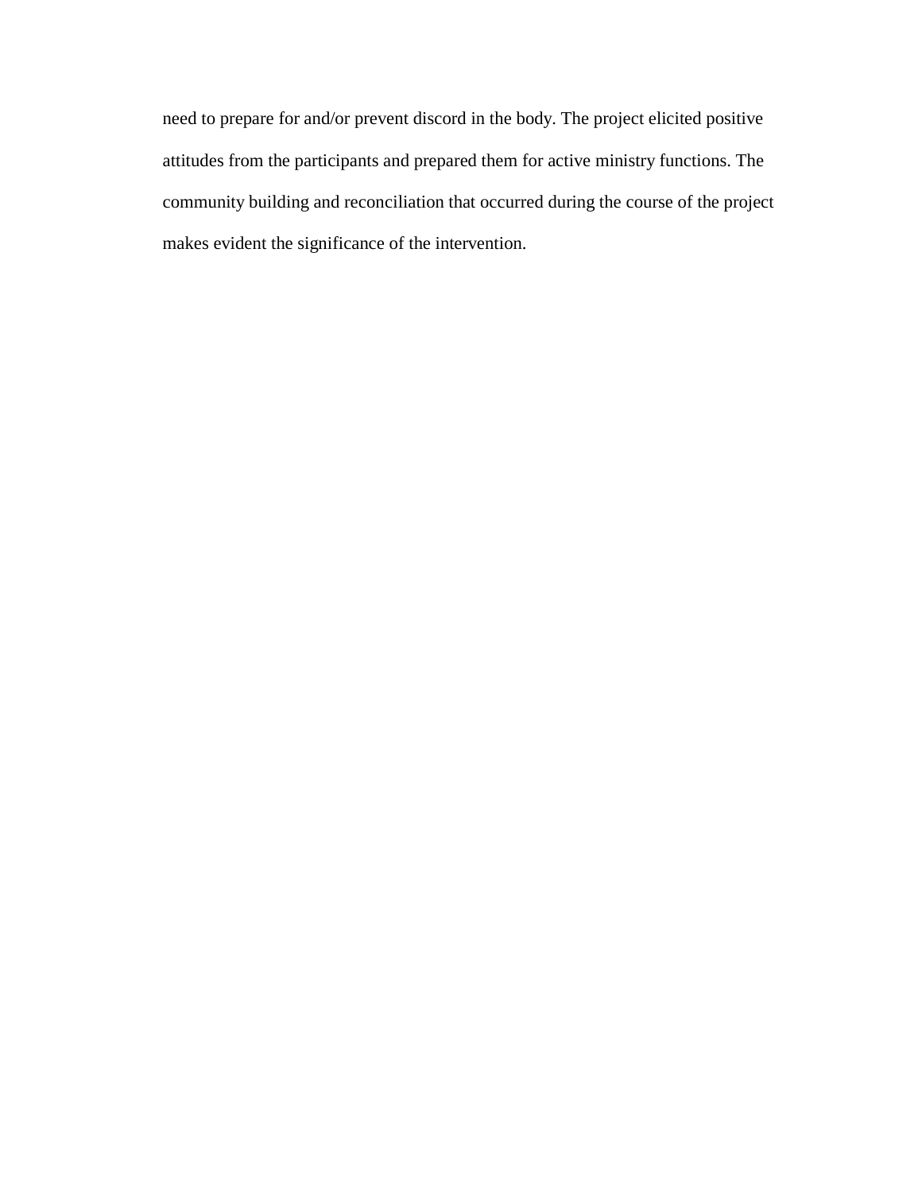need to prepare for and/or prevent discord in the body. The project elicited positive attitudes from the participants and prepared them for active ministry functions. The community building and reconciliation that occurred during the course of the project makes evident the significance of the intervention.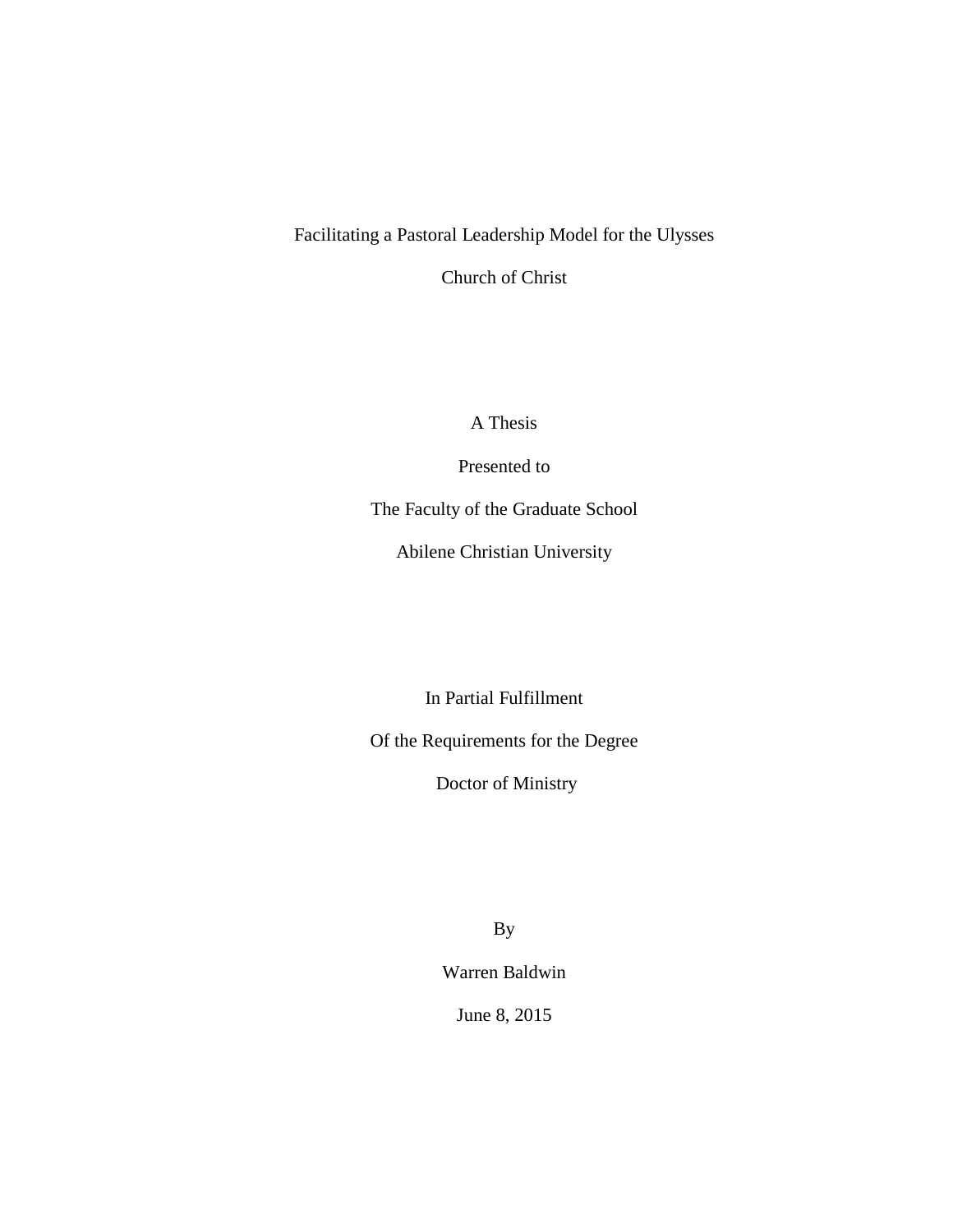Facilitating a Pastoral Leadership Model for the Ulysses

Church of Christ

A Thesis

Presented to

The Faculty of the Graduate School

Abilene Christian University

In Partial Fulfillment

Of the Requirements for the Degree

Doctor of Ministry

By

Warren Baldwin

June 8, 2015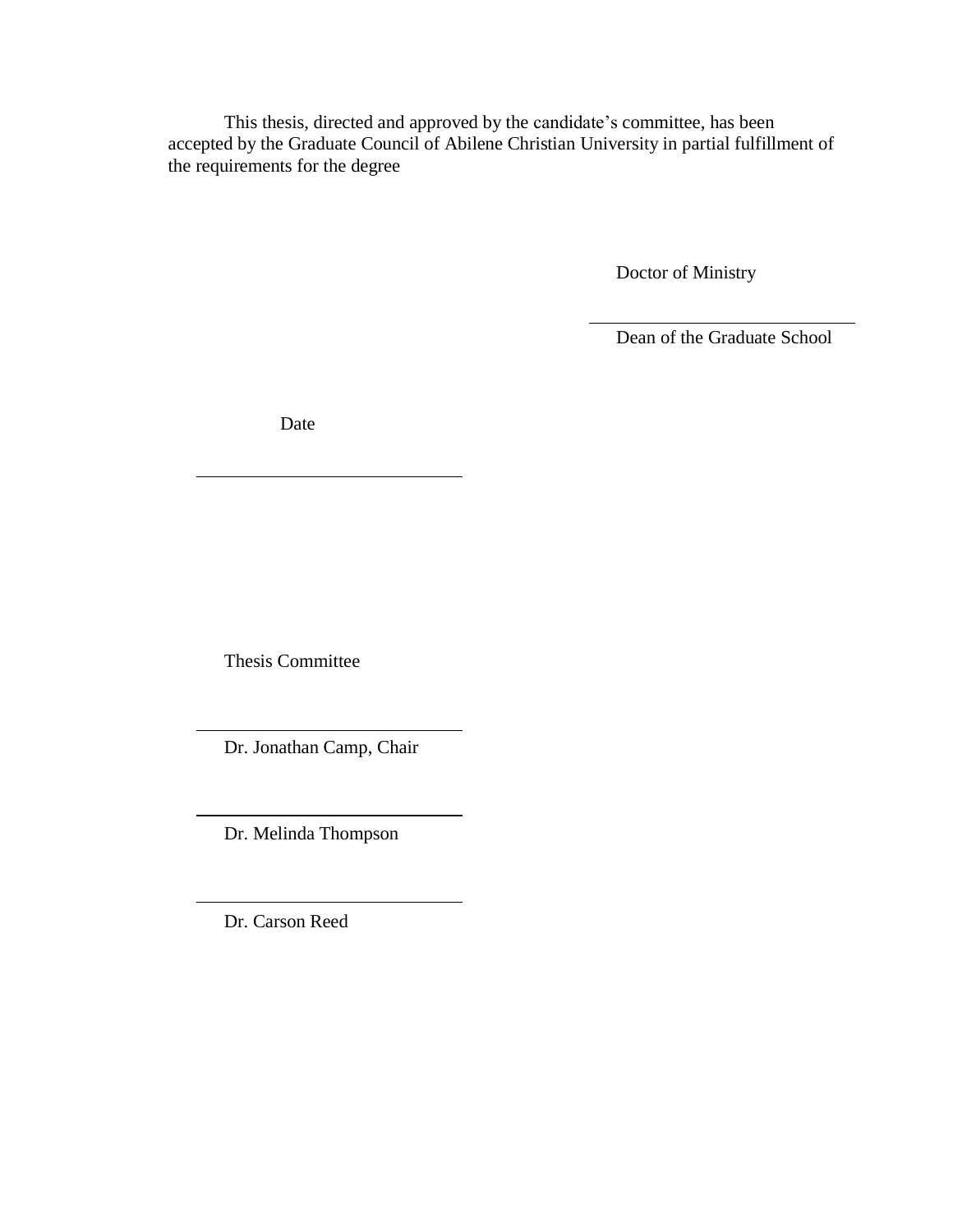This thesis, directed and approved by the candidate's committee, has been accepted by the Graduate Council of Abilene Christian University in partial fulfillment of the requirements for the degree

Doctor of Ministry

\_\_\_\_\_\_\_\_\_\_\_\_\_\_\_\_\_\_\_\_\_\_\_\_\_\_\_\_\_\_

Dean of the Graduate School

Date

\_\_\_\_\_\_\_\_\_\_\_\_\_\_\_\_\_\_\_\_\_\_\_\_\_\_\_\_\_\_

Thesis Committee

\_\_\_\_\_\_\_\_\_\_\_\_\_\_\_\_\_\_\_\_\_\_\_\_\_\_\_\_\_\_

Dr. Jonathan Camp, Chair

\_\_\_\_\_\_\_\_\_\_\_\_\_\_\_\_\_\_\_\_\_\_\_\_\_\_\_\_\_\_

Dr. Melinda Thompson

\_\_\_\_\_\_\_\_\_\_\_\_\_\_\_\_\_\_\_\_\_\_\_\_\_\_\_\_\_\_

Dr. Carson Reed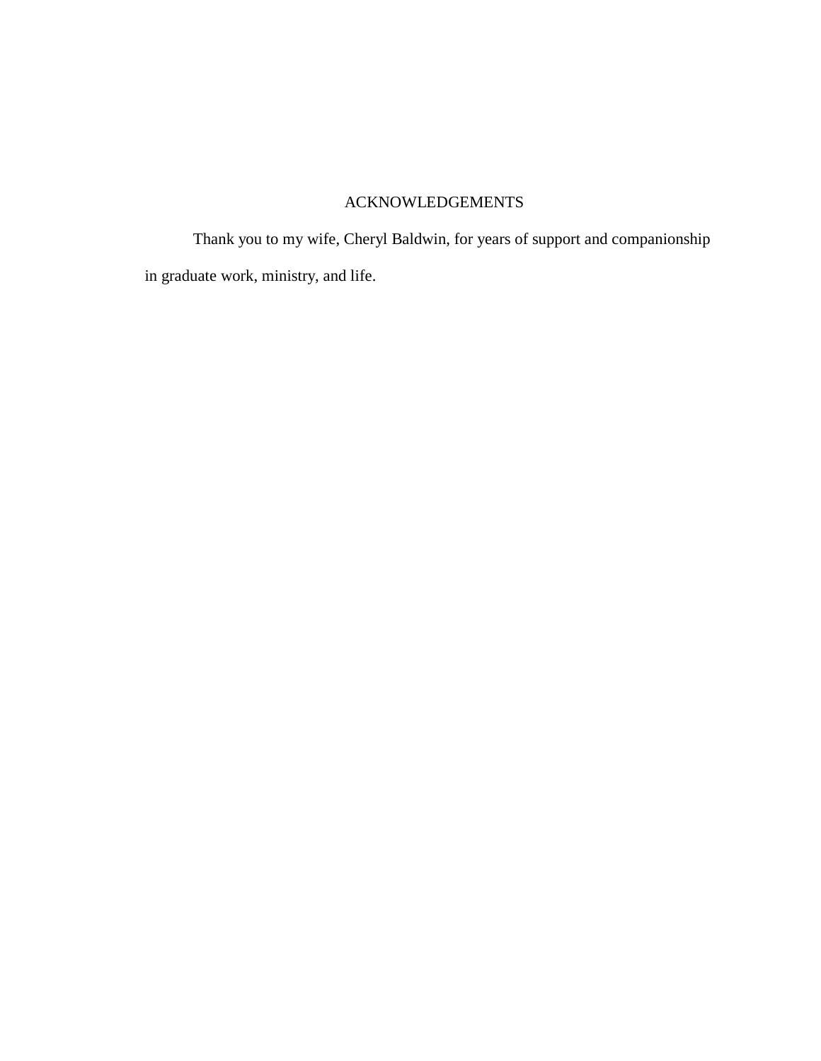# ACKNOWLEDGEMENTS

Thank you to my wife, Cheryl Baldwin, for years of support and companionship in graduate work, ministry, and life.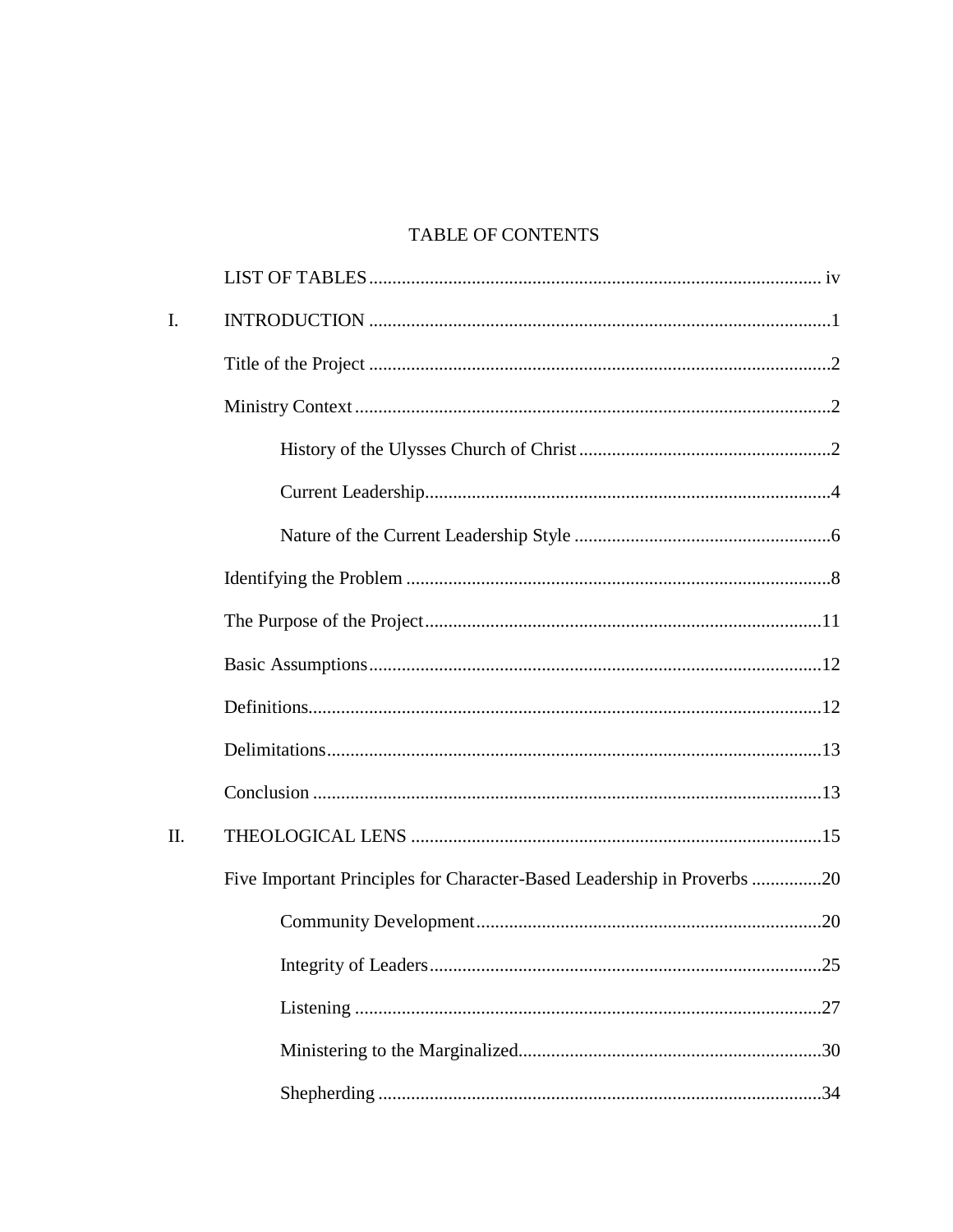# TABLE OF CONTENTS

LIST OF TABLES ........................................................................................ iv

I. INTRODUCTION ........................................................................................1

Title of the Project ........................................................................................2

Ministry Context ........................................................................................2

History of the Ulysses Church of Christ ........................................................2

Current Leadership........................................................................................4

Nature of the Current Leadership Style ........................................................6

Identifying the Problem ........................................................................................8

The Purpose of the Project........................................................................................11

Basic Assumptions........................................................................................12

Definitions........................................................................................12

Delimitations........................................................................................13

Conclusion ........................................................................................13

II. THEOLOGICAL LENS ........................................................................................15

Five Important Principles for Character-Based Leadership in Proverbs ...............20

Community Development........................................................................................20

Integrity of Leaders........................................................................................25

Listening ........................................................................................27

Ministering to the Marginalized........................................................................................30

Shepherding ........................................................................................34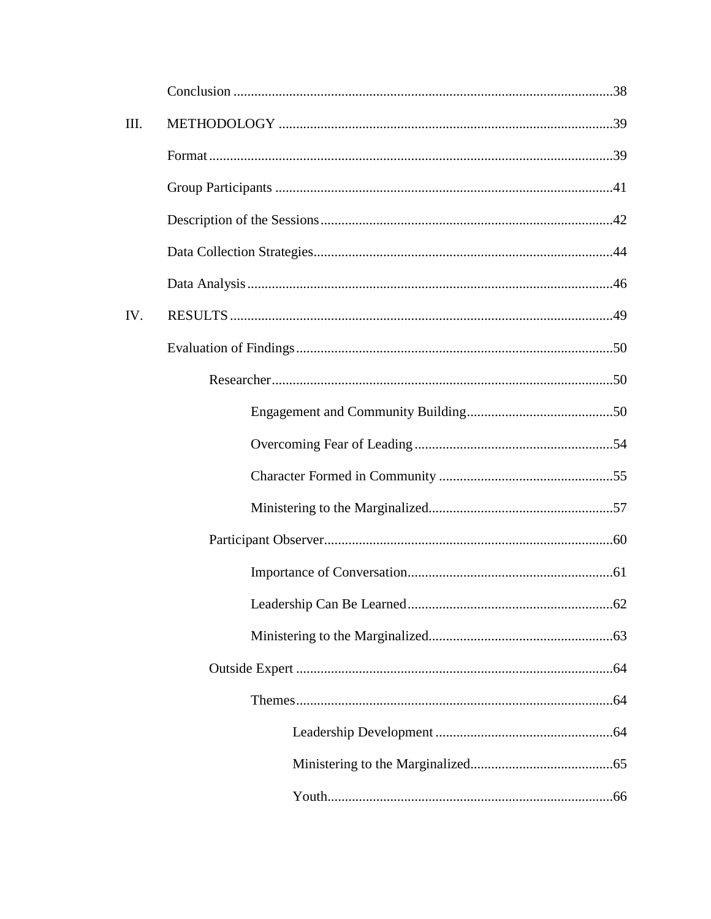Conclusion ............................................................................................................38

III. METHODOLOGY ...............................................................................................39

Format..................................................................................................................39

Group Participants ................................................................................................41

Description of the Sessions...................................................................................42

Data Collection Strategies.....................................................................................44

Data Analysis........................................................................................................46

IV. RESULTS ............................................................................................................49

Evaluation of Findings..........................................................................................50

Researcher.................................................................................................50

Engagement and Community Building..........................................50

Overcoming Fear of Leading.........................................................54

Character Formed in Community ..................................................55

Ministering to the Marginalized.....................................................57

Participant Observer..................................................................................60

Importance of Conversation...........................................................61

Leadership Can Be Learned...........................................................62

Ministering to the Marginalized.....................................................63

Outside Expert ..........................................................................................64

Themes...........................................................................................64

Leadership Development ...................................................64

Ministering to the Marginalized........................................65

Youth..................................................................................66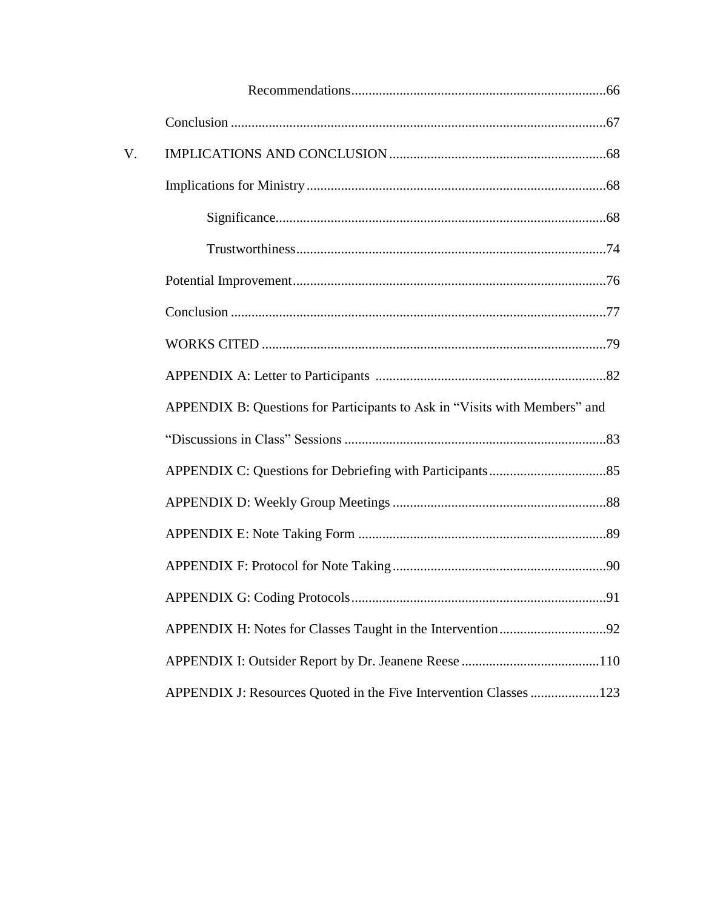Recommendations.......................................................................... 66

Conclusion ........................................................................................................... 67

V. IMPLICATIONS AND CONCLUSION ............................................................. 68

Implications for Ministry ...................................................................................... 68

Significance............................................................................................... 68

Trustworthiness......................................................................................... 74

Potential Improvement.......................................................................................... 76

Conclusion ........................................................................................................... 77

WORKS CITED .................................................................................................... 79

APPENDIX A: Letter to Participants .................................................................. 82

APPENDIX B: Questions for Participants to Ask in "Visits with Members" and "Discussions in Class" Sessions ........................................................................... 83

APPENDIX C: Questions for Debriefing with Participants.................................. 85

APPENDIX D: Weekly Group Meetings ............................................................. 88

APPENDIX E: Note Taking Form ....................................................................... 89

APPENDIX F: Protocol for Note Taking............................................................. 90

APPENDIX G: Coding Protocols......................................................................... 91

APPENDIX H: Notes for Classes Taught in the Intervention............................... 92

APPENDIX I: Outsider Report by Dr. Jeanene Reese ........................................ 110

APPENDIX J: Resources Quoted in the Five Intervention Classes .................... 123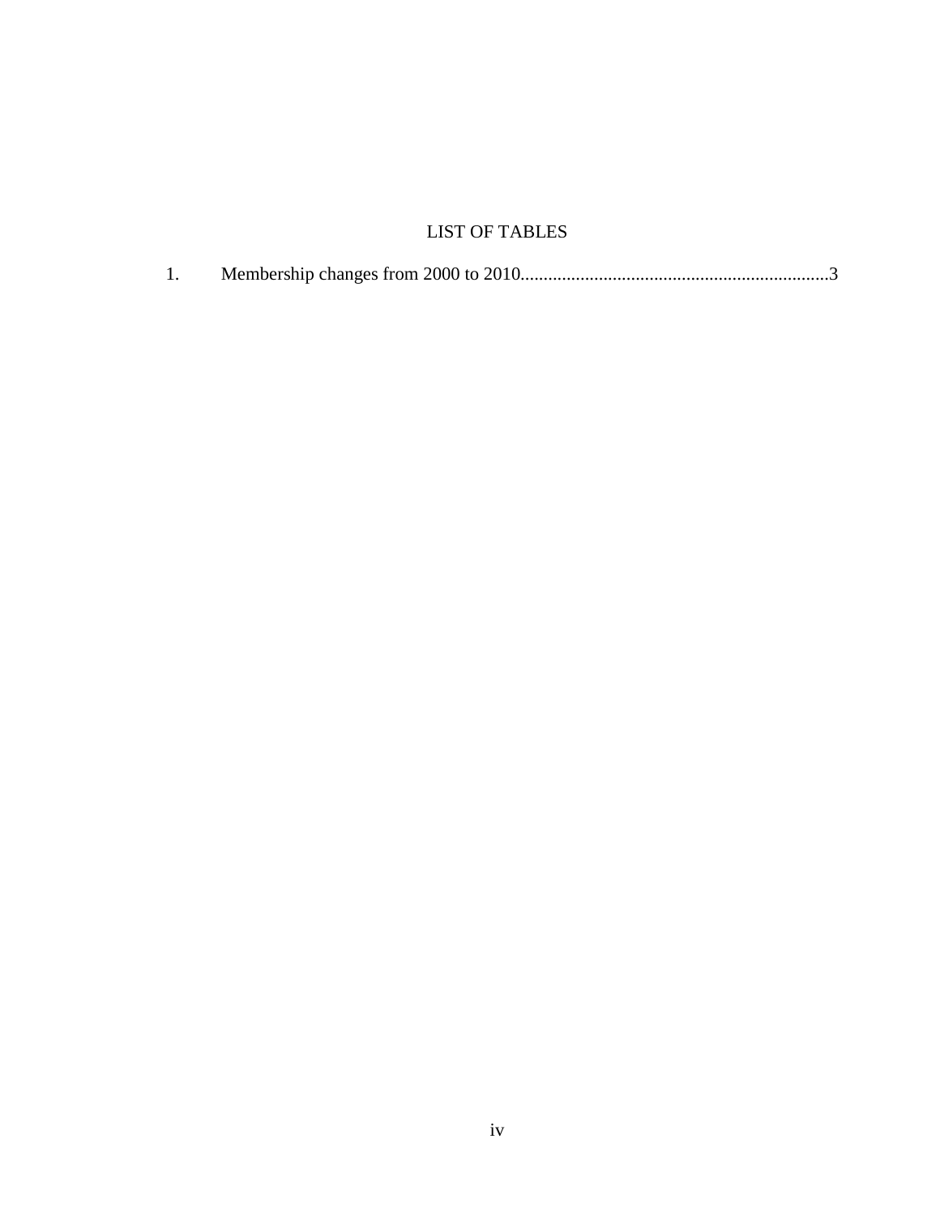# LIST OF TABLES

1. Membership changes from 2000 to 2010..................................................................3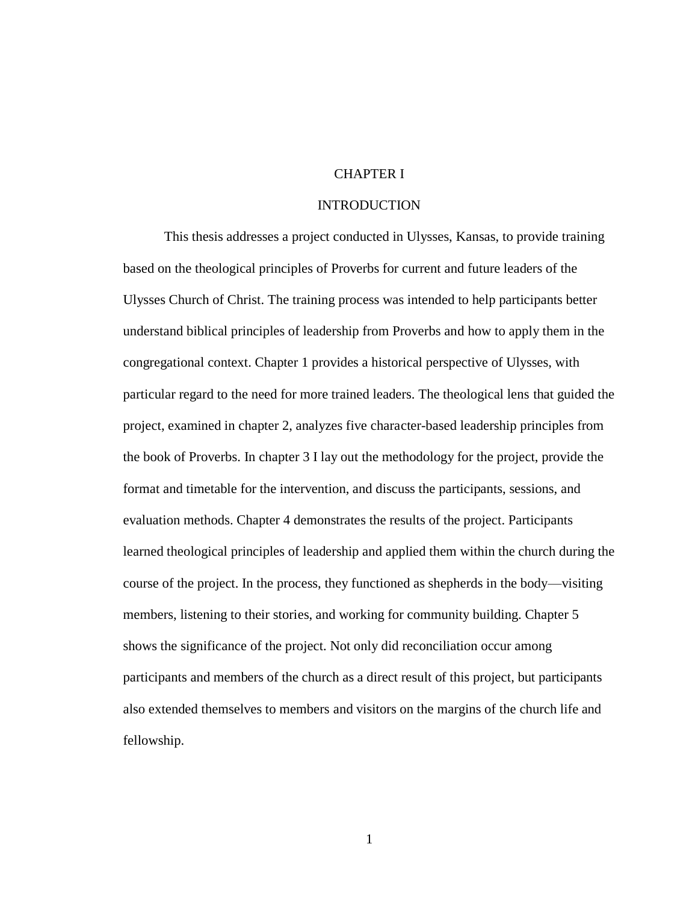# CHAPTER I

# INTRODUCTION

This thesis addresses a project conducted in Ulysses, Kansas, to provide training based on the theological principles of Proverbs for current and future leaders of the Ulysses Church of Christ. The training process was intended to help participants better understand biblical principles of leadership from Proverbs and how to apply them in the congregational context. Chapter 1 provides a historical perspective of Ulysses, with particular regard to the need for more trained leaders. The theological lens that guided the project, examined in chapter 2, analyzes five character-based leadership principles from the book of Proverbs. In chapter 3 I lay out the methodology for the project, provide the format and timetable for the intervention, and discuss the participants, sessions, and evaluation methods. Chapter 4 demonstrates the results of the project. Participants learned theological principles of leadership and applied them within the church during the course of the project. In the process, they functioned as shepherds in the body—visiting members, listening to their stories, and working for community building. Chapter 5 shows the significance of the project. Not only did reconciliation occur among participants and members of the church as a direct result of this project, but participants also extended themselves to members and visitors on the margins of the church life and fellowship.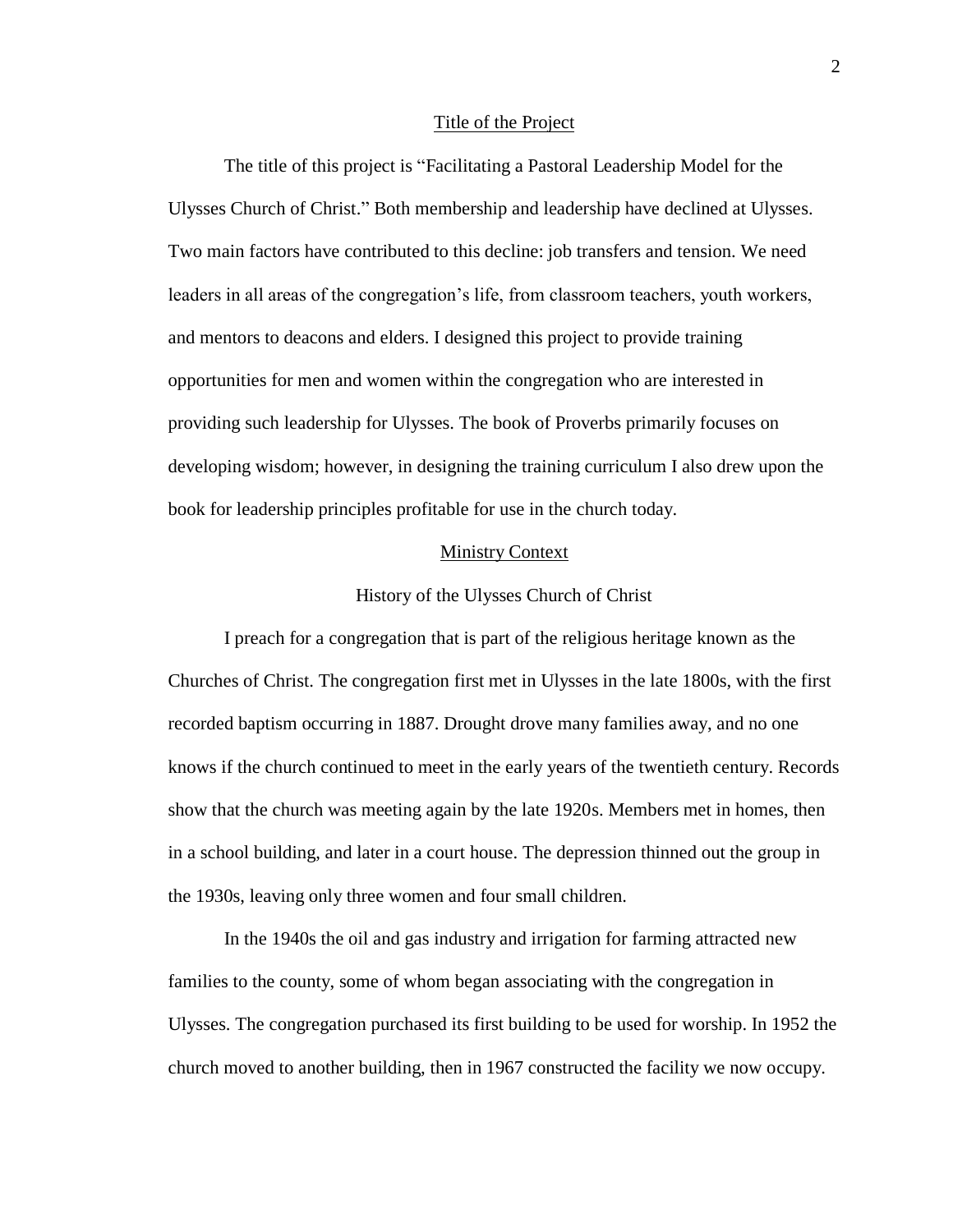## Title of the Project

The title of this project is "Facilitating a Pastoral Leadership Model for the Ulysses Church of Christ." Both membership and leadership have declined at Ulysses. Two main factors have contributed to this decline: job transfers and tension. We need leaders in all areas of the congregation's life, from classroom teachers, youth workers, and mentors to deacons and elders. I designed this project to provide training opportunities for men and women within the congregation who are interested in providing such leadership for Ulysses. The book of Proverbs primarily focuses on developing wisdom; however, in designing the training curriculum I also drew upon the book for leadership principles profitable for use in the church today.

## Ministry Context

### History of the Ulysses Church of Christ

I preach for a congregation that is part of the religious heritage known as the Churches of Christ. The congregation first met in Ulysses in the late 1800s, with the first recorded baptism occurring in 1887. Drought drove many families away, and no one knows if the church continued to meet in the early years of the twentieth century. Records show that the church was meeting again by the late 1920s. Members met in homes, then in a school building, and later in a court house. The depression thinned out the group in the 1930s, leaving only three women and four small children.

In the 1940s the oil and gas industry and irrigation for farming attracted new families to the county, some of whom began associating with the congregation in Ulysses. The congregation purchased its first building to be used for worship. In 1952 the church moved to another building, then in 1967 constructed the facility we now occupy.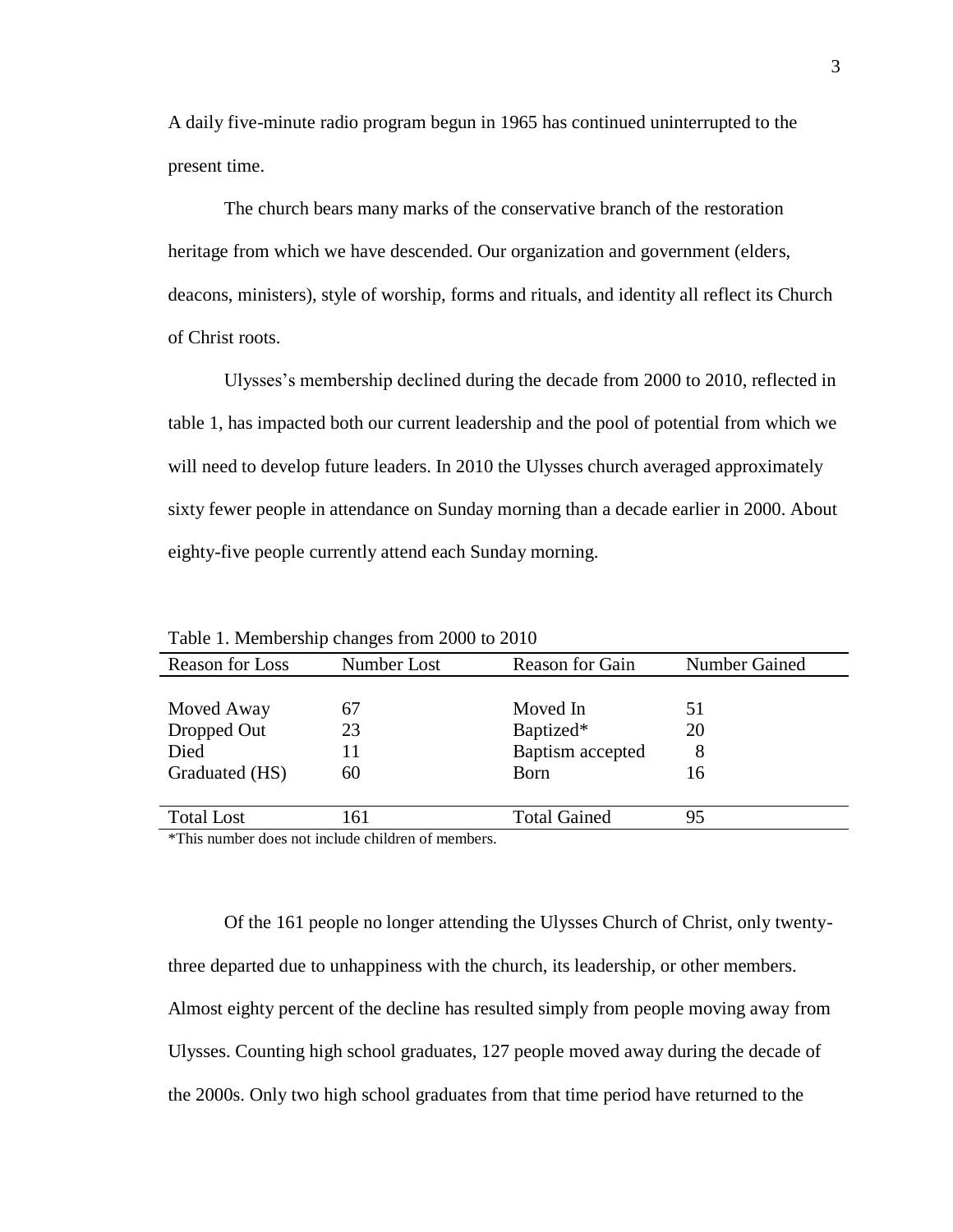A daily five-minute radio program begun in 1965 has continued uninterrupted to the present time.

The church bears many marks of the conservative branch of the restoration heritage from which we have descended. Our organization and government (elders, deacons, ministers), style of worship, forms and rituals, and identity all reflect its Church of Christ roots.

Ulysses's membership declined during the decade from 2000 to 2010, reflected in table 1, has impacted both our current leadership and the pool of potential from which we will need to develop future leaders. In 2010 the Ulysses church averaged approximately sixty fewer people in attendance on Sunday morning than a decade earlier in 2000. About eighty-five people currently attend each Sunday morning.

Table 1. Membership changes from 2000 to 2010

| Reason for Loss | Number Lost | Reason for Gain | Number Gained |
|---|---|---|---|
| Moved Away | 67 | Moved In | 51 |
| Dropped Out | 23 | Baptized* | 20 |
| Died | 11 | Baptism accepted | 8 |
| Graduated (HS) | 60 | Born | 16 |
| Total Lost | 161 | Total Gained | 95 |

*This number does not include children of members.

Of the 161 people no longer attending the Ulysses Church of Christ, only twenty-three departed due to unhappiness with the church, its leadership, or other members. Almost eighty percent of the decline has resulted simply from people moving away from Ulysses. Counting high school graduates, 127 people moved away during the decade of the 2000s. Only two high school graduates from that time period have returned to the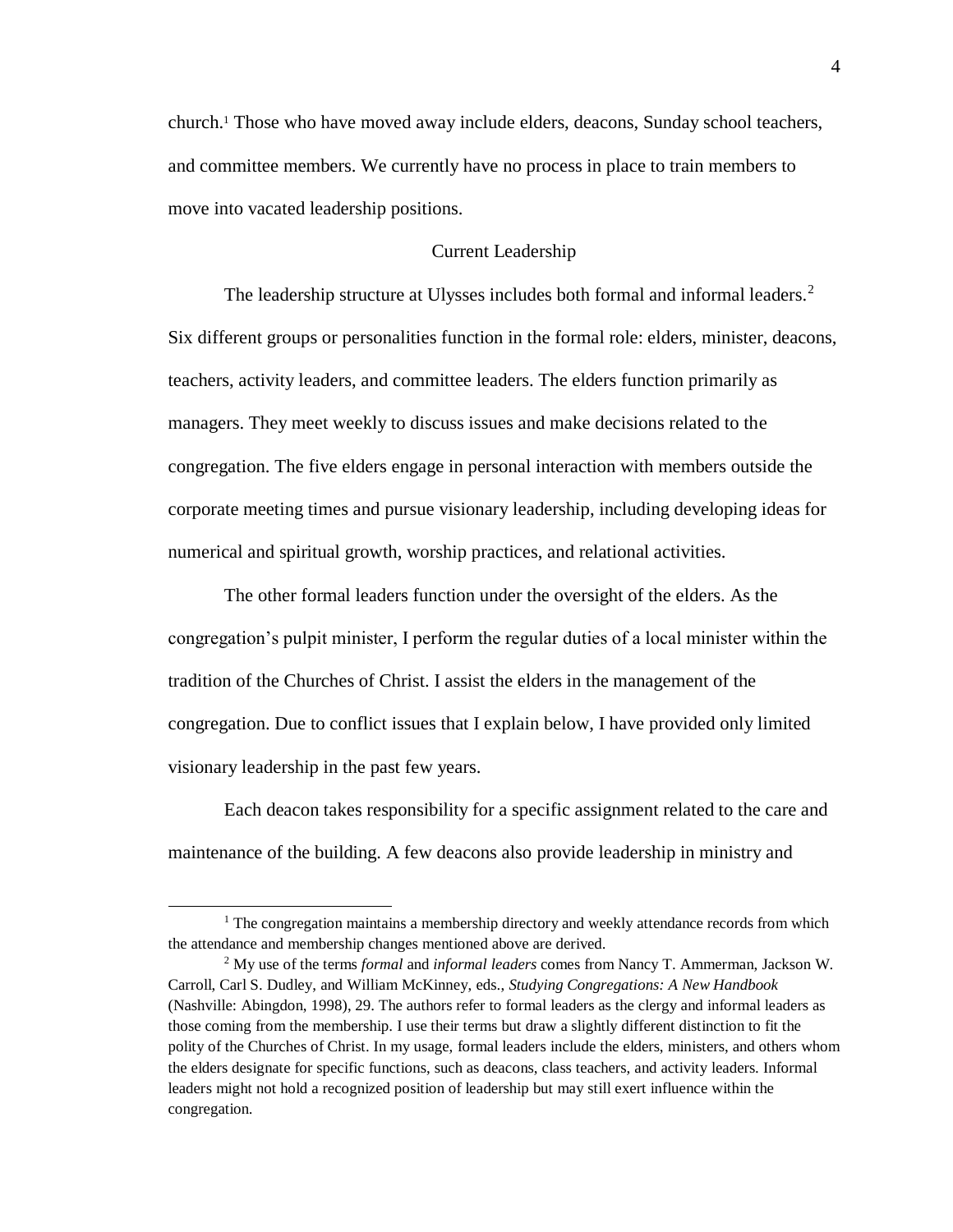church.[1] Those who have moved away include elders, deacons, Sunday school teachers, and committee members. We currently have no process in place to train members to move into vacated leadership positions.

## Current Leadership

The leadership structure at Ulysses includes both formal and informal leaders.[2] Six different groups or personalities function in the formal role: elders, minister, deacons, teachers, activity leaders, and committee leaders. The elders function primarily as managers. They meet weekly to discuss issues and make decisions related to the congregation. The five elders engage in personal interaction with members outside the corporate meeting times and pursue visionary leadership, including developing ideas for numerical and spiritual growth, worship practices, and relational activities.

The other formal leaders function under the oversight of the elders. As the congregation's pulpit minister, I perform the regular duties of a local minister within the tradition of the Churches of Christ. I assist the elders in the management of the congregation. Due to conflict issues that I explain below, I have provided only limited visionary leadership in the past few years.

Each deacon takes responsibility for a specific assignment related to the care and maintenance of the building. A few deacons also provide leadership in ministry and

---

[1] The congregation maintains a membership directory and weekly attendance records from which the attendance and membership changes mentioned above are derived.

[2] My use of the terms *formal* and *informal leaders* comes from Nancy T. Ammerman, Jackson W. Carroll, Carl S. Dudley, and William McKinney, eds., *Studying Congregations: A New Handbook* (Nashville: Abingdon, 1998), 29. The authors refer to formal leaders as the clergy and informal leaders as those coming from the membership. I use their terms but draw a slightly different distinction to fit the polity of the Churches of Christ. In my usage, formal leaders include the elders, ministers, and others whom the elders designate for specific functions, such as deacons, class teachers, and activity leaders. Informal leaders might not hold a recognized position of leadership but may still exert influence within the congregation.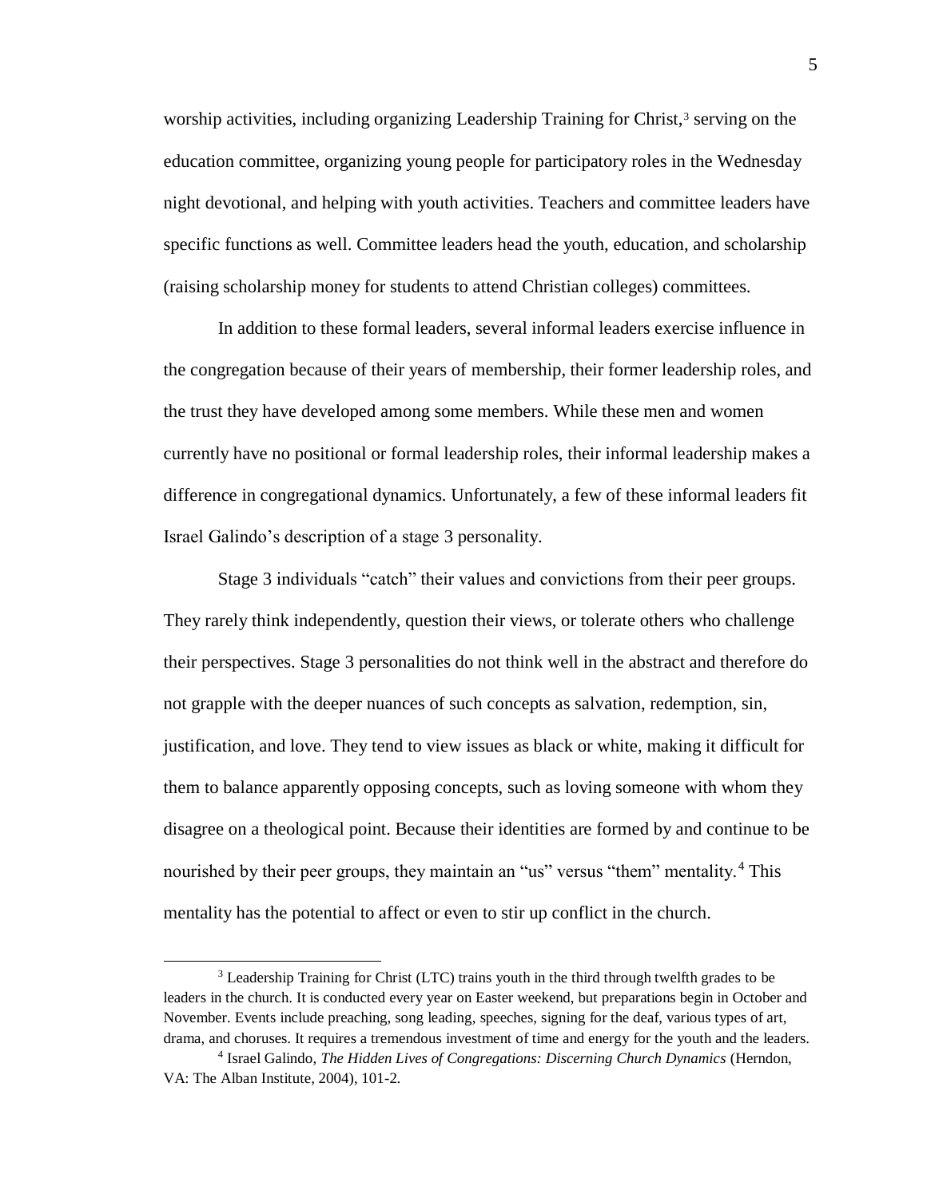worship activities, including organizing Leadership Training for Christ,[3] serving on the education committee, organizing young people for participatory roles in the Wednesday night devotional, and helping with youth activities. Teachers and committee leaders have specific functions as well. Committee leaders head the youth, education, and scholarship (raising scholarship money for students to attend Christian colleges) committees.

In addition to these formal leaders, several informal leaders exercise influence in the congregation because of their years of membership, their former leadership roles, and the trust they have developed among some members. While these men and women currently have no positional or formal leadership roles, their informal leadership makes a difference in congregational dynamics. Unfortunately, a few of these informal leaders fit Israel Galindo's description of a stage 3 personality.

Stage 3 individuals "catch" their values and convictions from their peer groups. They rarely think independently, question their views, or tolerate others who challenge their perspectives. Stage 3 personalities do not think well in the abstract and therefore do not grapple with the deeper nuances of such concepts as salvation, redemption, sin, justification, and love. They tend to view issues as black or white, making it difficult for them to balance apparently opposing concepts, such as loving someone with whom they disagree on a theological point. Because their identities are formed by and continue to be nourished by their peer groups, they maintain an "us" versus "them" mentality.[4] This mentality has the potential to affect or even to stir up conflict in the church.

---

[3] Leadership Training for Christ (LTC) trains youth in the third through twelfth grades to be leaders in the church. It is conducted every year on Easter weekend, but preparations begin in October and November. Events include preaching, song leading, speeches, signing for the deaf, various types of art, drama, and choruses. It requires a tremendous investment of time and energy for the youth and the leaders.

[4] Israel Galindo, *The Hidden Lives of Congregations: Discerning Church Dynamics* (Herndon, VA: The Alban Institute, 2004), 101-2.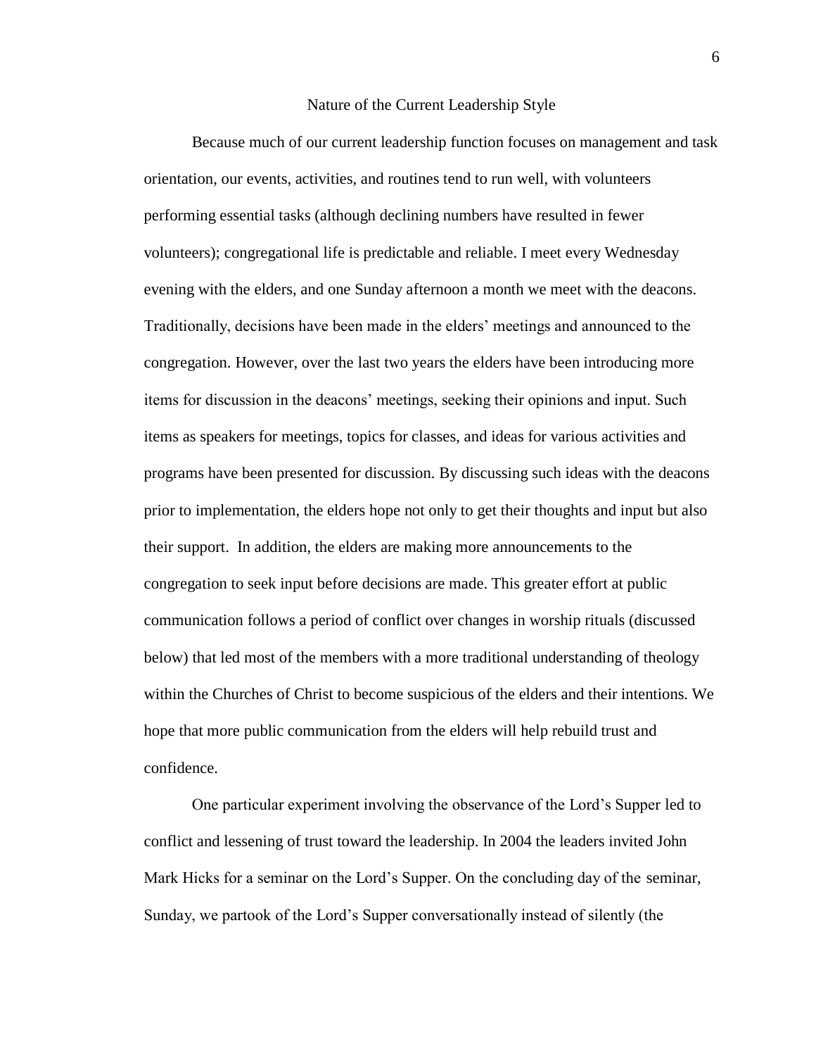## Nature of the Current Leadership Style

Because much of our current leadership function focuses on management and task orientation, our events, activities, and routines tend to run well, with volunteers performing essential tasks (although declining numbers have resulted in fewer volunteers); congregational life is predictable and reliable. I meet every Wednesday evening with the elders, and one Sunday afternoon a month we meet with the deacons. Traditionally, decisions have been made in the elders' meetings and announced to the congregation. However, over the last two years the elders have been introducing more items for discussion in the deacons' meetings, seeking their opinions and input. Such items as speakers for meetings, topics for classes, and ideas for various activities and programs have been presented for discussion. By discussing such ideas with the deacons prior to implementation, the elders hope not only to get their thoughts and input but also their support. In addition, the elders are making more announcements to the congregation to seek input before decisions are made. This greater effort at public communication follows a period of conflict over changes in worship rituals (discussed below) that led most of the members with a more traditional understanding of theology within the Churches of Christ to become suspicious of the elders and their intentions. We hope that more public communication from the elders will help rebuild trust and confidence.

One particular experiment involving the observance of the Lord's Supper led to conflict and lessening of trust toward the leadership. In 2004 the leaders invited John Mark Hicks for a seminar on the Lord's Supper. On the concluding day of the seminar, Sunday, we partook of the Lord's Supper conversationally instead of silently (the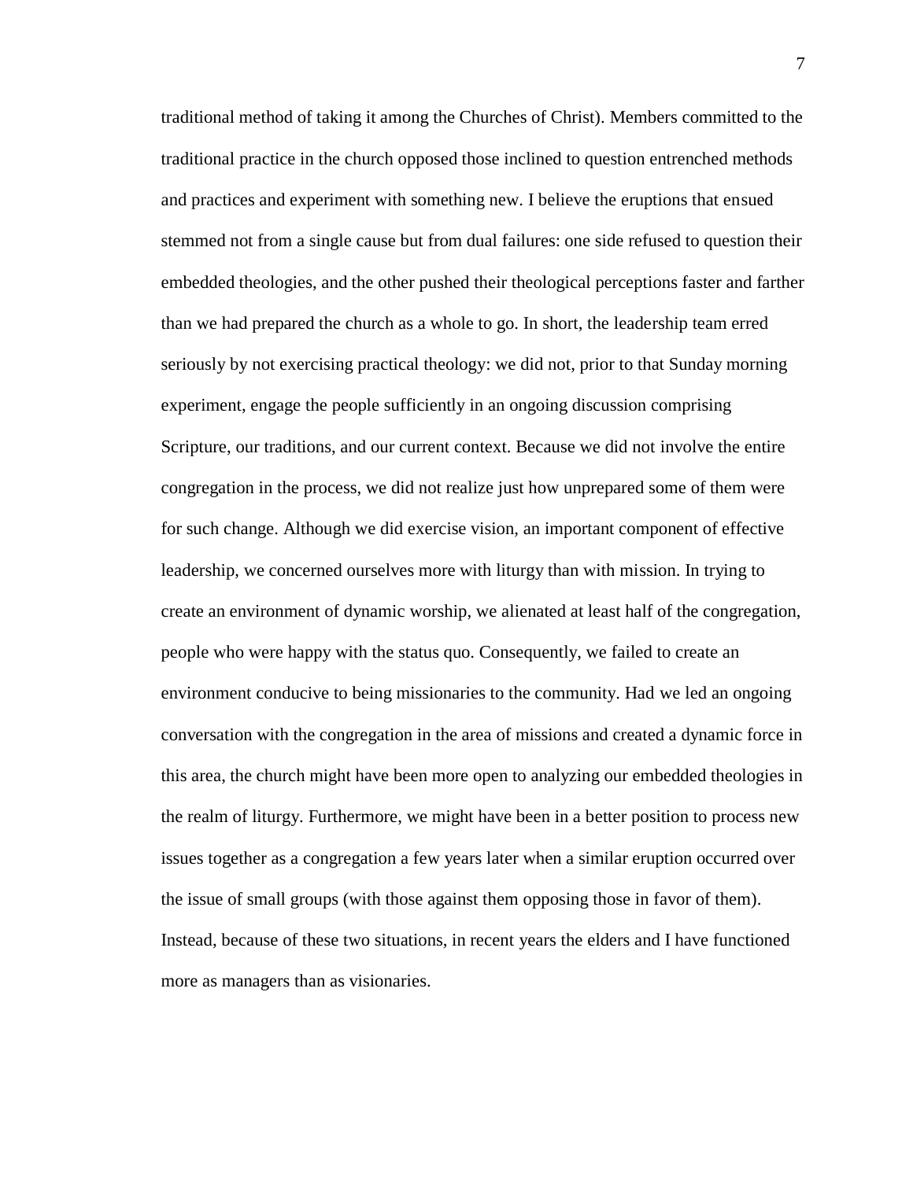traditional method of taking it among the Churches of Christ). Members committed to the traditional practice in the church opposed those inclined to question entrenched methods and practices and experiment with something new. I believe the eruptions that ensued stemmed not from a single cause but from dual failures: one side refused to question their embedded theologies, and the other pushed their theological perceptions faster and farther than we had prepared the church as a whole to go. In short, the leadership team erred seriously by not exercising practical theology: we did not, prior to that Sunday morning experiment, engage the people sufficiently in an ongoing discussion comprising Scripture, our traditions, and our current context. Because we did not involve the entire congregation in the process, we did not realize just how unprepared some of them were for such change. Although we did exercise vision, an important component of effective leadership, we concerned ourselves more with liturgy than with mission. In trying to create an environment of dynamic worship, we alienated at least half of the congregation, people who were happy with the status quo. Consequently, we failed to create an environment conducive to being missionaries to the community. Had we led an ongoing conversation with the congregation in the area of missions and created a dynamic force in this area, the church might have been more open to analyzing our embedded theologies in the realm of liturgy. Furthermore, we might have been in a better position to process new issues together as a congregation a few years later when a similar eruption occurred over the issue of small groups (with those against them opposing those in favor of them). Instead, because of these two situations, in recent years the elders and I have functioned more as managers than as visionaries.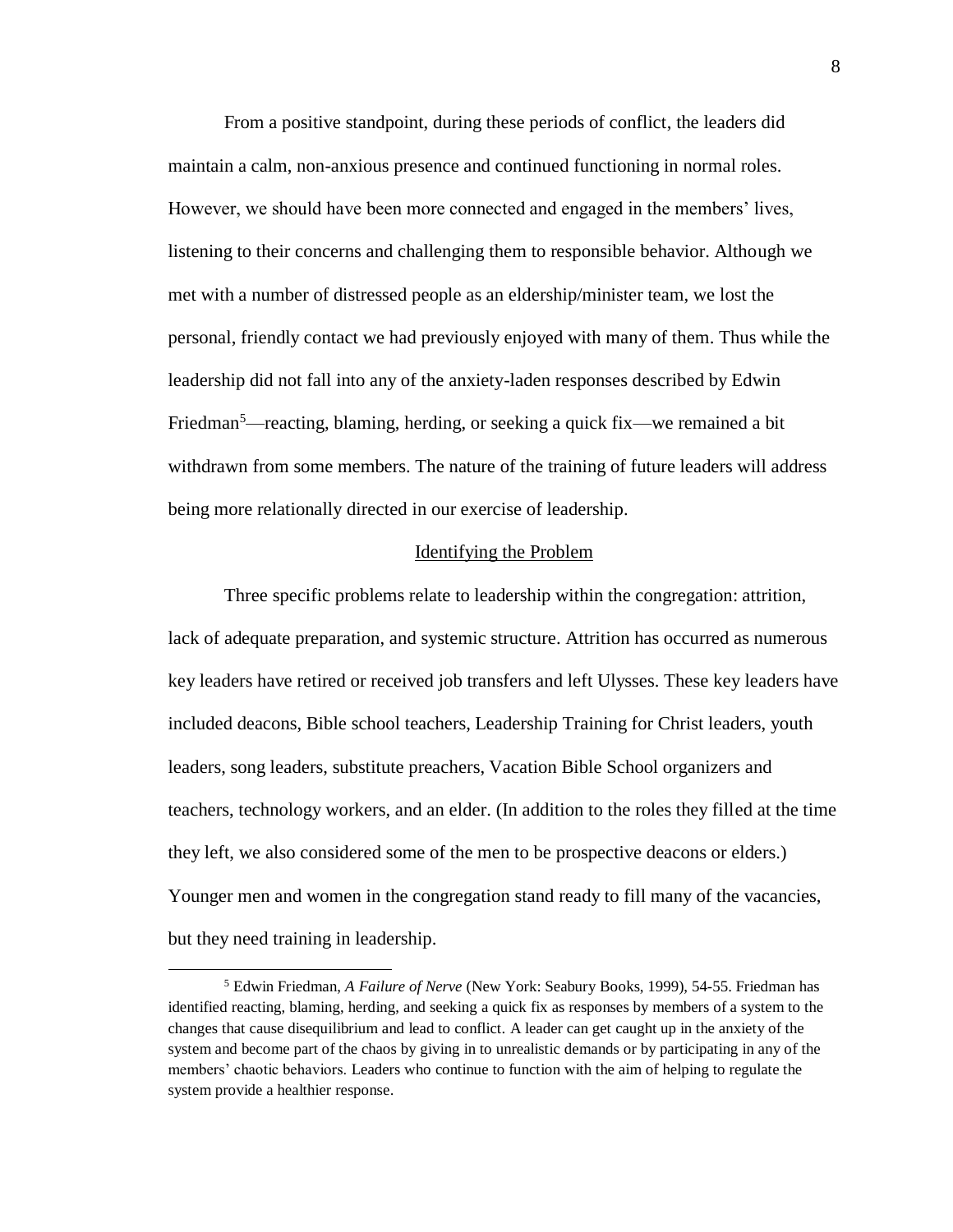From a positive standpoint, during these periods of conflict, the leaders did maintain a calm, non-anxious presence and continued functioning in normal roles. However, we should have been more connected and engaged in the members' lives, listening to their concerns and challenging them to responsible behavior. Although we met with a number of distressed people as an eldership/minister team, we lost the personal, friendly contact we had previously enjoyed with many of them. Thus while the leadership did not fall into any of the anxiety-laden responses described by Edwin Friedman[5]—reacting, blaming, herding, or seeking a quick fix—we remained a bit withdrawn from some members. The nature of the training of future leaders will address being more relationally directed in our exercise of leadership.

## Identifying the Problem

Three specific problems relate to leadership within the congregation: attrition, lack of adequate preparation, and systemic structure. Attrition has occurred as numerous key leaders have retired or received job transfers and left Ulysses. These key leaders have included deacons, Bible school teachers, Leadership Training for Christ leaders, youth leaders, song leaders, substitute preachers, Vacation Bible School organizers and teachers, technology workers, and an elder. (In addition to the roles they filled at the time they left, we also considered some of the men to be prospective deacons or elders.) Younger men and women in the congregation stand ready to fill many of the vacancies, but they need training in leadership.

---

[5] Edwin Friedman, *A Failure of Nerve* (New York: Seabury Books, 1999), 54-55. Friedman has identified reacting, blaming, herding, and seeking a quick fix as responses by members of a system to the changes that cause disequilibrium and lead to conflict. A leader can get caught up in the anxiety of the system and become part of the chaos by giving in to unrealistic demands or by participating in any of the members' chaotic behaviors. Leaders who continue to function with the aim of helping to regulate the system provide a healthier response.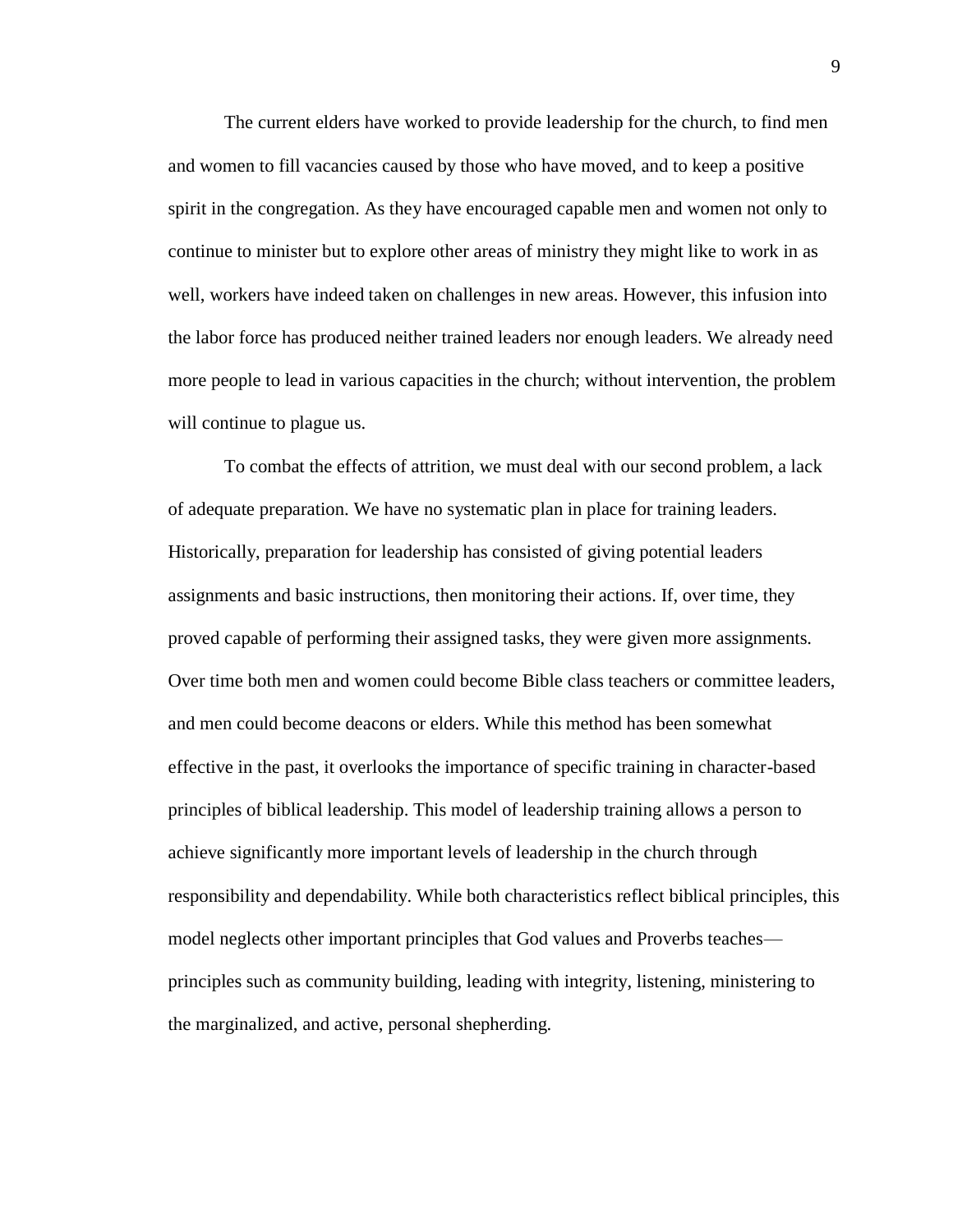The current elders have worked to provide leadership for the church, to find men and women to fill vacancies caused by those who have moved, and to keep a positive spirit in the congregation. As they have encouraged capable men and women not only to continue to minister but to explore other areas of ministry they might like to work in as well, workers have indeed taken on challenges in new areas. However, this infusion into the labor force has produced neither trained leaders nor enough leaders. We already need more people to lead in various capacities in the church; without intervention, the problem will continue to plague us.

To combat the effects of attrition, we must deal with our second problem, a lack of adequate preparation. We have no systematic plan in place for training leaders. Historically, preparation for leadership has consisted of giving potential leaders assignments and basic instructions, then monitoring their actions. If, over time, they proved capable of performing their assigned tasks, they were given more assignments. Over time both men and women could become Bible class teachers or committee leaders, and men could become deacons or elders. While this method has been somewhat effective in the past, it overlooks the importance of specific training in character-based principles of biblical leadership. This model of leadership training allows a person to achieve significantly more important levels of leadership in the church through responsibility and dependability. While both characteristics reflect biblical principles, this model neglects other important principles that God values and Proverbs teaches—principles such as community building, leading with integrity, listening, ministering to the marginalized, and active, personal shepherding.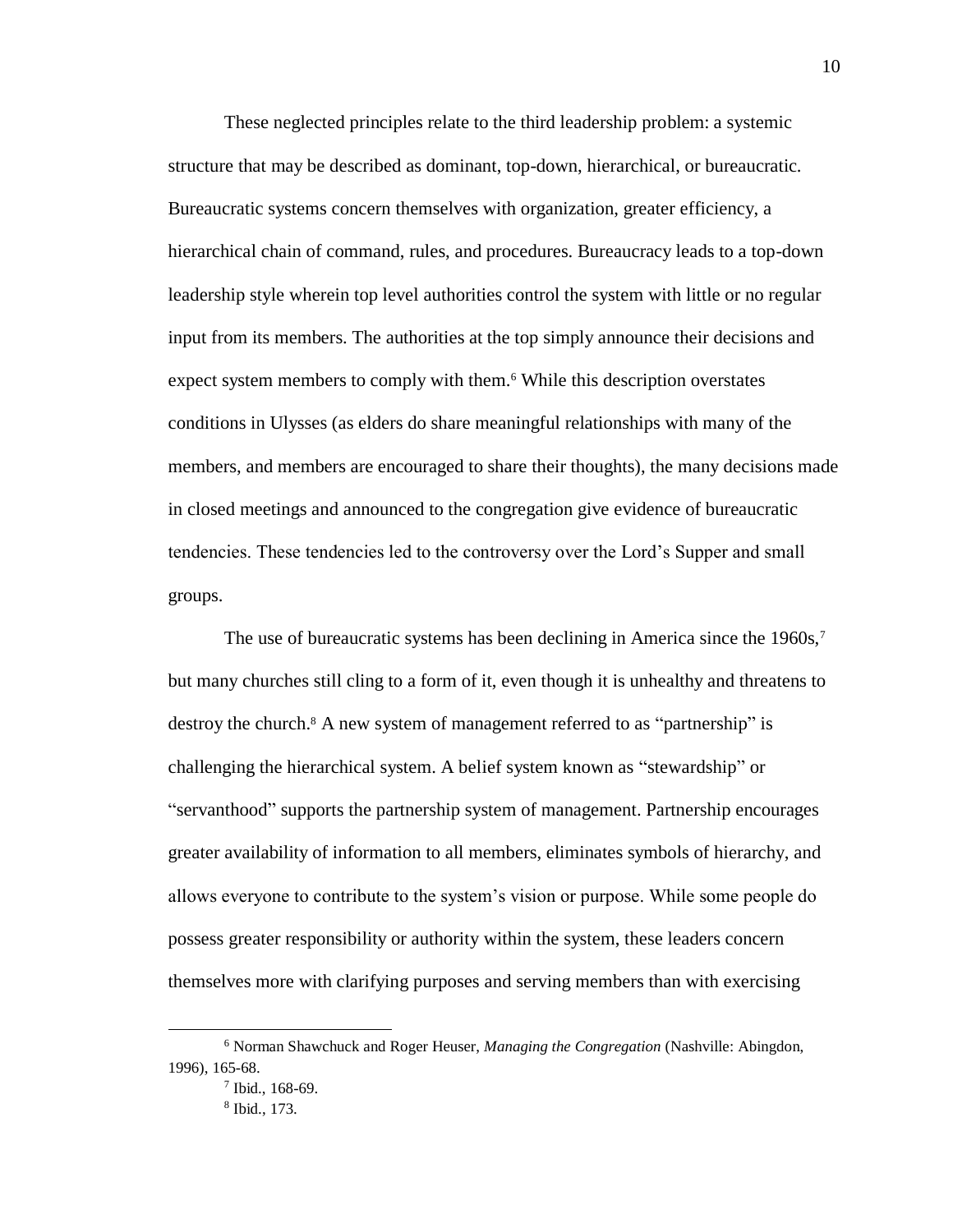These neglected principles relate to the third leadership problem: a systemic structure that may be described as dominant, top-down, hierarchical, or bureaucratic. Bureaucratic systems concern themselves with organization, greater efficiency, a hierarchical chain of command, rules, and procedures. Bureaucracy leads to a top-down leadership style wherein top level authorities control the system with little or no regular input from its members. The authorities at the top simply announce their decisions and expect system members to comply with them.[6] While this description overstates conditions in Ulysses (as elders do share meaningful relationships with many of the members, and members are encouraged to share their thoughts), the many decisions made in closed meetings and announced to the congregation give evidence of bureaucratic tendencies. These tendencies led to the controversy over the Lord's Supper and small groups.

The use of bureaucratic systems has been declining in America since the 1960s,[7] but many churches still cling to a form of it, even though it is unhealthy and threatens to destroy the church.[8] A new system of management referred to as "partnership" is challenging the hierarchical system. A belief system known as "stewardship" or "servanthood" supports the partnership system of management. Partnership encourages greater availability of information to all members, eliminates symbols of hierarchy, and allows everyone to contribute to the system's vision or purpose. While some people do possess greater responsibility or authority within the system, these leaders concern themselves more with clarifying purposes and serving members than with exercising

---

[6] Norman Shawchuck and Roger Heuser, *Managing the Congregation* (Nashville: Abingdon, 1996), 165-68.

[7] Ibid., 168-69.

[8] Ibid., 173.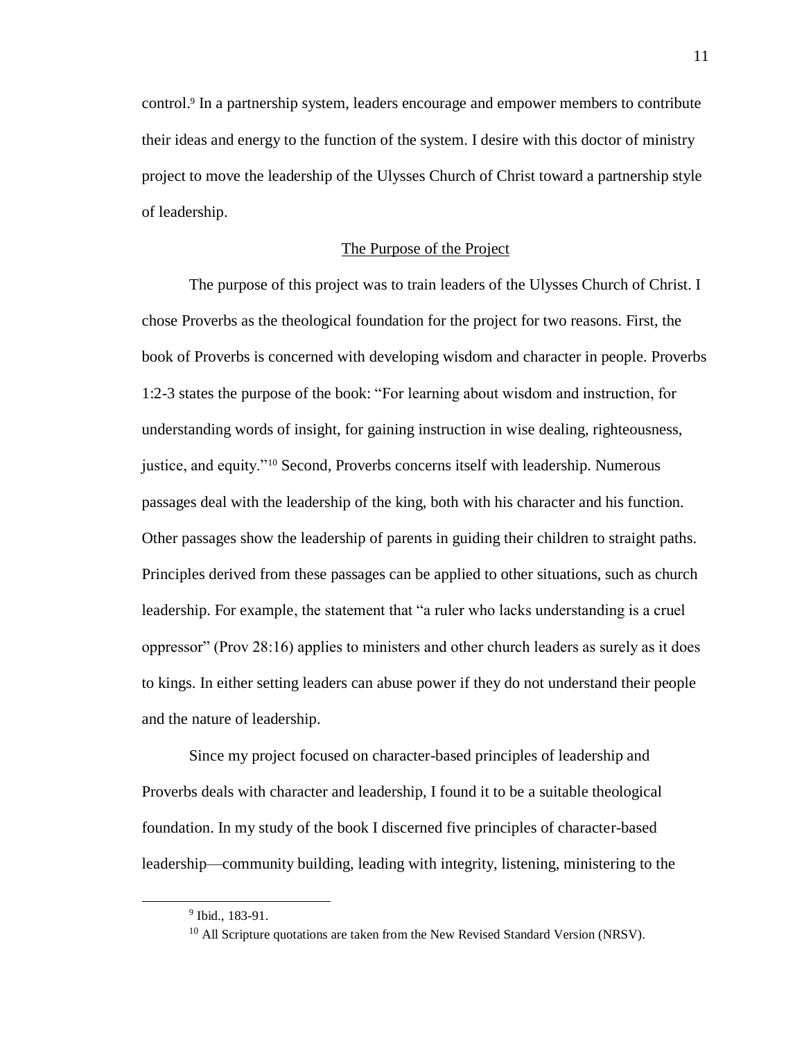control.[9] In a partnership system, leaders encourage and empower members to contribute their ideas and energy to the function of the system. I desire with this doctor of ministry project to move the leadership of the Ulysses Church of Christ toward a partnership style of leadership.

## The Purpose of the Project

The purpose of this project was to train leaders of the Ulysses Church of Christ. I chose Proverbs as the theological foundation for the project for two reasons. First, the book of Proverbs is concerned with developing wisdom and character in people. Proverbs 1:2-3 states the purpose of the book: "For learning about wisdom and instruction, for understanding words of insight, for gaining instruction in wise dealing, righteousness, justice, and equity."[10] Second, Proverbs concerns itself with leadership. Numerous passages deal with the leadership of the king, both with his character and his function. Other passages show the leadership of parents in guiding their children to straight paths. Principles derived from these passages can be applied to other situations, such as church leadership. For example, the statement that "a ruler who lacks understanding is a cruel oppressor" (Prov 28:16) applies to ministers and other church leaders as surely as it does to kings. In either setting leaders can abuse power if they do not understand their people and the nature of leadership.

Since my project focused on character-based principles of leadership and Proverbs deals with character and leadership, I found it to be a suitable theological foundation. In my study of the book I discerned five principles of character-based leadership—community building, leading with integrity, listening, ministering to the

---

[9] Ibid., 183-91.

[10] All Scripture quotations are taken from the New Revised Standard Version (NRSV).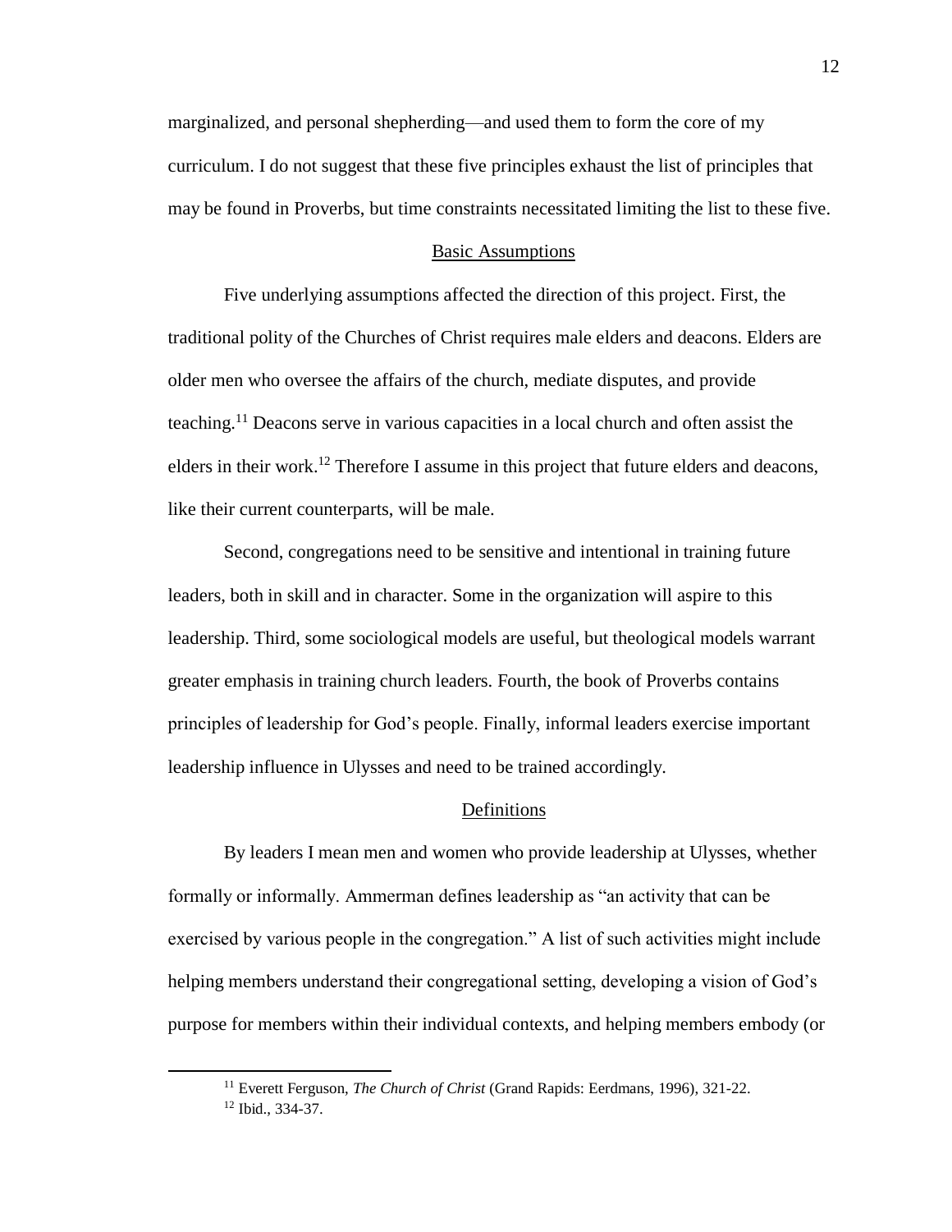marginalized, and personal shepherding—and used them to form the core of my curriculum. I do not suggest that these five principles exhaust the list of principles that may be found in Proverbs, but time constraints necessitated limiting the list to these five.

## Basic Assumptions

Five underlying assumptions affected the direction of this project. First, the traditional polity of the Churches of Christ requires male elders and deacons. Elders are older men who oversee the affairs of the church, mediate disputes, and provide teaching.[11] Deacons serve in various capacities in a local church and often assist the elders in their work.[12] Therefore I assume in this project that future elders and deacons, like their current counterparts, will be male.

Second, congregations need to be sensitive and intentional in training future leaders, both in skill and in character. Some in the organization will aspire to this leadership. Third, some sociological models are useful, but theological models warrant greater emphasis in training church leaders. Fourth, the book of Proverbs contains principles of leadership for God's people. Finally, informal leaders exercise important leadership influence in Ulysses and need to be trained accordingly.

## Definitions

By leaders I mean men and women who provide leadership at Ulysses, whether formally or informally. Ammerman defines leadership as "an activity that can be exercised by various people in the congregation." A list of such activities might include helping members understand their congregational setting, developing a vision of God's purpose for members within their individual contexts, and helping members embody (or

---

[11] Everett Ferguson, *The Church of Christ* (Grand Rapids: Eerdmans, 1996), 321-22.

[12] Ibid., 334-37.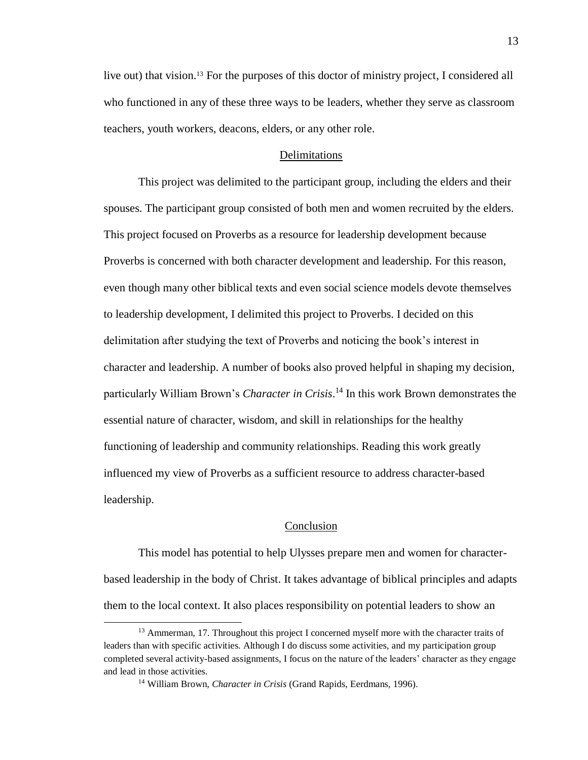live out) that vision.[13] For the purposes of this doctor of ministry project, I considered all who functioned in any of these three ways to be leaders, whether they serve as classroom teachers, youth workers, deacons, elders, or any other role.

## Delimitations

This project was delimited to the participant group, including the elders and their spouses. The participant group consisted of both men and women recruited by the elders. This project focused on Proverbs as a resource for leadership development because Proverbs is concerned with both character development and leadership. For this reason, even though many other biblical texts and even social science models devote themselves to leadership development, I delimited this project to Proverbs. I decided on this delimitation after studying the text of Proverbs and noticing the book's interest in character and leadership. A number of books also proved helpful in shaping my decision, particularly William Brown's *Character in Crisis*.[14] In this work Brown demonstrates the essential nature of character, wisdom, and skill in relationships for the healthy functioning of leadership and community relationships. Reading this work greatly influenced my view of Proverbs as a sufficient resource to address character-based leadership.

## Conclusion

This model has potential to help Ulysses prepare men and women for character-based leadership in the body of Christ. It takes advantage of biblical principles and adapts them to the local context. It also places responsibility on potential leaders to show an

---

[13] Ammerman, 17. Throughout this project I concerned myself more with the character traits of leaders than with specific activities. Although I do discuss some activities, and my participation group completed several activity-based assignments, I focus on the nature of the leaders' character as they engage and lead in those activities.

[14] William Brown, *Character in Crisis* (Grand Rapids, Eerdmans, 1996).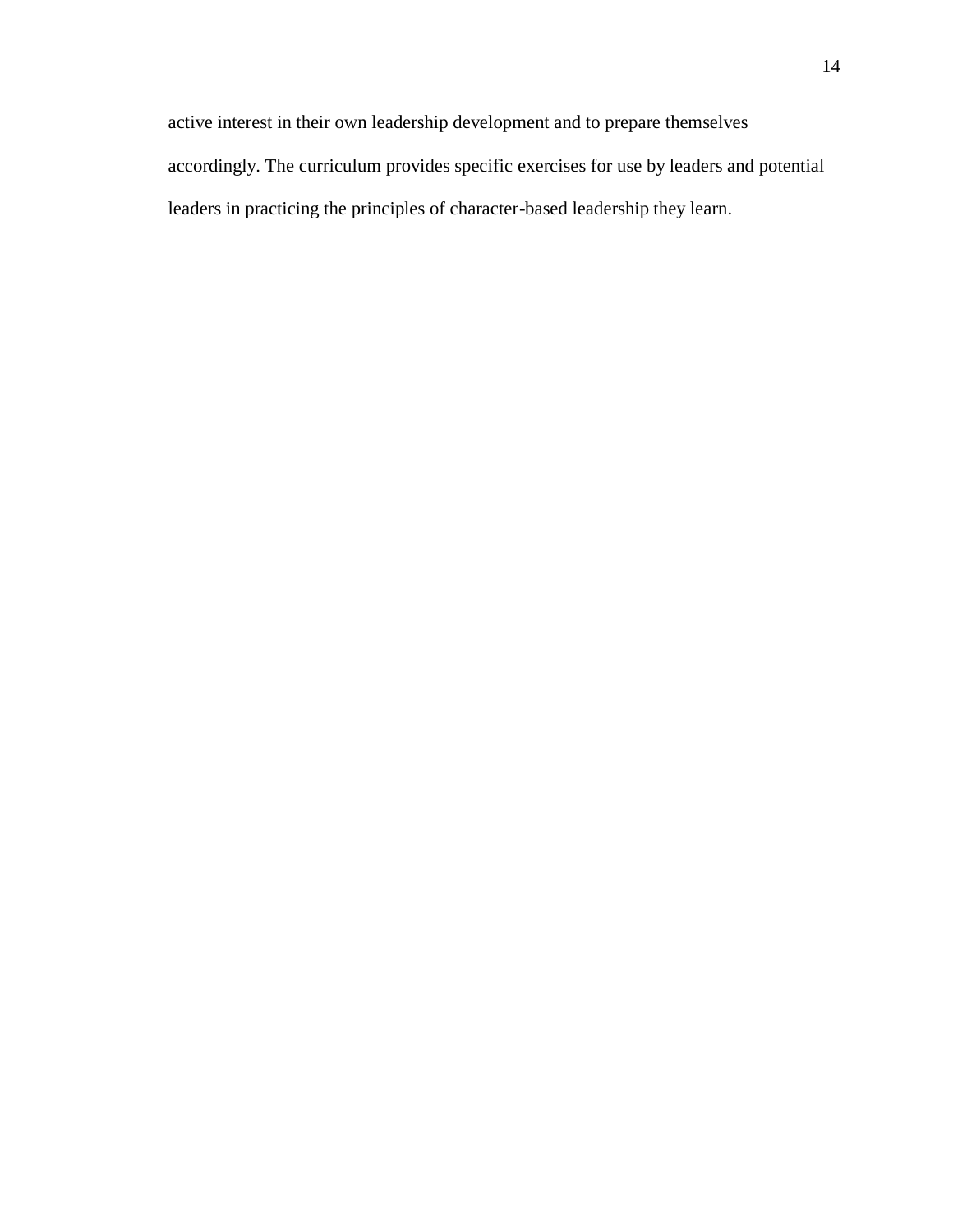active interest in their own leadership development and to prepare themselves accordingly. The curriculum provides specific exercises for use by leaders and potential leaders in practicing the principles of character-based leadership they learn.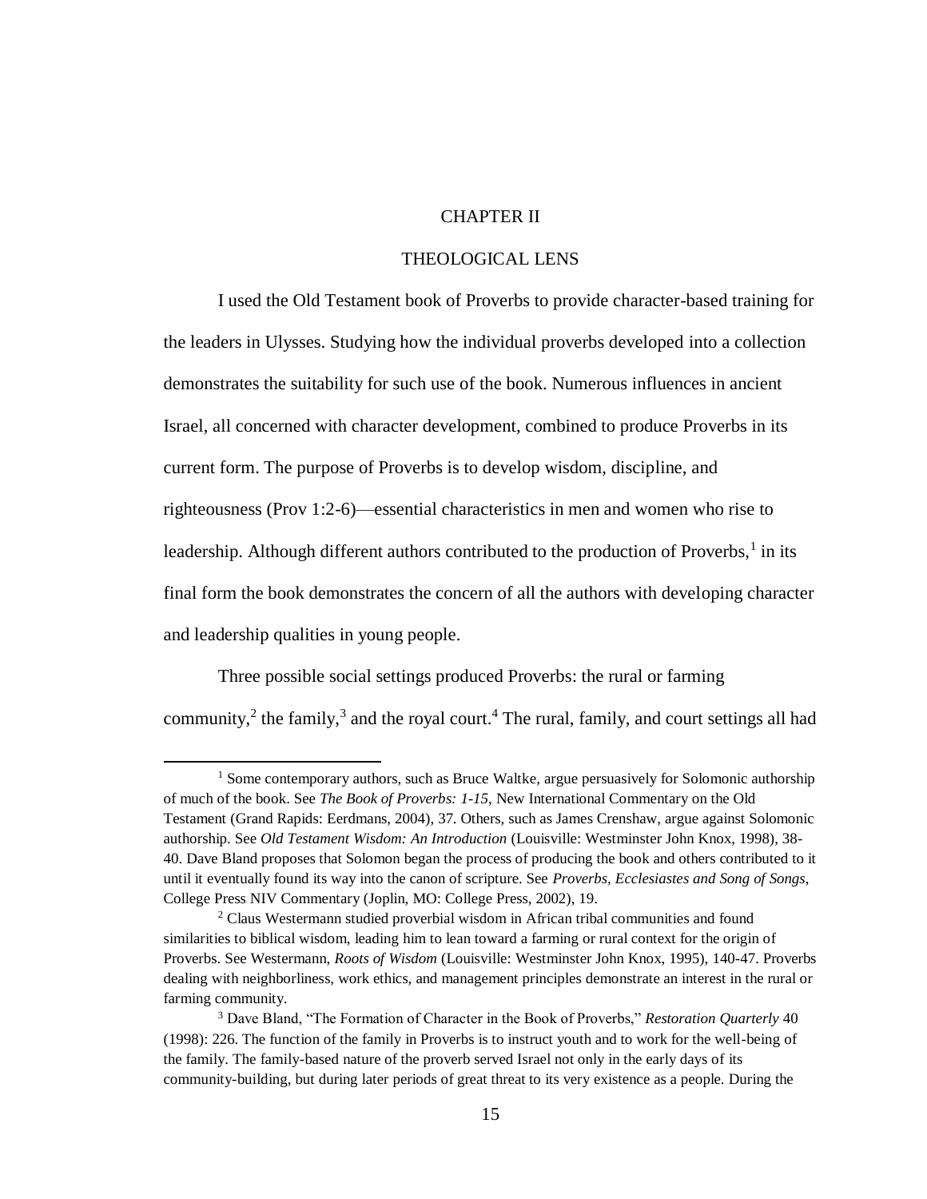# CHAPTER II

## THEOLOGICAL LENS

I used the Old Testament book of Proverbs to provide character-based training for the leaders in Ulysses. Studying how the individual proverbs developed into a collection demonstrates the suitability for such use of the book. Numerous influences in ancient Israel, all concerned with character development, combined to produce Proverbs in its current form. The purpose of Proverbs is to develop wisdom, discipline, and righteousness (Prov 1:2-6)—essential characteristics in men and women who rise to leadership. Although different authors contributed to the production of Proverbs,[1] in its final form the book demonstrates the concern of all the authors with developing character and leadership qualities in young people.

Three possible social settings produced Proverbs: the rural or farming community,[2] the family,[3] and the royal court.[4] The rural, family, and court settings all had

---

[1] Some contemporary authors, such as Bruce Waltke, argue persuasively for Solomonic authorship of much of the book. See *The Book of Proverbs: 1-15*, New International Commentary on the Old Testament (Grand Rapids: Eerdmans, 2004), 37. Others, such as James Crenshaw, argue against Solomonic authorship. See *Old Testament Wisdom: An Introduction* (Louisville: Westminster John Knox, 1998), 38-40. Dave Bland proposes that Solomon began the process of producing the book and others contributed to it until it eventually found its way into the canon of scripture. See *Proverbs, Ecclesiastes and Song of Songs*, College Press NIV Commentary (Joplin, MO: College Press, 2002), 19.

[2] Claus Westermann studied proverbial wisdom in African tribal communities and found similarities to biblical wisdom, leading him to lean toward a farming or rural context for the origin of Proverbs. See Westermann, *Roots of Wisdom* (Louisville: Westminster John Knox, 1995), 140-47. Proverbs dealing with neighborliness, work ethics, and management principles demonstrate an interest in the rural or farming community.

[3] Dave Bland, "The Formation of Character in the Book of Proverbs," *Restoration Quarterly* 40 (1998): 226. The function of the family in Proverbs is to instruct youth and to work for the well-being of the family. The family-based nature of the proverb served Israel not only in the early days of its community-building, but during later periods of great threat to its very existence as a people. During the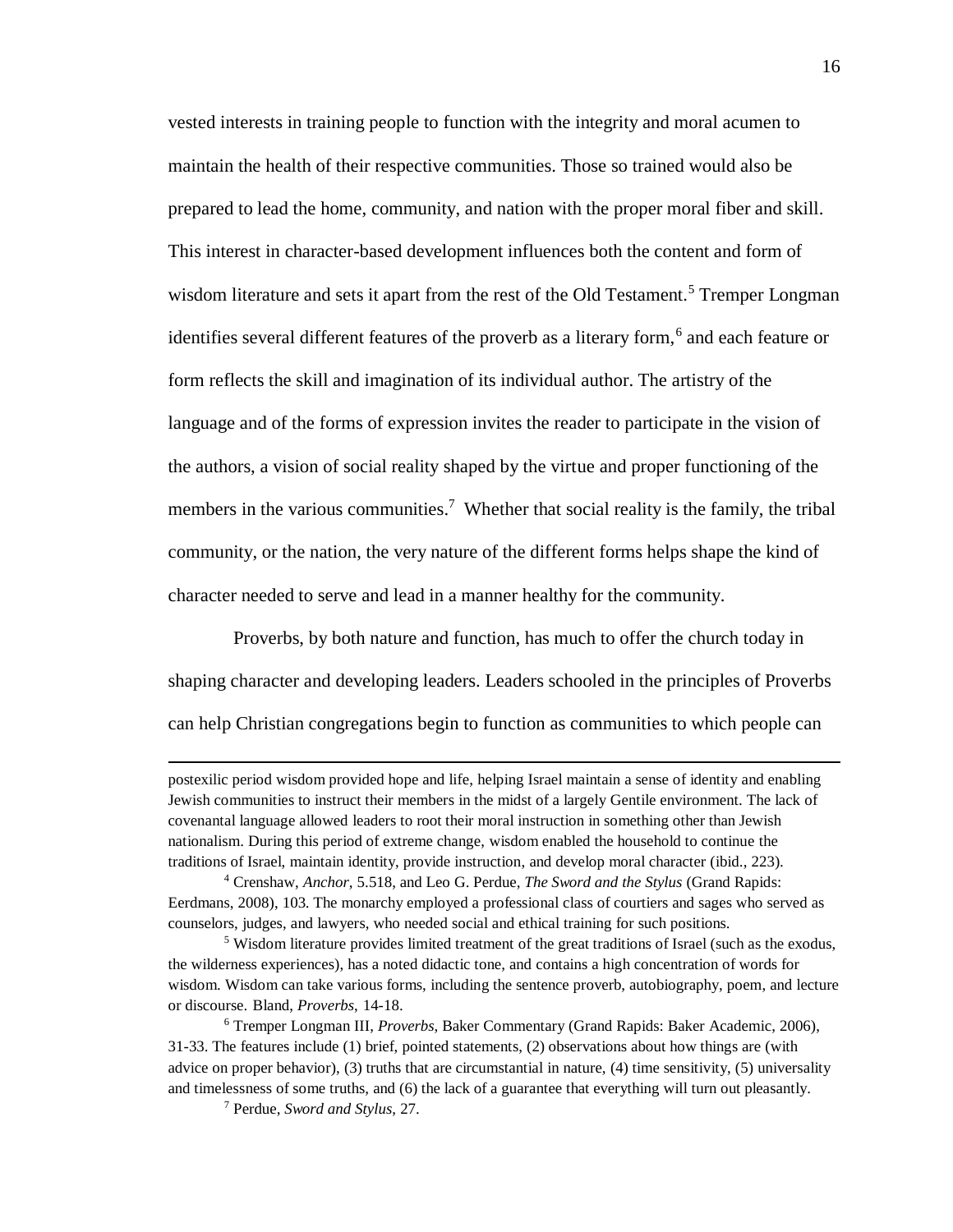vested interests in training people to function with the integrity and moral acumen to maintain the health of their respective communities. Those so trained would also be prepared to lead the home, community, and nation with the proper moral fiber and skill. This interest in character-based development influences both the content and form of wisdom literature and sets it apart from the rest of the Old Testament.[5] Tremper Longman identifies several different features of the proverb as a literary form,[6] and each feature or form reflects the skill and imagination of its individual author. The artistry of the language and of the forms of expression invites the reader to participate in the vision of the authors, a vision of social reality shaped by the virtue and proper functioning of the members in the various communities.[7] Whether that social reality is the family, the tribal community, or the nation, the very nature of the different forms helps shape the kind of character needed to serve and lead in a manner healthy for the community.

Proverbs, by both nature and function, has much to offer the church today in shaping character and developing leaders. Leaders schooled in the principles of Proverbs can help Christian congregations begin to function as communities to which people can

---

postexilic period wisdom provided hope and life, helping Israel maintain a sense of identity and enabling Jewish communities to instruct their members in the midst of a largely Gentile environment. The lack of covenantal language allowed leaders to root their moral instruction in something other than Jewish nationalism. During this period of extreme change, wisdom enabled the household to continue the traditions of Israel, maintain identity, provide instruction, and develop moral character (ibid., 223).

[4] Crenshaw, *Anchor*, 5.518, and Leo G. Perdue, *The Sword and the Stylus* (Grand Rapids: Eerdmans, 2008), 103. The monarchy employed a professional class of courtiers and sages who served as counselors, judges, and lawyers, who needed social and ethical training for such positions.

[5] Wisdom literature provides limited treatment of the great traditions of Israel (such as the exodus, the wilderness experiences), has a noted didactic tone, and contains a high concentration of words for wisdom. Wisdom can take various forms, including the sentence proverb, autobiography, poem, and lecture or discourse. Bland, *Proverbs*, 14-18.

[6] Tremper Longman III, *Proverbs*, Baker Commentary (Grand Rapids: Baker Academic, 2006), 31-33. The features include (1) brief, pointed statements, (2) observations about how things are (with advice on proper behavior), (3) truths that are circumstantial in nature, (4) time sensitivity, (5) universality and timelessness of some truths, and (6) the lack of a guarantee that everything will turn out pleasantly.

[7] Perdue, *Sword and Stylus*, 27.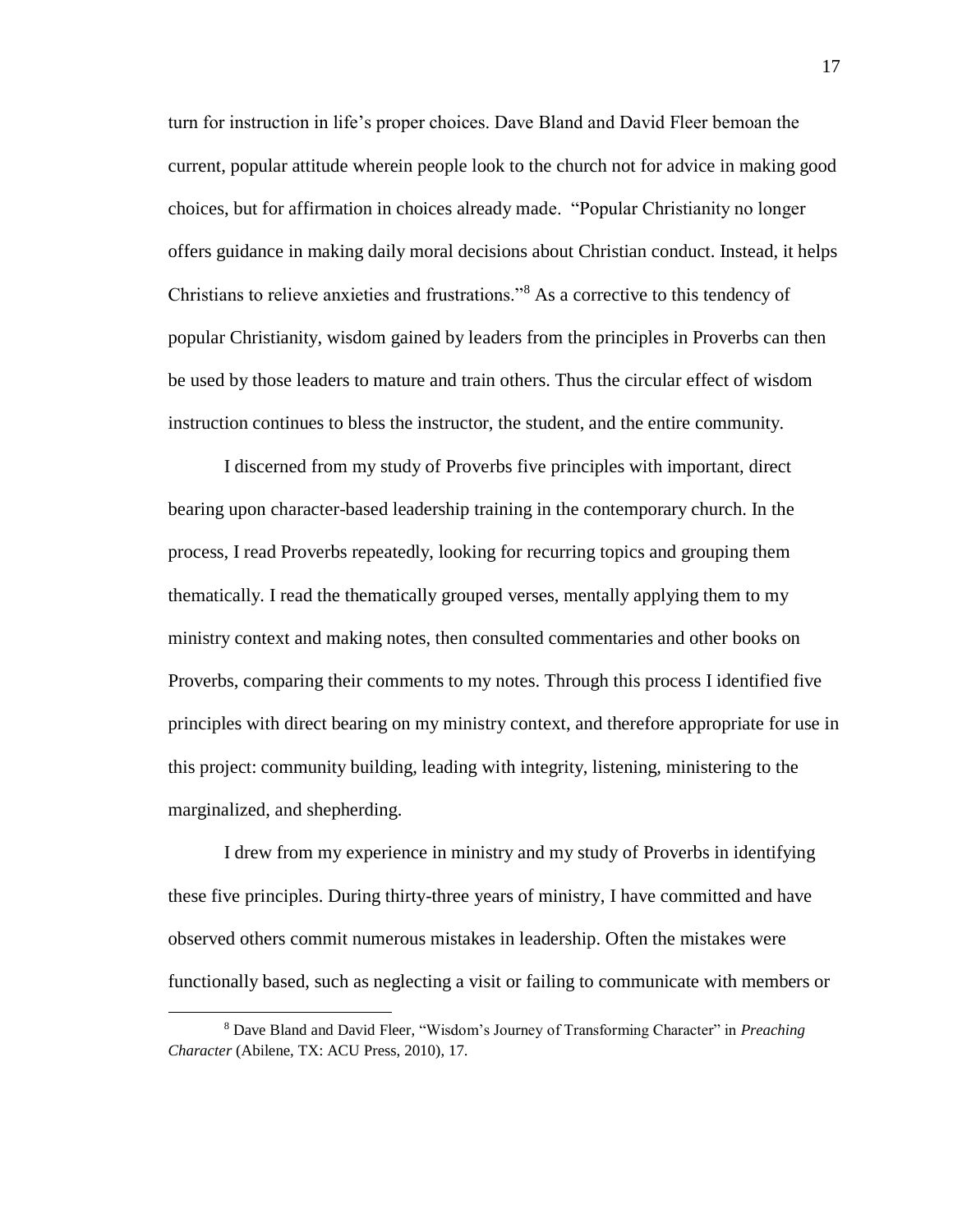turn for instruction in life's proper choices. Dave Bland and David Fleer bemoan the current, popular attitude wherein people look to the church not for advice in making good choices, but for affirmation in choices already made. "Popular Christianity no longer offers guidance in making daily moral decisions about Christian conduct. Instead, it helps Christians to relieve anxieties and frustrations."[8] As a corrective to this tendency of popular Christianity, wisdom gained by leaders from the principles in Proverbs can then be used by those leaders to mature and train others. Thus the circular effect of wisdom instruction continues to bless the instructor, the student, and the entire community.

I discerned from my study of Proverbs five principles with important, direct bearing upon character-based leadership training in the contemporary church. In the process, I read Proverbs repeatedly, looking for recurring topics and grouping them thematically. I read the thematically grouped verses, mentally applying them to my ministry context and making notes, then consulted commentaries and other books on Proverbs, comparing their comments to my notes. Through this process I identified five principles with direct bearing on my ministry context, and therefore appropriate for use in this project: community building, leading with integrity, listening, ministering to the marginalized, and shepherding.

I drew from my experience in ministry and my study of Proverbs in identifying these five principles. During thirty-three years of ministry, I have committed and have observed others commit numerous mistakes in leadership. Often the mistakes were functionally based, such as neglecting a visit or failing to communicate with members or

---

[8] Dave Bland and David Fleer, "Wisdom's Journey of Transforming Character" in *Preaching Character* (Abilene, TX: ACU Press, 2010), 17.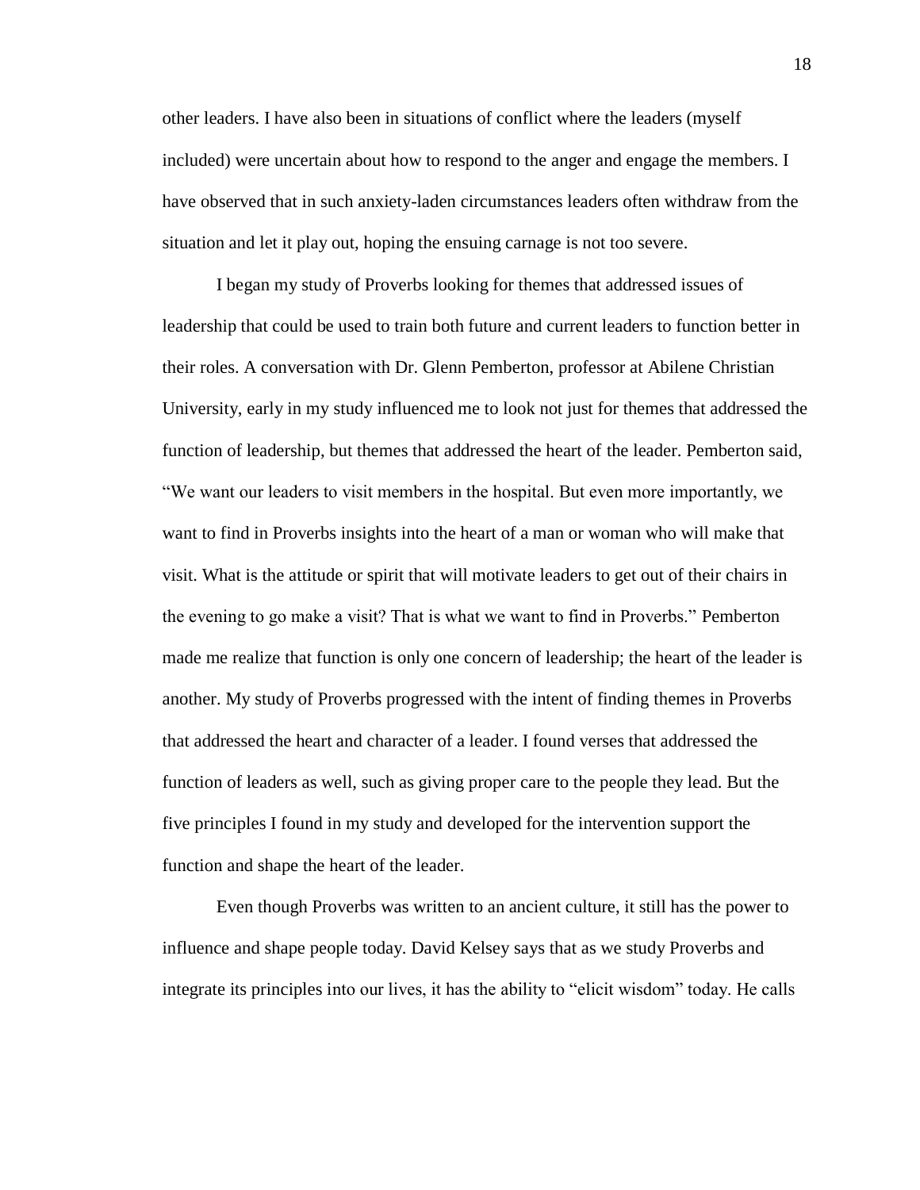other leaders. I have also been in situations of conflict where the leaders (myself included) were uncertain about how to respond to the anger and engage the members. I have observed that in such anxiety-laden circumstances leaders often withdraw from the situation and let it play out, hoping the ensuing carnage is not too severe.

I began my study of Proverbs looking for themes that addressed issues of leadership that could be used to train both future and current leaders to function better in their roles. A conversation with Dr. Glenn Pemberton, professor at Abilene Christian University, early in my study influenced me to look not just for themes that addressed the function of leadership, but themes that addressed the heart of the leader. Pemberton said, "We want our leaders to visit members in the hospital. But even more importantly, we want to find in Proverbs insights into the heart of a man or woman who will make that visit. What is the attitude or spirit that will motivate leaders to get out of their chairs in the evening to go make a visit? That is what we want to find in Proverbs." Pemberton made me realize that function is only one concern of leadership; the heart of the leader is another. My study of Proverbs progressed with the intent of finding themes in Proverbs that addressed the heart and character of a leader. I found verses that addressed the function of leaders as well, such as giving proper care to the people they lead. But the five principles I found in my study and developed for the intervention support the function and shape the heart of the leader.

Even though Proverbs was written to an ancient culture, it still has the power to influence and shape people today. David Kelsey says that as we study Proverbs and integrate its principles into our lives, it has the ability to "elicit wisdom" today. He calls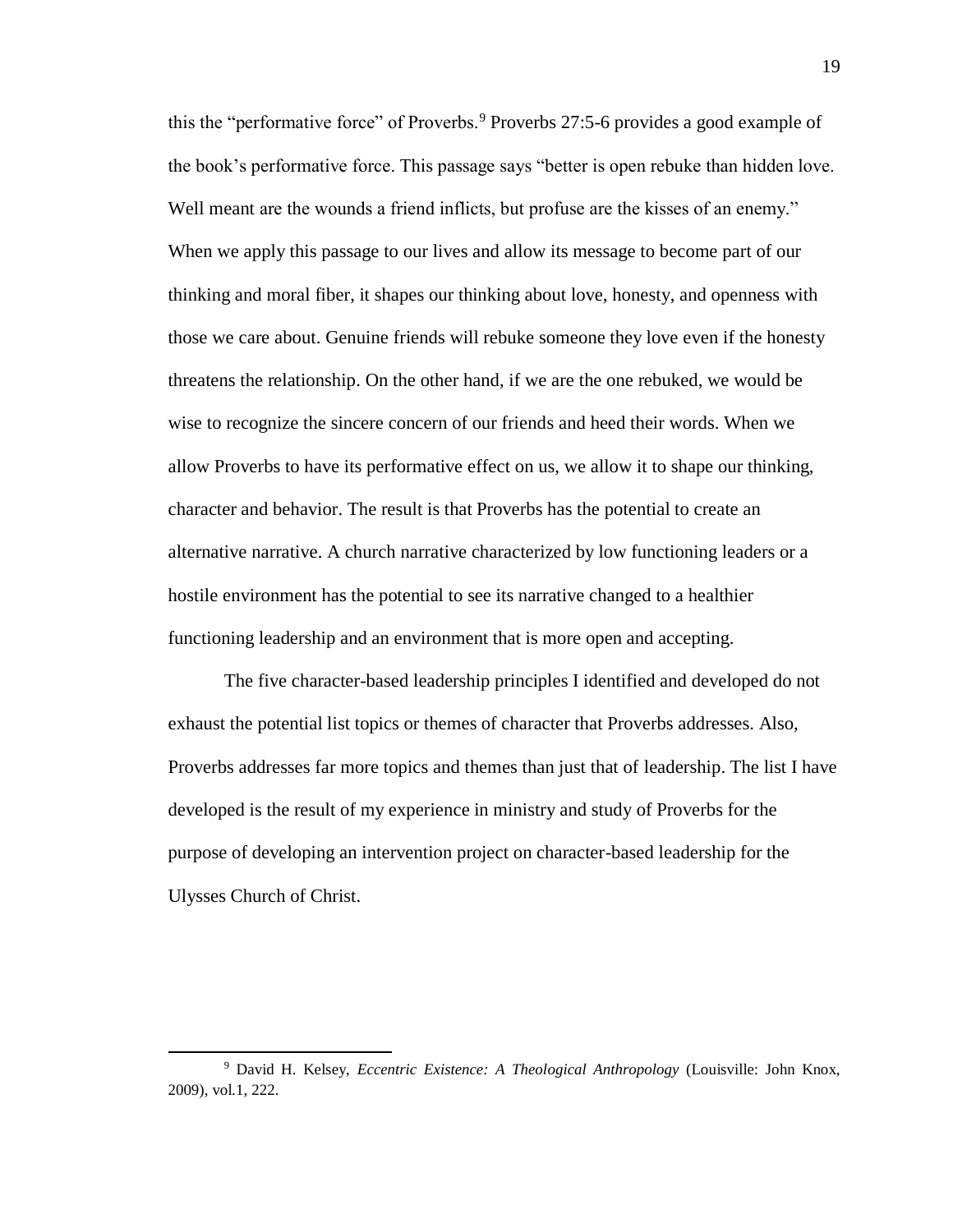this the "performative force" of Proverbs.[9] Proverbs 27:5-6 provides a good example of the book's performative force. This passage says "better is open rebuke than hidden love. Well meant are the wounds a friend inflicts, but profuse are the kisses of an enemy." When we apply this passage to our lives and allow its message to become part of our thinking and moral fiber, it shapes our thinking about love, honesty, and openness with those we care about. Genuine friends will rebuke someone they love even if the honesty threatens the relationship. On the other hand, if we are the one rebuked, we would be wise to recognize the sincere concern of our friends and heed their words. When we allow Proverbs to have its performative effect on us, we allow it to shape our thinking, character and behavior. The result is that Proverbs has the potential to create an alternative narrative. A church narrative characterized by low functioning leaders or a hostile environment has the potential to see its narrative changed to a healthier functioning leadership and an environment that is more open and accepting.

The five character-based leadership principles I identified and developed do not exhaust the potential list topics or themes of character that Proverbs addresses. Also, Proverbs addresses far more topics and themes than just that of leadership. The list I have developed is the result of my experience in ministry and study of Proverbs for the purpose of developing an intervention project on character-based leadership for the Ulysses Church of Christ.

---

[9] David H. Kelsey, *Eccentric Existence: A Theological Anthropology* (Louisville: John Knox, 2009), vol.1, 222.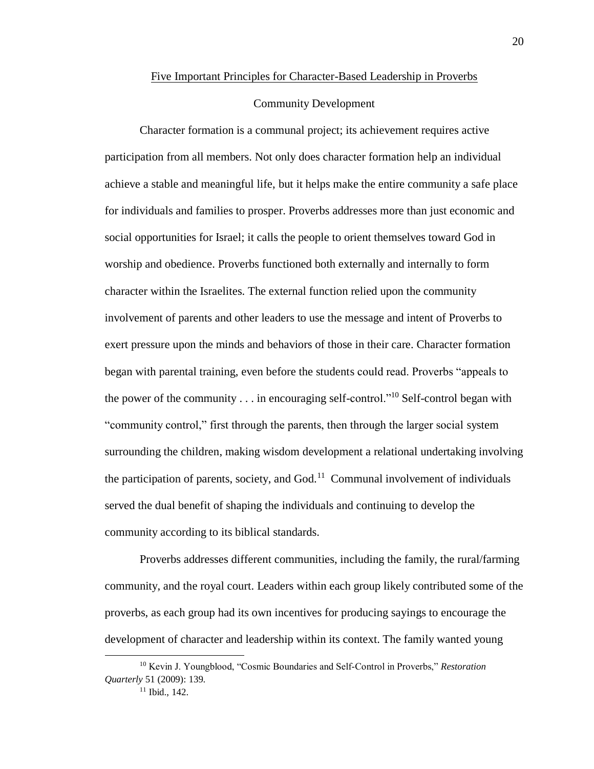## Five Important Principles for Character-Based Leadership in Proverbs

### Community Development

Character formation is a communal project; its achievement requires active participation from all members. Not only does character formation help an individual achieve a stable and meaningful life, but it helps make the entire community a safe place for individuals and families to prosper. Proverbs addresses more than just economic and social opportunities for Israel; it calls the people to orient themselves toward God in worship and obedience. Proverbs functioned both externally and internally to form character within the Israelites. The external function relied upon the community involvement of parents and other leaders to use the message and intent of Proverbs to exert pressure upon the minds and behaviors of those in their care. Character formation began with parental training, even before the students could read. Proverbs "appeals to the power of the community . . . in encouraging self-control."[10] Self-control began with "community control," first through the parents, then through the larger social system surrounding the children, making wisdom development a relational undertaking involving the participation of parents, society, and God.[11] Communal involvement of individuals served the dual benefit of shaping the individuals and continuing to develop the community according to its biblical standards.

Proverbs addresses different communities, including the family, the rural/farming community, and the royal court. Leaders within each group likely contributed some of the proverbs, as each group had its own incentives for producing sayings to encourage the development of character and leadership within its context. The family wanted young

---

[10] Kevin J. Youngblood, "Cosmic Boundaries and Self-Control in Proverbs," *Restoration Quarterly* 51 (2009): 139.

[11] Ibid., 142.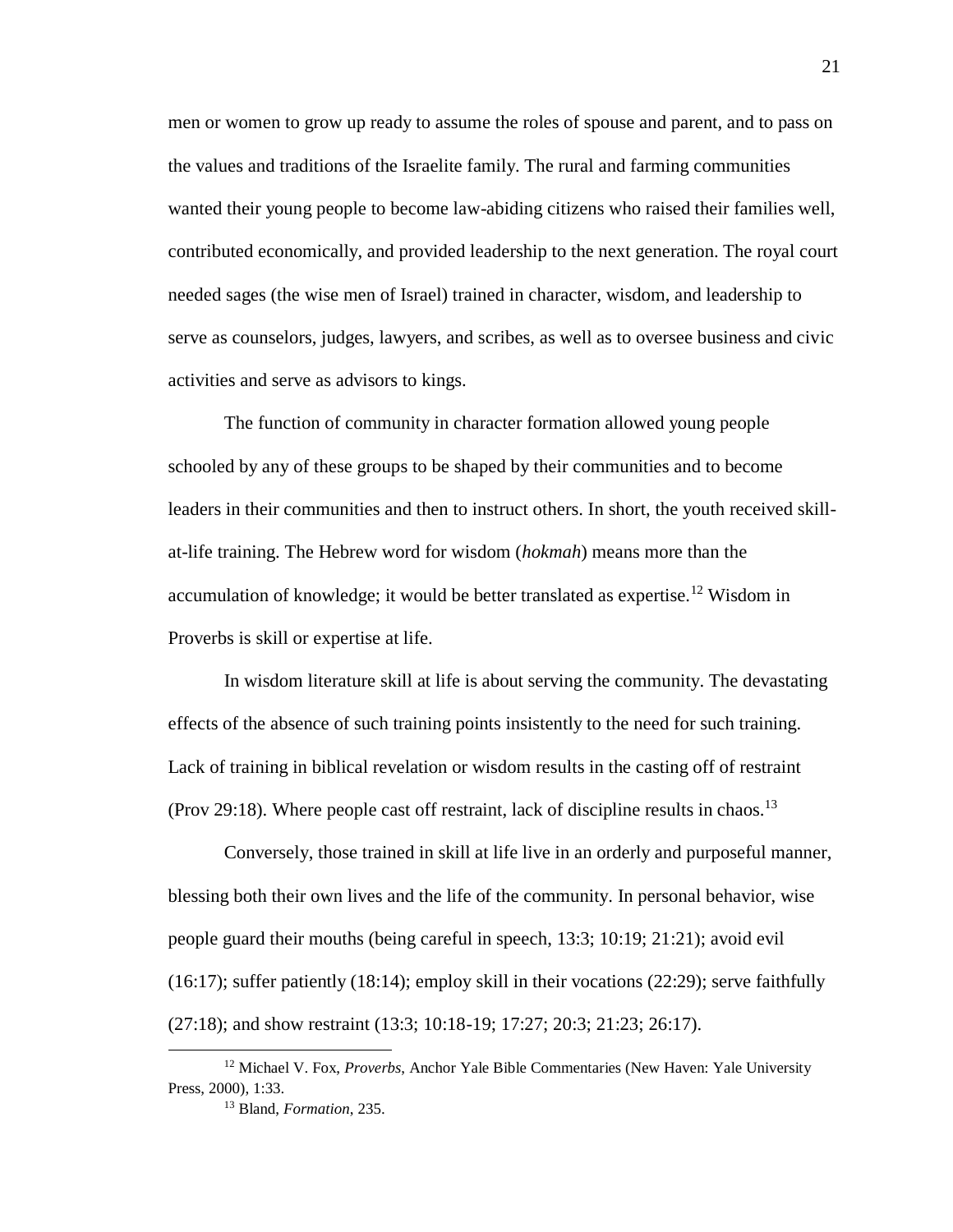men or women to grow up ready to assume the roles of spouse and parent, and to pass on the values and traditions of the Israelite family. The rural and farming communities wanted their young people to become law-abiding citizens who raised their families well, contributed economically, and provided leadership to the next generation. The royal court needed sages (the wise men of Israel) trained in character, wisdom, and leadership to serve as counselors, judges, lawyers, and scribes, as well as to oversee business and civic activities and serve as advisors to kings.

The function of community in character formation allowed young people schooled by any of these groups to be shaped by their communities and to become leaders in their communities and then to instruct others. In short, the youth received skill-at-life training. The Hebrew word for wisdom (*hokmah*) means more than the accumulation of knowledge; it would be better translated as expertise.[12] Wisdom in Proverbs is skill or expertise at life.

In wisdom literature skill at life is about serving the community. The devastating effects of the absence of such training points insistently to the need for such training. Lack of training in biblical revelation or wisdom results in the casting off of restraint (Prov 29:18). Where people cast off restraint, lack of discipline results in chaos.[13]

Conversely, those trained in skill at life live in an orderly and purposeful manner, blessing both their own lives and the life of the community. In personal behavior, wise people guard their mouths (being careful in speech, 13:3; 10:19; 21:21); avoid evil (16:17); suffer patiently (18:14); employ skill in their vocations (22:29); serve faithfully (27:18); and show restraint (13:3; 10:18-19; 17:27; 20:3; 21:23; 26:17).

---

[12] Michael V. Fox, *Proverbs*, Anchor Yale Bible Commentaries (New Haven: Yale University Press, 2000), 1:33.

[13] Bland, *Formation*, 235.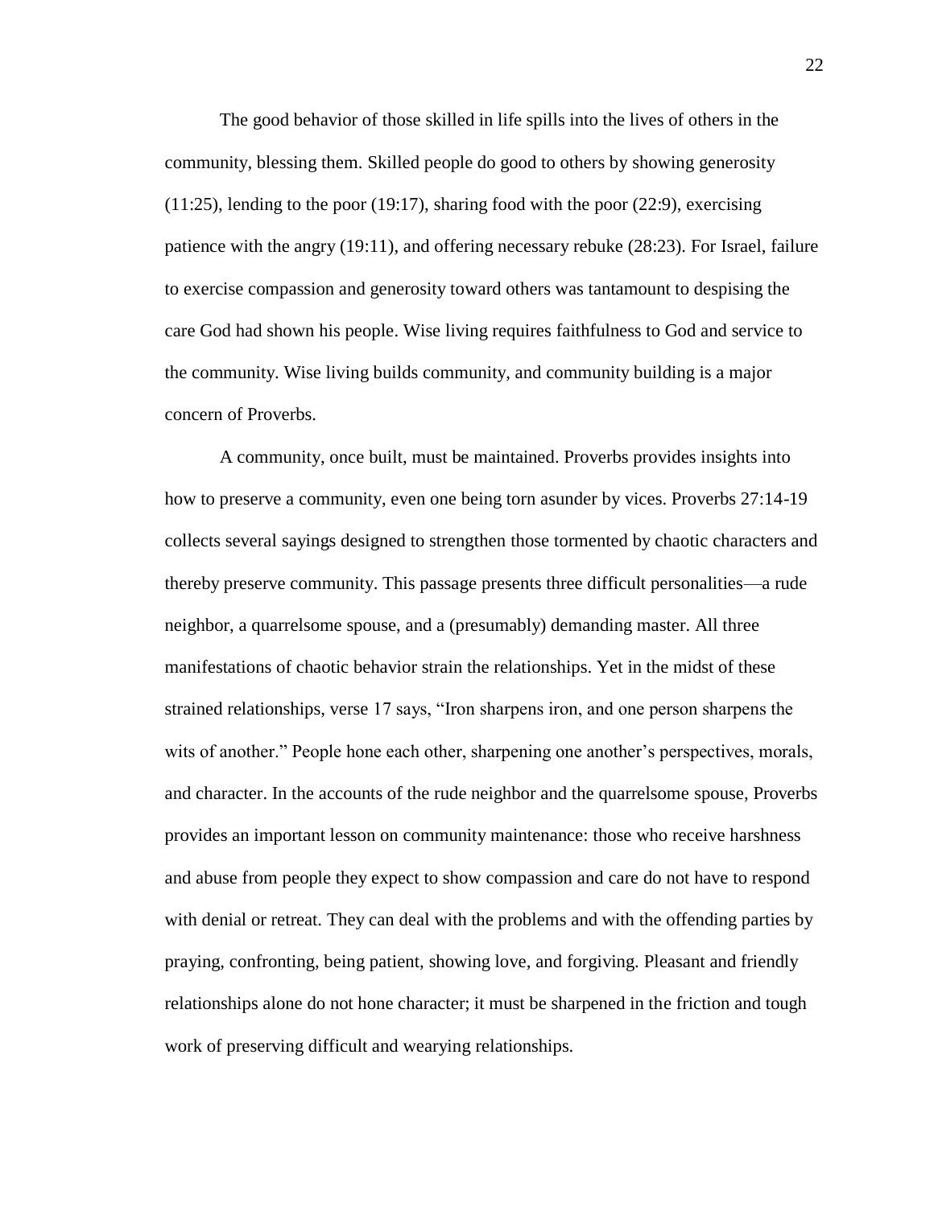The good behavior of those skilled in life spills into the lives of others in the community, blessing them. Skilled people do good to others by showing generosity (11:25), lending to the poor (19:17), sharing food with the poor (22:9), exercising patience with the angry (19:11), and offering necessary rebuke (28:23). For Israel, failure to exercise compassion and generosity toward others was tantamount to despising the care God had shown his people. Wise living requires faithfulness to God and service to the community. Wise living builds community, and community building is a major concern of Proverbs.

A community, once built, must be maintained. Proverbs provides insights into how to preserve a community, even one being torn asunder by vices. Proverbs 27:14-19 collects several sayings designed to strengthen those tormented by chaotic characters and thereby preserve community. This passage presents three difficult personalities—a rude neighbor, a quarrelsome spouse, and a (presumably) demanding master. All three manifestations of chaotic behavior strain the relationships. Yet in the midst of these strained relationships, verse 17 says, "Iron sharpens iron, and one person sharpens the wits of another." People hone each other, sharpening one another's perspectives, morals, and character. In the accounts of the rude neighbor and the quarrelsome spouse, Proverbs provides an important lesson on community maintenance: those who receive harshness and abuse from people they expect to show compassion and care do not have to respond with denial or retreat. They can deal with the problems and with the offending parties by praying, confronting, being patient, showing love, and forgiving. Pleasant and friendly relationships alone do not hone character; it must be sharpened in the friction and tough work of preserving difficult and wearying relationships.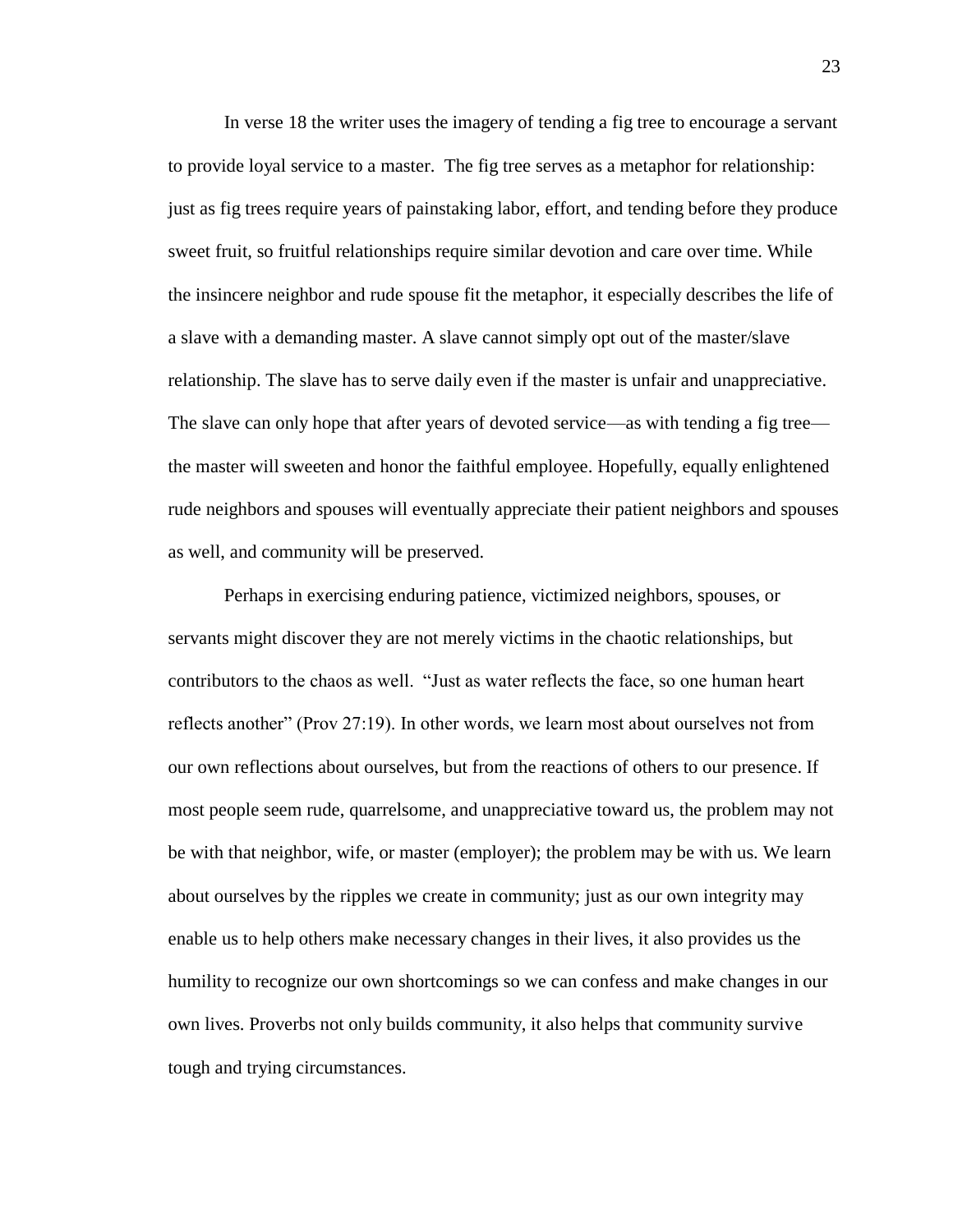In verse 18 the writer uses the imagery of tending a fig tree to encourage a servant to provide loyal service to a master. The fig tree serves as a metaphor for relationship: just as fig trees require years of painstaking labor, effort, and tending before they produce sweet fruit, so fruitful relationships require similar devotion and care over time. While the insincere neighbor and rude spouse fit the metaphor, it especially describes the life of a slave with a demanding master. A slave cannot simply opt out of the master/slave relationship. The slave has to serve daily even if the master is unfair and unappreciative. The slave can only hope that after years of devoted service—as with tending a fig tree—the master will sweeten and honor the faithful employee. Hopefully, equally enlightened rude neighbors and spouses will eventually appreciate their patient neighbors and spouses as well, and community will be preserved.

Perhaps in exercising enduring patience, victimized neighbors, spouses, or servants might discover they are not merely victims in the chaotic relationships, but contributors to the chaos as well. "Just as water reflects the face, so one human heart reflects another" (Prov 27:19). In other words, we learn most about ourselves not from our own reflections about ourselves, but from the reactions of others to our presence. If most people seem rude, quarrelsome, and unappreciative toward us, the problem may not be with that neighbor, wife, or master (employer); the problem may be with us. We learn about ourselves by the ripples we create in community; just as our own integrity may enable us to help others make necessary changes in their lives, it also provides us the humility to recognize our own shortcomings so we can confess and make changes in our own lives. Proverbs not only builds community, it also helps that community survive tough and trying circumstances.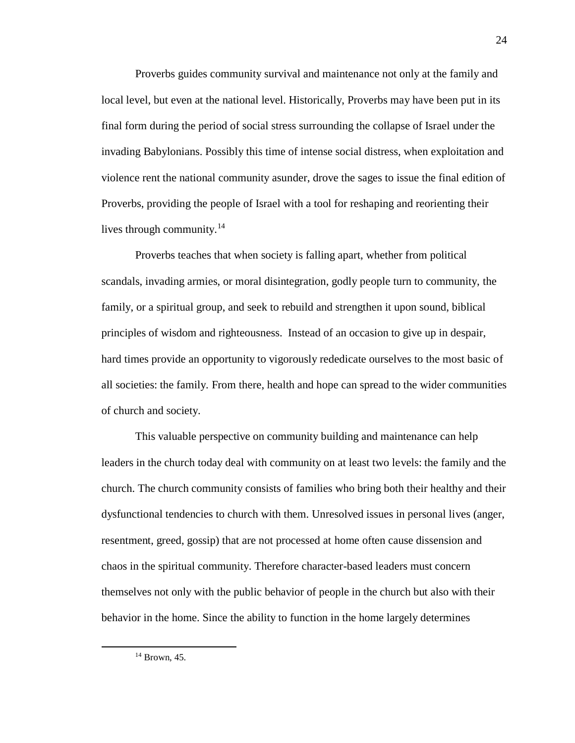Proverbs guides community survival and maintenance not only at the family and local level, but even at the national level. Historically, Proverbs may have been put in its final form during the period of social stress surrounding the collapse of Israel under the invading Babylonians. Possibly this time of intense social distress, when exploitation and violence rent the national community asunder, drove the sages to issue the final edition of Proverbs, providing the people of Israel with a tool for reshaping and reorienting their lives through community.[14]

Proverbs teaches that when society is falling apart, whether from political scandals, invading armies, or moral disintegration, godly people turn to community, the family, or a spiritual group, and seek to rebuild and strengthen it upon sound, biblical principles of wisdom and righteousness. Instead of an occasion to give up in despair, hard times provide an opportunity to vigorously rededicate ourselves to the most basic of all societies: the family. From there, health and hope can spread to the wider communities of church and society.

This valuable perspective on community building and maintenance can help leaders in the church today deal with community on at least two levels: the family and the church. The church community consists of families who bring both their healthy and their dysfunctional tendencies to church with them. Unresolved issues in personal lives (anger, resentment, greed, gossip) that are not processed at home often cause dissension and chaos in the spiritual community. Therefore character-based leaders must concern themselves not only with the public behavior of people in the church but also with their behavior in the home. Since the ability to function in the home largely determines

---

[14] Brown, 45.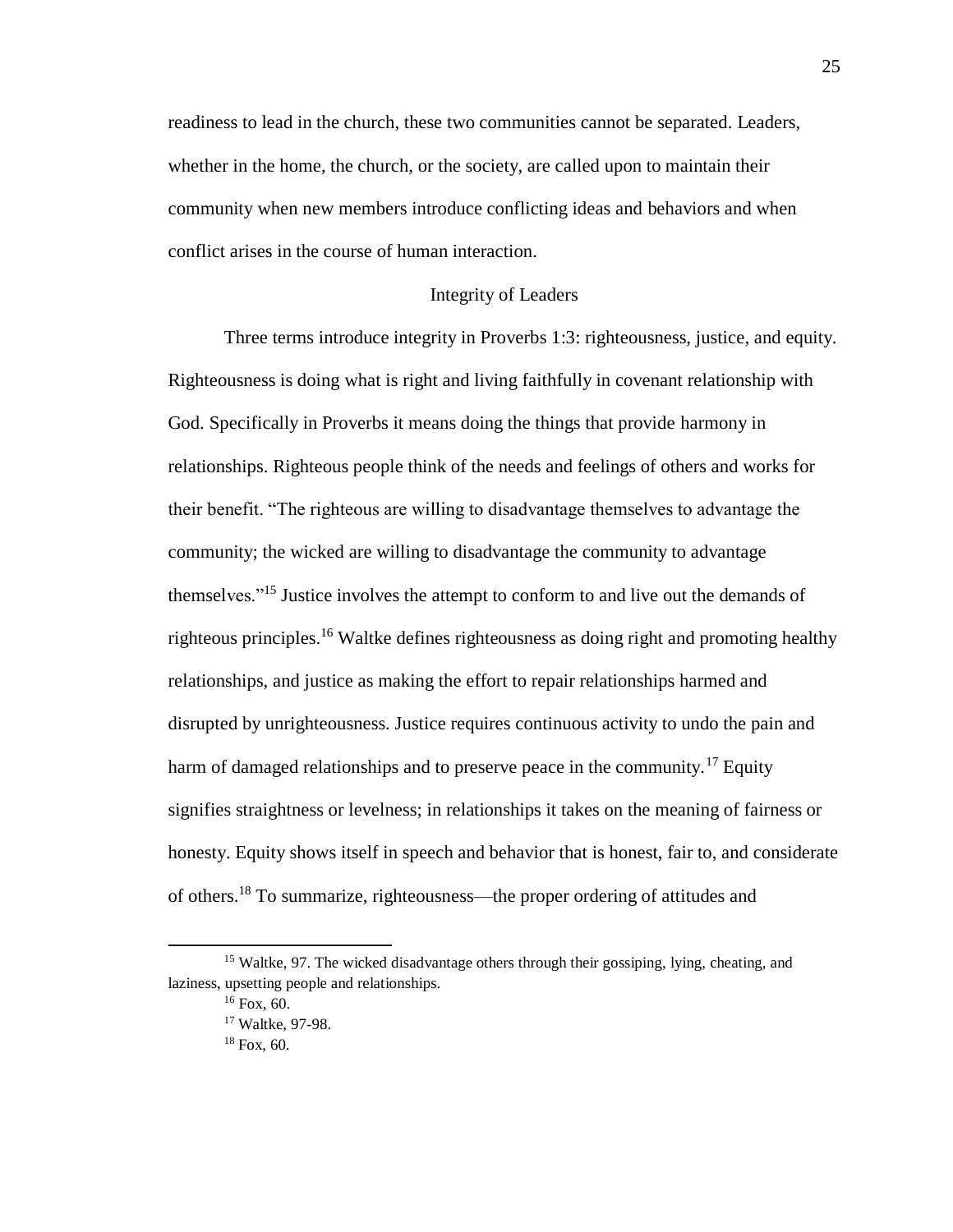readiness to lead in the church, these two communities cannot be separated. Leaders, whether in the home, the church, or the society, are called upon to maintain their community when new members introduce conflicting ideas and behaviors and when conflict arises in the course of human interaction.

## Integrity of Leaders

Three terms introduce integrity in Proverbs 1:3: righteousness, justice, and equity. Righteousness is doing what is right and living faithfully in covenant relationship with God. Specifically in Proverbs it means doing the things that provide harmony in relationships. Righteous people think of the needs and feelings of others and works for their benefit. "The righteous are willing to disadvantage themselves to advantage the community; the wicked are willing to disadvantage the community to advantage themselves."[15] Justice involves the attempt to conform to and live out the demands of righteous principles.[16] Waltke defines righteousness as doing right and promoting healthy relationships, and justice as making the effort to repair relationships harmed and disrupted by unrighteousness. Justice requires continuous activity to undo the pain and harm of damaged relationships and to preserve peace in the community.[17] Equity signifies straightness or levelness; in relationships it takes on the meaning of fairness or honesty. Equity shows itself in speech and behavior that is honest, fair to, and considerate of others.[18] To summarize, righteousness—the proper ordering of attitudes and

---

[15] Waltke, 97. The wicked disadvantage others through their gossiping, lying, cheating, and laziness, upsetting people and relationships.

[16] Fox, 60.

[17] Waltke, 97-98.

[18] Fox, 60.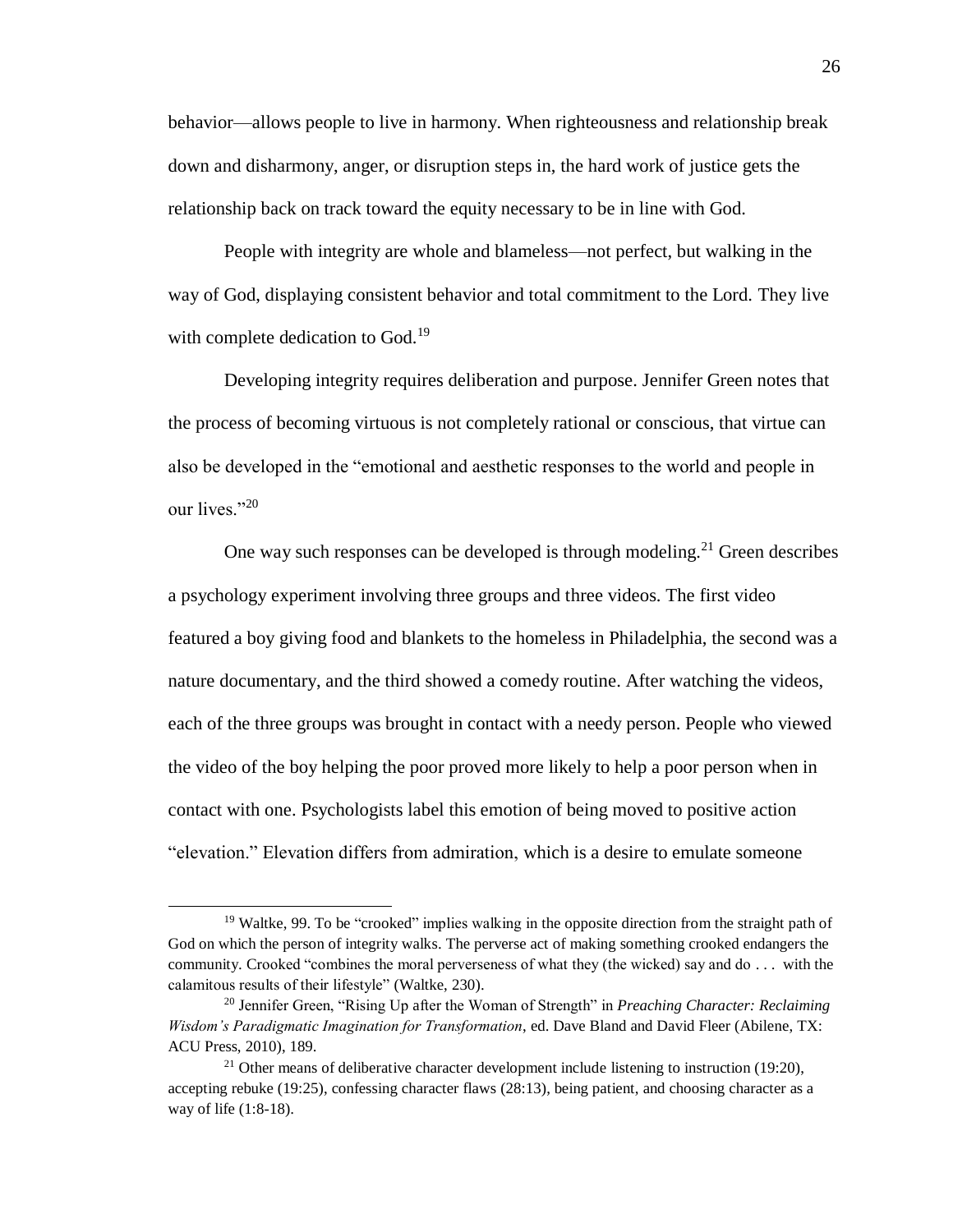behavior—allows people to live in harmony. When righteousness and relationship break down and disharmony, anger, or disruption steps in, the hard work of justice gets the relationship back on track toward the equity necessary to be in line with God.

People with integrity are whole and blameless—not perfect, but walking in the way of God, displaying consistent behavior and total commitment to the Lord. They live with complete dedication to God.[19]

Developing integrity requires deliberation and purpose. Jennifer Green notes that the process of becoming virtuous is not completely rational or conscious, that virtue can also be developed in the "emotional and aesthetic responses to the world and people in our lives."[20]

One way such responses can be developed is through modeling.[21] Green describes a psychology experiment involving three groups and three videos. The first video featured a boy giving food and blankets to the homeless in Philadelphia, the second was a nature documentary, and the third showed a comedy routine. After watching the videos, each of the three groups was brought in contact with a needy person. People who viewed the video of the boy helping the poor proved more likely to help a poor person when in contact with one. Psychologists label this emotion of being moved to positive action "elevation." Elevation differs from admiration, which is a desire to emulate someone

---

[19] Waltke, 99. To be "crooked" implies walking in the opposite direction from the straight path of God on which the person of integrity walks. The perverse act of making something crooked endangers the community. Crooked "combines the moral perverseness of what they (the wicked) say and do . . . with the calamitous results of their lifestyle" (Waltke, 230).

[20] Jennifer Green, "Rising Up after the Woman of Strength" in *Preaching Character: Reclaiming Wisdom's Paradigmatic Imagination for Transformation*, ed. Dave Bland and David Fleer (Abilene, TX: ACU Press, 2010), 189.

[21] Other means of deliberative character development include listening to instruction (19:20), accepting rebuke (19:25), confessing character flaws (28:13), being patient, and choosing character as a way of life (1:8-18).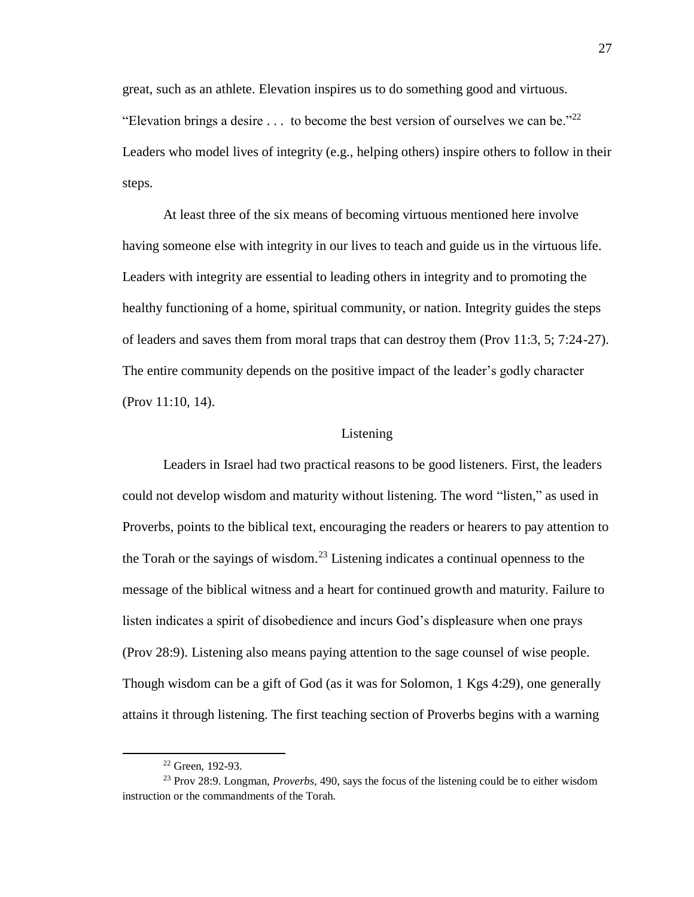great, such as an athlete. Elevation inspires us to do something good and virtuous. "Elevation brings a desire . . . to become the best version of ourselves we can be."[22] Leaders who model lives of integrity (e.g., helping others) inspire others to follow in their steps.

At least three of the six means of becoming virtuous mentioned here involve having someone else with integrity in our lives to teach and guide us in the virtuous life. Leaders with integrity are essential to leading others in integrity and to promoting the healthy functioning of a home, spiritual community, or nation. Integrity guides the steps of leaders and saves them from moral traps that can destroy them (Prov 11:3, 5; 7:24-27). The entire community depends on the positive impact of the leader's godly character (Prov 11:10, 14).

## Listening

Leaders in Israel had two practical reasons to be good listeners. First, the leaders could not develop wisdom and maturity without listening. The word "listen," as used in Proverbs, points to the biblical text, encouraging the readers or hearers to pay attention to the Torah or the sayings of wisdom.[23] Listening indicates a continual openness to the message of the biblical witness and a heart for continued growth and maturity. Failure to listen indicates a spirit of disobedience and incurs God's displeasure when one prays (Prov 28:9). Listening also means paying attention to the sage counsel of wise people. Though wisdom can be a gift of God (as it was for Solomon, 1 Kgs 4:29), one generally attains it through listening. The first teaching section of Proverbs begins with a warning

---

[22] Green, 192-93.

[23] Prov 28:9. Longman, *Proverbs*, 490, says the focus of the listening could be to either wisdom instruction or the commandments of the Torah.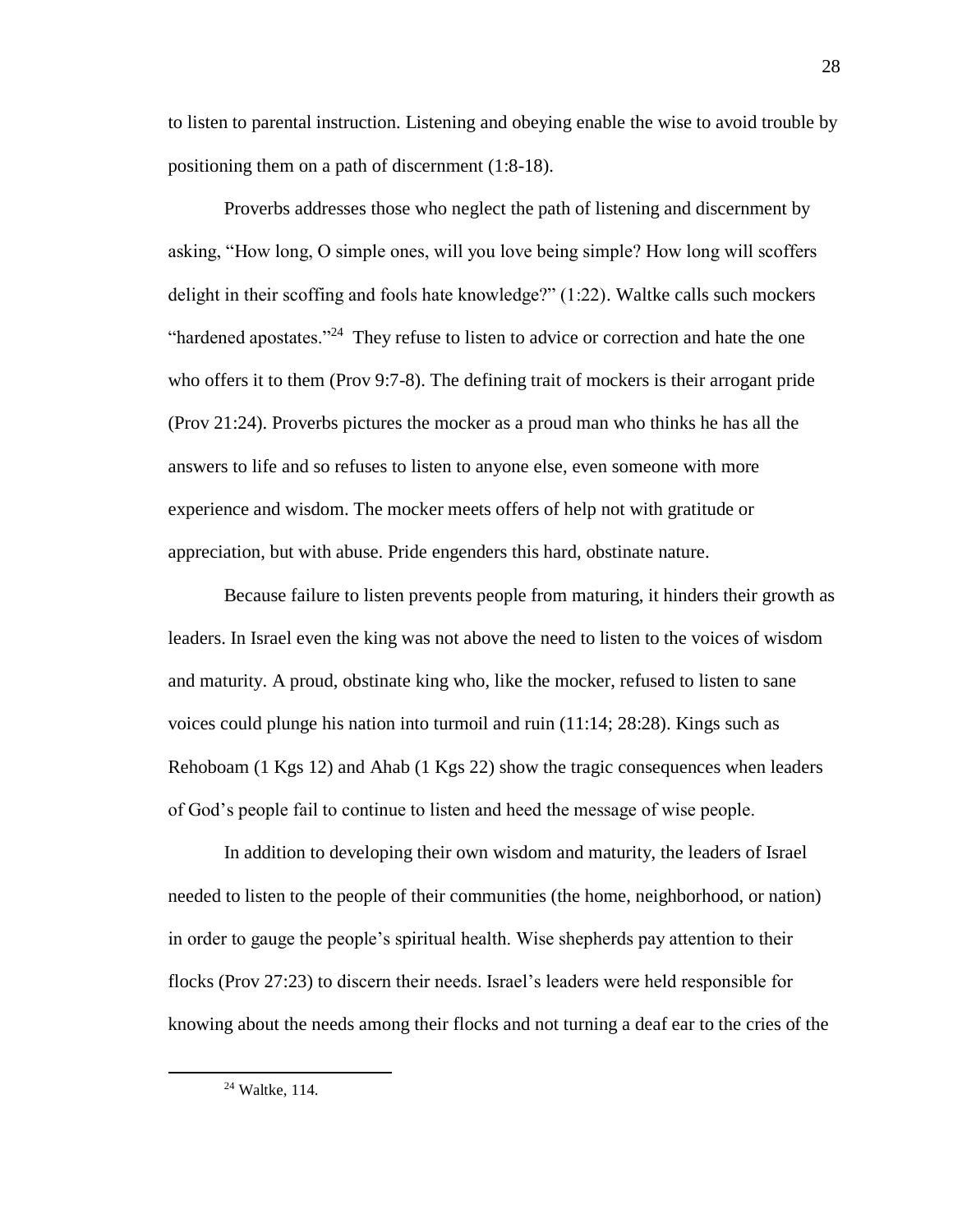to listen to parental instruction. Listening and obeying enable the wise to avoid trouble by positioning them on a path of discernment (1:8-18).

Proverbs addresses those who neglect the path of listening and discernment by asking, "How long, O simple ones, will you love being simple? How long will scoffers delight in their scoffing and fools hate knowledge?" (1:22). Waltke calls such mockers "hardened apostates."[24] They refuse to listen to advice or correction and hate the one who offers it to them (Prov 9:7-8). The defining trait of mockers is their arrogant pride (Prov 21:24). Proverbs pictures the mocker as a proud man who thinks he has all the answers to life and so refuses to listen to anyone else, even someone with more experience and wisdom. The mocker meets offers of help not with gratitude or appreciation, but with abuse. Pride engenders this hard, obstinate nature.

Because failure to listen prevents people from maturing, it hinders their growth as leaders. In Israel even the king was not above the need to listen to the voices of wisdom and maturity. A proud, obstinate king who, like the mocker, refused to listen to sane voices could plunge his nation into turmoil and ruin (11:14; 28:28). Kings such as Rehoboam (1 Kgs 12) and Ahab (1 Kgs 22) show the tragic consequences when leaders of God's people fail to continue to listen and heed the message of wise people.

In addition to developing their own wisdom and maturity, the leaders of Israel needed to listen to the people of their communities (the home, neighborhood, or nation) in order to gauge the people's spiritual health. Wise shepherds pay attention to their flocks (Prov 27:23) to discern their needs. Israel's leaders were held responsible for knowing about the needs among their flocks and not turning a deaf ear to the cries of the

---

[24] Waltke, 114.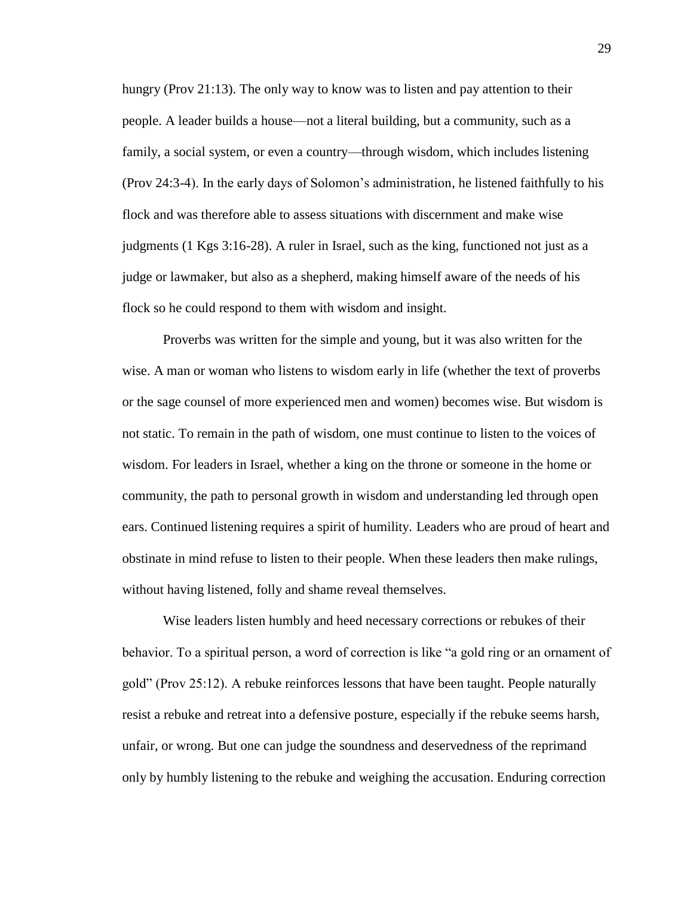hungry (Prov 21:13). The only way to know was to listen and pay attention to their people. A leader builds a house—not a literal building, but a community, such as a family, a social system, or even a country—through wisdom, which includes listening (Prov 24:3-4). In the early days of Solomon's administration, he listened faithfully to his flock and was therefore able to assess situations with discernment and make wise judgments (1 Kgs 3:16-28). A ruler in Israel, such as the king, functioned not just as a judge or lawmaker, but also as a shepherd, making himself aware of the needs of his flock so he could respond to them with wisdom and insight.

Proverbs was written for the simple and young, but it was also written for the wise. A man or woman who listens to wisdom early in life (whether the text of proverbs or the sage counsel of more experienced men and women) becomes wise. But wisdom is not static. To remain in the path of wisdom, one must continue to listen to the voices of wisdom. For leaders in Israel, whether a king on the throne or someone in the home or community, the path to personal growth in wisdom and understanding led through open ears. Continued listening requires a spirit of humility. Leaders who are proud of heart and obstinate in mind refuse to listen to their people. When these leaders then make rulings, without having listened, folly and shame reveal themselves.

Wise leaders listen humbly and heed necessary corrections or rebukes of their behavior. To a spiritual person, a word of correction is like "a gold ring or an ornament of gold" (Prov 25:12). A rebuke reinforces lessons that have been taught. People naturally resist a rebuke and retreat into a defensive posture, especially if the rebuke seems harsh, unfair, or wrong. But one can judge the soundness and deservedness of the reprimand only by humbly listening to the rebuke and weighing the accusation. Enduring correction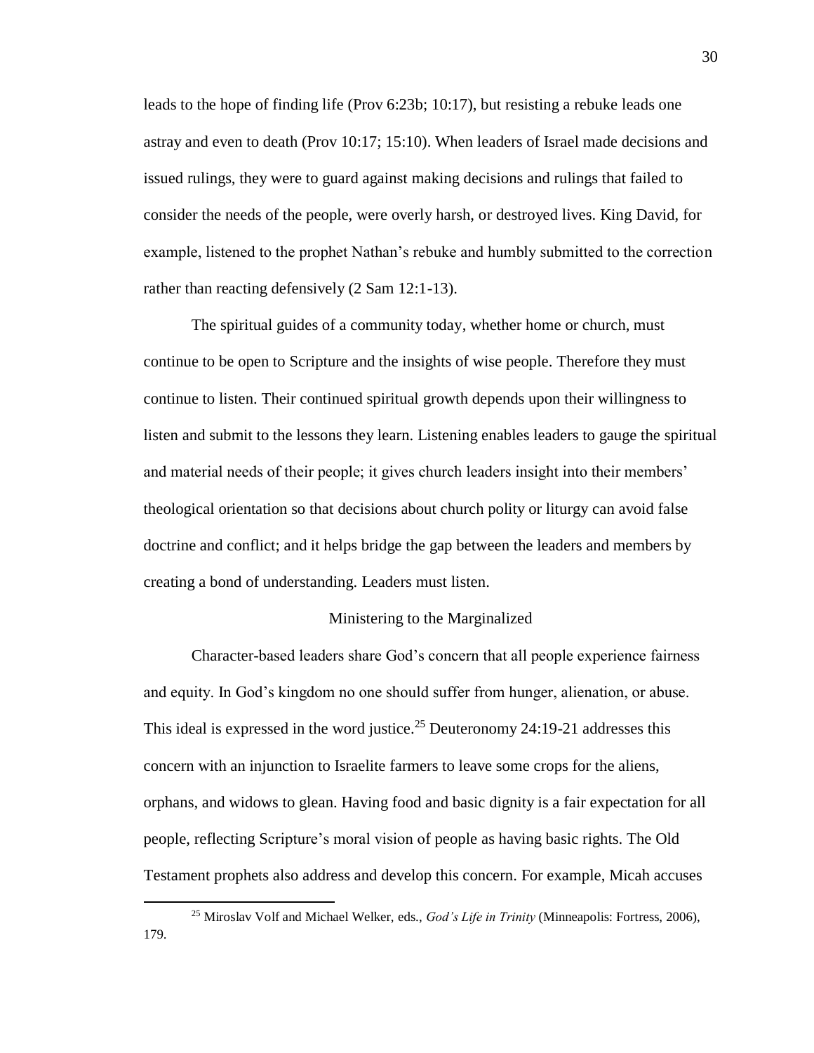leads to the hope of finding life (Prov 6:23b; 10:17), but resisting a rebuke leads one astray and even to death (Prov 10:17; 15:10). When leaders of Israel made decisions and issued rulings, they were to guard against making decisions and rulings that failed to consider the needs of the people, were overly harsh, or destroyed lives. King David, for example, listened to the prophet Nathan's rebuke and humbly submitted to the correction rather than reacting defensively (2 Sam 12:1-13).

The spiritual guides of a community today, whether home or church, must continue to be open to Scripture and the insights of wise people. Therefore they must continue to listen. Their continued spiritual growth depends upon their willingness to listen and submit to the lessons they learn. Listening enables leaders to gauge the spiritual and material needs of their people; it gives church leaders insight into their members' theological orientation so that decisions about church polity or liturgy can avoid false doctrine and conflict; and it helps bridge the gap between the leaders and members by creating a bond of understanding. Leaders must listen.

### Ministering to the Marginalized

Character-based leaders share God's concern that all people experience fairness and equity. In God's kingdom no one should suffer from hunger, alienation, or abuse. This ideal is expressed in the word justice.[25] Deuteronomy 24:19-21 addresses this concern with an injunction to Israelite farmers to leave some crops for the aliens, orphans, and widows to glean. Having food and basic dignity is a fair expectation for all people, reflecting Scripture's moral vision of people as having basic rights. The Old Testament prophets also address and develop this concern. For example, Micah accuses

---

[25] Miroslav Volf and Michael Welker, eds., *God's Life in Trinity* (Minneapolis: Fortress, 2006), 179.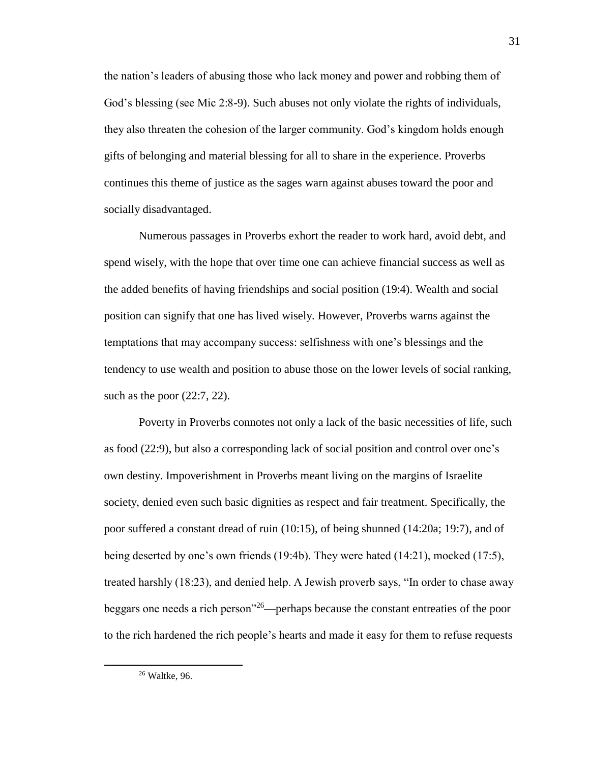the nation's leaders of abusing those who lack money and power and robbing them of God's blessing (see Mic 2:8-9). Such abuses not only violate the rights of individuals, they also threaten the cohesion of the larger community. God's kingdom holds enough gifts of belonging and material blessing for all to share in the experience. Proverbs continues this theme of justice as the sages warn against abuses toward the poor and socially disadvantaged.

Numerous passages in Proverbs exhort the reader to work hard, avoid debt, and spend wisely, with the hope that over time one can achieve financial success as well as the added benefits of having friendships and social position (19:4). Wealth and social position can signify that one has lived wisely. However, Proverbs warns against the temptations that may accompany success: selfishness with one's blessings and the tendency to use wealth and position to abuse those on the lower levels of social ranking, such as the poor (22:7, 22).

Poverty in Proverbs connotes not only a lack of the basic necessities of life, such as food (22:9), but also a corresponding lack of social position and control over one's own destiny. Impoverishment in Proverbs meant living on the margins of Israelite society, denied even such basic dignities as respect and fair treatment. Specifically, the poor suffered a constant dread of ruin (10:15), of being shunned (14:20a; 19:7), and of being deserted by one's own friends (19:4b). They were hated (14:21), mocked (17:5), treated harshly (18:23), and denied help. A Jewish proverb says, "In order to chase away beggars one needs a rich person"[26]—perhaps because the constant entreaties of the poor to the rich hardened the rich people's hearts and made it easy for them to refuse requests

[26] Waltke, 96.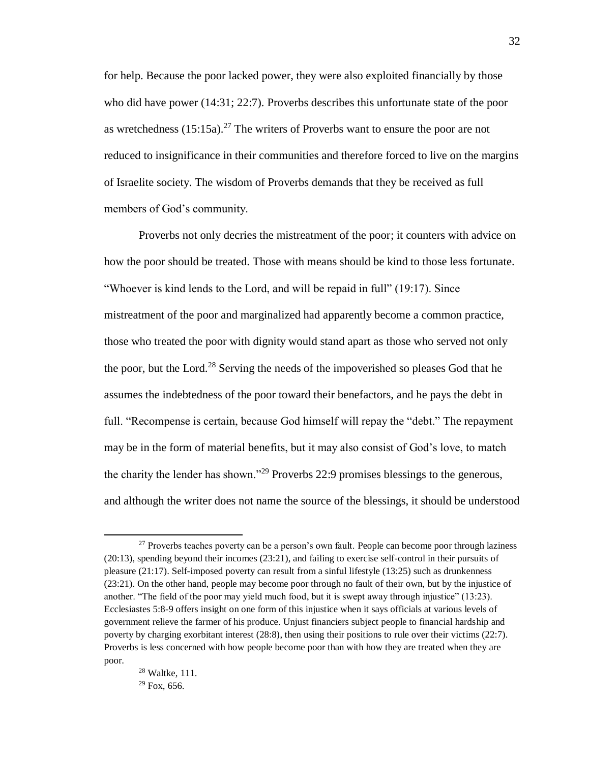for help. Because the poor lacked power, they were also exploited financially by those who did have power (14:31; 22:7). Proverbs describes this unfortunate state of the poor as wretchedness (15:15a).[27] The writers of Proverbs want to ensure the poor are not reduced to insignificance in their communities and therefore forced to live on the margins of Israelite society. The wisdom of Proverbs demands that they be received as full members of God's community.

Proverbs not only decries the mistreatment of the poor; it counters with advice on how the poor should be treated. Those with means should be kind to those less fortunate. "Whoever is kind lends to the Lord, and will be repaid in full" (19:17). Since mistreatment of the poor and marginalized had apparently become a common practice, those who treated the poor with dignity would stand apart as those who served not only the poor, but the Lord.[28] Serving the needs of the impoverished so pleases God that he assumes the indebtedness of the poor toward their benefactors, and he pays the debt in full. "Recompense is certain, because God himself will repay the "debt." The repayment may be in the form of material benefits, but it may also consist of God's love, to match the charity the lender has shown."[29] Proverbs 22:9 promises blessings to the generous, and although the writer does not name the source of the blessings, it should be understood

---

[27] Proverbs teaches poverty can be a person's own fault. People can become poor through laziness (20:13), spending beyond their incomes (23:21), and failing to exercise self-control in their pursuits of pleasure (21:17). Self-imposed poverty can result from a sinful lifestyle (13:25) such as drunkenness (23:21). On the other hand, people may become poor through no fault of their own, but by the injustice of another. "The field of the poor may yield much food, but it is swept away through injustice" (13:23). Ecclesiastes 5:8-9 offers insight on one form of this injustice when it says officials at various levels of government relieve the farmer of his produce. Unjust financiers subject people to financial hardship and poverty by charging exorbitant interest (28:8), then using their positions to rule over their victims (22:7). Proverbs is less concerned with how people become poor than with how they are treated when they are poor.

[28] Waltke, 111.

[29] Fox, 656.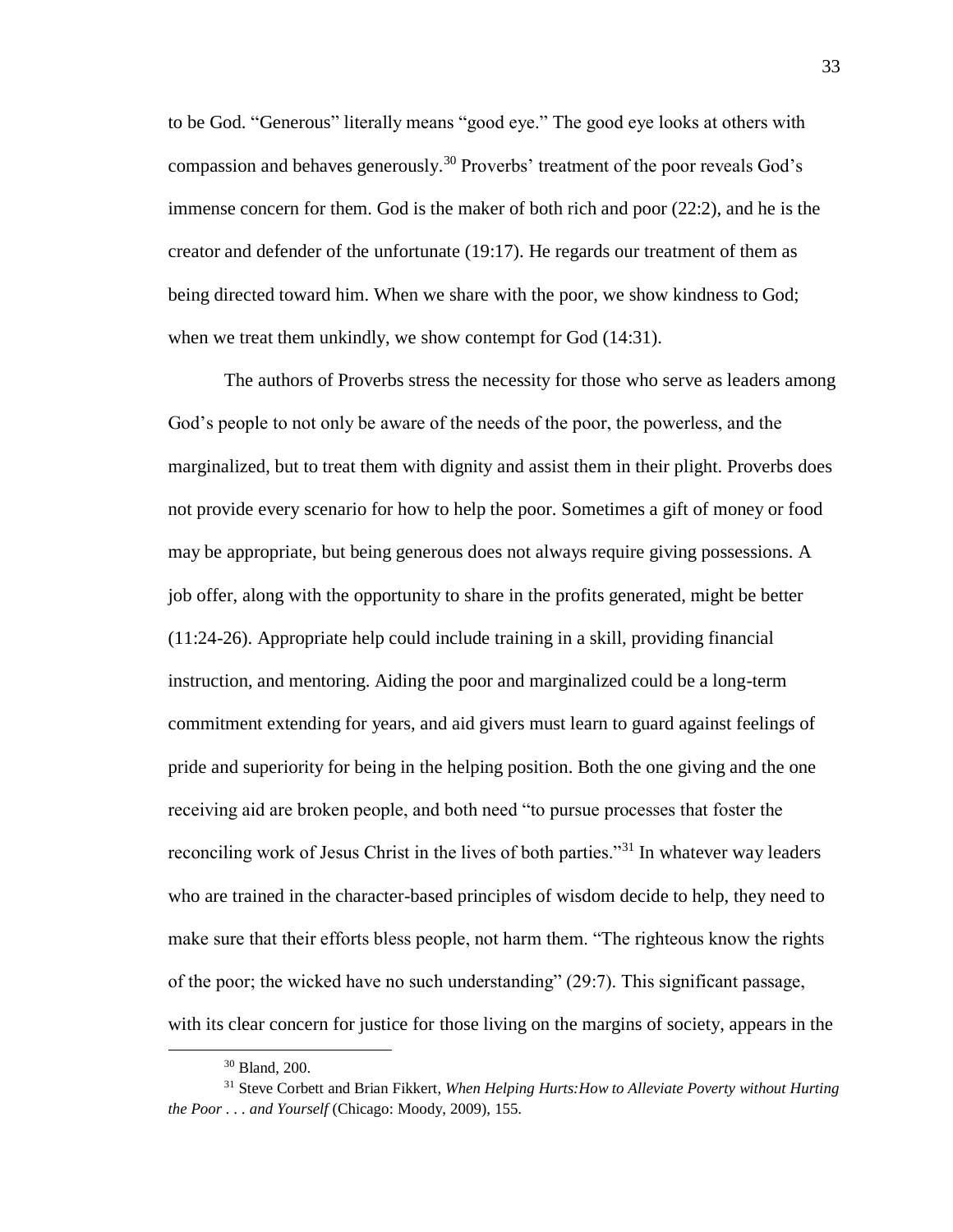to be God. "Generous" literally means "good eye." The good eye looks at others with compassion and behaves generously.[30] Proverbs' treatment of the poor reveals God's immense concern for them. God is the maker of both rich and poor (22:2), and he is the creator and defender of the unfortunate (19:17). He regards our treatment of them as being directed toward him. When we share with the poor, we show kindness to God; when we treat them unkindly, we show contempt for God (14:31).

The authors of Proverbs stress the necessity for those who serve as leaders among God's people to not only be aware of the needs of the poor, the powerless, and the marginalized, but to treat them with dignity and assist them in their plight. Proverbs does not provide every scenario for how to help the poor. Sometimes a gift of money or food may be appropriate, but being generous does not always require giving possessions. A job offer, along with the opportunity to share in the profits generated, might be better (11:24-26). Appropriate help could include training in a skill, providing financial instruction, and mentoring. Aiding the poor and marginalized could be a long-term commitment extending for years, and aid givers must learn to guard against feelings of pride and superiority for being in the helping position. Both the one giving and the one receiving aid are broken people, and both need "to pursue processes that foster the reconciling work of Jesus Christ in the lives of both parties."[31] In whatever way leaders who are trained in the character-based principles of wisdom decide to help, they need to make sure that their efforts bless people, not harm them. "The righteous know the rights of the poor; the wicked have no such understanding" (29:7). This significant passage, with its clear concern for justice for those living on the margins of society, appears in the

---

[30] Bland, 200.

[31] Steve Corbett and Brian Fikkert, *When Helping Hurts:How to Alleviate Poverty without Hurting the Poor . . . and Yourself* (Chicago: Moody, 2009), 155.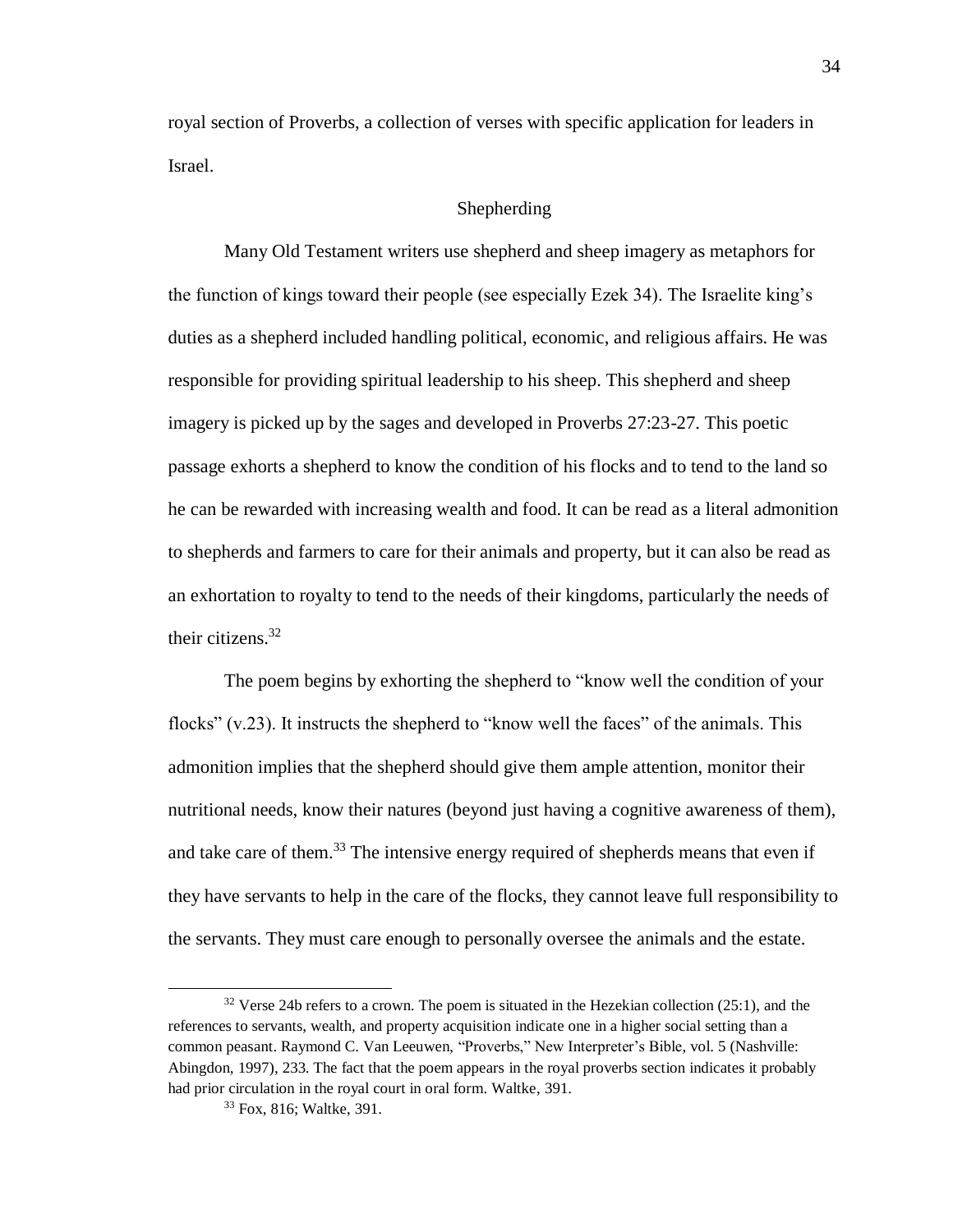royal section of Proverbs, a collection of verses with specific application for leaders in Israel.

## Shepherding

Many Old Testament writers use shepherd and sheep imagery as metaphors for the function of kings toward their people (see especially Ezek 34). The Israelite king's duties as a shepherd included handling political, economic, and religious affairs. He was responsible for providing spiritual leadership to his sheep. This shepherd and sheep imagery is picked up by the sages and developed in Proverbs 27:23-27. This poetic passage exhorts a shepherd to know the condition of his flocks and to tend to the land so he can be rewarded with increasing wealth and food. It can be read as a literal admonition to shepherds and farmers to care for their animals and property, but it can also be read as an exhortation to royalty to tend to the needs of their kingdoms, particularly the needs of their citizens.[32]

The poem begins by exhorting the shepherd to "know well the condition of your flocks" (v.23). It instructs the shepherd to "know well the faces" of the animals. This admonition implies that the shepherd should give them ample attention, monitor their nutritional needs, know their natures (beyond just having a cognitive awareness of them), and take care of them.[33] The intensive energy required of shepherds means that even if they have servants to help in the care of the flocks, they cannot leave full responsibility to the servants. They must care enough to personally oversee the animals and the estate.

---

[32] Verse 24b refers to a crown. The poem is situated in the Hezekian collection (25:1), and the references to servants, wealth, and property acquisition indicate one in a higher social setting than a common peasant. Raymond C. Van Leeuwen, "Proverbs," New Interpreter's Bible, vol. 5 (Nashville: Abingdon, 1997), 233. The fact that the poem appears in the royal proverbs section indicates it probably had prior circulation in the royal court in oral form. Waltke, 391.

[33] Fox, 816; Waltke, 391.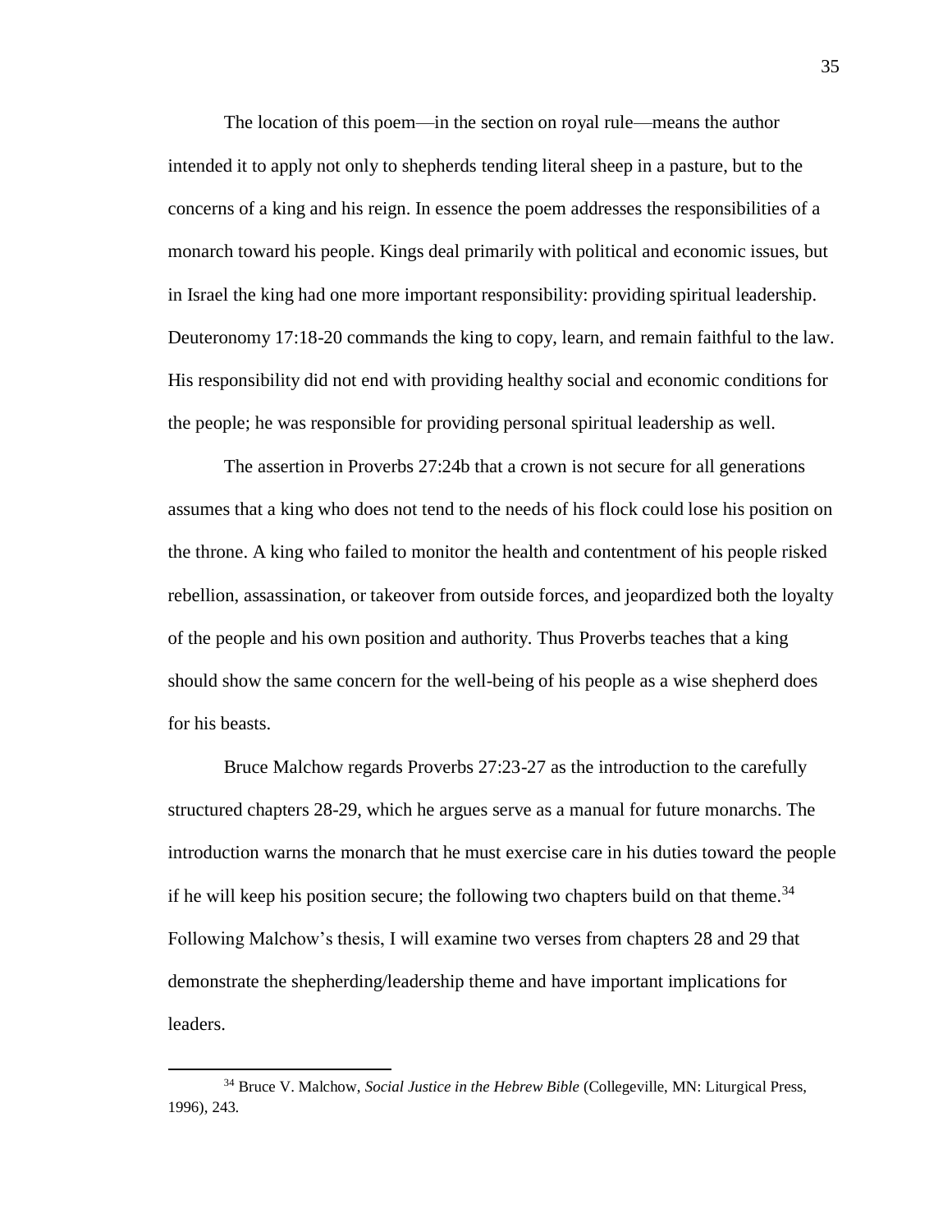The location of this poem—in the section on royal rule—means the author intended it to apply not only to shepherds tending literal sheep in a pasture, but to the concerns of a king and his reign. In essence the poem addresses the responsibilities of a monarch toward his people. Kings deal primarily with political and economic issues, but in Israel the king had one more important responsibility: providing spiritual leadership. Deuteronomy 17:18-20 commands the king to copy, learn, and remain faithful to the law. His responsibility did not end with providing healthy social and economic conditions for the people; he was responsible for providing personal spiritual leadership as well.

The assertion in Proverbs 27:24b that a crown is not secure for all generations assumes that a king who does not tend to the needs of his flock could lose his position on the throne. A king who failed to monitor the health and contentment of his people risked rebellion, assassination, or takeover from outside forces, and jeopardized both the loyalty of the people and his own position and authority. Thus Proverbs teaches that a king should show the same concern for the well-being of his people as a wise shepherd does for his beasts.

Bruce Malchow regards Proverbs 27:23-27 as the introduction to the carefully structured chapters 28-29, which he argues serve as a manual for future monarchs. The introduction warns the monarch that he must exercise care in his duties toward the people if he will keep his position secure; the following two chapters build on that theme.[34] Following Malchow's thesis, I will examine two verses from chapters 28 and 29 that demonstrate the shepherding/leadership theme and have important implications for leaders.

---

[34] Bruce V. Malchow, *Social Justice in the Hebrew Bible* (Collegeville, MN: Liturgical Press, 1996), 243.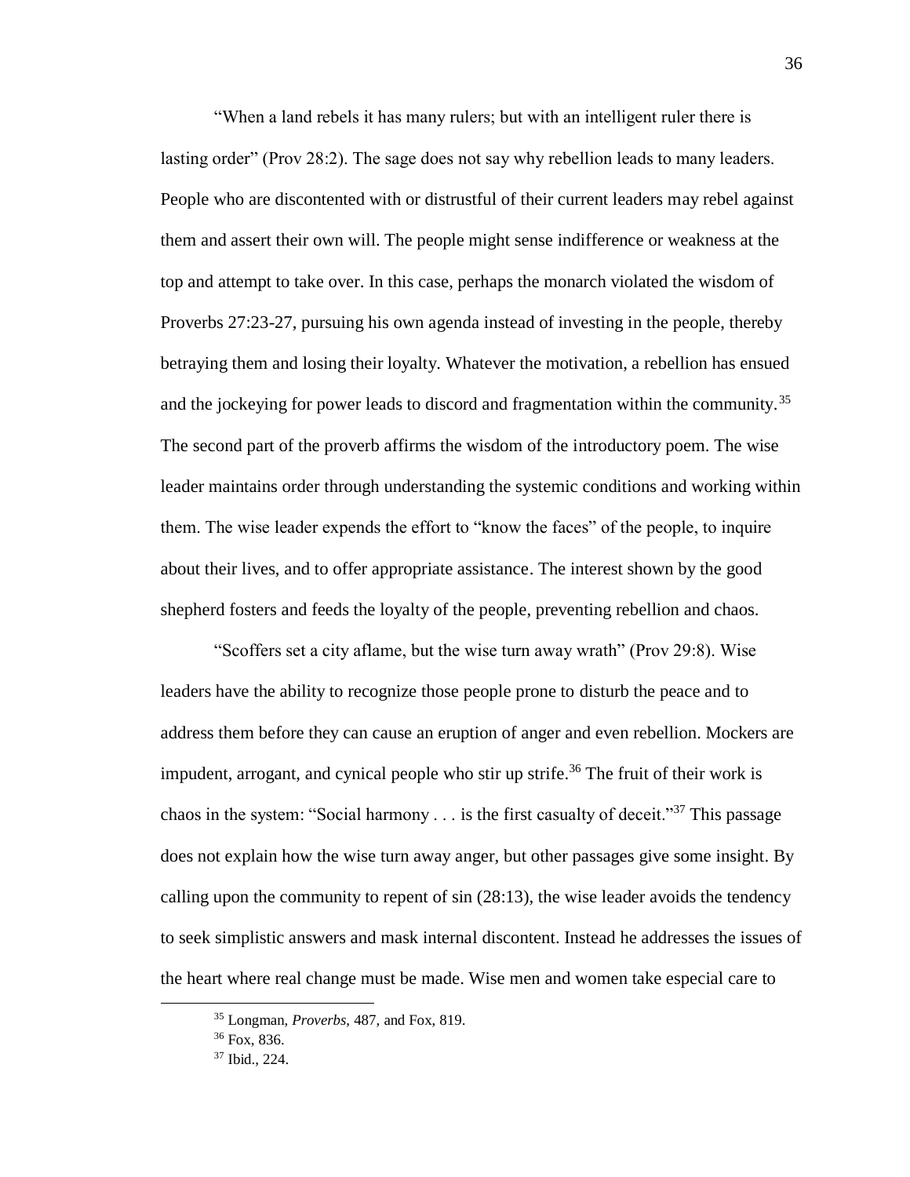"When a land rebels it has many rulers; but with an intelligent ruler there is lasting order" (Prov 28:2). The sage does not say why rebellion leads to many leaders. People who are discontented with or distrustful of their current leaders may rebel against them and assert their own will. The people might sense indifference or weakness at the top and attempt to take over. In this case, perhaps the monarch violated the wisdom of Proverbs 27:23-27, pursuing his own agenda instead of investing in the people, thereby betraying them and losing their loyalty. Whatever the motivation, a rebellion has ensued and the jockeying for power leads to discord and fragmentation within the community.[35] The second part of the proverb affirms the wisdom of the introductory poem. The wise leader maintains order through understanding the systemic conditions and working within them. The wise leader expends the effort to "know the faces" of the people, to inquire about their lives, and to offer appropriate assistance. The interest shown by the good shepherd fosters and feeds the loyalty of the people, preventing rebellion and chaos.

"Scoffers set a city aflame, but the wise turn away wrath" (Prov 29:8). Wise leaders have the ability to recognize those people prone to disturb the peace and to address them before they can cause an eruption of anger and even rebellion. Mockers are impudent, arrogant, and cynical people who stir up strife.[36] The fruit of their work is chaos in the system: "Social harmony . . . is the first casualty of deceit."[37] This passage does not explain how the wise turn away anger, but other passages give some insight. By calling upon the community to repent of sin (28:13), the wise leader avoids the tendency to seek simplistic answers and mask internal discontent. Instead he addresses the issues of the heart where real change must be made. Wise men and women take especial care to

---

[35] Longman, *Proverbs*, 487, and Fox, 819.

[36] Fox, 836.

[37] Ibid., 224.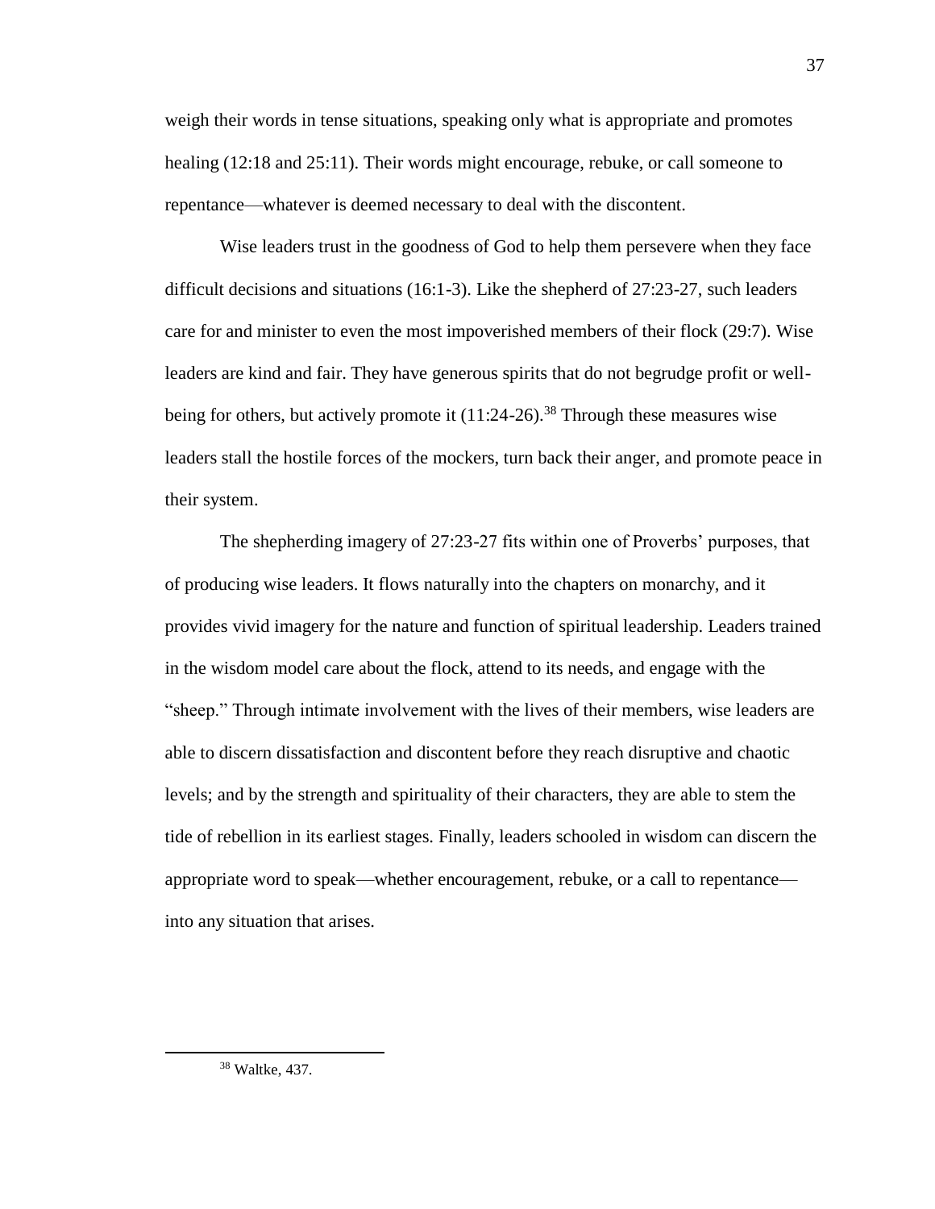weigh their words in tense situations, speaking only what is appropriate and promotes healing (12:18 and 25:11). Their words might encourage, rebuke, or call someone to repentance—whatever is deemed necessary to deal with the discontent.

Wise leaders trust in the goodness of God to help them persevere when they face difficult decisions and situations (16:1-3). Like the shepherd of 27:23-27, such leaders care for and minister to even the most impoverished members of their flock (29:7). Wise leaders are kind and fair. They have generous spirits that do not begrudge profit or well-being for others, but actively promote it (11:24-26).[38] Through these measures wise leaders stall the hostile forces of the mockers, turn back their anger, and promote peace in their system.

The shepherding imagery of 27:23-27 fits within one of Proverbs' purposes, that of producing wise leaders. It flows naturally into the chapters on monarchy, and it provides vivid imagery for the nature and function of spiritual leadership. Leaders trained in the wisdom model care about the flock, attend to its needs, and engage with the "sheep." Through intimate involvement with the lives of their members, wise leaders are able to discern dissatisfaction and discontent before they reach disruptive and chaotic levels; and by the strength and spirituality of their characters, they are able to stem the tide of rebellion in its earliest stages. Finally, leaders schooled in wisdom can discern the appropriate word to speak—whether encouragement, rebuke, or a call to repentance—into any situation that arises.

---

[38] Waltke, 437.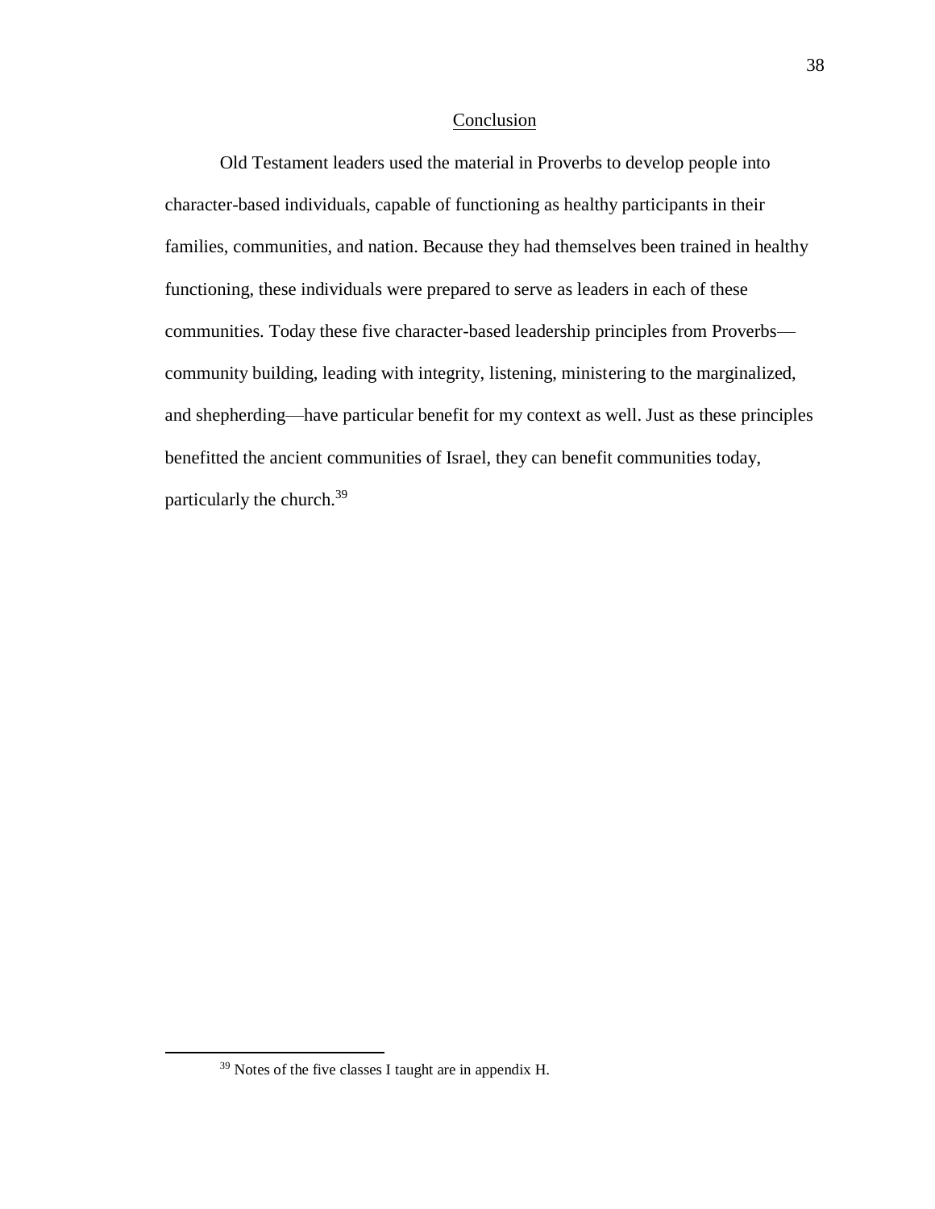## Conclusion

Old Testament leaders used the material in Proverbs to develop people into character-based individuals, capable of functioning as healthy participants in their families, communities, and nation. Because they had themselves been trained in healthy functioning, these individuals were prepared to serve as leaders in each of these communities. Today these five character-based leadership principles from Proverbs—community building, leading with integrity, listening, ministering to the marginalized, and shepherding—have particular benefit for my context as well. Just as these principles benefitted the ancient communities of Israel, they can benefit communities today, particularly the church.[39]

---

[39] Notes of the five classes I taught are in appendix H.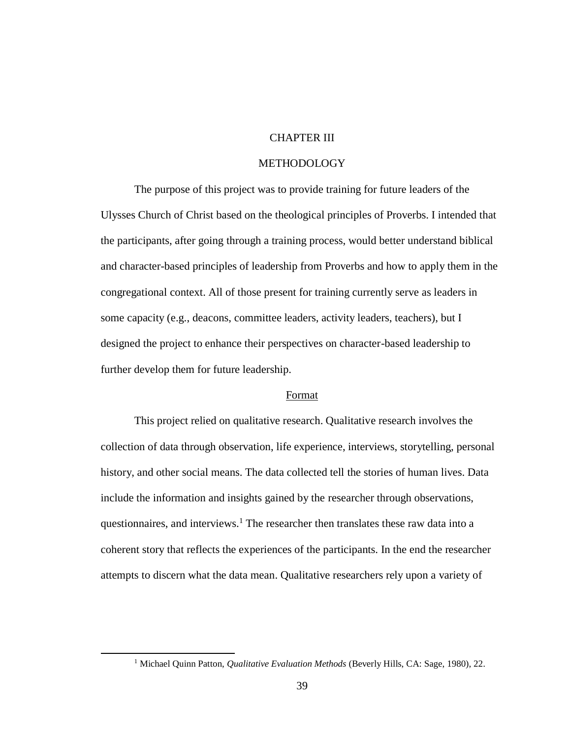# CHAPTER III

# METHODOLOGY

The purpose of this project was to provide training for future leaders of the Ulysses Church of Christ based on the theological principles of Proverbs. I intended that the participants, after going through a training process, would better understand biblical and character-based principles of leadership from Proverbs and how to apply them in the congregational context. All of those present for training currently serve as leaders in some capacity (e.g., deacons, committee leaders, activity leaders, teachers), but I designed the project to enhance their perspectives on character-based leadership to further develop them for future leadership.

## Format

This project relied on qualitative research. Qualitative research involves the collection of data through observation, life experience, interviews, storytelling, personal history, and other social means. The data collected tell the stories of human lives. Data include the information and insights gained by the researcher through observations, questionnaires, and interviews.[1] The researcher then translates these raw data into a coherent story that reflects the experiences of the participants. In the end the researcher attempts to discern what the data mean. Qualitative researchers rely upon a variety of

[1] Michael Quinn Patton, *Qualitative Evaluation Methods* (Beverly Hills, CA: Sage, 1980), 22.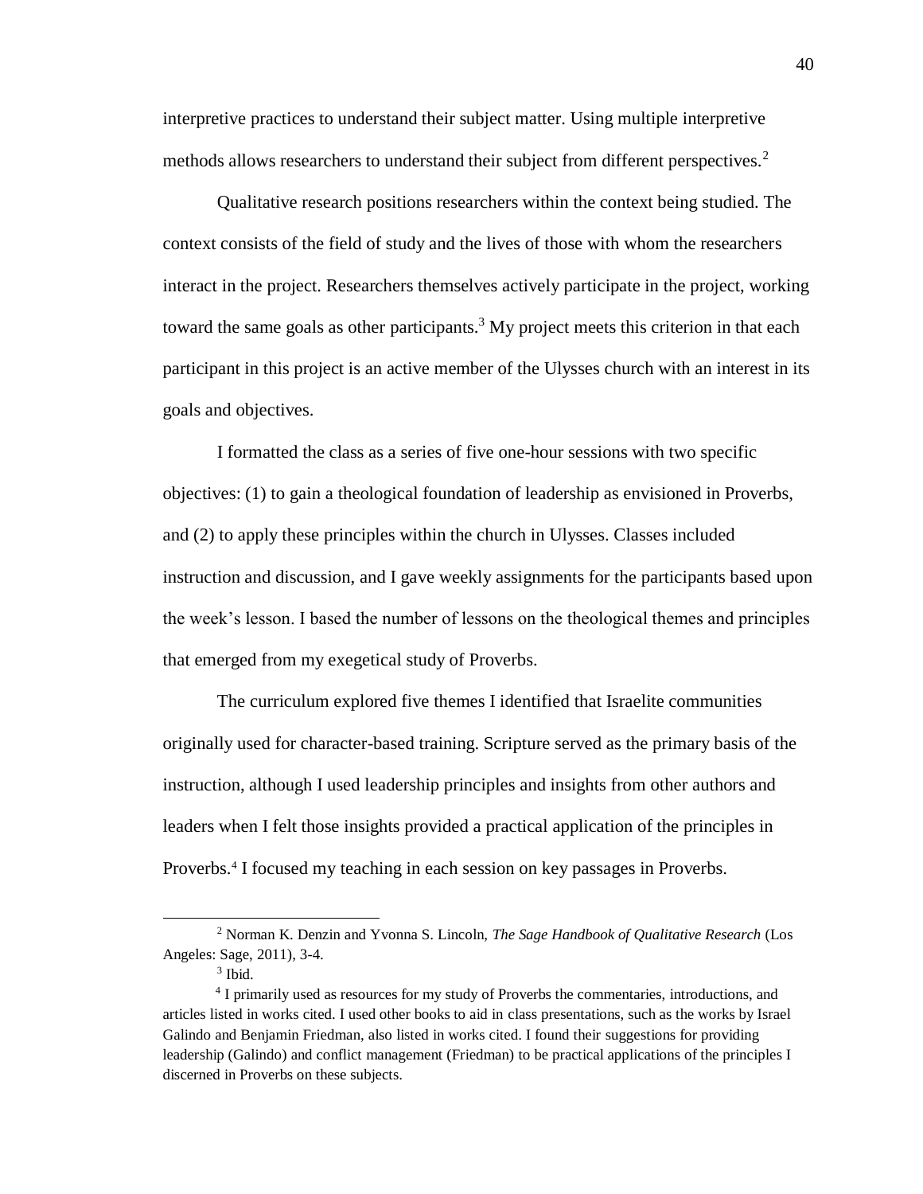interpretive practices to understand their subject matter. Using multiple interpretive methods allows researchers to understand their subject from different perspectives.[2]

Qualitative research positions researchers within the context being studied. The context consists of the field of study and the lives of those with whom the researchers interact in the project. Researchers themselves actively participate in the project, working toward the same goals as other participants.[3] My project meets this criterion in that each participant in this project is an active member of the Ulysses church with an interest in its goals and objectives.

I formatted the class as a series of five one-hour sessions with two specific objectives: (1) to gain a theological foundation of leadership as envisioned in Proverbs, and (2) to apply these principles within the church in Ulysses. Classes included instruction and discussion, and I gave weekly assignments for the participants based upon the week's lesson. I based the number of lessons on the theological themes and principles that emerged from my exegetical study of Proverbs.

The curriculum explored five themes I identified that Israelite communities originally used for character-based training. Scripture served as the primary basis of the instruction, although I used leadership principles and insights from other authors and leaders when I felt those insights provided a practical application of the principles in Proverbs.[4] I focused my teaching in each session on key passages in Proverbs.

---

[2] Norman K. Denzin and Yvonna S. Lincoln, *The Sage Handbook of Qualitative Research* (Los Angeles: Sage, 2011), 3-4.

[3] Ibid.

[4] I primarily used as resources for my study of Proverbs the commentaries, introductions, and articles listed in works cited. I used other books to aid in class presentations, such as the works by Israel Galindo and Benjamin Friedman, also listed in works cited. I found their suggestions for providing leadership (Galindo) and conflict management (Friedman) to be practical applications of the principles I discerned in Proverbs on these subjects.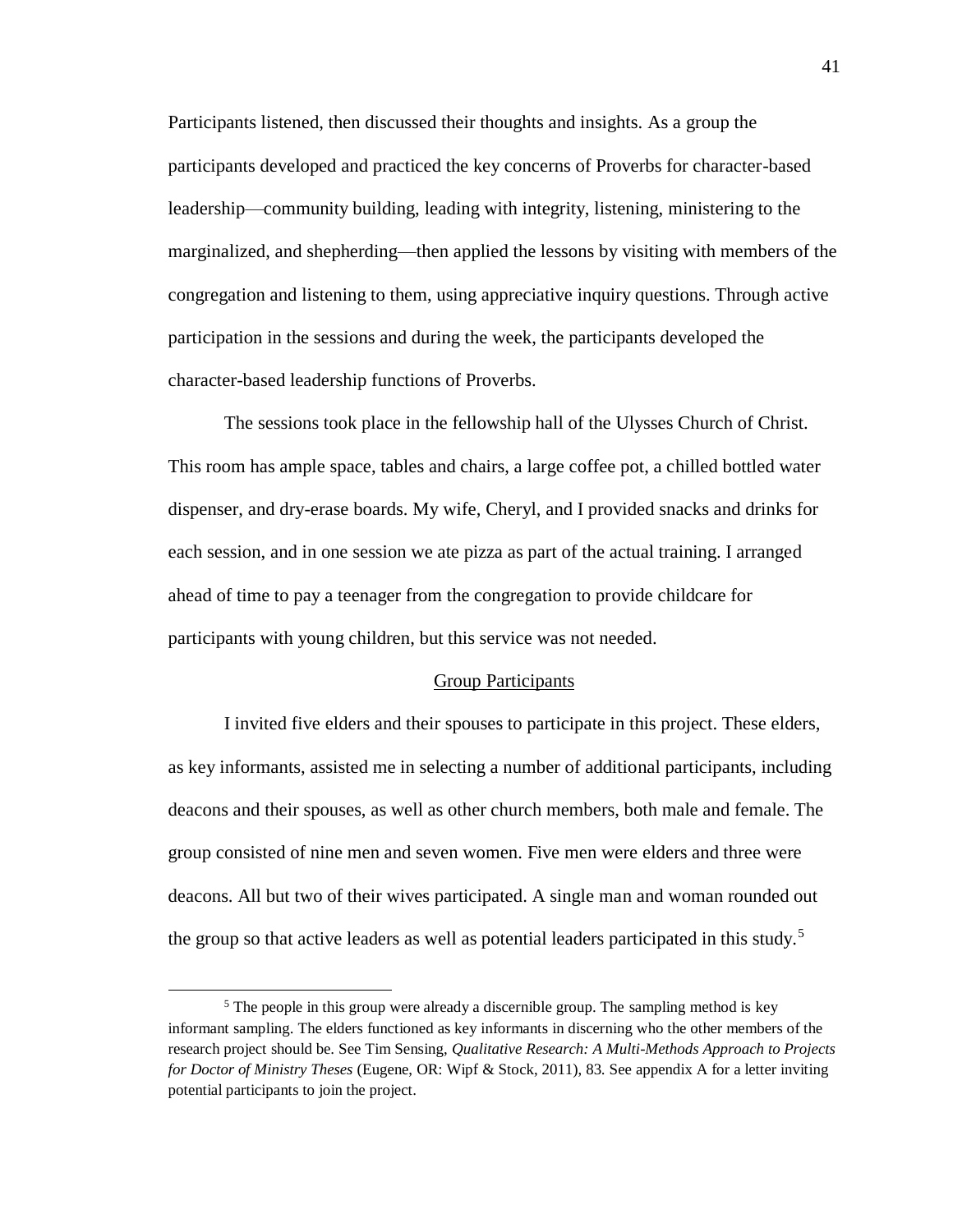Participants listened, then discussed their thoughts and insights. As a group the participants developed and practiced the key concerns of Proverbs for character-based leadership—community building, leading with integrity, listening, ministering to the marginalized, and shepherding—then applied the lessons by visiting with members of the congregation and listening to them, using appreciative inquiry questions. Through active participation in the sessions and during the week, the participants developed the character-based leadership functions of Proverbs.

The sessions took place in the fellowship hall of the Ulysses Church of Christ. This room has ample space, tables and chairs, a large coffee pot, a chilled bottled water dispenser, and dry-erase boards. My wife, Cheryl, and I provided snacks and drinks for each session, and in one session we ate pizza as part of the actual training. I arranged ahead of time to pay a teenager from the congregation to provide childcare for participants with young children, but this service was not needed.

## Group Participants

I invited five elders and their spouses to participate in this project. These elders, as key informants, assisted me in selecting a number of additional participants, including deacons and their spouses, as well as other church members, both male and female. The group consisted of nine men and seven women. Five men were elders and three were deacons. All but two of their wives participated. A single man and woman rounded out the group so that active leaders as well as potential leaders participated in this study.[5]

[5] The people in this group were already a discernible group. The sampling method is key informant sampling. The elders functioned as key informants in discerning who the other members of the research project should be. See Tim Sensing, *Qualitative Research: A Multi-Methods Approach to Projects for Doctor of Ministry Theses* (Eugene, OR: Wipf & Stock, 2011), 83. See appendix A for a letter inviting potential participants to join the project.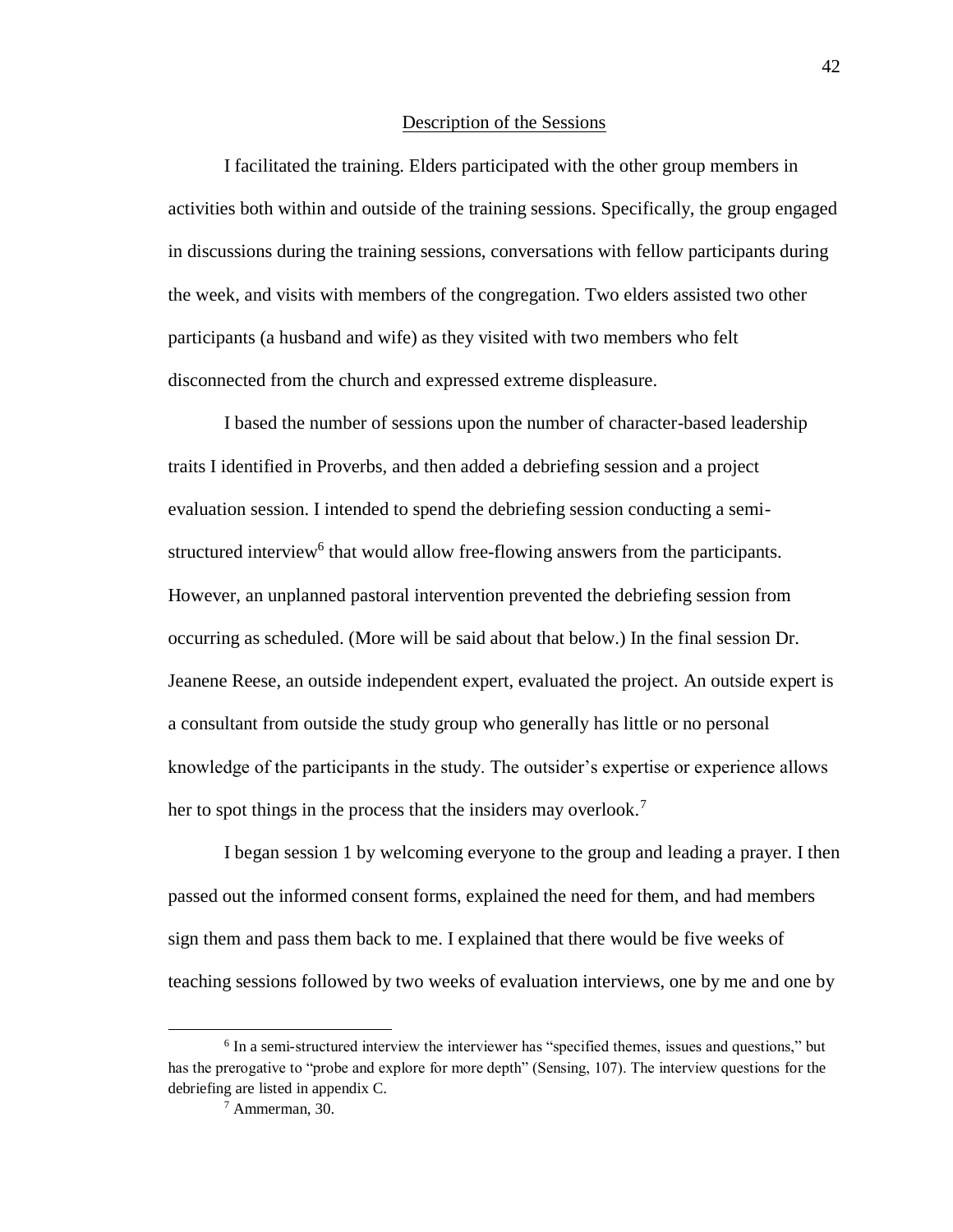## Description of the Sessions

I facilitated the training. Elders participated with the other group members in activities both within and outside of the training sessions. Specifically, the group engaged in discussions during the training sessions, conversations with fellow participants during the week, and visits with members of the congregation. Two elders assisted two other participants (a husband and wife) as they visited with two members who felt disconnected from the church and expressed extreme displeasure.

I based the number of sessions upon the number of character-based leadership traits I identified in Proverbs, and then added a debriefing session and a project evaluation session. I intended to spend the debriefing session conducting a semi-structured interview[6] that would allow free-flowing answers from the participants. However, an unplanned pastoral intervention prevented the debriefing session from occurring as scheduled. (More will be said about that below.) In the final session Dr. Jeanene Reese, an outside independent expert, evaluated the project. An outside expert is a consultant from outside the study group who generally has little or no personal knowledge of the participants in the study. The outsider's expertise or experience allows her to spot things in the process that the insiders may overlook.[7]

I began session 1 by welcoming everyone to the group and leading a prayer. I then passed out the informed consent forms, explained the need for them, and had members sign them and pass them back to me. I explained that there would be five weeks of teaching sessions followed by two weeks of evaluation interviews, one by me and one by

---

[6] In a semi-structured interview the interviewer has "specified themes, issues and questions," but has the prerogative to "probe and explore for more depth" (Sensing, 107). The interview questions for the debriefing are listed in appendix C.

[7] Ammerman, 30.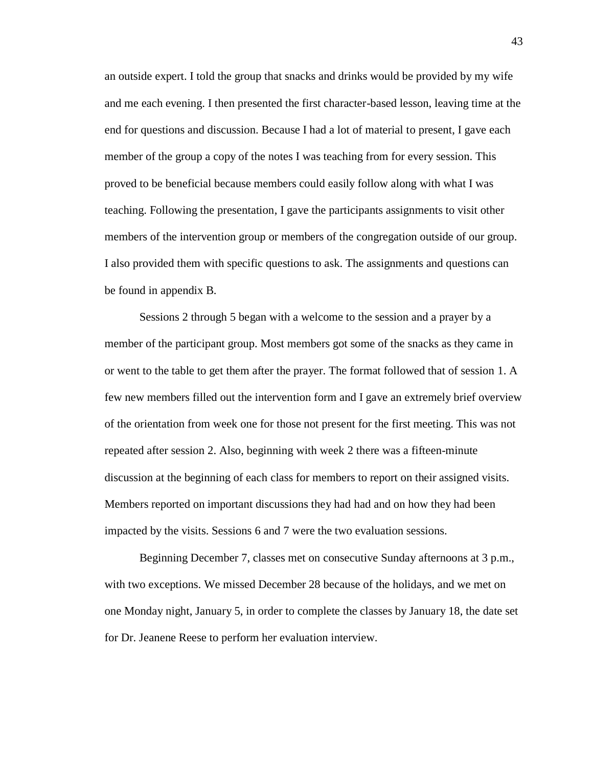an outside expert. I told the group that snacks and drinks would be provided by my wife and me each evening. I then presented the first character-based lesson, leaving time at the end for questions and discussion. Because I had a lot of material to present, I gave each member of the group a copy of the notes I was teaching from for every session. This proved to be beneficial because members could easily follow along with what I was teaching. Following the presentation, I gave the participants assignments to visit other members of the intervention group or members of the congregation outside of our group. I also provided them with specific questions to ask. The assignments and questions can be found in appendix B.

Sessions 2 through 5 began with a welcome to the session and a prayer by a member of the participant group. Most members got some of the snacks as they came in or went to the table to get them after the prayer. The format followed that of session 1. A few new members filled out the intervention form and I gave an extremely brief overview of the orientation from week one for those not present for the first meeting. This was not repeated after session 2. Also, beginning with week 2 there was a fifteen-minute discussion at the beginning of each class for members to report on their assigned visits. Members reported on important discussions they had had and on how they had been impacted by the visits. Sessions 6 and 7 were the two evaluation sessions.

Beginning December 7, classes met on consecutive Sunday afternoons at 3 p.m., with two exceptions. We missed December 28 because of the holidays, and we met on one Monday night, January 5, in order to complete the classes by January 18, the date set for Dr. Jeanene Reese to perform her evaluation interview.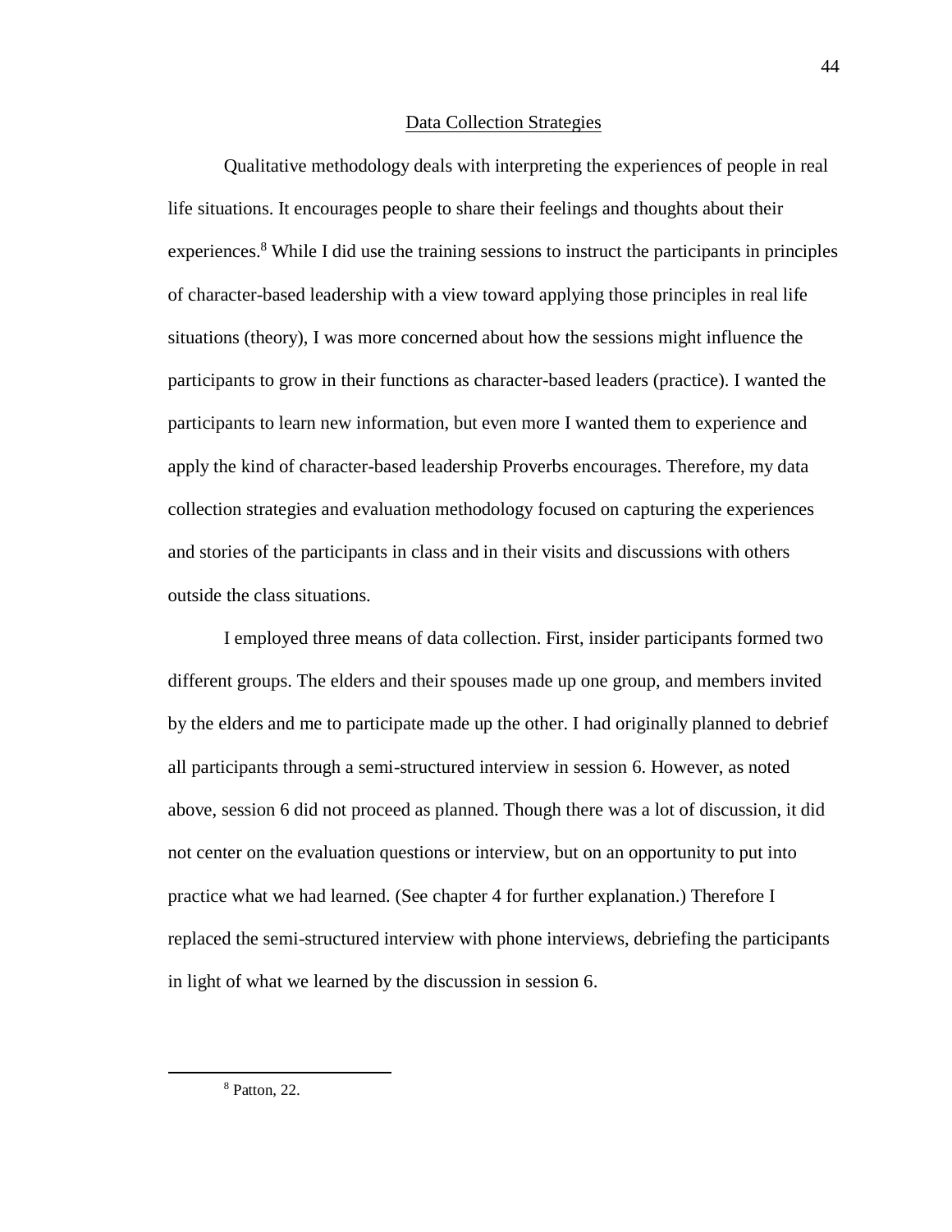## Data Collection Strategies

Qualitative methodology deals with interpreting the experiences of people in real life situations. It encourages people to share their feelings and thoughts about their experiences.[8] While I did use the training sessions to instruct the participants in principles of character-based leadership with a view toward applying those principles in real life situations (theory), I was more concerned about how the sessions might influence the participants to grow in their functions as character-based leaders (practice). I wanted the participants to learn new information, but even more I wanted them to experience and apply the kind of character-based leadership Proverbs encourages. Therefore, my data collection strategies and evaluation methodology focused on capturing the experiences and stories of the participants in class and in their visits and discussions with others outside the class situations.

I employed three means of data collection. First, insider participants formed two different groups. The elders and their spouses made up one group, and members invited by the elders and me to participate made up the other. I had originally planned to debrief all participants through a semi-structured interview in session 6. However, as noted above, session 6 did not proceed as planned. Though there was a lot of discussion, it did not center on the evaluation questions or interview, but on an opportunity to put into practice what we had learned. (See chapter 4 for further explanation.) Therefore I replaced the semi-structured interview with phone interviews, debriefing the participants in light of what we learned by the discussion in session 6.

---

[8] Patton, 22.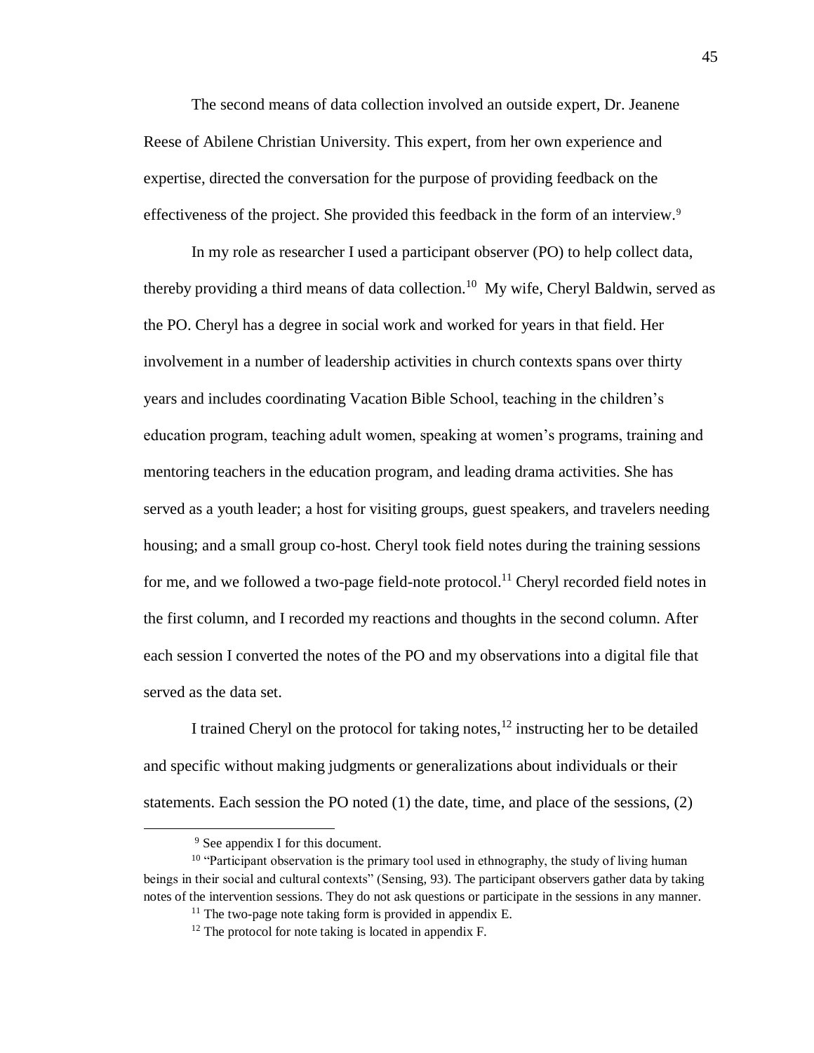The second means of data collection involved an outside expert, Dr. Jeanene Reese of Abilene Christian University. This expert, from her own experience and expertise, directed the conversation for the purpose of providing feedback on the effectiveness of the project. She provided this feedback in the form of an interview.[9]

In my role as researcher I used a participant observer (PO) to help collect data, thereby providing a third means of data collection.[10] My wife, Cheryl Baldwin, served as the PO. Cheryl has a degree in social work and worked for years in that field. Her involvement in a number of leadership activities in church contexts spans over thirty years and includes coordinating Vacation Bible School, teaching in the children's education program, teaching adult women, speaking at women's programs, training and mentoring teachers in the education program, and leading drama activities. She has served as a youth leader; a host for visiting groups, guest speakers, and travelers needing housing; and a small group co-host. Cheryl took field notes during the training sessions for me, and we followed a two-page field-note protocol.[11] Cheryl recorded field notes in the first column, and I recorded my reactions and thoughts in the second column. After each session I converted the notes of the PO and my observations into a digital file that served as the data set.

I trained Cheryl on the protocol for taking notes,[12] instructing her to be detailed and specific without making judgments or generalizations about individuals or their statements. Each session the PO noted (1) the date, time, and place of the sessions, (2)

---

[9] See appendix I for this document.

[10] "Participant observation is the primary tool used in ethnography, the study of living human beings in their social and cultural contexts" (Sensing, 93). The participant observers gather data by taking notes of the intervention sessions. They do not ask questions or participate in the sessions in any manner.

[11] The two-page note taking form is provided in appendix E.

[12] The protocol for note taking is located in appendix F.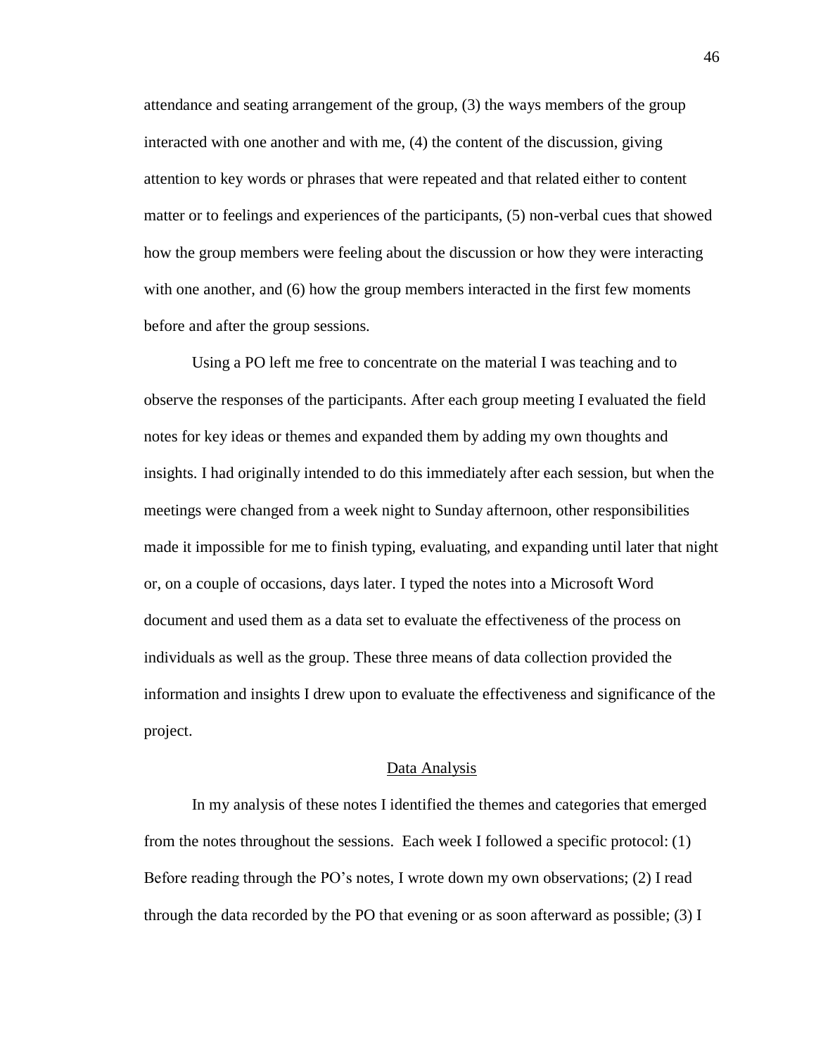attendance and seating arrangement of the group, (3) the ways members of the group interacted with one another and with me, (4) the content of the discussion, giving attention to key words or phrases that were repeated and that related either to content matter or to feelings and experiences of the participants, (5) non-verbal cues that showed how the group members were feeling about the discussion or how they were interacting with one another, and (6) how the group members interacted in the first few moments before and after the group sessions.

Using a PO left me free to concentrate on the material I was teaching and to observe the responses of the participants. After each group meeting I evaluated the field notes for key ideas or themes and expanded them by adding my own thoughts and insights. I had originally intended to do this immediately after each session, but when the meetings were changed from a week night to Sunday afternoon, other responsibilities made it impossible for me to finish typing, evaluating, and expanding until later that night or, on a couple of occasions, days later. I typed the notes into a Microsoft Word document and used them as a data set to evaluate the effectiveness of the process on individuals as well as the group. These three means of data collection provided the information and insights I drew upon to evaluate the effectiveness and significance of the project.

## Data Analysis

In my analysis of these notes I identified the themes and categories that emerged from the notes throughout the sessions. Each week I followed a specific protocol: (1) Before reading through the PO's notes, I wrote down my own observations; (2) I read through the data recorded by the PO that evening or as soon afterward as possible; (3) I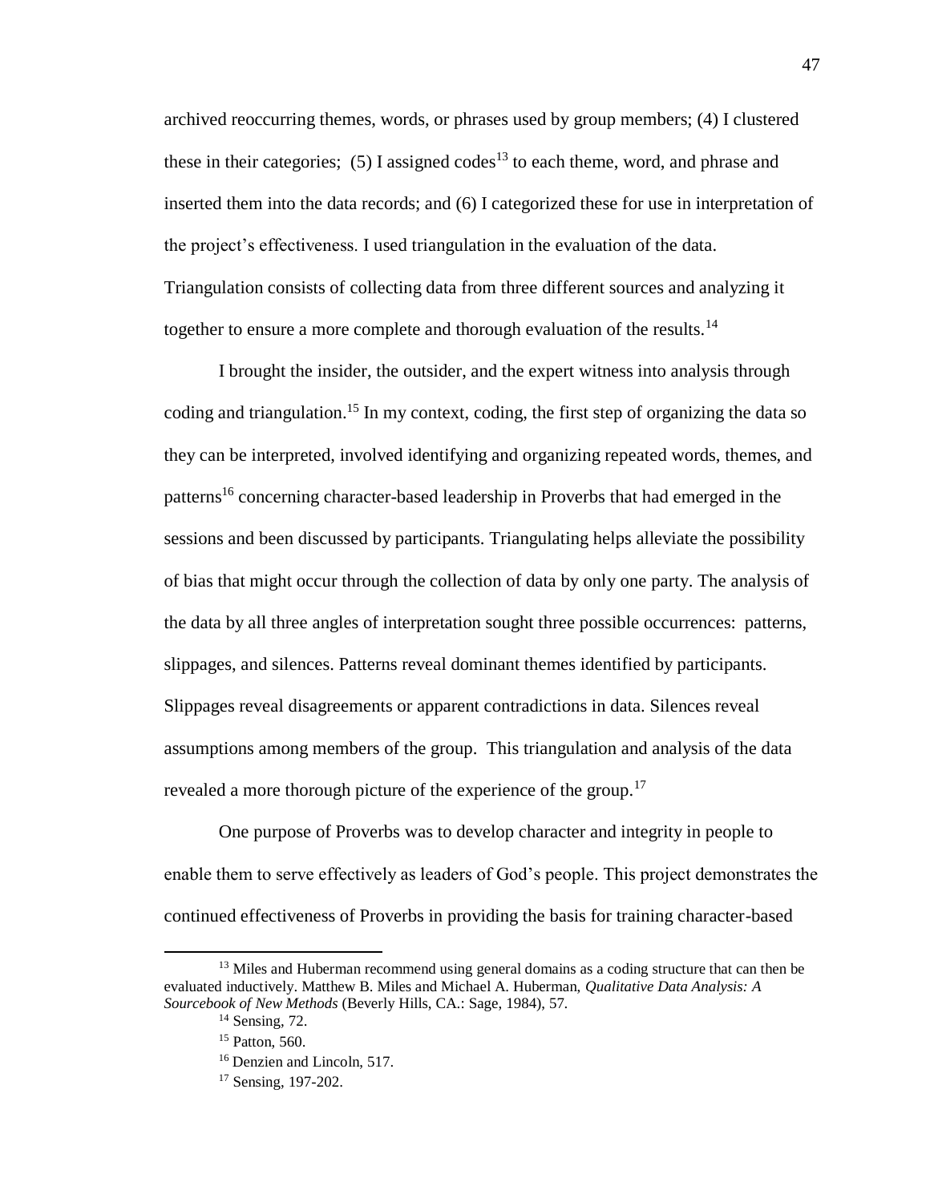archived reoccurring themes, words, or phrases used by group members; (4) I clustered these in their categories; (5) I assigned codes[13] to each theme, word, and phrase and inserted them into the data records; and (6) I categorized these for use in interpretation of the project's effectiveness. I used triangulation in the evaluation of the data. Triangulation consists of collecting data from three different sources and analyzing it together to ensure a more complete and thorough evaluation of the results.[14]

I brought the insider, the outsider, and the expert witness into analysis through coding and triangulation.[15] In my context, coding, the first step of organizing the data so they can be interpreted, involved identifying and organizing repeated words, themes, and patterns[16] concerning character-based leadership in Proverbs that had emerged in the sessions and been discussed by participants. Triangulating helps alleviate the possibility of bias that might occur through the collection of data by only one party. The analysis of the data by all three angles of interpretation sought three possible occurrences: patterns, slippages, and silences. Patterns reveal dominant themes identified by participants. Slippages reveal disagreements or apparent contradictions in data. Silences reveal assumptions among members of the group. This triangulation and analysis of the data revealed a more thorough picture of the experience of the group.[17]

One purpose of Proverbs was to develop character and integrity in people to enable them to serve effectively as leaders of God's people. This project demonstrates the continued effectiveness of Proverbs in providing the basis for training character-based

---

[13] Miles and Huberman recommend using general domains as a coding structure that can then be evaluated inductively. Matthew B. Miles and Michael A. Huberman, *Qualitative Data Analysis: A Sourcebook of New Methods* (Beverly Hills, CA.: Sage, 1984), 57.

[14] Sensing, 72.

[15] Patton, 560.

[16] Denzien and Lincoln, 517.

[17] Sensing, 197-202.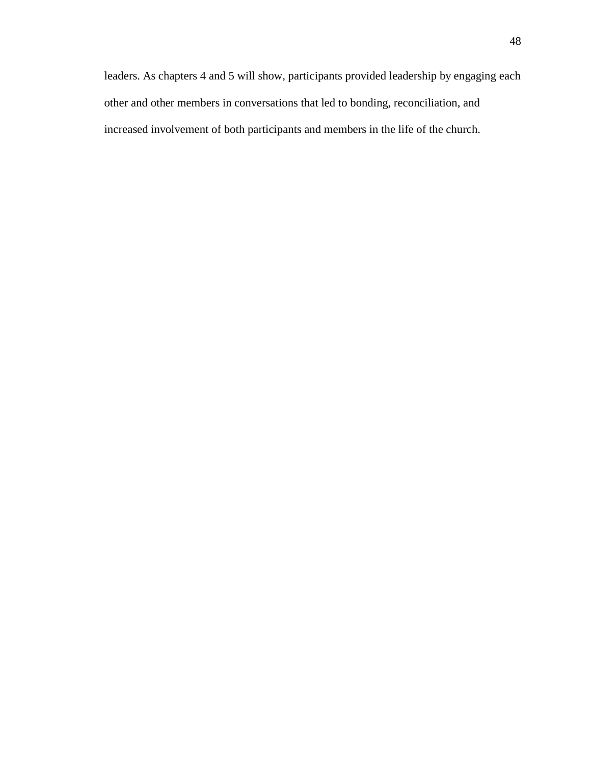leaders. As chapters 4 and 5 will show, participants provided leadership by engaging each other and other members in conversations that led to bonding, reconciliation, and increased involvement of both participants and members in the life of the church.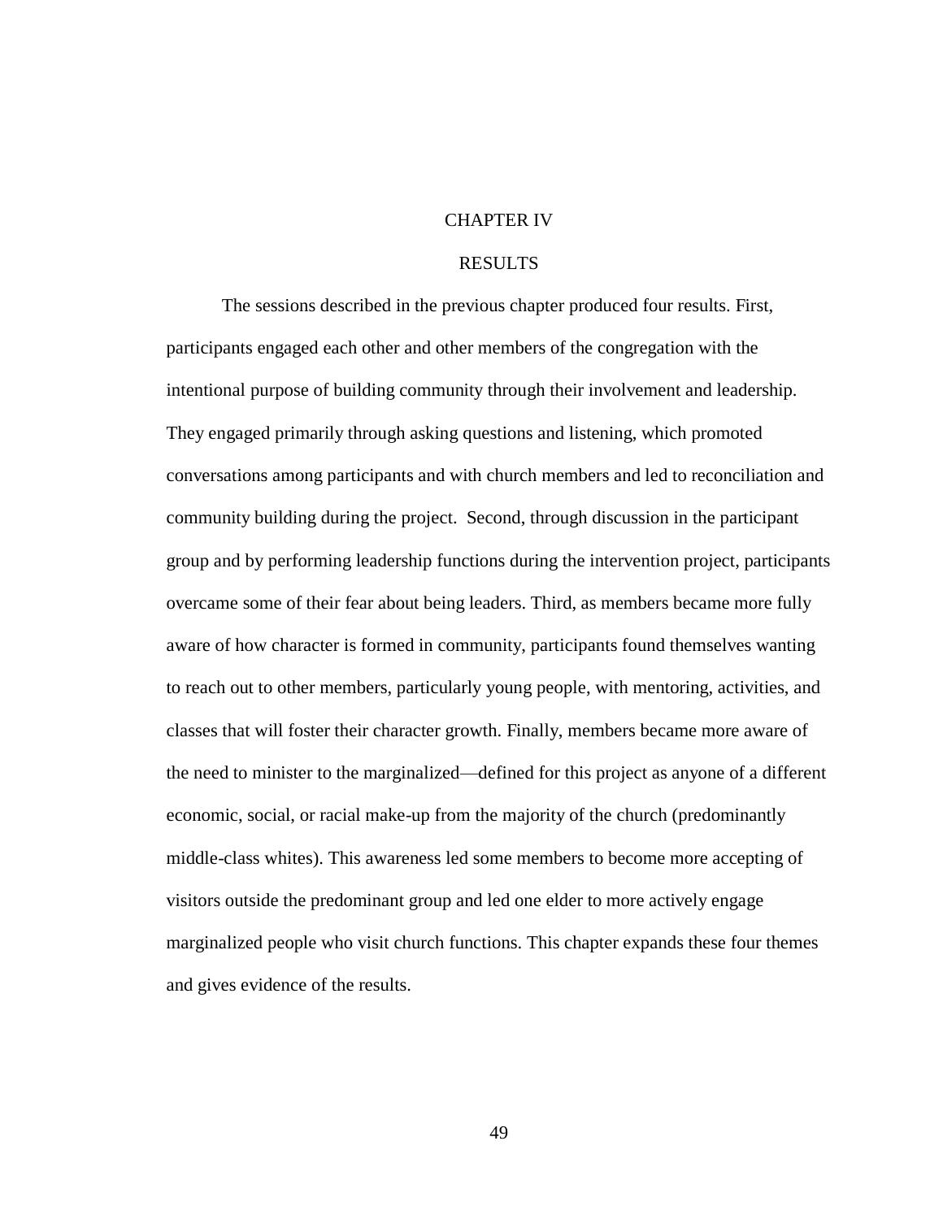# CHAPTER IV

# RESULTS

The sessions described in the previous chapter produced four results. First, participants engaged each other and other members of the congregation with the intentional purpose of building community through their involvement and leadership. They engaged primarily through asking questions and listening, which promoted conversations among participants and with church members and led to reconciliation and community building during the project. Second, through discussion in the participant group and by performing leadership functions during the intervention project, participants overcame some of their fear about being leaders. Third, as members became more fully aware of how character is formed in community, participants found themselves wanting to reach out to other members, particularly young people, with mentoring, activities, and classes that will foster their character growth. Finally, members became more aware of the need to minister to the marginalized—defined for this project as anyone of a different economic, social, or racial make-up from the majority of the church (predominantly middle-class whites). This awareness led some members to become more accepting of visitors outside the predominant group and led one elder to more actively engage marginalized people who visit church functions. This chapter expands these four themes and gives evidence of the results.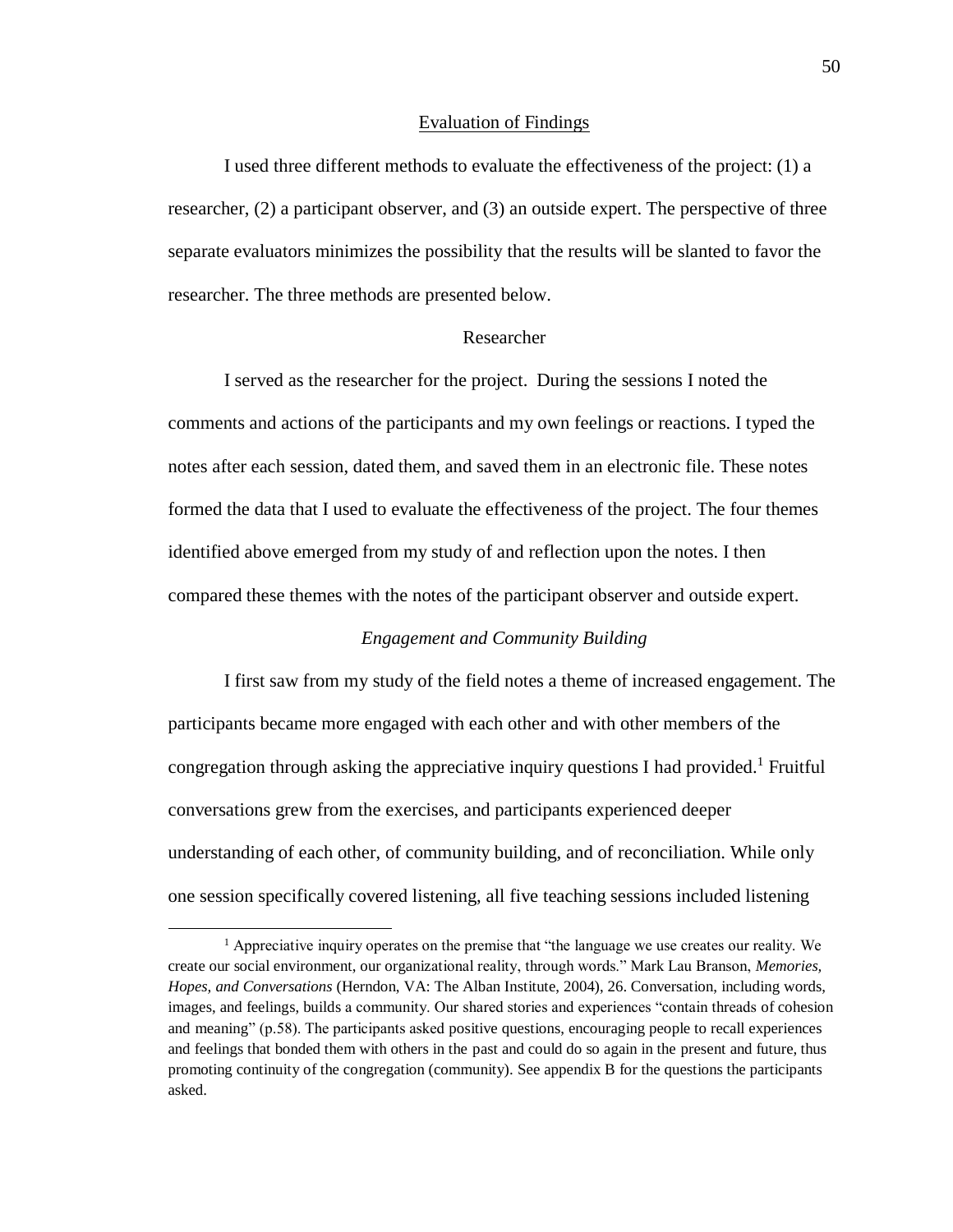## Evaluation of Findings

I used three different methods to evaluate the effectiveness of the project: (1) a researcher, (2) a participant observer, and (3) an outside expert. The perspective of three separate evaluators minimizes the possibility that the results will be slanted to favor the researcher. The three methods are presented below.

### Researcher

I served as the researcher for the project. During the sessions I noted the comments and actions of the participants and my own feelings or reactions. I typed the notes after each session, dated them, and saved them in an electronic file. These notes formed the data that I used to evaluate the effectiveness of the project. The four themes identified above emerged from my study of and reflection upon the notes. I then compared these themes with the notes of the participant observer and outside expert.

#### *Engagement and Community Building*

I first saw from my study of the field notes a theme of increased engagement. The participants became more engaged with each other and with other members of the congregation through asking the appreciative inquiry questions I had provided.[1] Fruitful conversations grew from the exercises, and participants experienced deeper understanding of each other, of community building, and of reconciliation. While only one session specifically covered listening, all five teaching sessions included listening

---

[1] Appreciative inquiry operates on the premise that "the language we use creates our reality. We create our social environment, our organizational reality, through words." Mark Lau Branson, *Memories, Hopes, and Conversations* (Herndon, VA: The Alban Institute, 2004), 26. Conversation, including words, images, and feelings, builds a community. Our shared stories and experiences "contain threads of cohesion and meaning" (p.58). The participants asked positive questions, encouraging people to recall experiences and feelings that bonded them with others in the past and could do so again in the present and future, thus promoting continuity of the congregation (community). See appendix B for the questions the participants asked.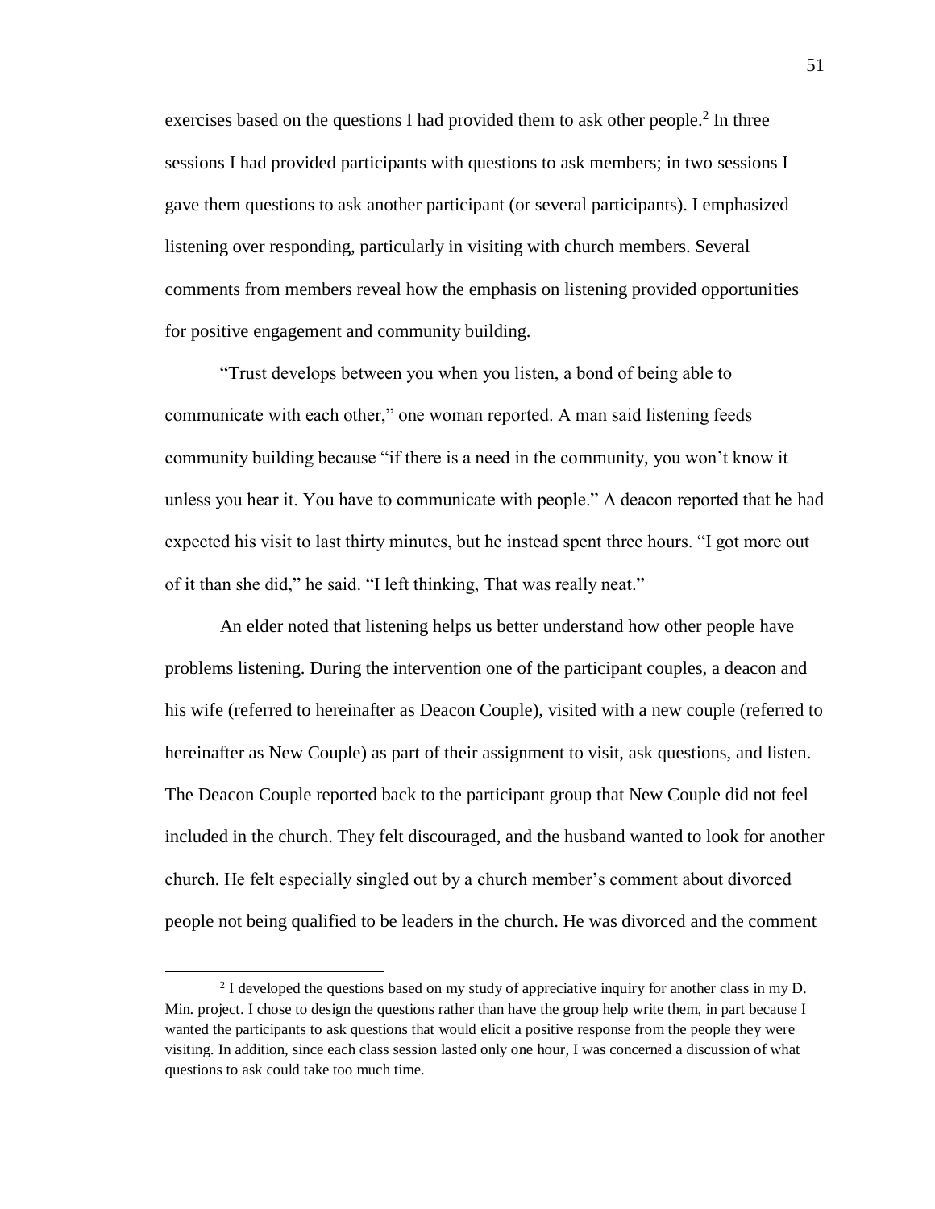exercises based on the questions I had provided them to ask other people.[2] In three sessions I had provided participants with questions to ask members; in two sessions I gave them questions to ask another participant (or several participants). I emphasized listening over responding, particularly in visiting with church members. Several comments from members reveal how the emphasis on listening provided opportunities for positive engagement and community building.

"Trust develops between you when you listen, a bond of being able to communicate with each other," one woman reported. A man said listening feeds community building because "if there is a need in the community, you won't know it unless you hear it. You have to communicate with people." A deacon reported that he had expected his visit to last thirty minutes, but he instead spent three hours. "I got more out of it than she did," he said. "I left thinking, That was really neat."

An elder noted that listening helps us better understand how other people have problems listening. During the intervention one of the participant couples, a deacon and his wife (referred to hereinafter as Deacon Couple), visited with a new couple (referred to hereinafter as New Couple) as part of their assignment to visit, ask questions, and listen. The Deacon Couple reported back to the participant group that New Couple did not feel included in the church. They felt discouraged, and the husband wanted to look for another church. He felt especially singled out by a church member's comment about divorced people not being qualified to be leaders in the church. He was divorced and the comment

---

[2] I developed the questions based on my study of appreciative inquiry for another class in my D. Min. project. I chose to design the questions rather than have the group help write them, in part because I wanted the participants to ask questions that would elicit a positive response from the people they were visiting. In addition, since each class session lasted only one hour, I was concerned a discussion of what questions to ask could take too much time.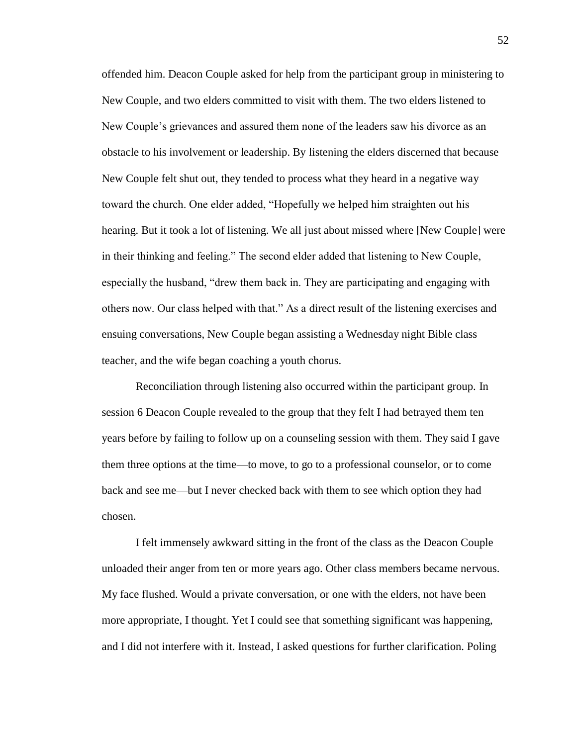offended him. Deacon Couple asked for help from the participant group in ministering to New Couple, and two elders committed to visit with them. The two elders listened to New Couple's grievances and assured them none of the leaders saw his divorce as an obstacle to his involvement or leadership. By listening the elders discerned that because New Couple felt shut out, they tended to process what they heard in a negative way toward the church. One elder added, "Hopefully we helped him straighten out his hearing. But it took a lot of listening. We all just about missed where [New Couple] were in their thinking and feeling." The second elder added that listening to New Couple, especially the husband, "drew them back in. They are participating and engaging with others now. Our class helped with that." As a direct result of the listening exercises and ensuing conversations, New Couple began assisting a Wednesday night Bible class teacher, and the wife began coaching a youth chorus.

Reconciliation through listening also occurred within the participant group. In session 6 Deacon Couple revealed to the group that they felt I had betrayed them ten years before by failing to follow up on a counseling session with them. They said I gave them three options at the time—to move, to go to a professional counselor, or to come back and see me—but I never checked back with them to see which option they had chosen.

I felt immensely awkward sitting in the front of the class as the Deacon Couple unloaded their anger from ten or more years ago. Other class members became nervous. My face flushed. Would a private conversation, or one with the elders, not have been more appropriate, I thought. Yet I could see that something significant was happening, and I did not interfere with it. Instead, I asked questions for further clarification. Poling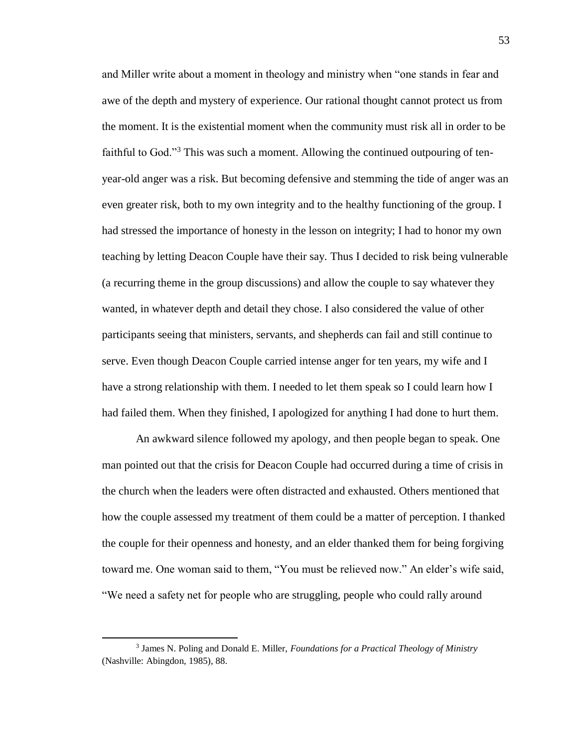and Miller write about a moment in theology and ministry when "one stands in fear and awe of the depth and mystery of experience. Our rational thought cannot protect us from the moment. It is the existential moment when the community must risk all in order to be faithful to God."[3] This was such a moment. Allowing the continued outpouring of ten-year-old anger was a risk. But becoming defensive and stemming the tide of anger was an even greater risk, both to my own integrity and to the healthy functioning of the group. I had stressed the importance of honesty in the lesson on integrity; I had to honor my own teaching by letting Deacon Couple have their say. Thus I decided to risk being vulnerable (a recurring theme in the group discussions) and allow the couple to say whatever they wanted, in whatever depth and detail they chose. I also considered the value of other participants seeing that ministers, servants, and shepherds can fail and still continue to serve. Even though Deacon Couple carried intense anger for ten years, my wife and I have a strong relationship with them. I needed to let them speak so I could learn how I had failed them. When they finished, I apologized for anything I had done to hurt them.

An awkward silence followed my apology, and then people began to speak. One man pointed out that the crisis for Deacon Couple had occurred during a time of crisis in the church when the leaders were often distracted and exhausted. Others mentioned that how the couple assessed my treatment of them could be a matter of perception. I thanked the couple for their openness and honesty, and an elder thanked them for being forgiving toward me. One woman said to them, "You must be relieved now." An elder's wife said, "We need a safety net for people who are struggling, people who could rally around

---

[3] James N. Poling and Donald E. Miller, *Foundations for a Practical Theology of Ministry* (Nashville: Abingdon, 1985), 88.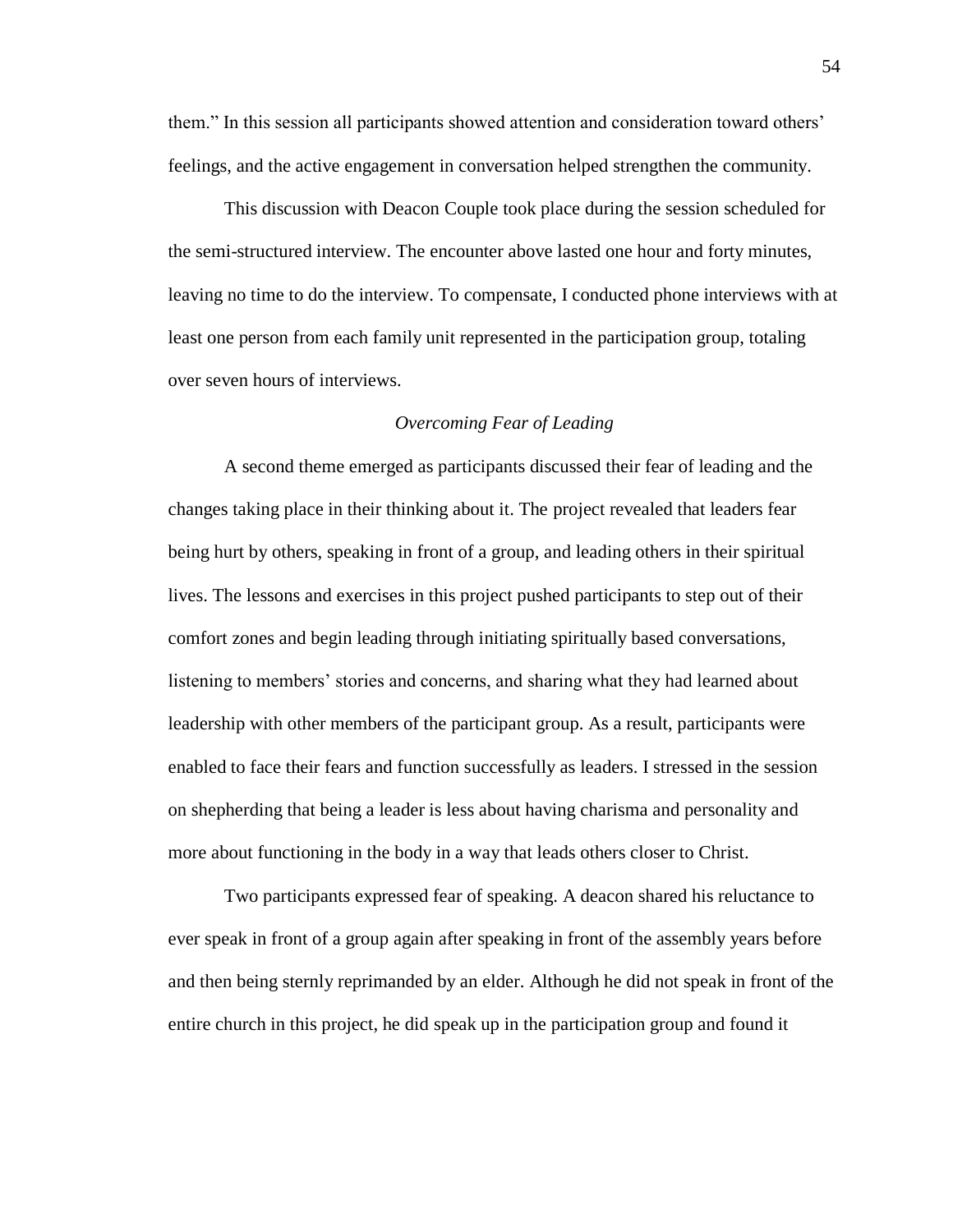them." In this session all participants showed attention and consideration toward others' feelings, and the active engagement in conversation helped strengthen the community.

This discussion with Deacon Couple took place during the session scheduled for the semi-structured interview. The encounter above lasted one hour and forty minutes, leaving no time to do the interview. To compensate, I conducted phone interviews with at least one person from each family unit represented in the participation group, totaling over seven hours of interviews.

### *Overcoming Fear of Leading*

A second theme emerged as participants discussed their fear of leading and the changes taking place in their thinking about it. The project revealed that leaders fear being hurt by others, speaking in front of a group, and leading others in their spiritual lives. The lessons and exercises in this project pushed participants to step out of their comfort zones and begin leading through initiating spiritually based conversations, listening to members' stories and concerns, and sharing what they had learned about leadership with other members of the participant group. As a result, participants were enabled to face their fears and function successfully as leaders. I stressed in the session on shepherding that being a leader is less about having charisma and personality and more about functioning in the body in a way that leads others closer to Christ.

Two participants expressed fear of speaking. A deacon shared his reluctance to ever speak in front of a group again after speaking in front of the assembly years before and then being sternly reprimanded by an elder. Although he did not speak in front of the entire church in this project, he did speak up in the participation group and found it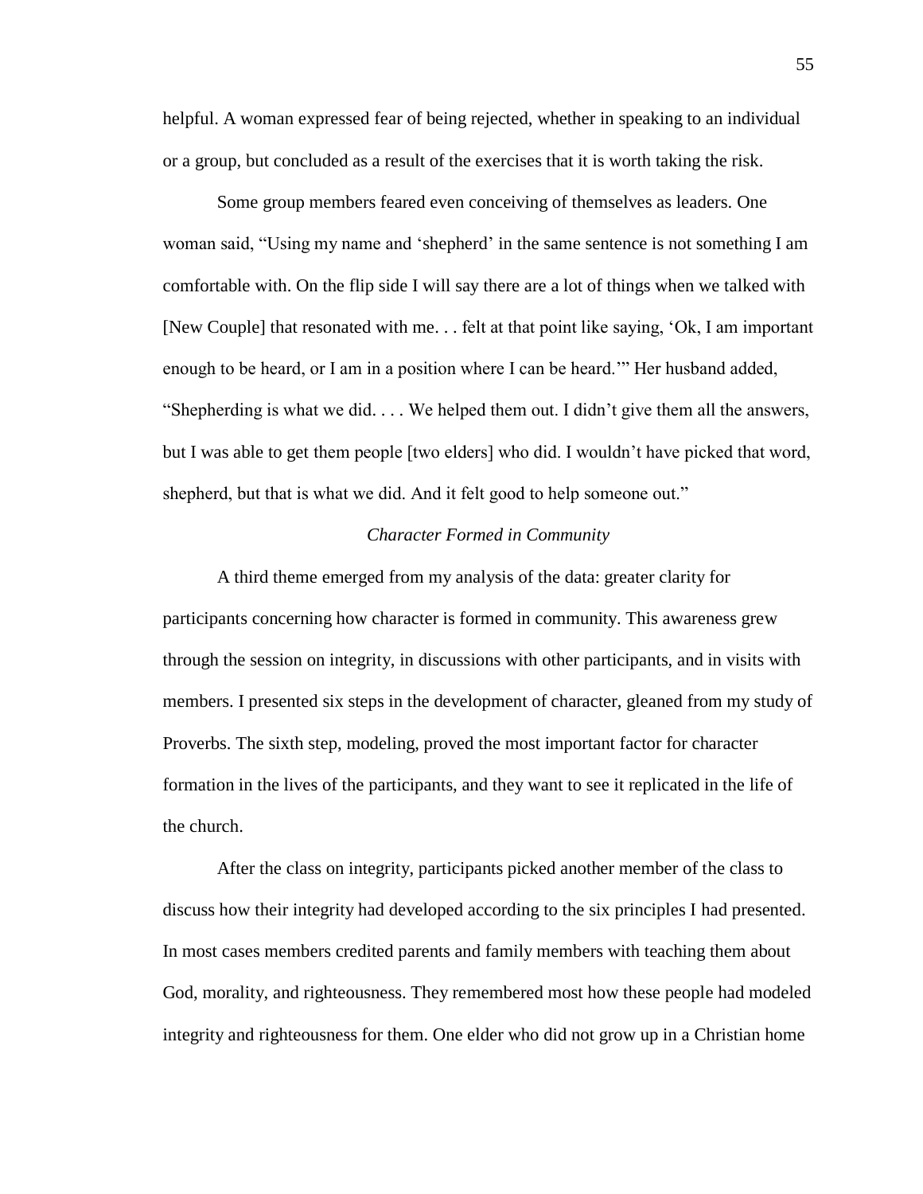helpful. A woman expressed fear of being rejected, whether in speaking to an individual or a group, but concluded as a result of the exercises that it is worth taking the risk.

Some group members feared even conceiving of themselves as leaders. One woman said, "Using my name and 'shepherd' in the same sentence is not something I am comfortable with. On the flip side I will say there are a lot of things when we talked with [New Couple] that resonated with me. . . felt at that point like saying, 'Ok, I am important enough to be heard, or I am in a position where I can be heard.'" Her husband added, "Shepherding is what we did. . . . We helped them out. I didn't give them all the answers, but I was able to get them people [two elders] who did. I wouldn't have picked that word, shepherd, but that is what we did. And it felt good to help someone out."

### *Character Formed in Community*

A third theme emerged from my analysis of the data: greater clarity for participants concerning how character is formed in community. This awareness grew through the session on integrity, in discussions with other participants, and in visits with members. I presented six steps in the development of character, gleaned from my study of Proverbs. The sixth step, modeling, proved the most important factor for character formation in the lives of the participants, and they want to see it replicated in the life of the church.

After the class on integrity, participants picked another member of the class to discuss how their integrity had developed according to the six principles I had presented. In most cases members credited parents and family members with teaching them about God, morality, and righteousness. They remembered most how these people had modeled integrity and righteousness for them. One elder who did not grow up in a Christian home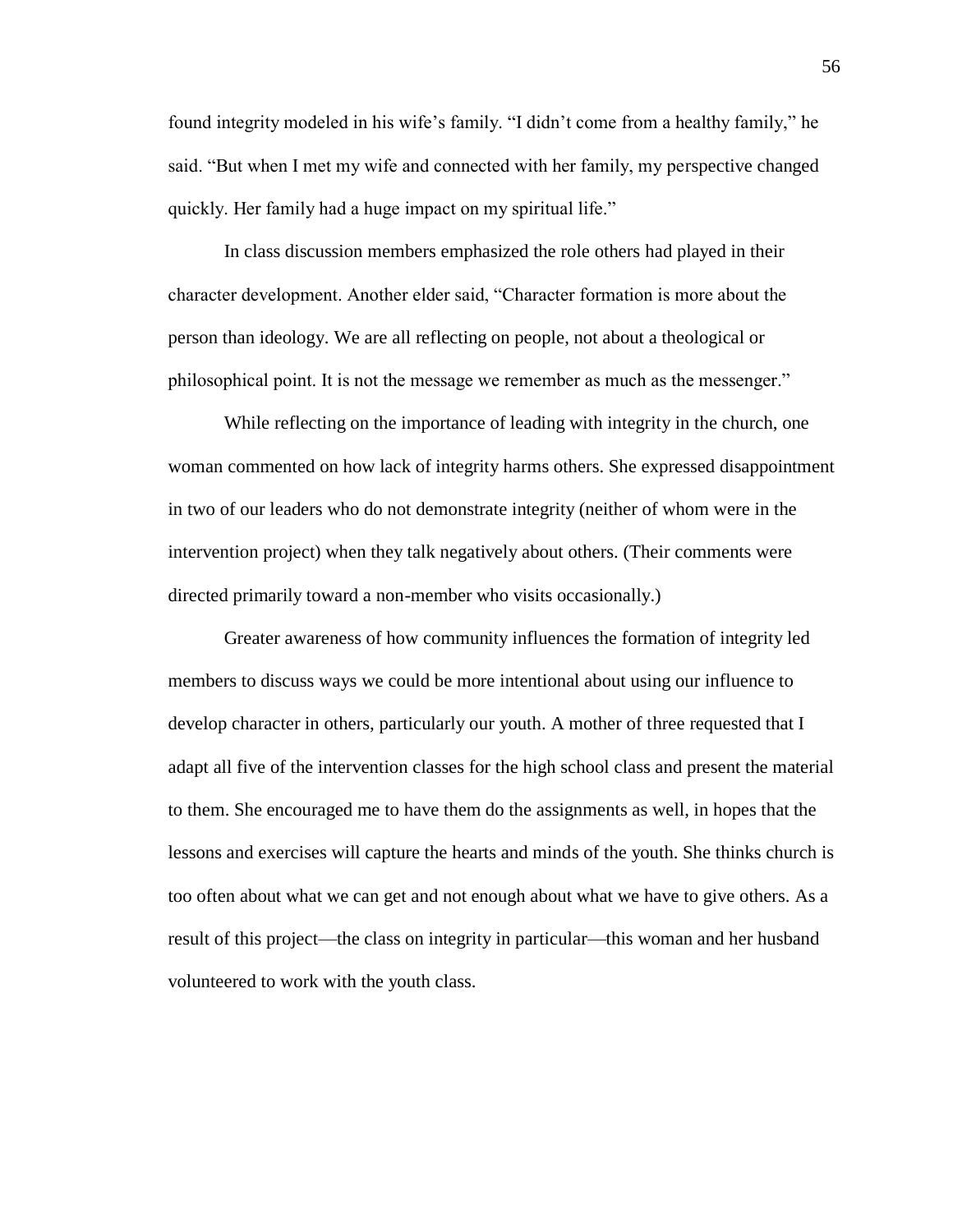found integrity modeled in his wife's family. "I didn't come from a healthy family," he said. "But when I met my wife and connected with her family, my perspective changed quickly. Her family had a huge impact on my spiritual life."

In class discussion members emphasized the role others had played in their character development. Another elder said, "Character formation is more about the person than ideology. We are all reflecting on people, not about a theological or philosophical point. It is not the message we remember as much as the messenger."

While reflecting on the importance of leading with integrity in the church, one woman commented on how lack of integrity harms others. She expressed disappointment in two of our leaders who do not demonstrate integrity (neither of whom were in the intervention project) when they talk negatively about others. (Their comments were directed primarily toward a non-member who visits occasionally.)

Greater awareness of how community influences the formation of integrity led members to discuss ways we could be more intentional about using our influence to develop character in others, particularly our youth. A mother of three requested that I adapt all five of the intervention classes for the high school class and present the material to them. She encouraged me to have them do the assignments as well, in hopes that the lessons and exercises will capture the hearts and minds of the youth. She thinks church is too often about what we can get and not enough about what we have to give others. As a result of this project—the class on integrity in particular—this woman and her husband volunteered to work with the youth class.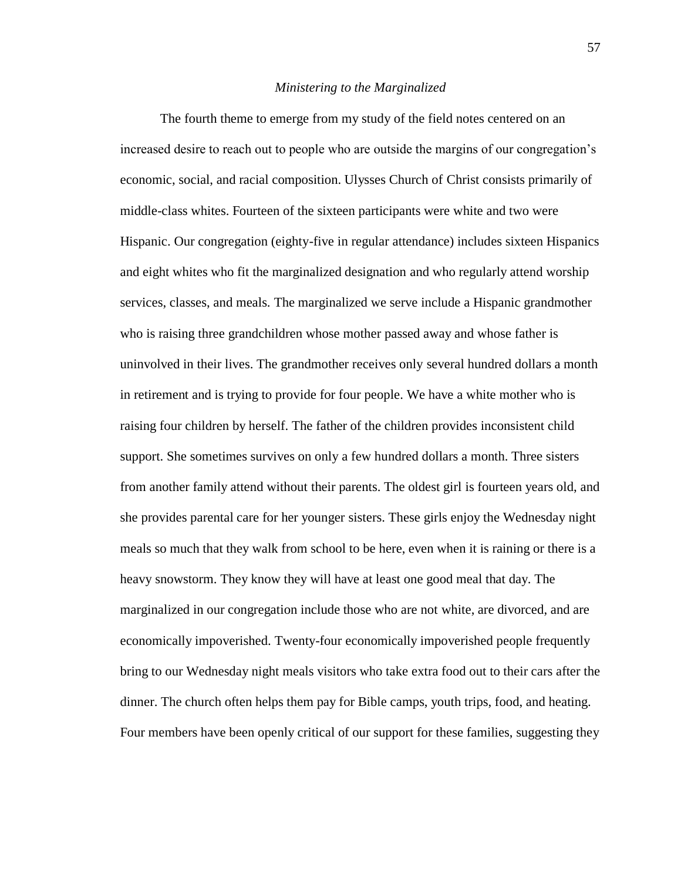*Ministering to the Marginalized*

The fourth theme to emerge from my study of the field notes centered on an increased desire to reach out to people who are outside the margins of our congregation's economic, social, and racial composition. Ulysses Church of Christ consists primarily of middle-class whites. Fourteen of the sixteen participants were white and two were Hispanic. Our congregation (eighty-five in regular attendance) includes sixteen Hispanics and eight whites who fit the marginalized designation and who regularly attend worship services, classes, and meals. The marginalized we serve include a Hispanic grandmother who is raising three grandchildren whose mother passed away and whose father is uninvolved in their lives. The grandmother receives only several hundred dollars a month in retirement and is trying to provide for four people. We have a white mother who is raising four children by herself. The father of the children provides inconsistent child support. She sometimes survives on only a few hundred dollars a month. Three sisters from another family attend without their parents. The oldest girl is fourteen years old, and she provides parental care for her younger sisters. These girls enjoy the Wednesday night meals so much that they walk from school to be here, even when it is raining or there is a heavy snowstorm. They know they will have at least one good meal that day. The marginalized in our congregation include those who are not white, are divorced, and are economically impoverished. Twenty-four economically impoverished people frequently bring to our Wednesday night meals visitors who take extra food out to their cars after the dinner. The church often helps them pay for Bible camps, youth trips, food, and heating. Four members have been openly critical of our support for these families, suggesting they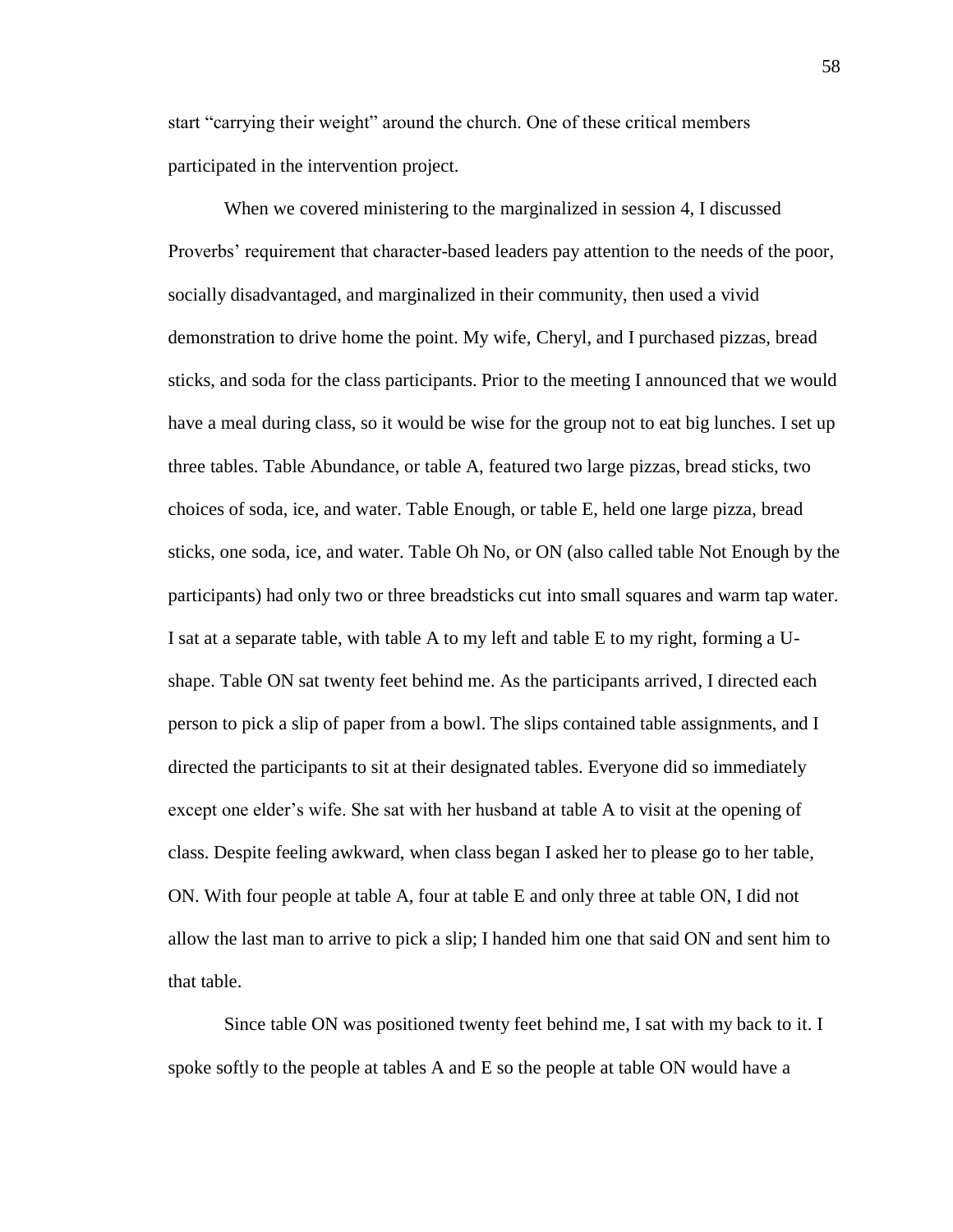start "carrying their weight" around the church. One of these critical members participated in the intervention project.

When we covered ministering to the marginalized in session 4, I discussed Proverbs' requirement that character-based leaders pay attention to the needs of the poor, socially disadvantaged, and marginalized in their community, then used a vivid demonstration to drive home the point. My wife, Cheryl, and I purchased pizzas, bread sticks, and soda for the class participants. Prior to the meeting I announced that we would have a meal during class, so it would be wise for the group not to eat big lunches. I set up three tables. Table Abundance, or table A, featured two large pizzas, bread sticks, two choices of soda, ice, and water. Table Enough, or table E, held one large pizza, bread sticks, one soda, ice, and water. Table Oh No, or ON (also called table Not Enough by the participants) had only two or three breadsticks cut into small squares and warm tap water. I sat at a separate table, with table A to my left and table E to my right, forming a U-shape. Table ON sat twenty feet behind me. As the participants arrived, I directed each person to pick a slip of paper from a bowl. The slips contained table assignments, and I directed the participants to sit at their designated tables. Everyone did so immediately except one elder's wife. She sat with her husband at table A to visit at the opening of class. Despite feeling awkward, when class began I asked her to please go to her table, ON. With four people at table A, four at table E and only three at table ON, I did not allow the last man to arrive to pick a slip; I handed him one that said ON and sent him to that table.

Since table ON was positioned twenty feet behind me, I sat with my back to it. I spoke softly to the people at tables A and E so the people at table ON would have a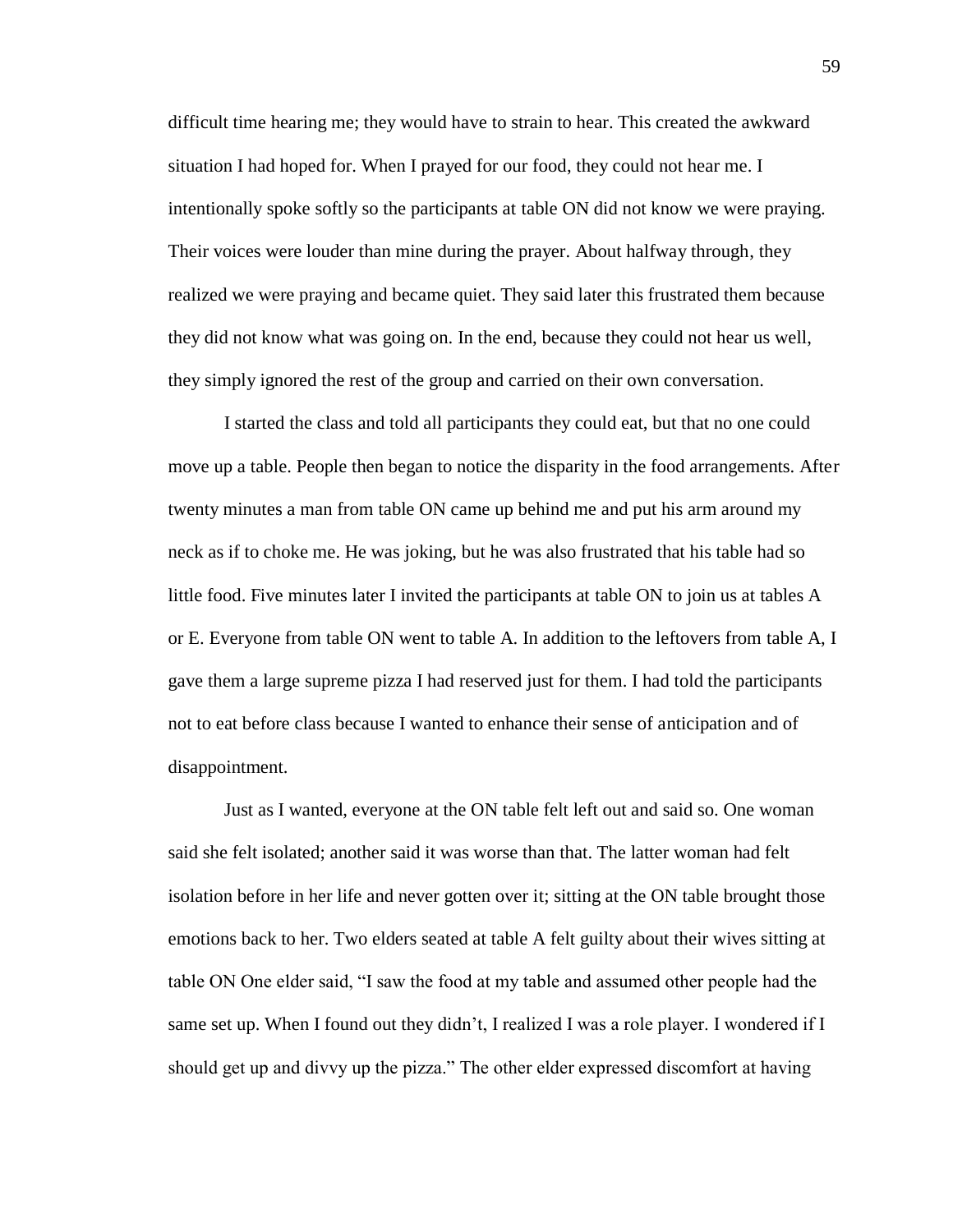difficult time hearing me; they would have to strain to hear. This created the awkward situation I had hoped for. When I prayed for our food, they could not hear me. I intentionally spoke softly so the participants at table ON did not know we were praying. Their voices were louder than mine during the prayer. About halfway through, they realized we were praying and became quiet. They said later this frustrated them because they did not know what was going on. In the end, because they could not hear us well, they simply ignored the rest of the group and carried on their own conversation.

I started the class and told all participants they could eat, but that no one could move up a table. People then began to notice the disparity in the food arrangements. After twenty minutes a man from table ON came up behind me and put his arm around my neck as if to choke me. He was joking, but he was also frustrated that his table had so little food. Five minutes later I invited the participants at table ON to join us at tables A or E. Everyone from table ON went to table A. In addition to the leftovers from table A, I gave them a large supreme pizza I had reserved just for them. I had told the participants not to eat before class because I wanted to enhance their sense of anticipation and of disappointment.

Just as I wanted, everyone at the ON table felt left out and said so. One woman said she felt isolated; another said it was worse than that. The latter woman had felt isolation before in her life and never gotten over it; sitting at the ON table brought those emotions back to her. Two elders seated at table A felt guilty about their wives sitting at table ON One elder said, "I saw the food at my table and assumed other people had the same set up. When I found out they didn't, I realized I was a role player. I wondered if I should get up and divvy up the pizza." The other elder expressed discomfort at having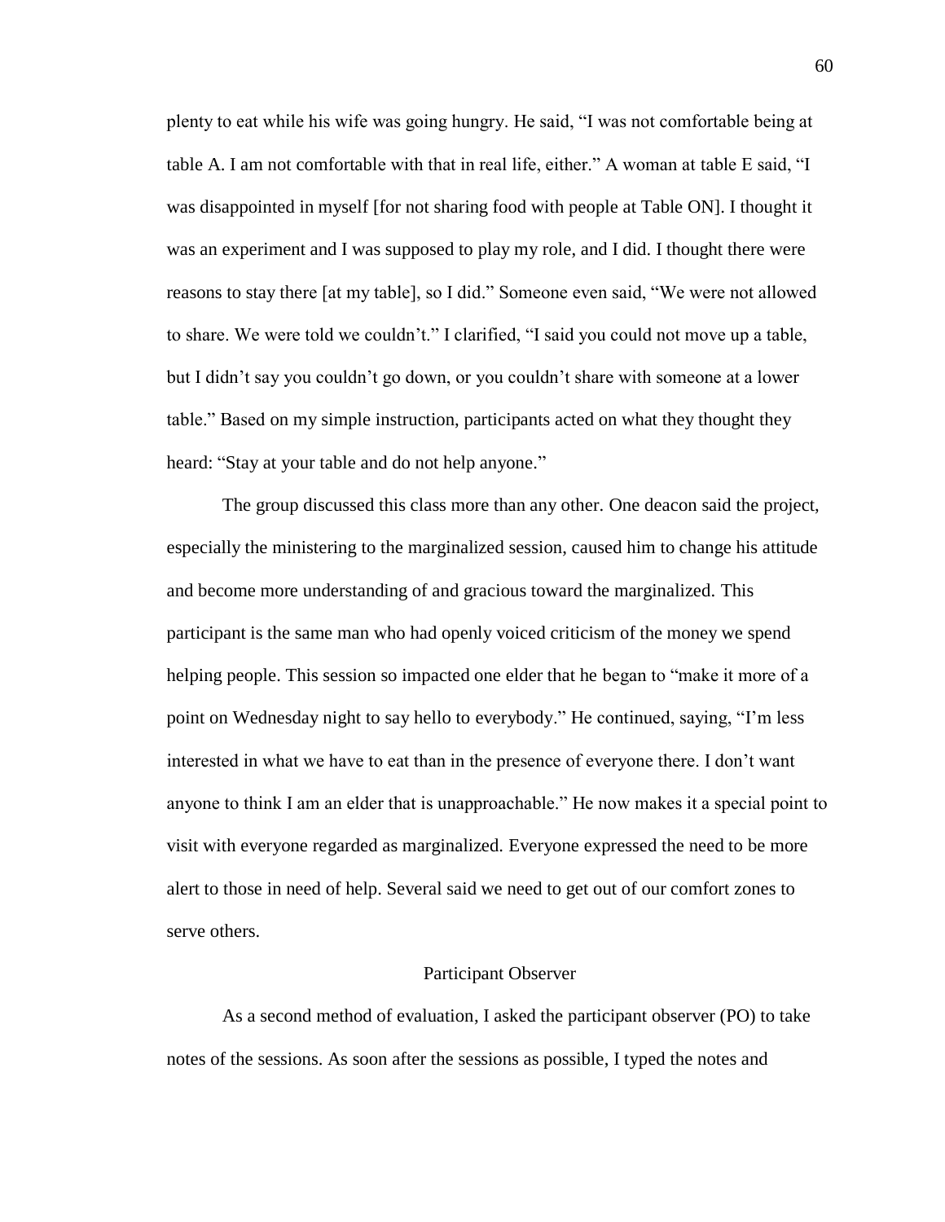plenty to eat while his wife was going hungry. He said, "I was not comfortable being at table A. I am not comfortable with that in real life, either." A woman at table E said, "I was disappointed in myself [for not sharing food with people at Table ON]. I thought it was an experiment and I was supposed to play my role, and I did. I thought there were reasons to stay there [at my table], so I did." Someone even said, "We were not allowed to share. We were told we couldn't." I clarified, "I said you could not move up a table, but I didn't say you couldn't go down, or you couldn't share with someone at a lower table." Based on my simple instruction, participants acted on what they thought they heard: "Stay at your table and do not help anyone."

The group discussed this class more than any other. One deacon said the project, especially the ministering to the marginalized session, caused him to change his attitude and become more understanding of and gracious toward the marginalized. This participant is the same man who had openly voiced criticism of the money we spend helping people. This session so impacted one elder that he began to "make it more of a point on Wednesday night to say hello to everybody." He continued, saying, "I'm less interested in what we have to eat than in the presence of everyone there. I don't want anyone to think I am an elder that is unapproachable." He now makes it a special point to visit with everyone regarded as marginalized. Everyone expressed the need to be more alert to those in need of help. Several said we need to get out of our comfort zones to serve others.

## Participant Observer

As a second method of evaluation, I asked the participant observer (PO) to take notes of the sessions. As soon after the sessions as possible, I typed the notes and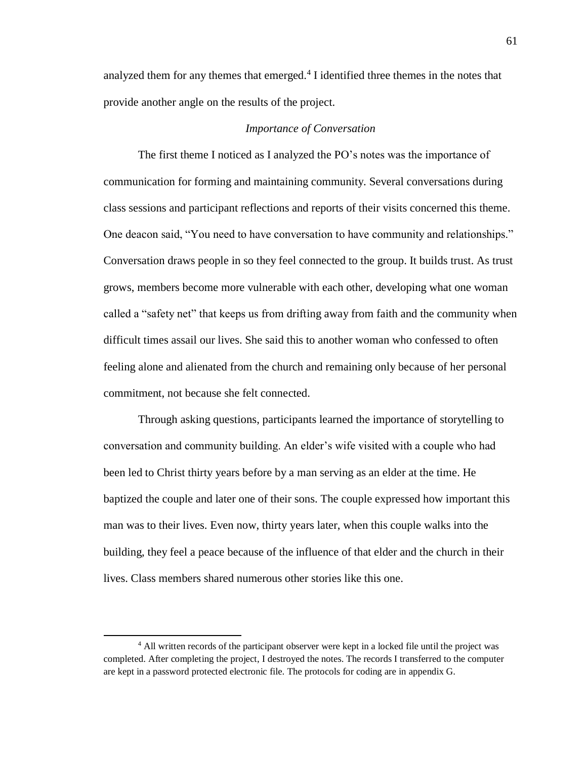analyzed them for any themes that emerged.[4] I identified three themes in the notes that provide another angle on the results of the project.

*Importance of Conversation*

The first theme I noticed as I analyzed the PO's notes was the importance of communication for forming and maintaining community. Several conversations during class sessions and participant reflections and reports of their visits concerned this theme. One deacon said, "You need to have conversation to have community and relationships." Conversation draws people in so they feel connected to the group. It builds trust. As trust grows, members become more vulnerable with each other, developing what one woman called a "safety net" that keeps us from drifting away from faith and the community when difficult times assail our lives. She said this to another woman who confessed to often feeling alone and alienated from the church and remaining only because of her personal commitment, not because she felt connected.

Through asking questions, participants learned the importance of storytelling to conversation and community building. An elder's wife visited with a couple who had been led to Christ thirty years before by a man serving as an elder at the time. He baptized the couple and later one of their sons. The couple expressed how important this man was to their lives. Even now, thirty years later, when this couple walks into the building, they feel a peace because of the influence of that elder and the church in their lives. Class members shared numerous other stories like this one.

[4] All written records of the participant observer were kept in a locked file until the project was completed. After completing the project, I destroyed the notes. The records I transferred to the computer are kept in a password protected electronic file. The protocols for coding are in appendix G.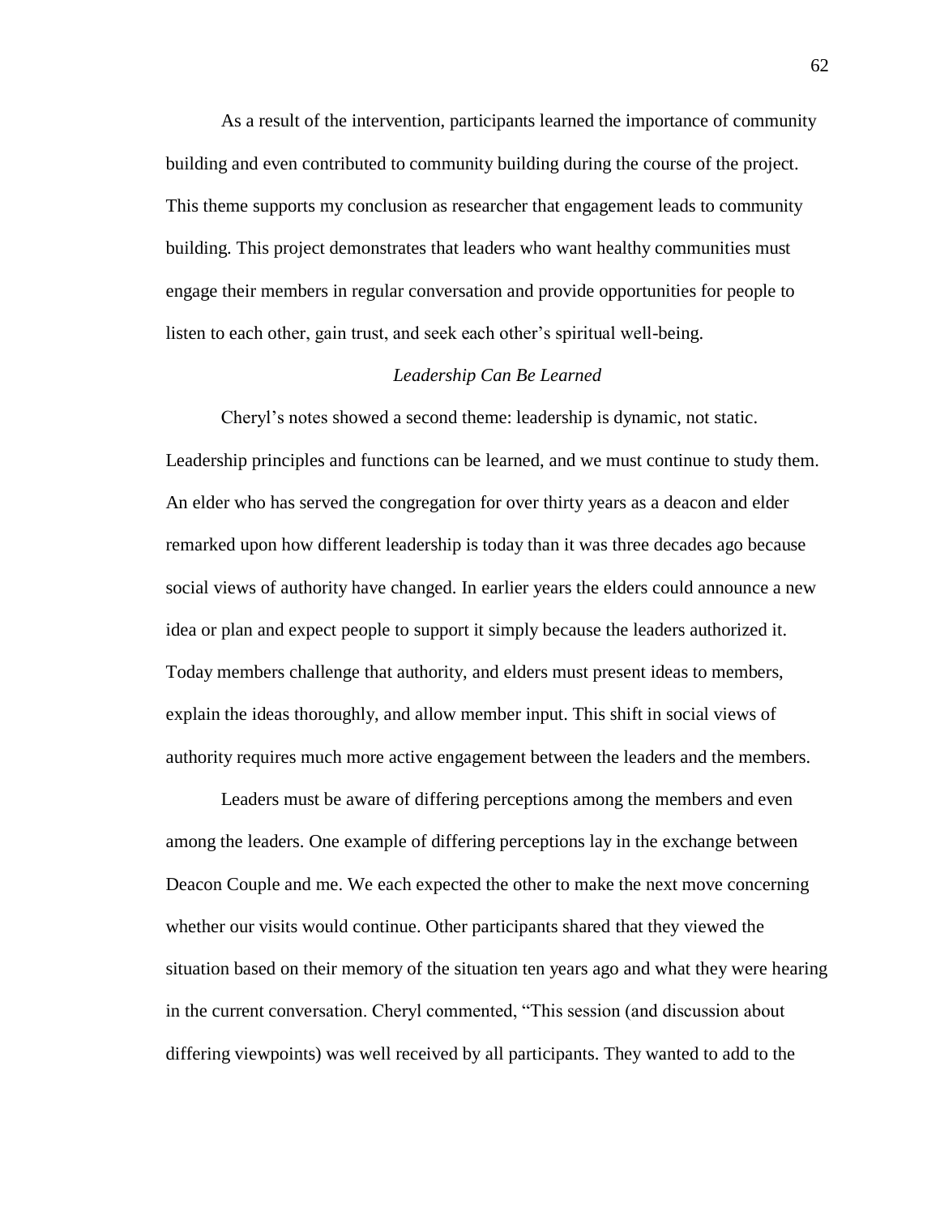As a result of the intervention, participants learned the importance of community building and even contributed to community building during the course of the project. This theme supports my conclusion as researcher that engagement leads to community building. This project demonstrates that leaders who want healthy communities must engage their members in regular conversation and provide opportunities for people to listen to each other, gain trust, and seek each other's spiritual well-being.

### *Leadership Can Be Learned*

Cheryl's notes showed a second theme: leadership is dynamic, not static. Leadership principles and functions can be learned, and we must continue to study them. An elder who has served the congregation for over thirty years as a deacon and elder remarked upon how different leadership is today than it was three decades ago because social views of authority have changed. In earlier years the elders could announce a new idea or plan and expect people to support it simply because the leaders authorized it. Today members challenge that authority, and elders must present ideas to members, explain the ideas thoroughly, and allow member input. This shift in social views of authority requires much more active engagement between the leaders and the members.

Leaders must be aware of differing perceptions among the members and even among the leaders. One example of differing perceptions lay in the exchange between Deacon Couple and me. We each expected the other to make the next move concerning whether our visits would continue. Other participants shared that they viewed the situation based on their memory of the situation ten years ago and what they were hearing in the current conversation. Cheryl commented, "This session (and discussion about differing viewpoints) was well received by all participants. They wanted to add to the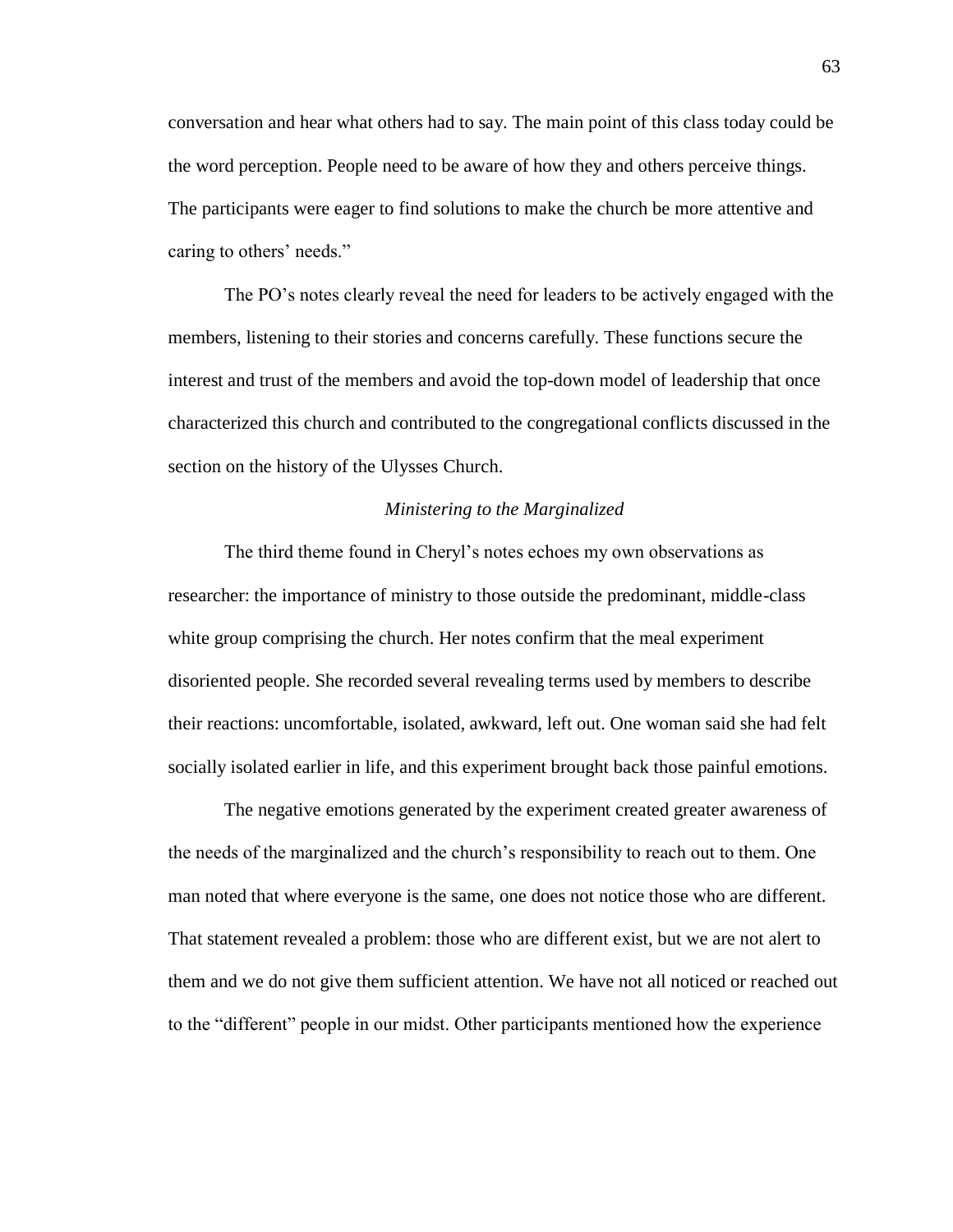conversation and hear what others had to say. The main point of this class today could be the word perception. People need to be aware of how they and others perceive things. The participants were eager to find solutions to make the church be more attentive and caring to others' needs."

The PO's notes clearly reveal the need for leaders to be actively engaged with the members, listening to their stories and concerns carefully. These functions secure the interest and trust of the members and avoid the top-down model of leadership that once characterized this church and contributed to the congregational conflicts discussed in the section on the history of the Ulysses Church.

### *Ministering to the Marginalized*

The third theme found in Cheryl's notes echoes my own observations as researcher: the importance of ministry to those outside the predominant, middle-class white group comprising the church. Her notes confirm that the meal experiment disoriented people. She recorded several revealing terms used by members to describe their reactions: uncomfortable, isolated, awkward, left out. One woman said she had felt socially isolated earlier in life, and this experiment brought back those painful emotions.

The negative emotions generated by the experiment created greater awareness of the needs of the marginalized and the church's responsibility to reach out to them. One man noted that where everyone is the same, one does not notice those who are different. That statement revealed a problem: those who are different exist, but we are not alert to them and we do not give them sufficient attention. We have not all noticed or reached out to the "different" people in our midst. Other participants mentioned how the experience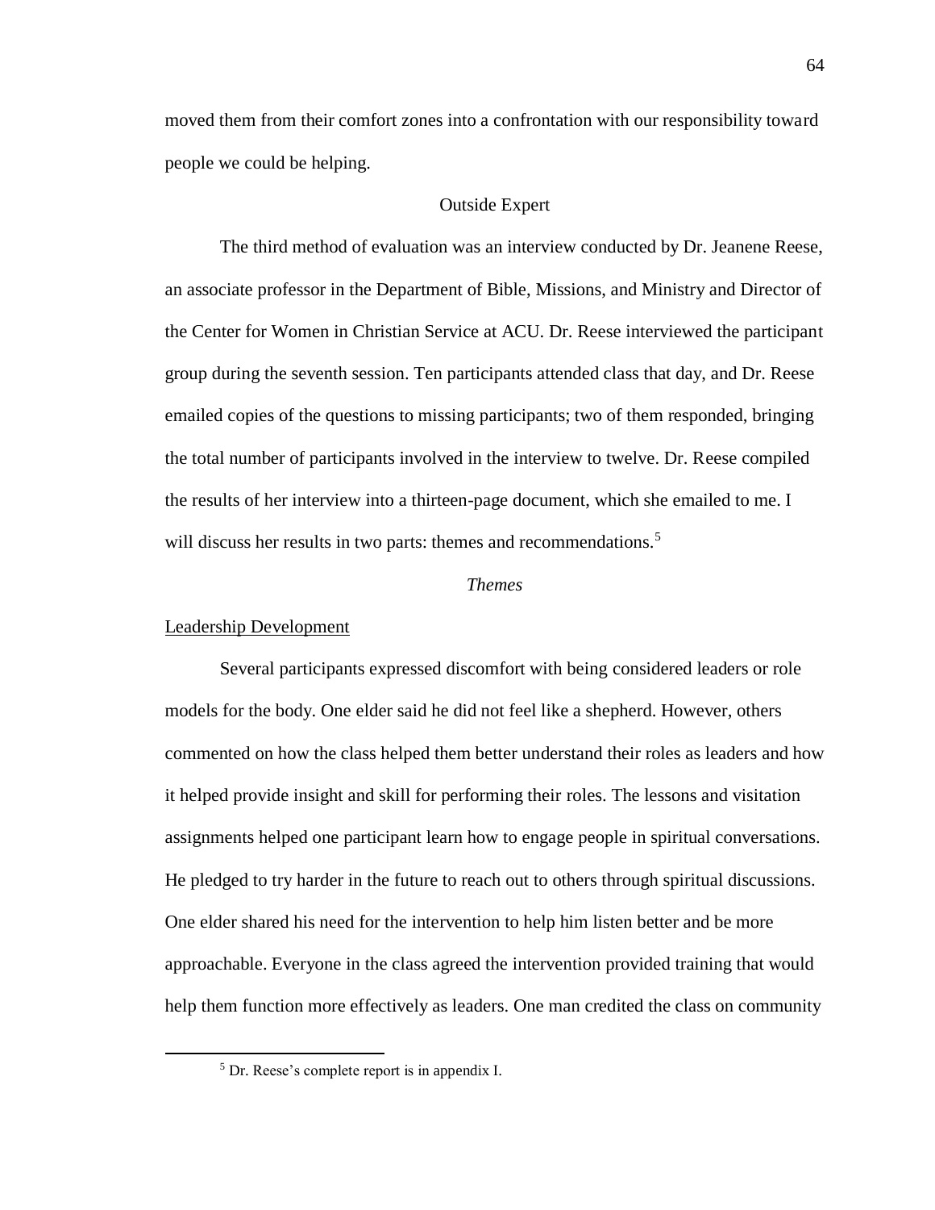moved them from their comfort zones into a confrontation with our responsibility toward people we could be helping.

## Outside Expert

The third method of evaluation was an interview conducted by Dr. Jeanene Reese, an associate professor in the Department of Bible, Missions, and Ministry and Director of the Center for Women in Christian Service at ACU. Dr. Reese interviewed the participant group during the seventh session. Ten participants attended class that day, and Dr. Reese emailed copies of the questions to missing participants; two of them responded, bringing the total number of participants involved in the interview to twelve. Dr. Reese compiled the results of her interview into a thirteen-page document, which she emailed to me. I will discuss her results in two parts: themes and recommendations.[5]

### *Themes*

#### Leadership Development

Several participants expressed discomfort with being considered leaders or role models for the body. One elder said he did not feel like a shepherd. However, others commented on how the class helped them better understand their roles as leaders and how it helped provide insight and skill for performing their roles. The lessons and visitation assignments helped one participant learn how to engage people in spiritual conversations. He pledged to try harder in the future to reach out to others through spiritual discussions. One elder shared his need for the intervention to help him listen better and be more approachable. Everyone in the class agreed the intervention provided training that would help them function more effectively as leaders. One man credited the class on community

[5] Dr. Reese's complete report is in appendix I.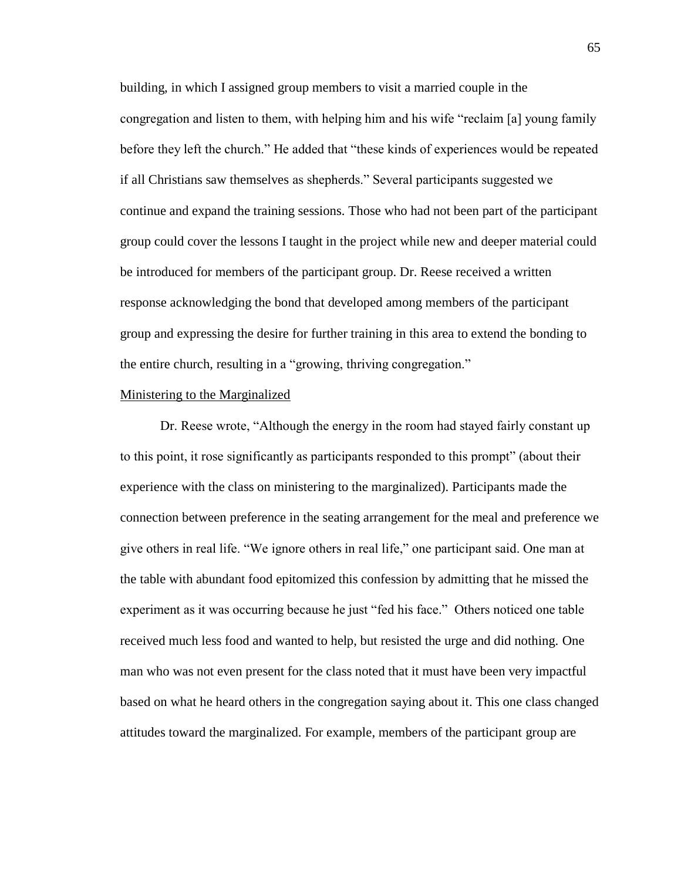building, in which I assigned group members to visit a married couple in the congregation and listen to them, with helping him and his wife "reclaim [a] young family before they left the church." He added that "these kinds of experiences would be repeated if all Christians saw themselves as shepherds." Several participants suggested we continue and expand the training sessions. Those who had not been part of the participant group could cover the lessons I taught in the project while new and deeper material could be introduced for members of the participant group. Dr. Reese received a written response acknowledging the bond that developed among members of the participant group and expressing the desire for further training in this area to extend the bonding to the entire church, resulting in a "growing, thriving congregation."

<u>Ministering to the Marginalized</u>

Dr. Reese wrote, "Although the energy in the room had stayed fairly constant up to this point, it rose significantly as participants responded to this prompt" (about their experience with the class on ministering to the marginalized). Participants made the connection between preference in the seating arrangement for the meal and preference we give others in real life. "We ignore others in real life," one participant said. One man at the table with abundant food epitomized this confession by admitting that he missed the experiment as it was occurring because he just "fed his face." Others noticed one table received much less food and wanted to help, but resisted the urge and did nothing. One man who was not even present for the class noted that it must have been very impactful based on what he heard others in the congregation saying about it. This one class changed attitudes toward the marginalized. For example, members of the participant group are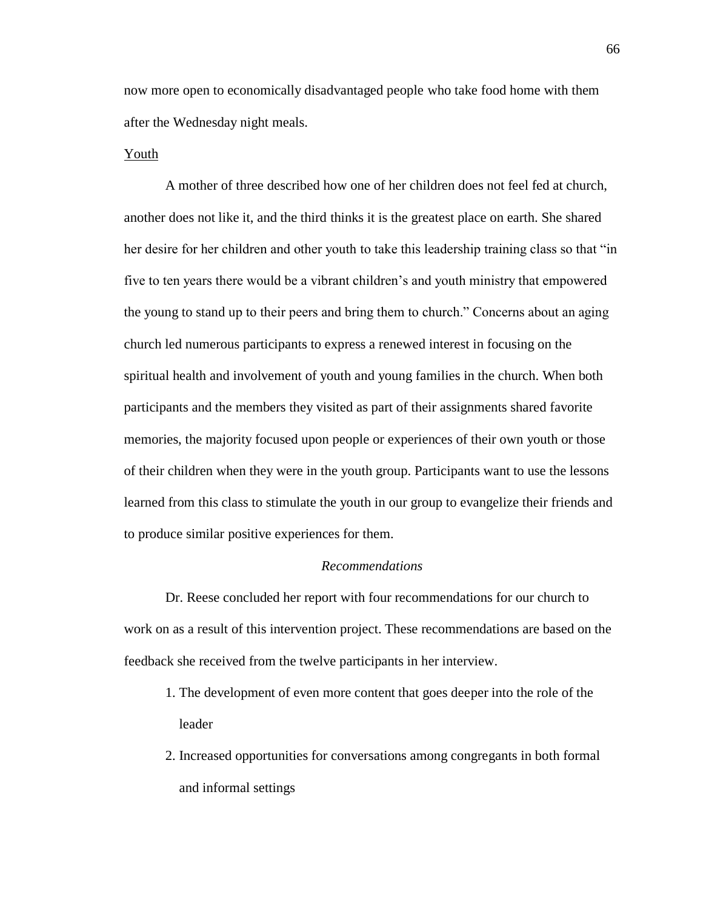now more open to economically disadvantaged people who take food home with them after the Wednesday night meals.

<u>Youth</u>

A mother of three described how one of her children does not feel fed at church, another does not like it, and the third thinks it is the greatest place on earth. She shared her desire for her children and other youth to take this leadership training class so that "in five to ten years there would be a vibrant children's and youth ministry that empowered the young to stand up to their peers and bring them to church." Concerns about an aging church led numerous participants to express a renewed interest in focusing on the spiritual health and involvement of youth and young families in the church. When both participants and the members they visited as part of their assignments shared favorite memories, the majority focused upon people or experiences of their own youth or those of their children when they were in the youth group. Participants want to use the lessons learned from this class to stimulate the youth in our group to evangelize their friends and to produce similar positive experiences for them.

### *Recommendations*

Dr. Reese concluded her report with four recommendations for our church to work on as a result of this intervention project. These recommendations are based on the feedback she received from the twelve participants in her interview.

1. The development of even more content that goes deeper into the role of the leader
2. Increased opportunities for conversations among congregants in both formal and informal settings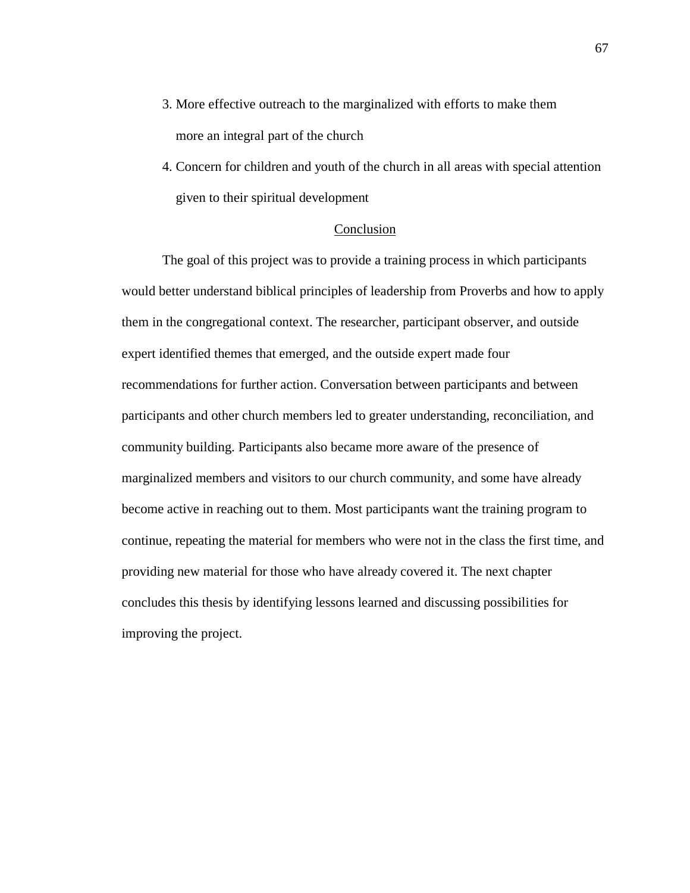3. More effective outreach to the marginalized with efforts to make them more an integral part of the church
4. Concern for children and youth of the church in all areas with special attention given to their spiritual development

## Conclusion

The goal of this project was to provide a training process in which participants would better understand biblical principles of leadership from Proverbs and how to apply them in the congregational context. The researcher, participant observer, and outside expert identified themes that emerged, and the outside expert made four recommendations for further action. Conversation between participants and between participants and other church members led to greater understanding, reconciliation, and community building. Participants also became more aware of the presence of marginalized members and visitors to our church community, and some have already become active in reaching out to them. Most participants want the training program to continue, repeating the material for members who were not in the class the first time, and providing new material for those who have already covered it. The next chapter concludes this thesis by identifying lessons learned and discussing possibilities for improving the project.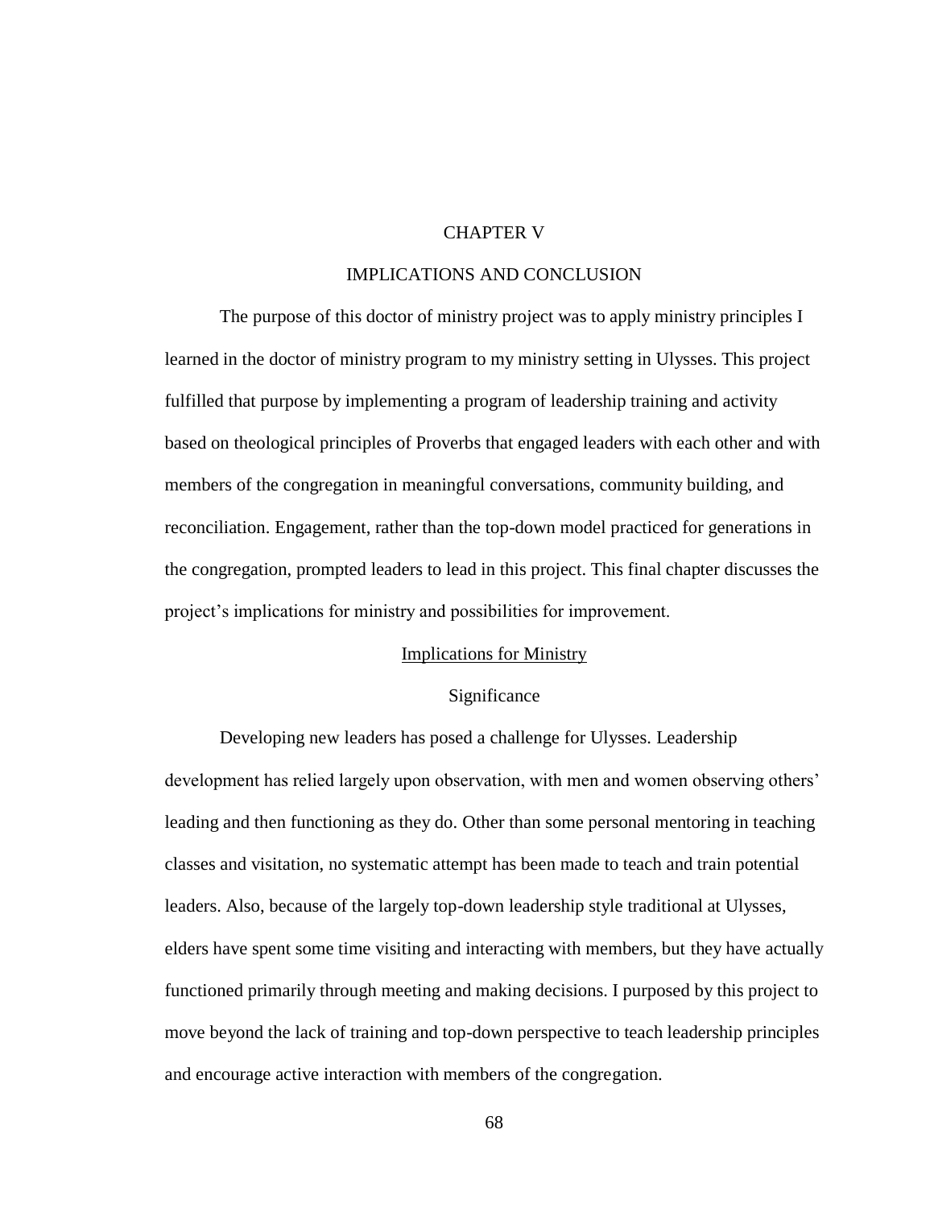# CHAPTER V

# IMPLICATIONS AND CONCLUSION

The purpose of this doctor of ministry project was to apply ministry principles I learned in the doctor of ministry program to my ministry setting in Ulysses. This project fulfilled that purpose by implementing a program of leadership training and activity based on theological principles of Proverbs that engaged leaders with each other and with members of the congregation in meaningful conversations, community building, and reconciliation. Engagement, rather than the top-down model practiced for generations in the congregation, prompted leaders to lead in this project. This final chapter discusses the project's implications for ministry and possibilities for improvement.

## Implications for Ministry

### Significance

Developing new leaders has posed a challenge for Ulysses. Leadership development has relied largely upon observation, with men and women observing others' leading and then functioning as they do. Other than some personal mentoring in teaching classes and visitation, no systematic attempt has been made to teach and train potential leaders. Also, because of the largely top-down leadership style traditional at Ulysses, elders have spent some time visiting and interacting with members, but they have actually functioned primarily through meeting and making decisions. I purposed by this project to move beyond the lack of training and top-down perspective to teach leadership principles and encourage active interaction with members of the congregation.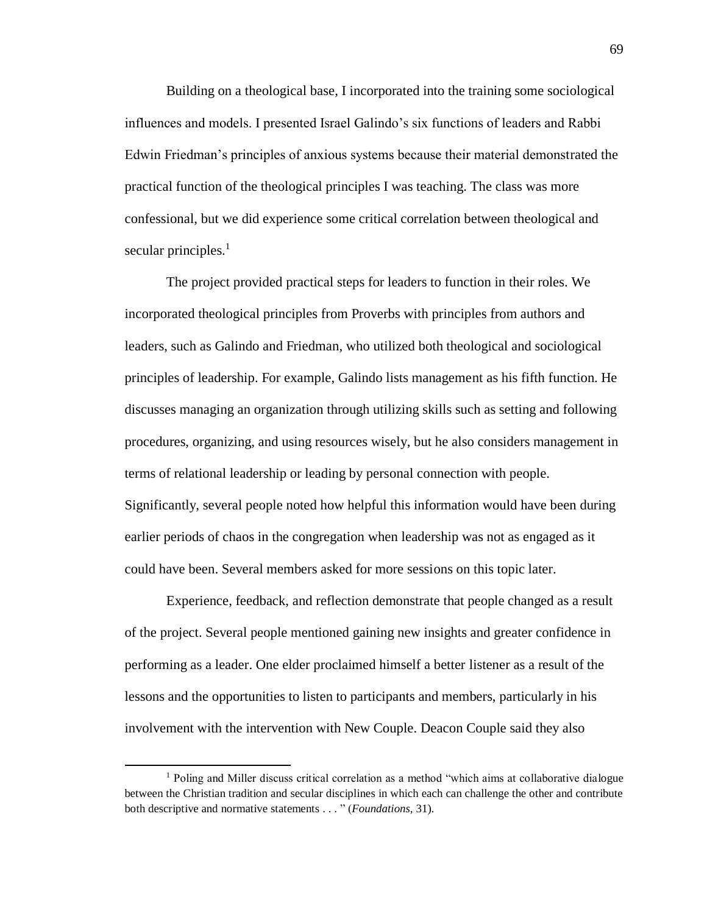Building on a theological base, I incorporated into the training some sociological influences and models. I presented Israel Galindo's six functions of leaders and Rabbi Edwin Friedman's principles of anxious systems because their material demonstrated the practical function of the theological principles I was teaching. The class was more confessional, but we did experience some critical correlation between theological and secular principles.[1]

The project provided practical steps for leaders to function in their roles. We incorporated theological principles from Proverbs with principles from authors and leaders, such as Galindo and Friedman, who utilized both theological and sociological principles of leadership. For example, Galindo lists management as his fifth function. He discusses managing an organization through utilizing skills such as setting and following procedures, organizing, and using resources wisely, but he also considers management in terms of relational leadership or leading by personal connection with people. Significantly, several people noted how helpful this information would have been during earlier periods of chaos in the congregation when leadership was not as engaged as it could have been. Several members asked for more sessions on this topic later.

Experience, feedback, and reflection demonstrate that people changed as a result of the project. Several people mentioned gaining new insights and greater confidence in performing as a leader. One elder proclaimed himself a better listener as a result of the lessons and the opportunities to listen to participants and members, particularly in his involvement with the intervention with New Couple. Deacon Couple said they also

---

[1] Poling and Miller discuss critical correlation as a method "which aims at collaborative dialogue between the Christian tradition and secular disciplines in which each can challenge the other and contribute both descriptive and normative statements . . . " (*Foundations*, 31).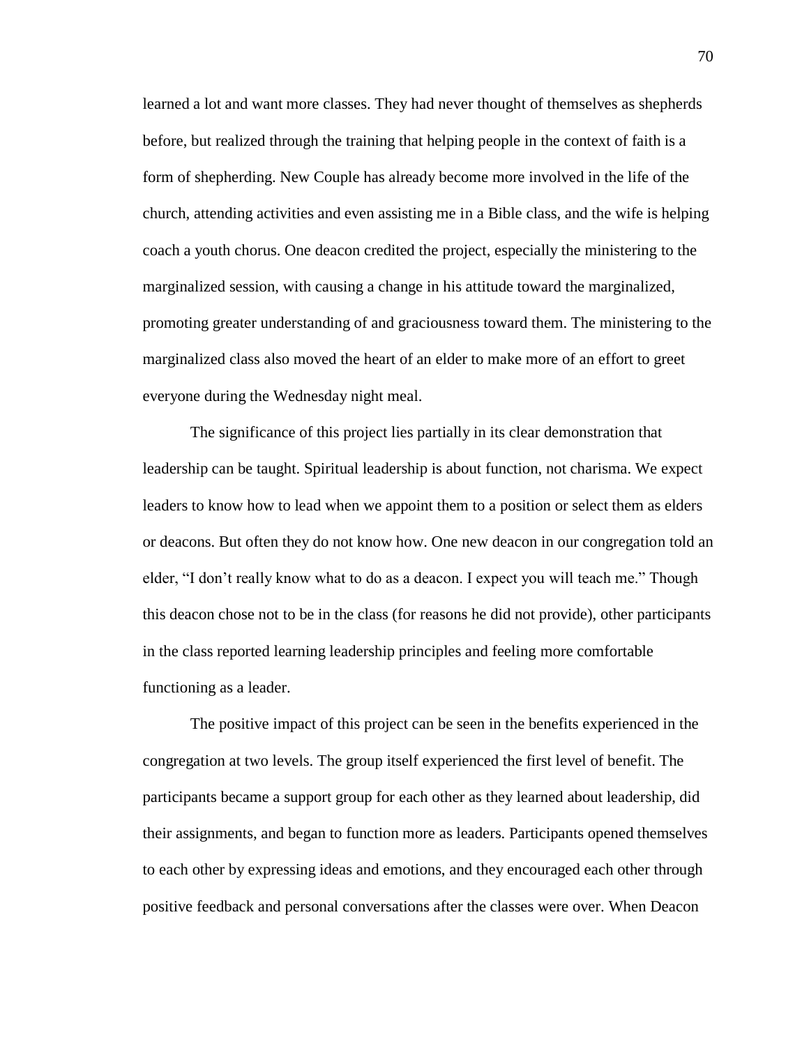learned a lot and want more classes. They had never thought of themselves as shepherds before, but realized through the training that helping people in the context of faith is a form of shepherding. New Couple has already become more involved in the life of the church, attending activities and even assisting me in a Bible class, and the wife is helping coach a youth chorus. One deacon credited the project, especially the ministering to the marginalized session, with causing a change in his attitude toward the marginalized, promoting greater understanding of and graciousness toward them. The ministering to the marginalized class also moved the heart of an elder to make more of an effort to greet everyone during the Wednesday night meal.

The significance of this project lies partially in its clear demonstration that leadership can be taught. Spiritual leadership is about function, not charisma. We expect leaders to know how to lead when we appoint them to a position or select them as elders or deacons. But often they do not know how. One new deacon in our congregation told an elder, "I don't really know what to do as a deacon. I expect you will teach me." Though this deacon chose not to be in the class (for reasons he did not provide), other participants in the class reported learning leadership principles and feeling more comfortable functioning as a leader.

The positive impact of this project can be seen in the benefits experienced in the congregation at two levels. The group itself experienced the first level of benefit. The participants became a support group for each other as they learned about leadership, did their assignments, and began to function more as leaders. Participants opened themselves to each other by expressing ideas and emotions, and they encouraged each other through positive feedback and personal conversations after the classes were over. When Deacon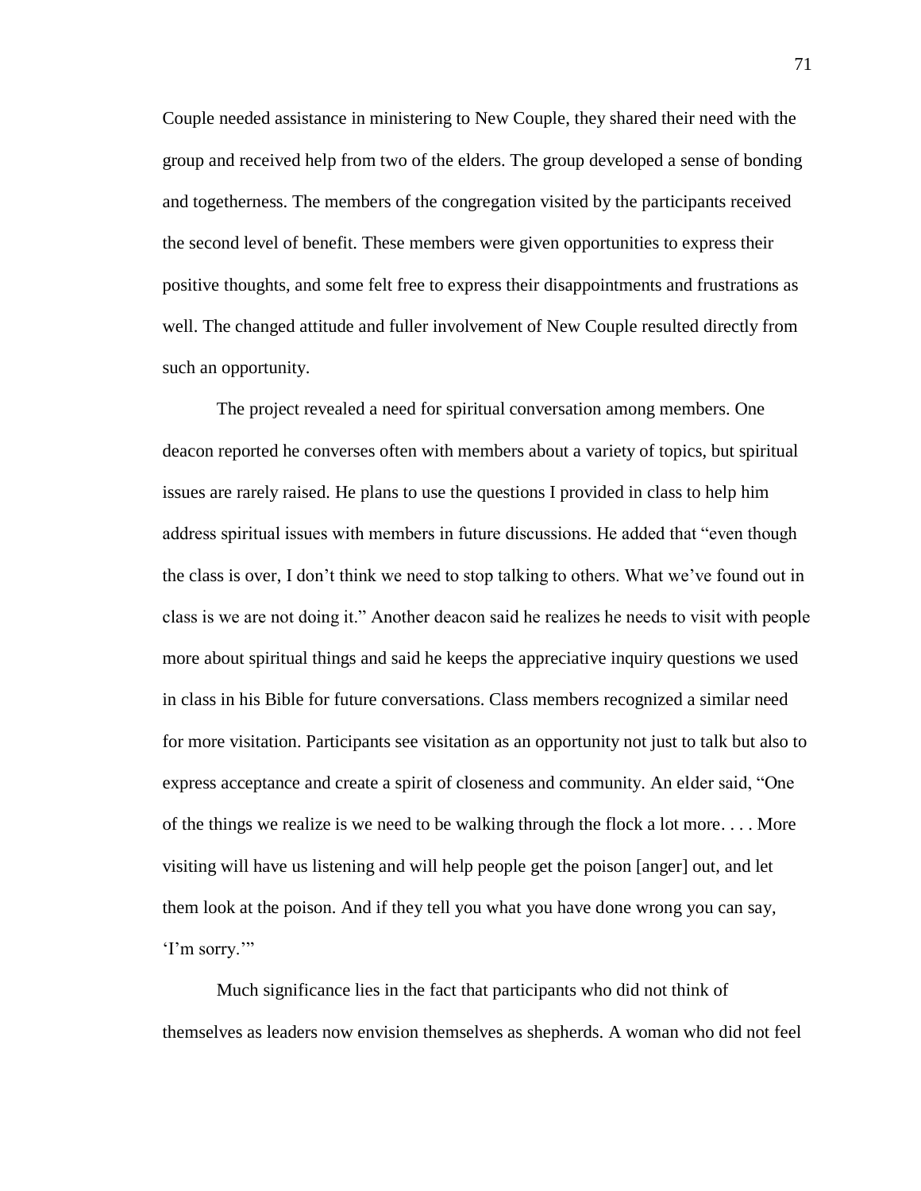Couple needed assistance in ministering to New Couple, they shared their need with the group and received help from two of the elders. The group developed a sense of bonding and togetherness. The members of the congregation visited by the participants received the second level of benefit. These members were given opportunities to express their positive thoughts, and some felt free to express their disappointments and frustrations as well. The changed attitude and fuller involvement of New Couple resulted directly from such an opportunity.

The project revealed a need for spiritual conversation among members. One deacon reported he converses often with members about a variety of topics, but spiritual issues are rarely raised. He plans to use the questions I provided in class to help him address spiritual issues with members in future discussions. He added that "even though the class is over, I don't think we need to stop talking to others. What we've found out in class is we are not doing it." Another deacon said he realizes he needs to visit with people more about spiritual things and said he keeps the appreciative inquiry questions we used in class in his Bible for future conversations. Class members recognized a similar need for more visitation. Participants see visitation as an opportunity not just to talk but also to express acceptance and create a spirit of closeness and community. An elder said, "One of the things we realize is we need to be walking through the flock a lot more. . . . More visiting will have us listening and will help people get the poison [anger] out, and let them look at the poison. And if they tell you what you have done wrong you can say, 'I'm sorry.'"

Much significance lies in the fact that participants who did not think of themselves as leaders now envision themselves as shepherds. A woman who did not feel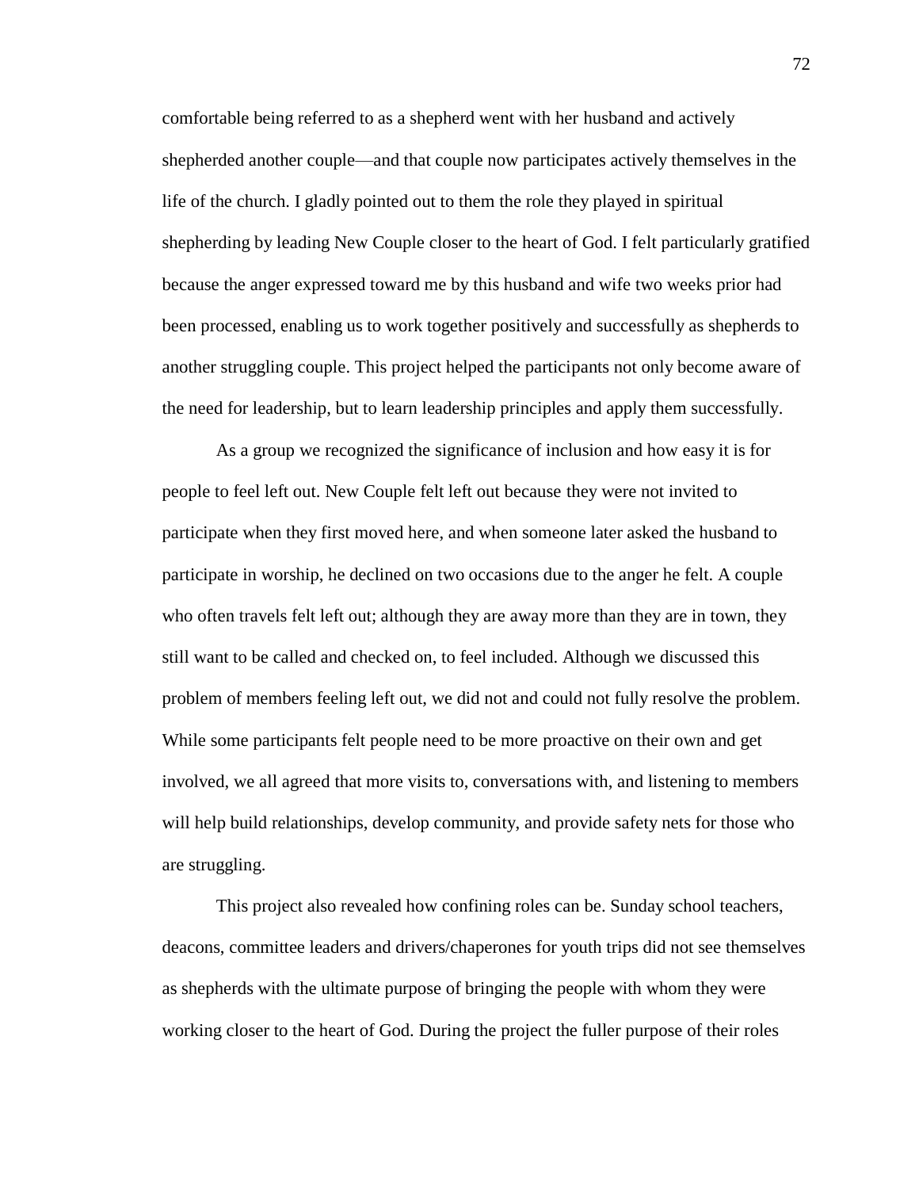comfortable being referred to as a shepherd went with her husband and actively shepherded another couple—and that couple now participates actively themselves in the life of the church. I gladly pointed out to them the role they played in spiritual shepherding by leading New Couple closer to the heart of God. I felt particularly gratified because the anger expressed toward me by this husband and wife two weeks prior had been processed, enabling us to work together positively and successfully as shepherds to another struggling couple. This project helped the participants not only become aware of the need for leadership, but to learn leadership principles and apply them successfully.

As a group we recognized the significance of inclusion and how easy it is for people to feel left out. New Couple felt left out because they were not invited to participate when they first moved here, and when someone later asked the husband to participate in worship, he declined on two occasions due to the anger he felt. A couple who often travels felt left out; although they are away more than they are in town, they still want to be called and checked on, to feel included. Although we discussed this problem of members feeling left out, we did not and could not fully resolve the problem. While some participants felt people need to be more proactive on their own and get involved, we all agreed that more visits to, conversations with, and listening to members will help build relationships, develop community, and provide safety nets for those who are struggling.

This project also revealed how confining roles can be. Sunday school teachers, deacons, committee leaders and drivers/chaperones for youth trips did not see themselves as shepherds with the ultimate purpose of bringing the people with whom they were working closer to the heart of God. During the project the fuller purpose of their roles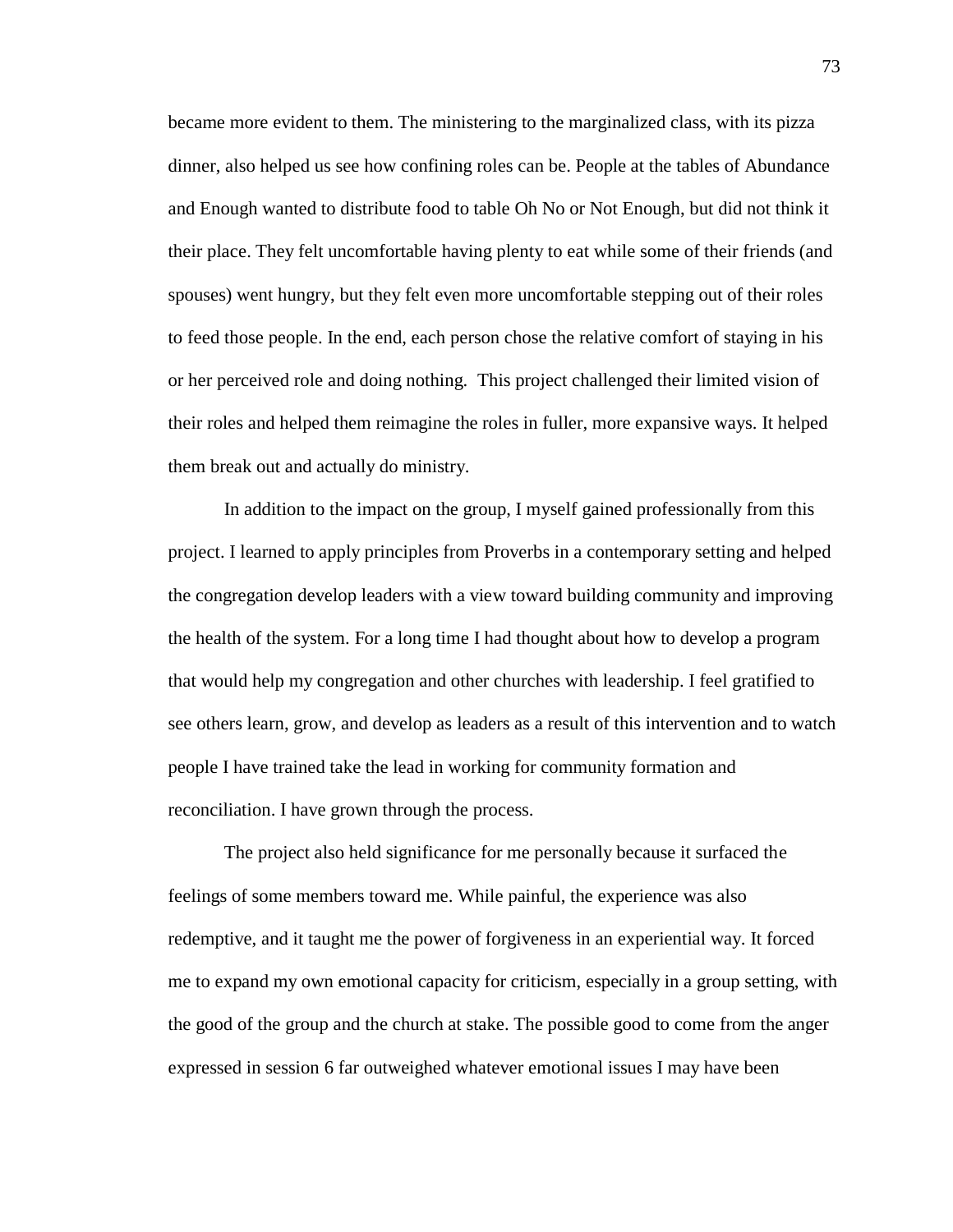became more evident to them. The ministering to the marginalized class, with its pizza dinner, also helped us see how confining roles can be. People at the tables of Abundance and Enough wanted to distribute food to table Oh No or Not Enough, but did not think it their place. They felt uncomfortable having plenty to eat while some of their friends (and spouses) went hungry, but they felt even more uncomfortable stepping out of their roles to feed those people. In the end, each person chose the relative comfort of staying in his or her perceived role and doing nothing. This project challenged their limited vision of their roles and helped them reimagine the roles in fuller, more expansive ways. It helped them break out and actually do ministry.

In addition to the impact on the group, I myself gained professionally from this project. I learned to apply principles from Proverbs in a contemporary setting and helped the congregation develop leaders with a view toward building community and improving the health of the system. For a long time I had thought about how to develop a program that would help my congregation and other churches with leadership. I feel gratified to see others learn, grow, and develop as leaders as a result of this intervention and to watch people I have trained take the lead in working for community formation and reconciliation. I have grown through the process.

The project also held significance for me personally because it surfaced the feelings of some members toward me. While painful, the experience was also redemptive, and it taught me the power of forgiveness in an experiential way. It forced me to expand my own emotional capacity for criticism, especially in a group setting, with the good of the group and the church at stake. The possible good to come from the anger expressed in session 6 far outweighed whatever emotional issues I may have been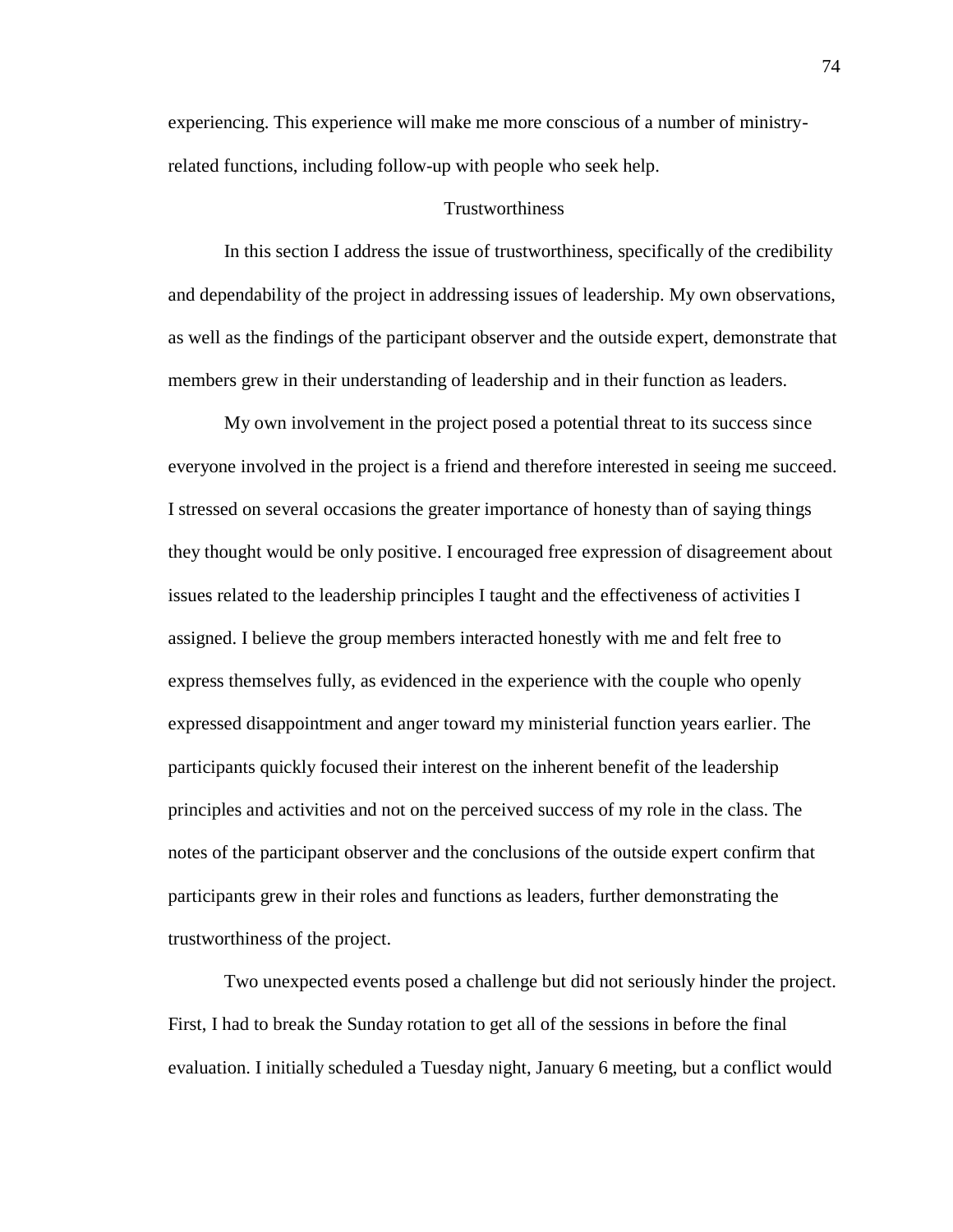experiencing. This experience will make me more conscious of a number of ministry-related functions, including follow-up with people who seek help.

## Trustworthiness

In this section I address the issue of trustworthiness, specifically of the credibility and dependability of the project in addressing issues of leadership. My own observations, as well as the findings of the participant observer and the outside expert, demonstrate that members grew in their understanding of leadership and in their function as leaders.

My own involvement in the project posed a potential threat to its success since everyone involved in the project is a friend and therefore interested in seeing me succeed. I stressed on several occasions the greater importance of honesty than of saying things they thought would be only positive. I encouraged free expression of disagreement about issues related to the leadership principles I taught and the effectiveness of activities I assigned. I believe the group members interacted honestly with me and felt free to express themselves fully, as evidenced in the experience with the couple who openly expressed disappointment and anger toward my ministerial function years earlier. The participants quickly focused their interest on the inherent benefit of the leadership principles and activities and not on the perceived success of my role in the class. The notes of the participant observer and the conclusions of the outside expert confirm that participants grew in their roles and functions as leaders, further demonstrating the trustworthiness of the project.

Two unexpected events posed a challenge but did not seriously hinder the project. First, I had to break the Sunday rotation to get all of the sessions in before the final evaluation. I initially scheduled a Tuesday night, January 6 meeting, but a conflict would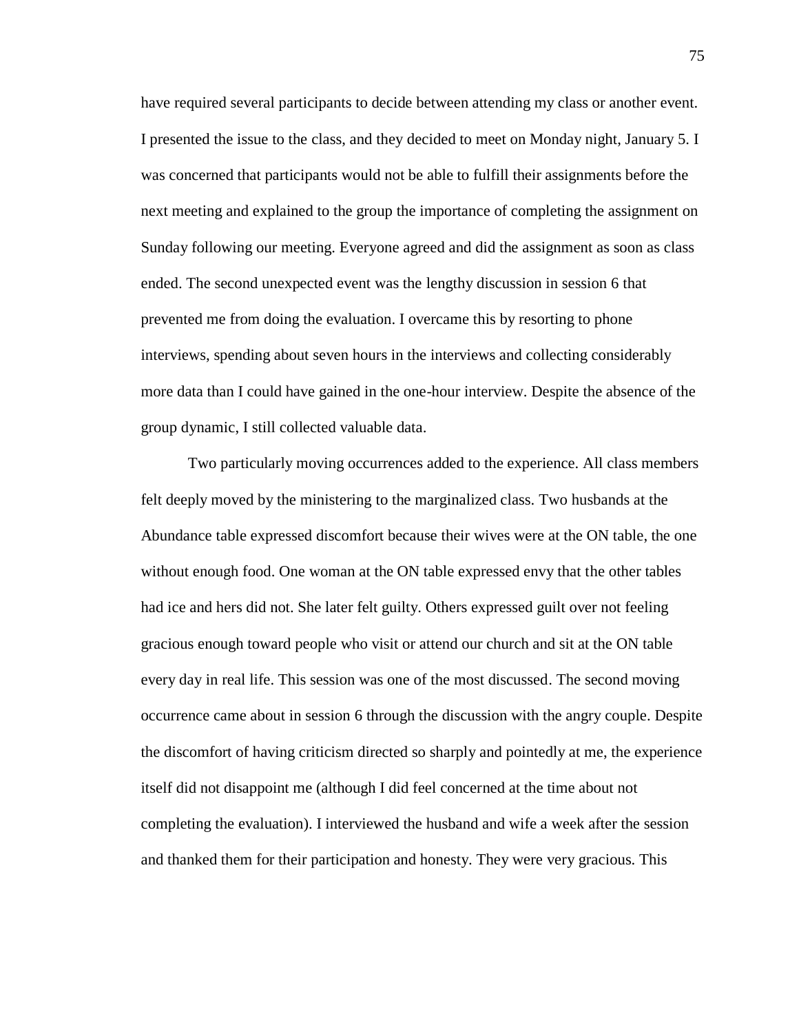have required several participants to decide between attending my class or another event. I presented the issue to the class, and they decided to meet on Monday night, January 5. I was concerned that participants would not be able to fulfill their assignments before the next meeting and explained to the group the importance of completing the assignment on Sunday following our meeting. Everyone agreed and did the assignment as soon as class ended. The second unexpected event was the lengthy discussion in session 6 that prevented me from doing the evaluation. I overcame this by resorting to phone interviews, spending about seven hours in the interviews and collecting considerably more data than I could have gained in the one-hour interview. Despite the absence of the group dynamic, I still collected valuable data.

Two particularly moving occurrences added to the experience. All class members felt deeply moved by the ministering to the marginalized class. Two husbands at the Abundance table expressed discomfort because their wives were at the ON table, the one without enough food. One woman at the ON table expressed envy that the other tables had ice and hers did not. She later felt guilty. Others expressed guilt over not feeling gracious enough toward people who visit or attend our church and sit at the ON table every day in real life. This session was one of the most discussed. The second moving occurrence came about in session 6 through the discussion with the angry couple. Despite the discomfort of having criticism directed so sharply and pointedly at me, the experience itself did not disappoint me (although I did feel concerned at the time about not completing the evaluation). I interviewed the husband and wife a week after the session and thanked them for their participation and honesty. They were very gracious. This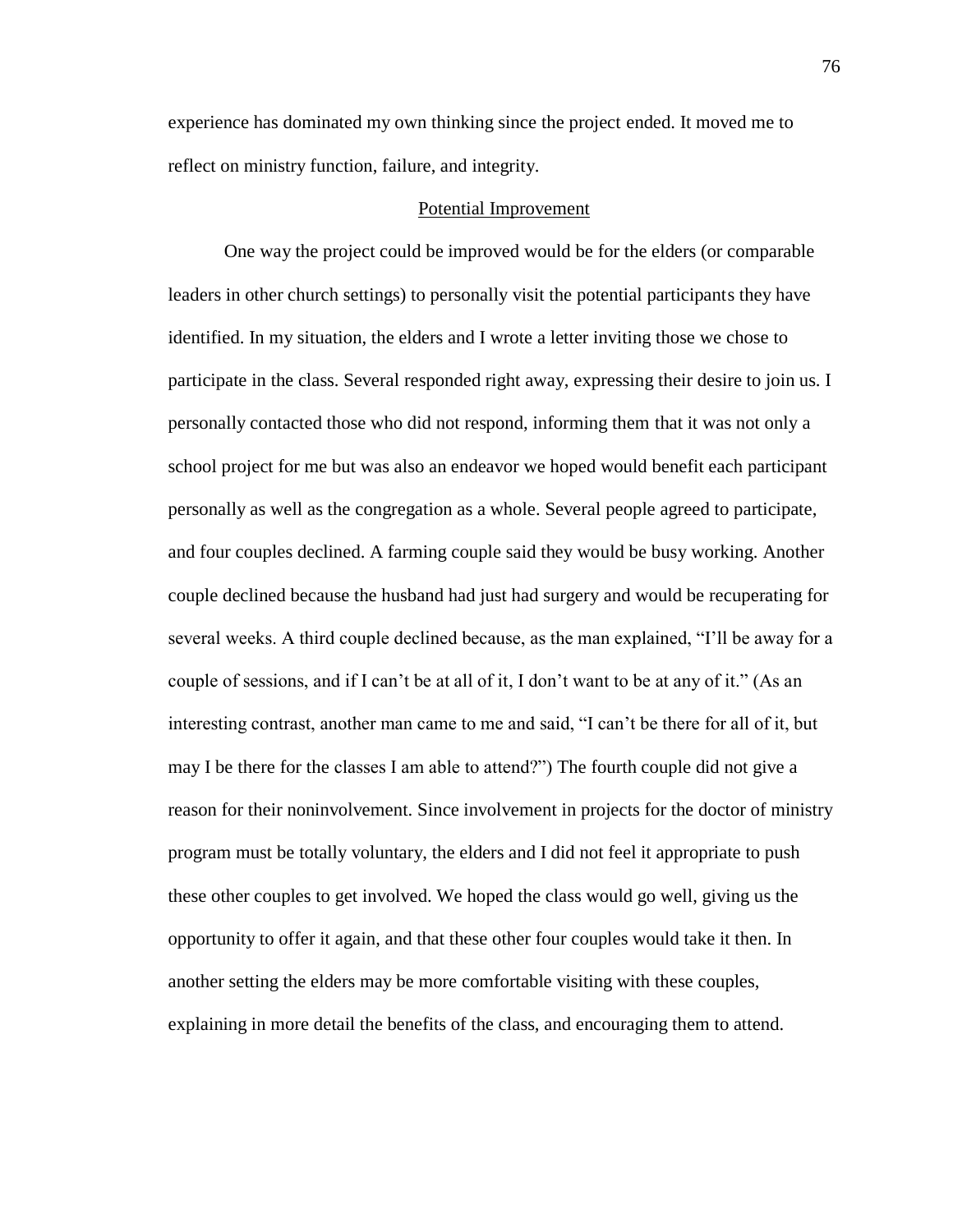experience has dominated my own thinking since the project ended. It moved me to reflect on ministry function, failure, and integrity.

## Potential Improvement

One way the project could be improved would be for the elders (or comparable leaders in other church settings) to personally visit the potential participants they have identified. In my situation, the elders and I wrote a letter inviting those we chose to participate in the class. Several responded right away, expressing their desire to join us. I personally contacted those who did not respond, informing them that it was not only a school project for me but was also an endeavor we hoped would benefit each participant personally as well as the congregation as a whole. Several people agreed to participate, and four couples declined. A farming couple said they would be busy working. Another couple declined because the husband had just had surgery and would be recuperating for several weeks. A third couple declined because, as the man explained, "I'll be away for a couple of sessions, and if I can't be at all of it, I don't want to be at any of it." (As an interesting contrast, another man came to me and said, "I can't be there for all of it, but may I be there for the classes I am able to attend?") The fourth couple did not give a reason for their noninvolvement. Since involvement in projects for the doctor of ministry program must be totally voluntary, the elders and I did not feel it appropriate to push these other couples to get involved. We hoped the class would go well, giving us the opportunity to offer it again, and that these other four couples would take it then. In another setting the elders may be more comfortable visiting with these couples, explaining in more detail the benefits of the class, and encouraging them to attend.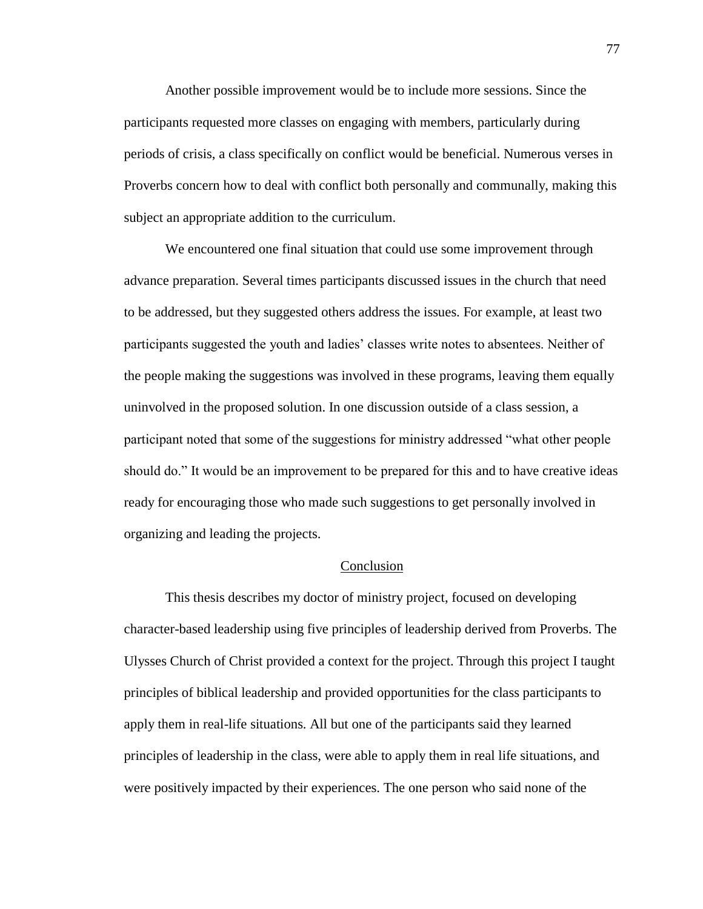Another possible improvement would be to include more sessions. Since the participants requested more classes on engaging with members, particularly during periods of crisis, a class specifically on conflict would be beneficial. Numerous verses in Proverbs concern how to deal with conflict both personally and communally, making this subject an appropriate addition to the curriculum.

We encountered one final situation that could use some improvement through advance preparation. Several times participants discussed issues in the church that need to be addressed, but they suggested others address the issues. For example, at least two participants suggested the youth and ladies' classes write notes to absentees. Neither of the people making the suggestions was involved in these programs, leaving them equally uninvolved in the proposed solution. In one discussion outside of a class session, a participant noted that some of the suggestions for ministry addressed "what other people should do." It would be an improvement to be prepared for this and to have creative ideas ready for encouraging those who made such suggestions to get personally involved in organizing and leading the projects.

## Conclusion

This thesis describes my doctor of ministry project, focused on developing character-based leadership using five principles of leadership derived from Proverbs. The Ulysses Church of Christ provided a context for the project. Through this project I taught principles of biblical leadership and provided opportunities for the class participants to apply them in real-life situations. All but one of the participants said they learned principles of leadership in the class, were able to apply them in real life situations, and were positively impacted by their experiences. The one person who said none of the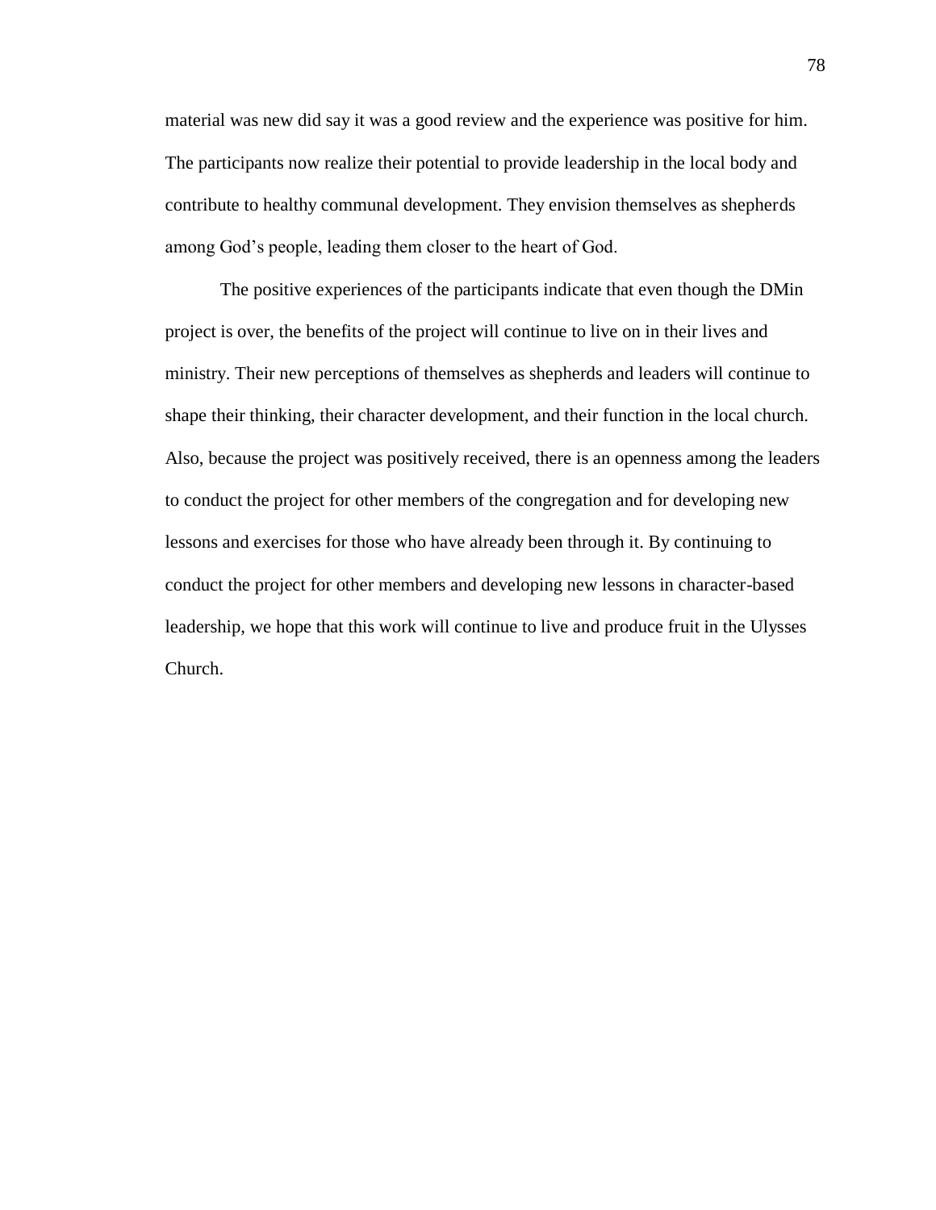material was new did say it was a good review and the experience was positive for him. The participants now realize their potential to provide leadership in the local body and contribute to healthy communal development. They envision themselves as shepherds among God's people, leading them closer to the heart of God.

The positive experiences of the participants indicate that even though the DMin project is over, the benefits of the project will continue to live on in their lives and ministry. Their new perceptions of themselves as shepherds and leaders will continue to shape their thinking, their character development, and their function in the local church. Also, because the project was positively received, there is an openness among the leaders to conduct the project for other members of the congregation and for developing new lessons and exercises for those who have already been through it. By continuing to conduct the project for other members and developing new lessons in character-based leadership, we hope that this work will continue to live and produce fruit in the Ulysses Church.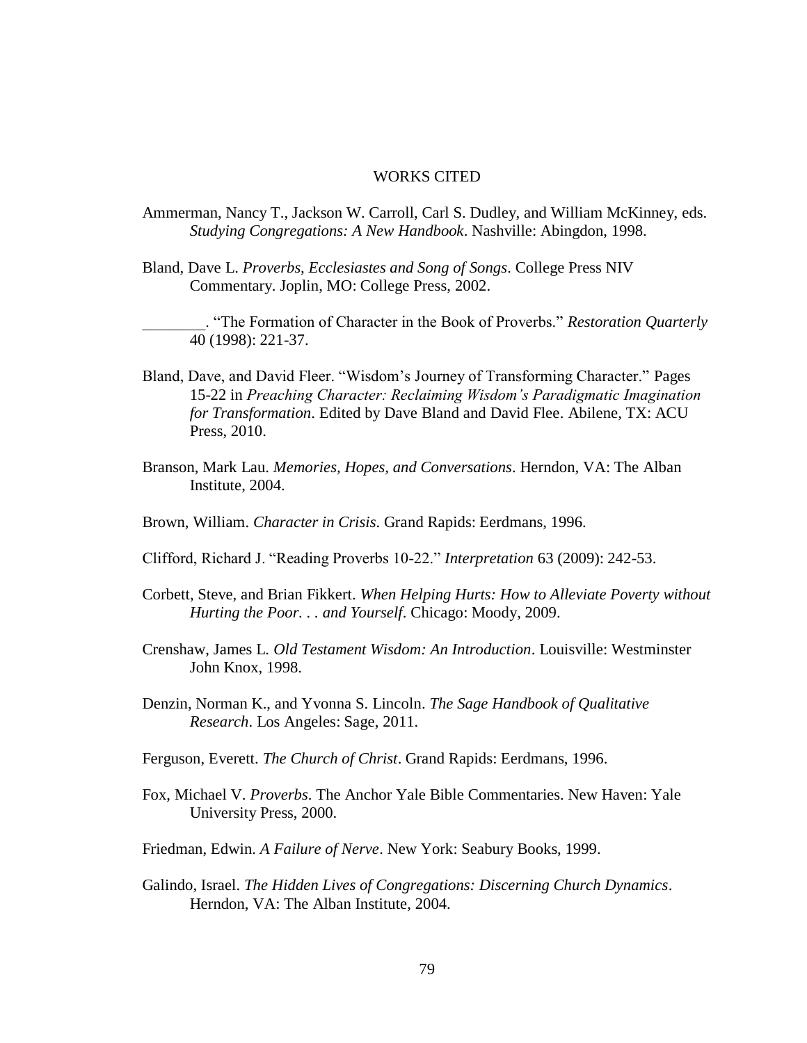# WORKS CITED

Ammerman, Nancy T., Jackson W. Carroll, Carl S. Dudley, and William McKinney, eds. *Studying Congregations: A New Handbook*. Nashville: Abingdon, 1998.

Bland, Dave L. *Proverbs, Ecclesiastes and Song of Songs*. College Press NIV Commentary. Joplin, MO: College Press, 2002.

________. "The Formation of Character in the Book of Proverbs." *Restoration Quarterly* 40 (1998): 221-37.

Bland, Dave, and David Fleer. "Wisdom's Journey of Transforming Character." Pages 15-22 in *Preaching Character: Reclaiming Wisdom's Paradigmatic Imagination for Transformation*. Edited by Dave Bland and David Flee. Abilene, TX: ACU Press, 2010.

Branson, Mark Lau. *Memories, Hopes, and Conversations*. Herndon, VA: The Alban Institute, 2004.

Brown, William. *Character in Crisis*. Grand Rapids: Eerdmans, 1996.

Clifford, Richard J. "Reading Proverbs 10-22." *Interpretation* 63 (2009): 242-53.

Corbett, Steve, and Brian Fikkert. *When Helping Hurts: How to Alleviate Poverty without Hurting the Poor. . . and Yourself*. Chicago: Moody, 2009.

Crenshaw, James L. *Old Testament Wisdom: An Introduction*. Louisville: Westminster John Knox, 1998.

Denzin, Norman K., and Yvonna S. Lincoln. *The Sage Handbook of Qualitative Research*. Los Angeles: Sage, 2011.

Ferguson, Everett. *The Church of Christ*. Grand Rapids: Eerdmans, 1996.

Fox, Michael V. *Proverbs*. The Anchor Yale Bible Commentaries. New Haven: Yale University Press, 2000.

Friedman, Edwin. *A Failure of Nerve*. New York: Seabury Books, 1999.

Galindo, Israel. *The Hidden Lives of Congregations: Discerning Church Dynamics*. Herndon, VA: The Alban Institute, 2004.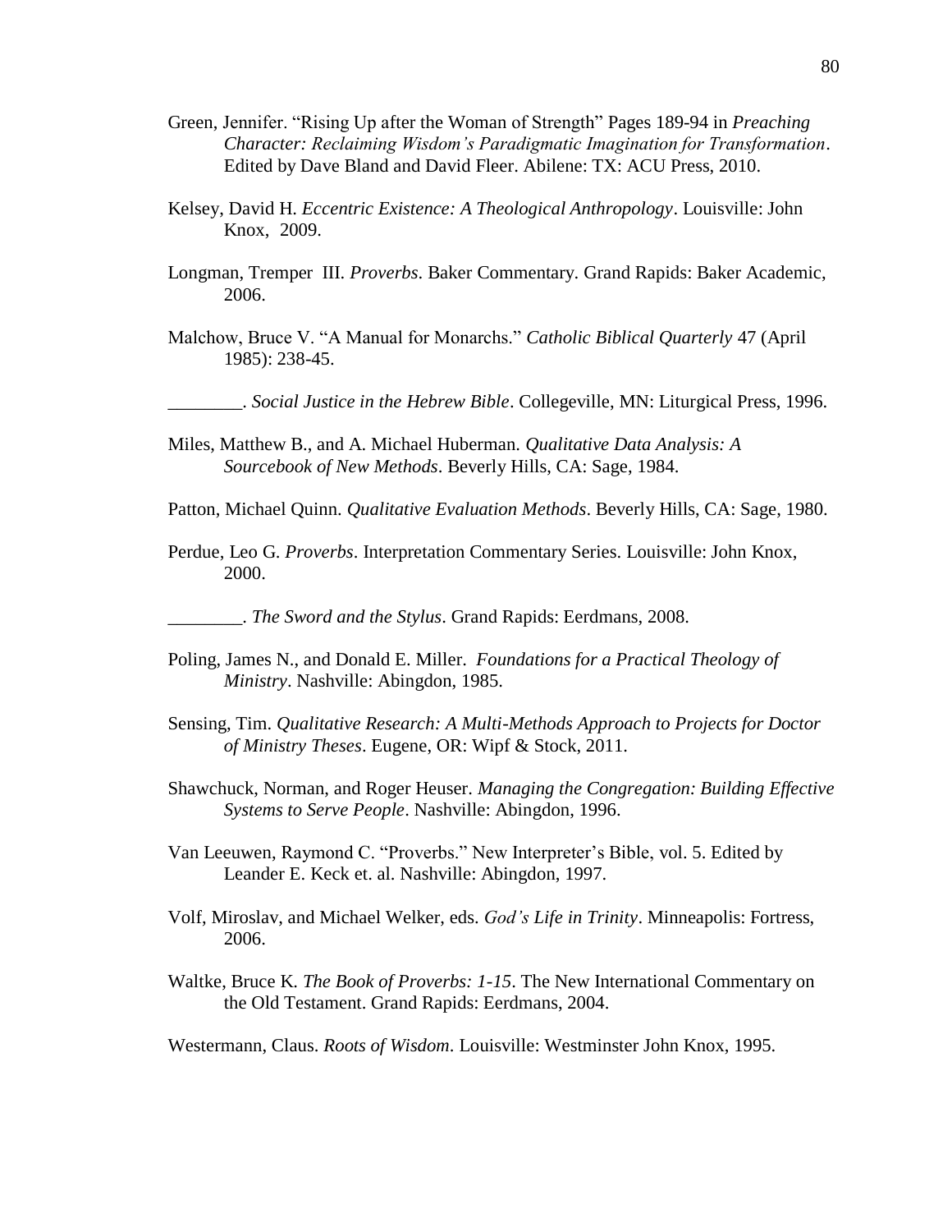Green, Jennifer. “Rising Up after the Woman of Strength” Pages 189-94 in *Preaching Character: Reclaiming Wisdom’s Paradigmatic Imagination for Transformation*. Edited by Dave Bland and David Fleer. Abilene: TX: ACU Press, 2010.

Kelsey, David H. *Eccentric Existence: A Theological Anthropology*. Louisville: John Knox, 2009.

Longman, Tremper III. *Proverbs*. Baker Commentary. Grand Rapids: Baker Academic, 2006.

Malchow, Bruce V. “A Manual for Monarchs.” *Catholic Biblical Quarterly* 47 (April 1985): 238-45.

________. *Social Justice in the Hebrew Bible*. Collegeville, MN: Liturgical Press, 1996.

Miles, Matthew B., and A. Michael Huberman. *Qualitative Data Analysis: A Sourcebook of New Methods*. Beverly Hills, CA: Sage, 1984.

Patton, Michael Quinn. *Qualitative Evaluation Methods*. Beverly Hills, CA: Sage, 1980.

Perdue, Leo G. *Proverbs*. Interpretation Commentary Series. Louisville: John Knox, 2000.

________. *The Sword and the Stylus*. Grand Rapids: Eerdmans, 2008.

Poling, James N., and Donald E. Miller. *Foundations for a Practical Theology of Ministry*. Nashville: Abingdon, 1985.

Sensing, Tim. *Qualitative Research: A Multi-Methods Approach to Projects for Doctor of Ministry Theses*. Eugene, OR: Wipf & Stock, 2011.

Shawchuck, Norman, and Roger Heuser. *Managing the Congregation: Building Effective Systems to Serve People*. Nashville: Abingdon, 1996.

Van Leeuwen, Raymond C. “Proverbs.” New Interpreter’s Bible, vol. 5. Edited by Leander E. Keck et. al. Nashville: Abingdon, 1997.

Volf, Miroslav, and Michael Welker, eds. *God’s Life in Trinity*. Minneapolis: Fortress, 2006.

Waltke, Bruce K. *The Book of Proverbs: 1-15*. The New International Commentary on the Old Testament. Grand Rapids: Eerdmans, 2004.

Westermann, Claus. *Roots of Wisdom*. Louisville: Westminster John Knox, 1995.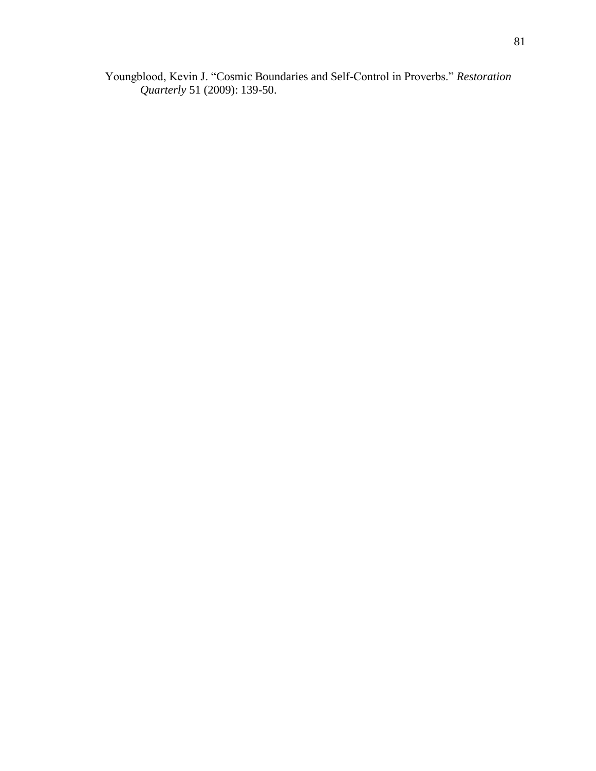Youngblood, Kevin J. "Cosmic Boundaries and Self-Control in Proverbs." *Restoration Quarterly* 51 (2009): 139-50.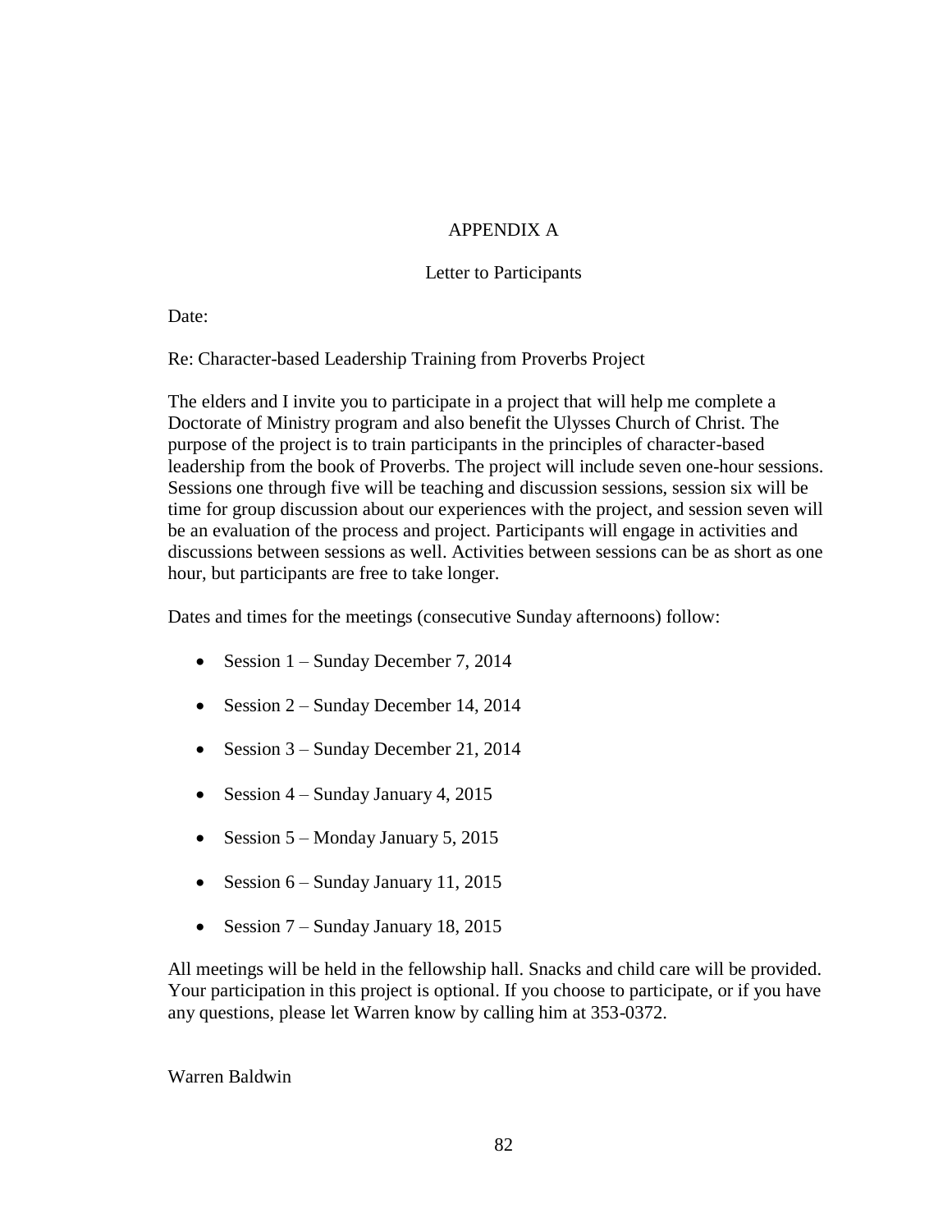# APPENDIX A

## Letter to Participants

Date:

Re: Character-based Leadership Training from Proverbs Project

The elders and I invite you to participate in a project that will help me complete a Doctorate of Ministry program and also benefit the Ulysses Church of Christ. The purpose of the project is to train participants in the principles of character-based leadership from the book of Proverbs. The project will include seven one-hour sessions. Sessions one through five will be teaching and discussion sessions, session six will be time for group discussion about our experiences with the project, and session seven will be an evaluation of the process and project. Participants will engage in activities and discussions between sessions as well. Activities between sessions can be as short as one hour, but participants are free to take longer.

Dates and times for the meetings (consecutive Sunday afternoons) follow:

- Session 1 – Sunday December 7, 2014
- Session 2 – Sunday December 14, 2014
- Session 3 – Sunday December 21, 2014
- Session 4 – Sunday January 4, 2015
- Session 5 – Monday January 5, 2015
- Session 6 – Sunday January 11, 2015
- Session 7 – Sunday January 18, 2015

All meetings will be held in the fellowship hall. Snacks and child care will be provided. Your participation in this project is optional. If you choose to participate, or if you have any questions, please let Warren know by calling him at 353-0372.

Warren Baldwin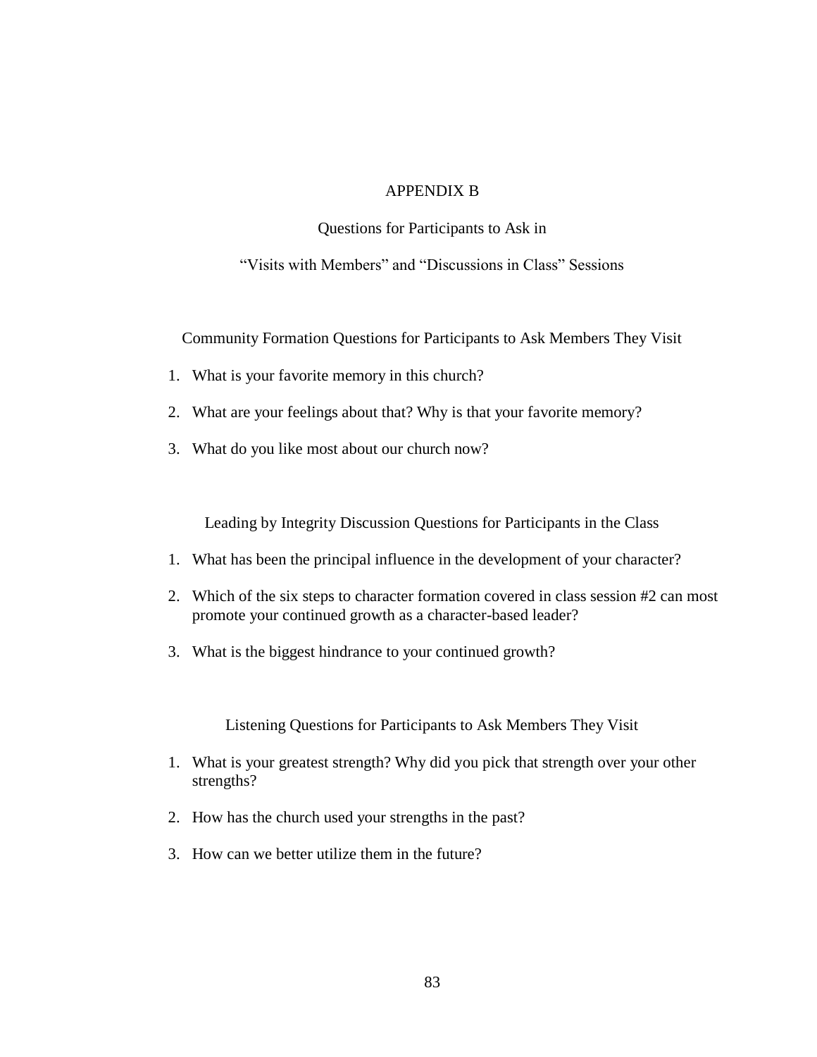# APPENDIX B

## Questions for Participants to Ask in

## “Visits with Members” and “Discussions in Class” Sessions

### Community Formation Questions for Participants to Ask Members They Visit

1. What is your favorite memory in this church?
2. What are your feelings about that? Why is that your favorite memory?
3. What do you like most about our church now?

### Leading by Integrity Discussion Questions for Participants in the Class

1. What has been the principal influence in the development of your character?
2. Which of the six steps to character formation covered in class session #2 can most promote your continued growth as a character-based leader?
3. What is the biggest hindrance to your continued growth?

### Listening Questions for Participants to Ask Members They Visit

1. What is your greatest strength? Why did you pick that strength over your other strengths?
2. How has the church used your strengths in the past?
3. How can we better utilize them in the future?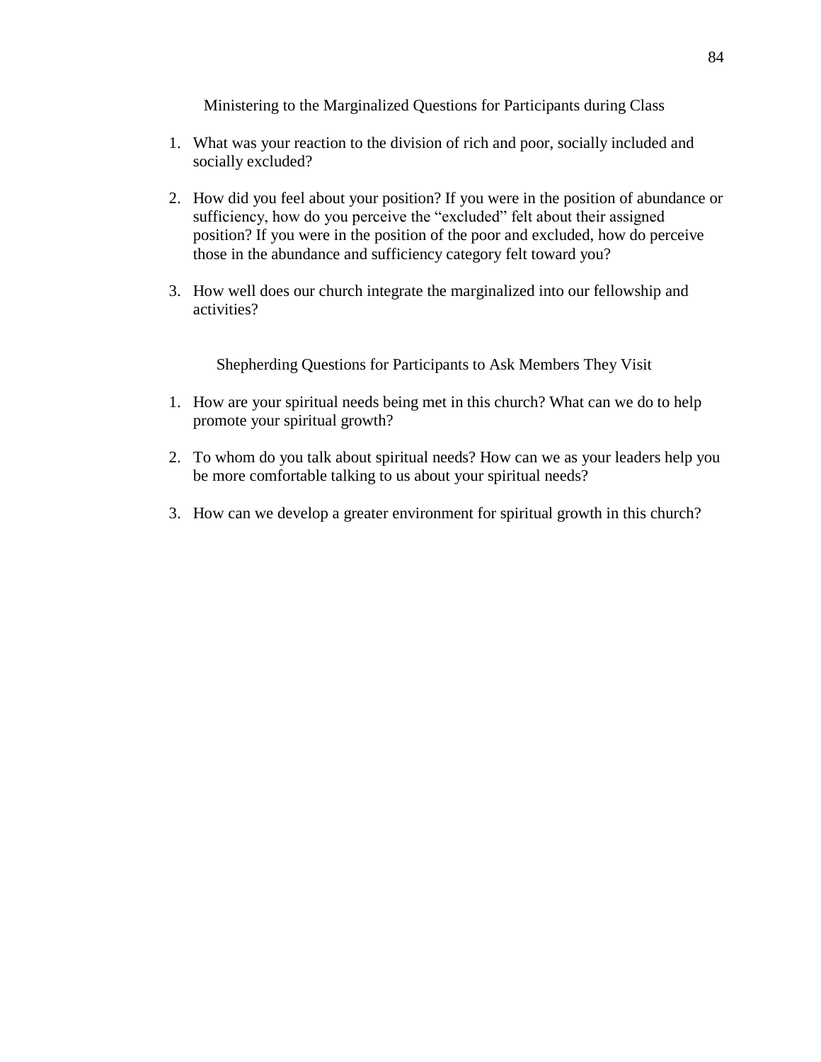## Ministering to the Marginalized Questions for Participants during Class

1. What was your reaction to the division of rich and poor, socially included and socially excluded?

2. How did you feel about your position? If you were in the position of abundance or sufficiency, how do you perceive the "excluded" felt about their assigned position? If you were in the position of the poor and excluded, how do perceive those in the abundance and sufficiency category felt toward you?

3. How well does our church integrate the marginalized into our fellowship and activities?

## Shepherding Questions for Participants to Ask Members They Visit

1. How are your spiritual needs being met in this church? What can we do to help promote your spiritual growth?

2. To whom do you talk about spiritual needs? How can we as your leaders help you be more comfortable talking to us about your spiritual needs?

3. How can we develop a greater environment for spiritual growth in this church?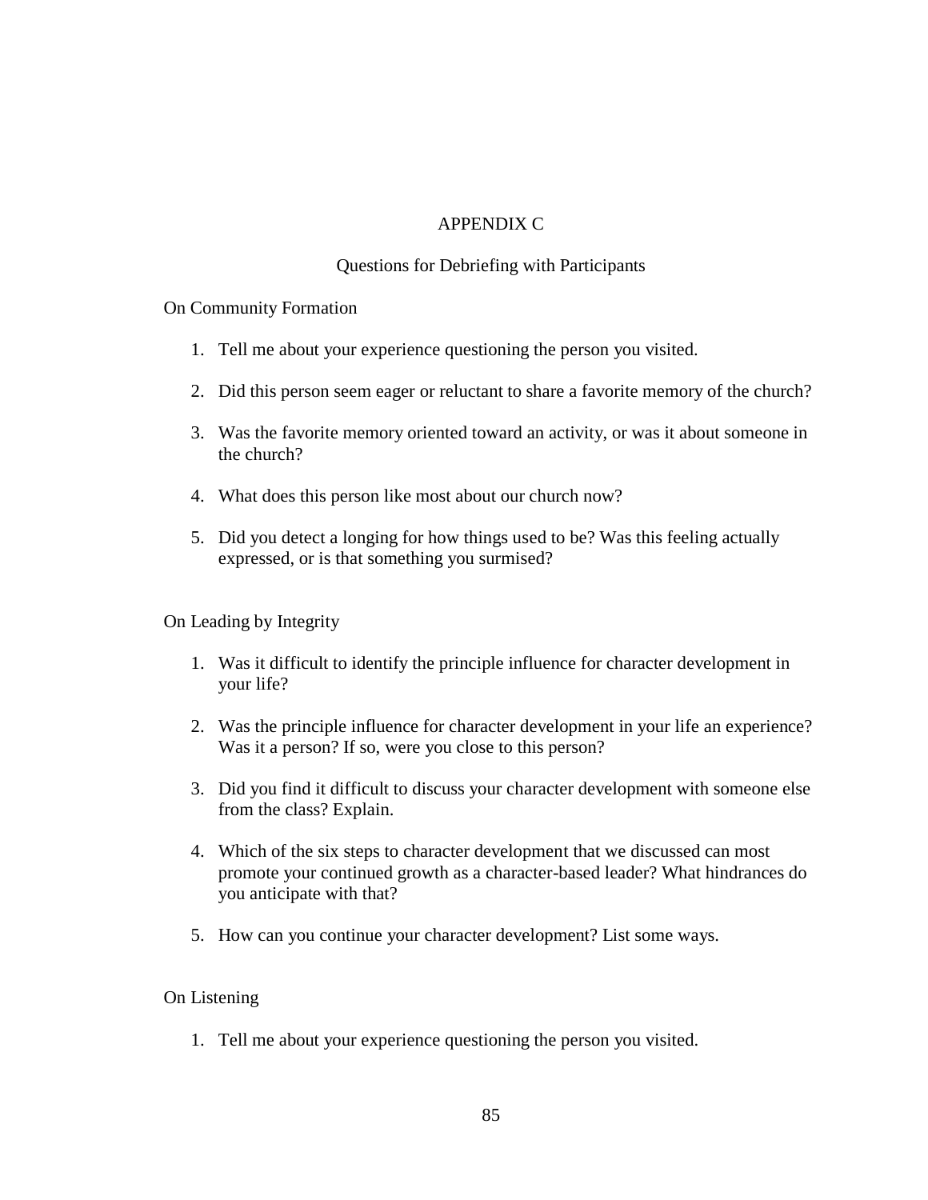# APPENDIX C

## Questions for Debriefing with Participants

### On Community Formation

1. Tell me about your experience questioning the person you visited.
2. Did this person seem eager or reluctant to share a favorite memory of the church?
3. Was the favorite memory oriented toward an activity, or was it about someone in the church?
4. What does this person like most about our church now?
5. Did you detect a longing for how things used to be? Was this feeling actually expressed, or is that something you surmised?

### On Leading by Integrity

1. Was it difficult to identify the principle influence for character development in your life?
2. Was the principle influence for character development in your life an experience? Was it a person? If so, were you close to this person?
3. Did you find it difficult to discuss your character development with someone else from the class? Explain.
4. Which of the six steps to character development that we discussed can most promote your continued growth as a character-based leader? What hindrances do you anticipate with that?
5. How can you continue your character development? List some ways.

### On Listening

1. Tell me about your experience questioning the person you visited.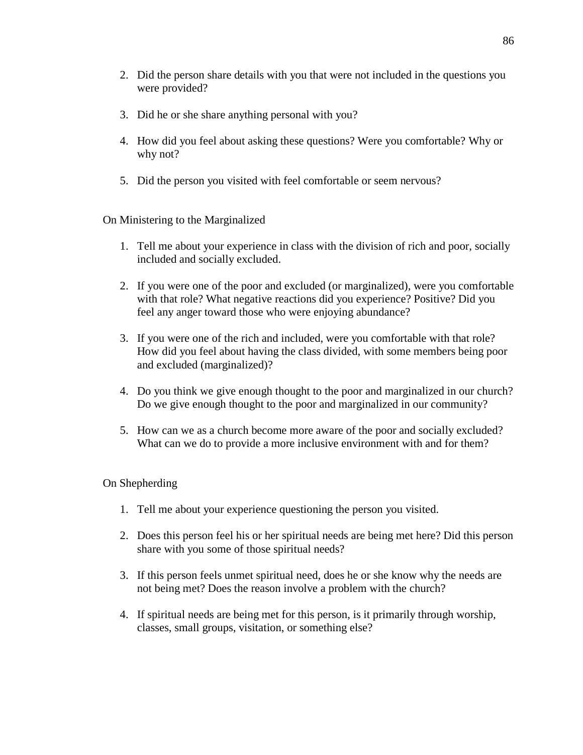2. Did the person share details with you that were not included in the questions you were provided?

3. Did he or she share anything personal with you?

4. How did you feel about asking these questions? Were you comfortable? Why or why not?

5. Did the person you visited with feel comfortable or seem nervous?

On Ministering to the Marginalized

1. Tell me about your experience in class with the division of rich and poor, socially included and socially excluded.

2. If you were one of the poor and excluded (or marginalized), were you comfortable with that role? What negative reactions did you experience? Positive? Did you feel any anger toward those who were enjoying abundance?

3. If you were one of the rich and included, were you comfortable with that role? How did you feel about having the class divided, with some members being poor and excluded (marginalized)?

4. Do you think we give enough thought to the poor and marginalized in our church? Do we give enough thought to the poor and marginalized in our community?

5. How can we as a church become more aware of the poor and socially excluded? What can we do to provide a more inclusive environment with and for them?

On Shepherding

1. Tell me about your experience questioning the person you visited.

2. Does this person feel his or her spiritual needs are being met here? Did this person share with you some of those spiritual needs?

3. If this person feels unmet spiritual need, does he or she know why the needs are not being met? Does the reason involve a problem with the church?

4. If spiritual needs are being met for this person, is it primarily through worship, classes, small groups, visitation, or something else?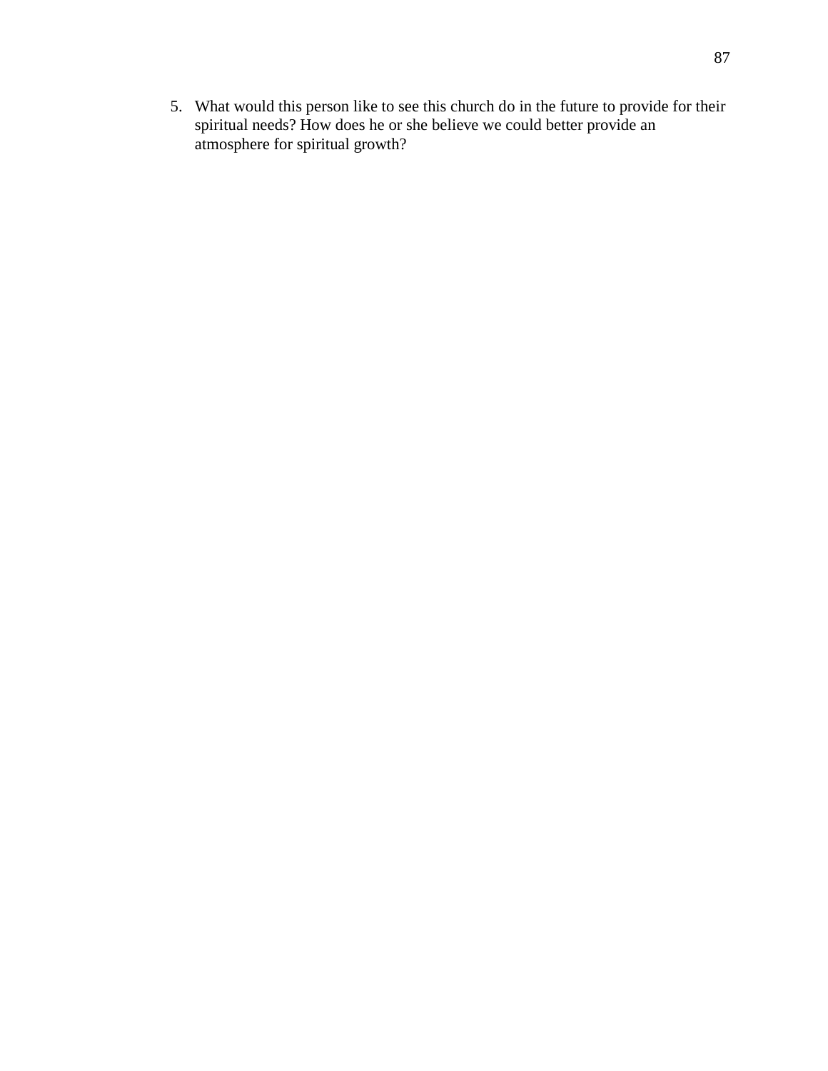5. What would this person like to see this church do in the future to provide for their spiritual needs? How does he or she believe we could better provide an atmosphere for spiritual growth?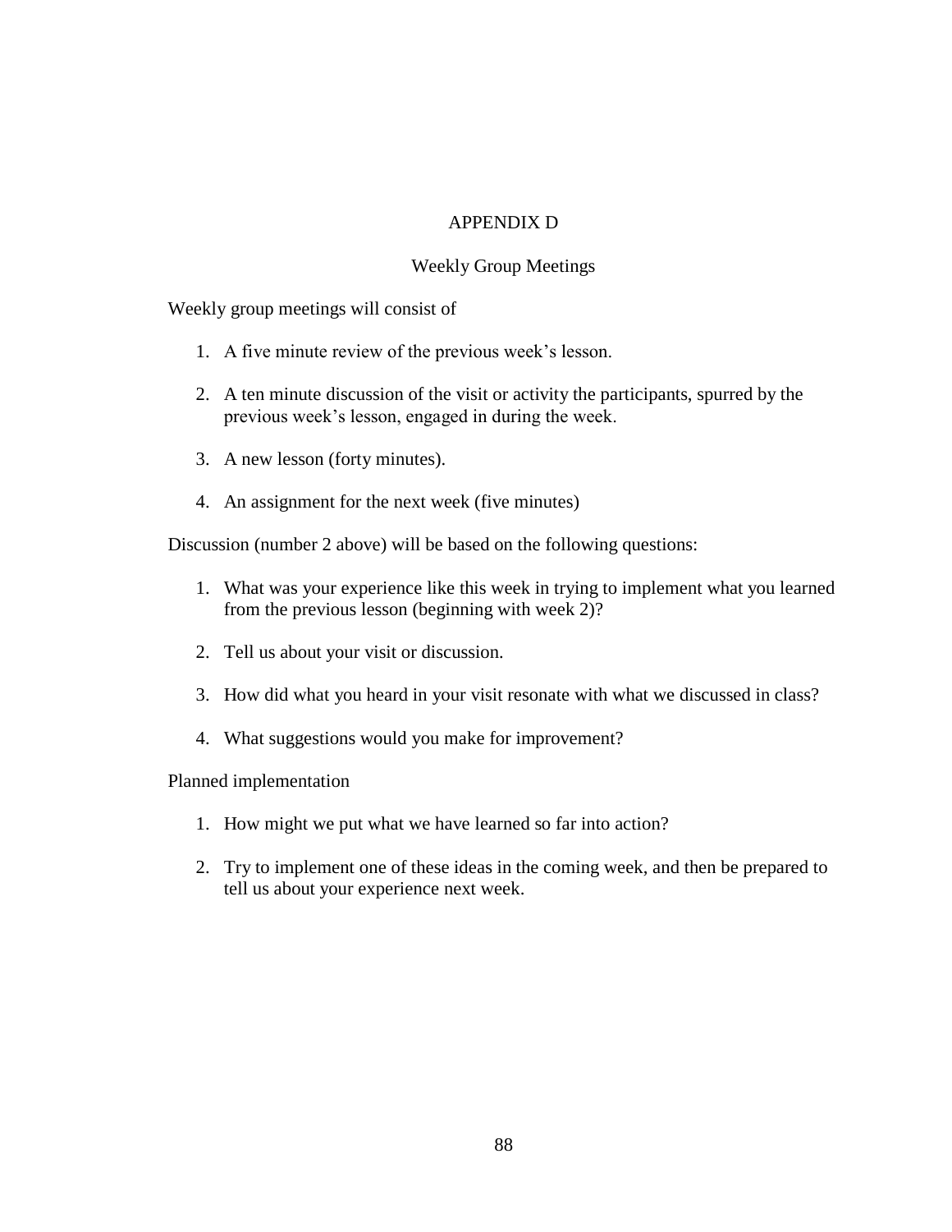# APPENDIX D

## Weekly Group Meetings

Weekly group meetings will consist of

1. A five minute review of the previous week's lesson.
2. A ten minute discussion of the visit or activity the participants, spurred by the previous week's lesson, engaged in during the week.
3. A new lesson (forty minutes).
4. An assignment for the next week (five minutes)

Discussion (number 2 above) will be based on the following questions:

1. What was your experience like this week in trying to implement what you learned from the previous lesson (beginning with week 2)?
2. Tell us about your visit or discussion.
3. How did what you heard in your visit resonate with what we discussed in class?
4. What suggestions would you make for improvement?

Planned implementation

1. How might we put what we have learned so far into action?
2. Try to implement one of these ideas in the coming week, and then be prepared to tell us about your experience next week.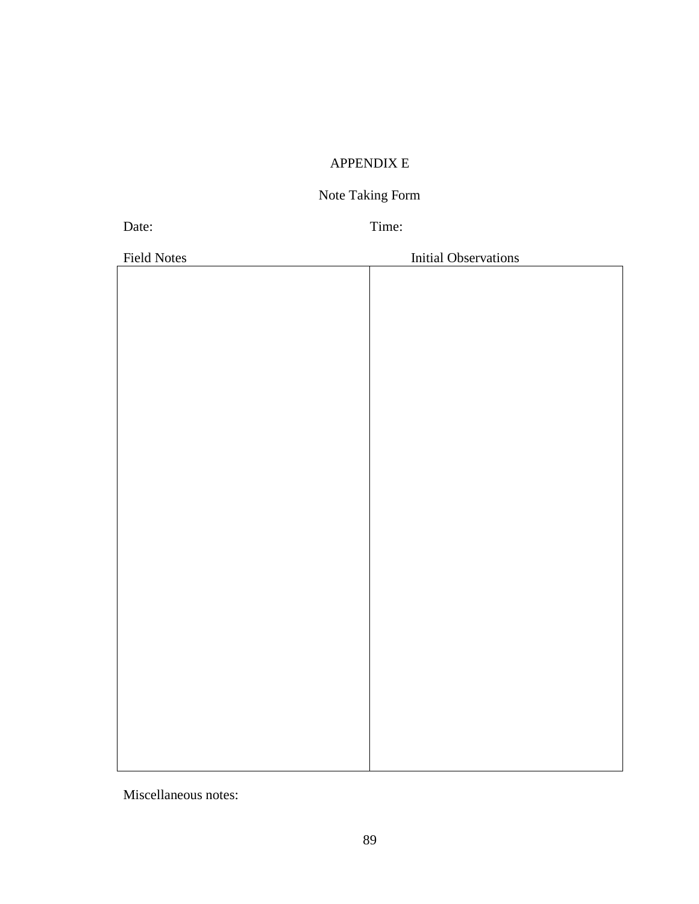# APPENDIX E

## Note Taking Form

Date: Time:

| Field Notes | Initial Observations |
| --- | --- |
| | |

Miscellaneous notes: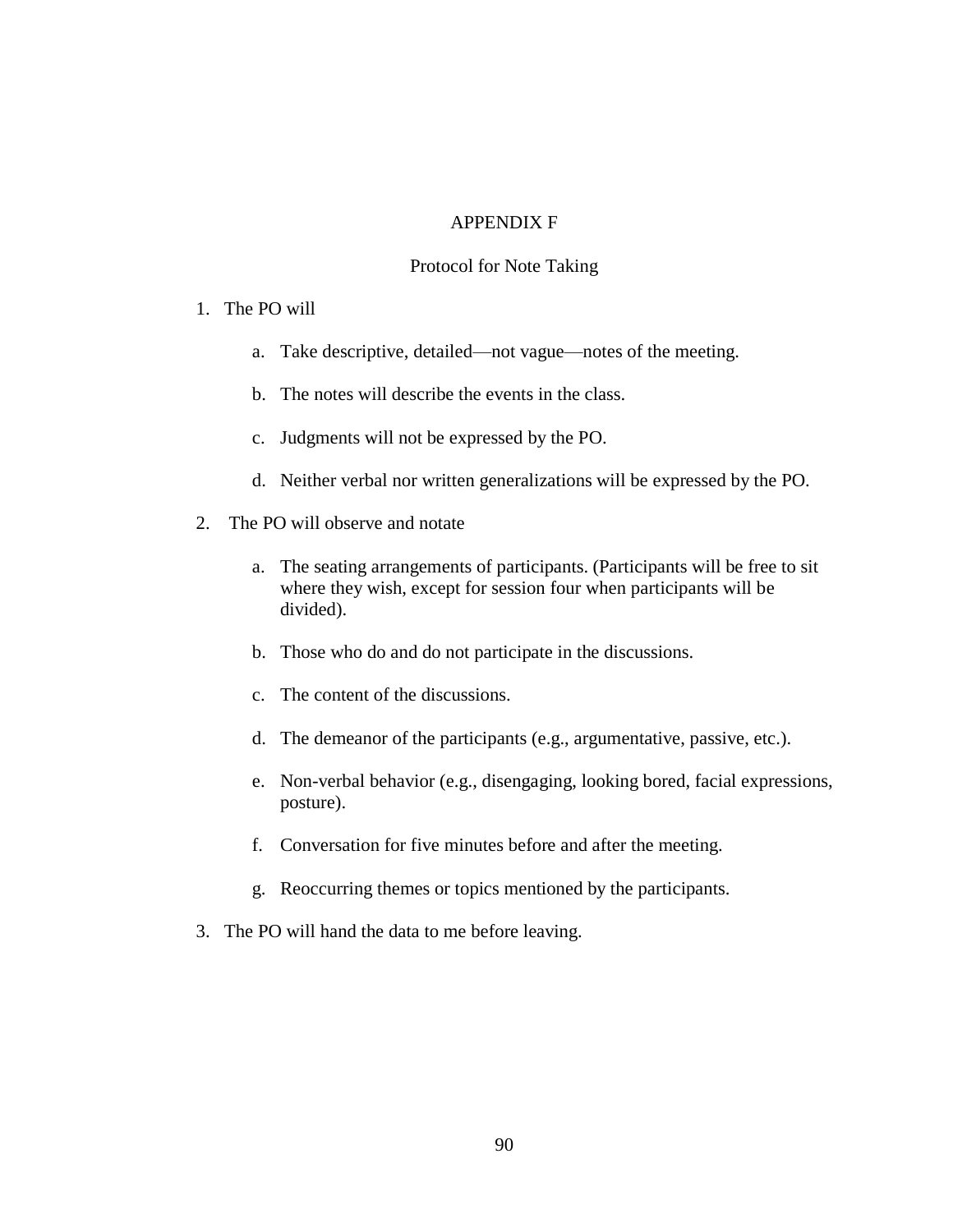# APPENDIX F

## Protocol for Note Taking

1. The PO will
   a. Take descriptive, detailed—not vague—notes of the meeting.
   b. The notes will describe the events in the class.
   c. Judgments will not be expressed by the PO.
   d. Neither verbal nor written generalizations will be expressed by the PO.
2. The PO will observe and notate
   a. The seating arrangements of participants. (Participants will be free to sit where they wish, except for session four when participants will be divided).
   b. Those who do and do not participate in the discussions.
   c. The content of the discussions.
   d. The demeanor of the participants (e.g., argumentative, passive, etc.).
   e. Non-verbal behavior (e.g., disengaging, looking bored, facial expressions, posture).
   f. Conversation for five minutes before and after the meeting.
   g. Reoccurring themes or topics mentioned by the participants.
3. The PO will hand the data to me before leaving.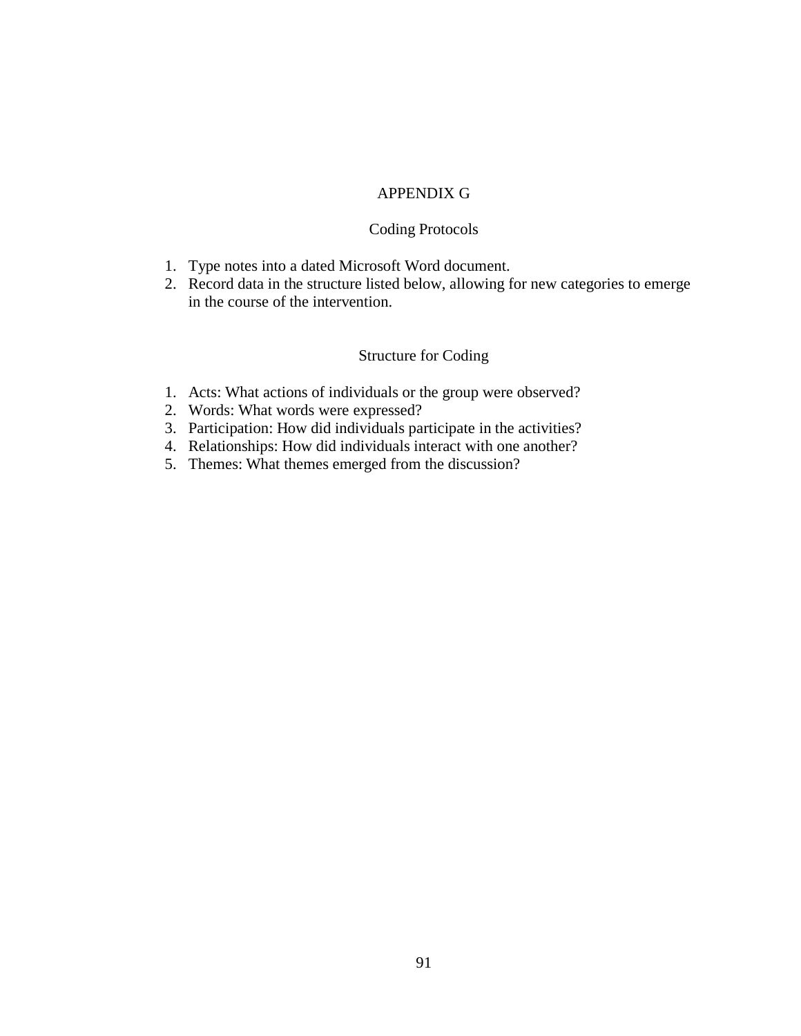# APPENDIX G

## Coding Protocols

1. Type notes into a dated Microsoft Word document.
2. Record data in the structure listed below, allowing for new categories to emerge in the course of the intervention.

## Structure for Coding

1. Acts: What actions of individuals or the group were observed?
2. Words: What words were expressed?
3. Participation: How did individuals participate in the activities?
4. Relationships: How did individuals interact with one another?
5. Themes: What themes emerged from the discussion?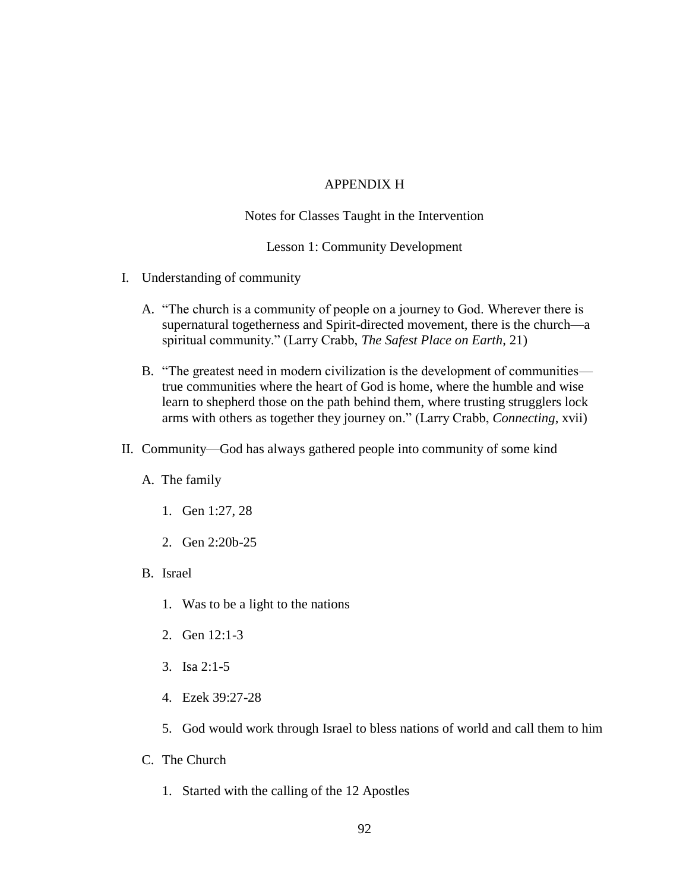# APPENDIX H

## Notes for Classes Taught in the Intervention

### Lesson 1: Community Development

I. Understanding of community

   A. "The church is a community of people on a journey to God. Wherever there is supernatural togetherness and Spirit-directed movement, there is the church—a spiritual community." (Larry Crabb, *The Safest Place on Earth*, 21)

   B. "The greatest need in modern civilization is the development of communities—true communities where the heart of God is home, where the humble and wise learn to shepherd those on the path behind them, where trusting strugglers lock arms with others as together they journey on." (Larry Crabb, *Connecting*, xvii)

II. Community—God has always gathered people into community of some kind

   A. The family

      1. Gen 1:27, 28

      2. Gen 2:20b-25

   B. Israel

      1. Was to be a light to the nations

      2. Gen 12:1-3

      3. Isa 2:1-5

      4. Ezek 39:27-28

      5. God would work through Israel to bless nations of world and call them to him

   C. The Church

      1. Started with the calling of the 12 Apostles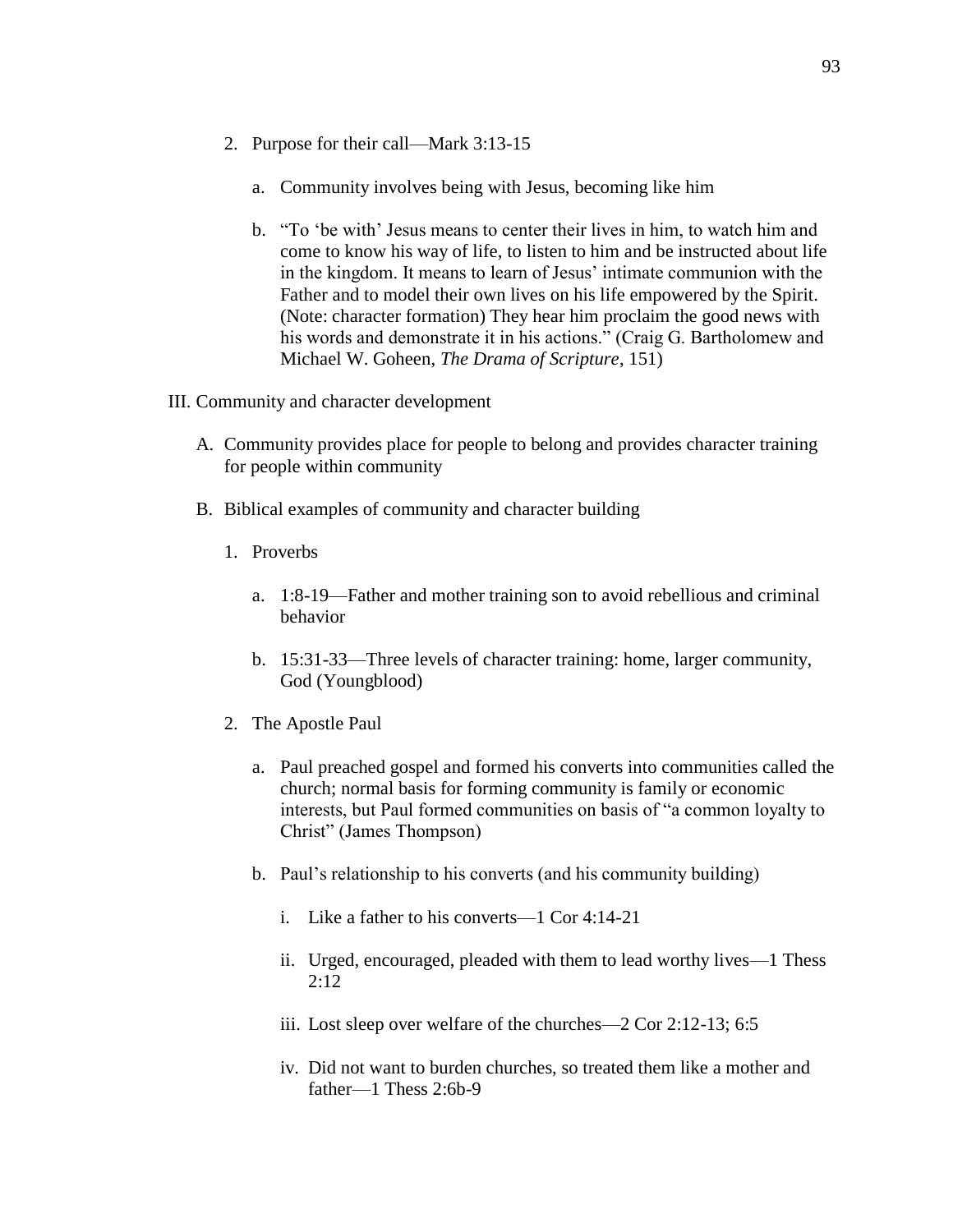2. Purpose for their call—Mark 3:13-15

    a. Community involves being with Jesus, becoming like him

    b. "To 'be with' Jesus means to center their lives in him, to watch him and come to know his way of life, to listen to him and be instructed about life in the kingdom. It means to learn of Jesus' intimate communion with the Father and to model their own lives on his life empowered by the Spirit. (Note: character formation) They hear him proclaim the good news with his words and demonstrate it in his actions." (Craig G. Bartholomew and Michael W. Goheen, *The Drama of Scripture*, 151)

III. Community and character development

A. Community provides place for people to belong and provides character training for people within community

B. Biblical examples of community and character building

1. Proverbs

    a. 1:8-19—Father and mother training son to avoid rebellious and criminal behavior

    b. 15:31-33—Three levels of character training: home, larger community, God (Youngblood)

2. The Apostle Paul

    a. Paul preached gospel and formed his converts into communities called the church; normal basis for forming community is family or economic interests, but Paul formed communities on basis of "a common loyalty to Christ" (James Thompson)

    b. Paul's relationship to his converts (and his community building)

        i. Like a father to his converts—1 Cor 4:14-21

        ii. Urged, encouraged, pleaded with them to lead worthy lives—1 Thess 2:12

        iii. Lost sleep over welfare of the churches—2 Cor 2:12-13; 6:5

        iv. Did not want to burden churches, so treated them like a mother and father—1 Thess 2:6b-9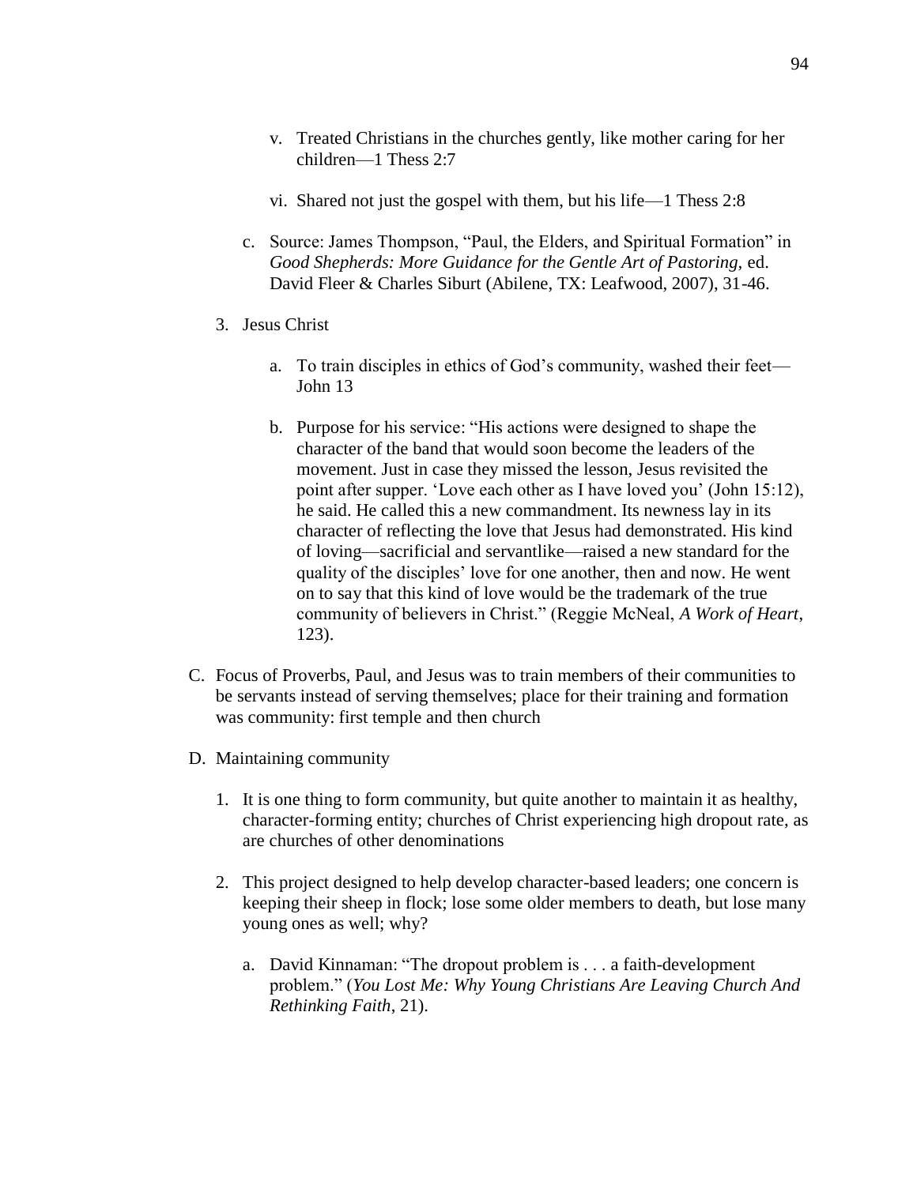v. Treated Christians in the churches gently, like mother caring for her children—1 Thess 2:7

vi. Shared not just the gospel with them, but his life—1 Thess 2:8

c. Source: James Thompson, "Paul, the Elders, and Spiritual Formation" in *Good Shepherds: More Guidance for the Gentle Art of Pastoring,* ed. David Fleer & Charles Siburt (Abilene, TX: Leafwood, 2007), 31-46.

3. Jesus Christ

   a. To train disciples in ethics of God's community, washed their feet—John 13

   b. Purpose for his service: "His actions were designed to shape the character of the band that would soon become the leaders of the movement. Just in case they missed the lesson, Jesus revisited the point after supper. 'Love each other as I have loved you' (John 15:12), he said. He called this a new commandment. Its newness lay in its character of reflecting the love that Jesus had demonstrated. His kind of loving—sacrificial and servantlike—raised a new standard for the quality of the disciples' love for one another, then and now. He went on to say that this kind of love would be the trademark of the true community of believers in Christ." (Reggie McNeal, *A Work of Heart*, 123).

C. Focus of Proverbs, Paul, and Jesus was to train members of their communities to be servants instead of serving themselves; place for their training and formation was community: first temple and then church

D. Maintaining community

1. It is one thing to form community, but quite another to maintain it as healthy, character-forming entity; churches of Christ experiencing high dropout rate, as are churches of other denominations

2. This project designed to help develop character-based leaders; one concern is keeping their sheep in flock; lose some older members to death, but lose many young ones as well; why?

   a. David Kinnaman: "The dropout problem is . . . a faith-development problem." (*You Lost Me: Why Young Christians Are Leaving Church And Rethinking Faith*, 21).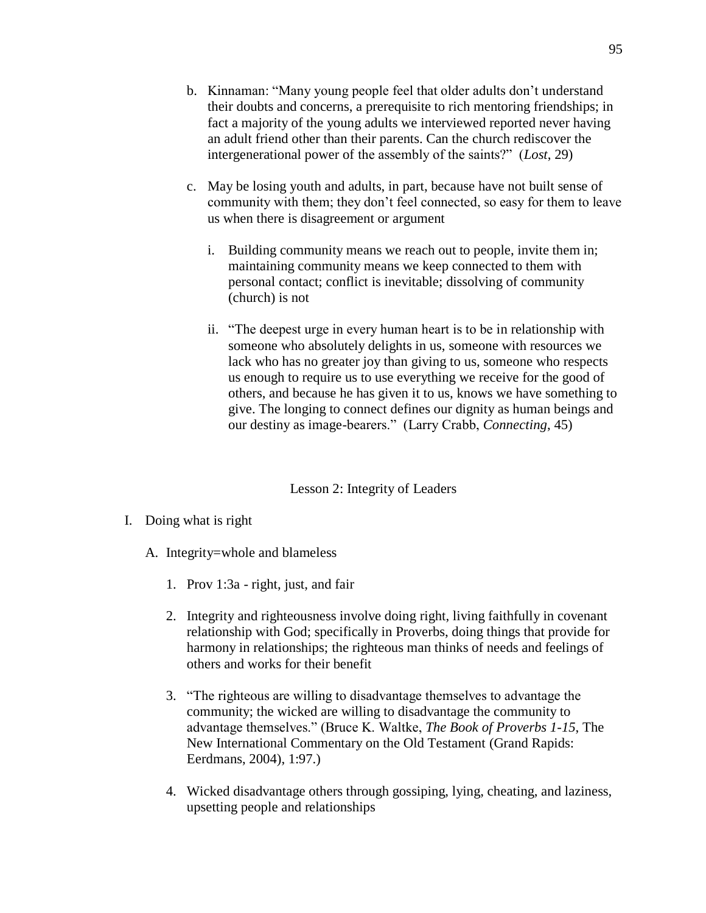b. Kinnaman: "Many young people feel that older adults don't understand their doubts and concerns, a prerequisite to rich mentoring friendships; in fact a majority of the young adults we interviewed reported never having an adult friend other than their parents. Can the church rediscover the intergenerational power of the assembly of the saints?" (*Lost*, 29)

c. May be losing youth and adults, in part, because have not built sense of community with them; they don't feel connected, so easy for them to leave us when there is disagreement or argument

   i. Building community means we reach out to people, invite them in; maintaining community means we keep connected to them with personal contact; conflict is inevitable; dissolving of community (church) is not

   ii. "The deepest urge in every human heart is to be in relationship with someone who absolutely delights in us, someone with resources we lack who has no greater joy than giving to us, someone who respects us enough to require us to use everything we receive for the good of others, and because he has given it to us, knows we have something to give. The longing to connect defines our dignity as human beings and our destiny as image-bearers." (Larry Crabb, *Connecting*, 45)

## Lesson 2: Integrity of Leaders

I. Doing what is right

   A. Integrity=whole and blameless

      1. Prov 1:3a - right, just, and fair

      2. Integrity and righteousness involve doing right, living faithfully in covenant relationship with God; specifically in Proverbs, doing things that provide for harmony in relationships; the righteous man thinks of needs and feelings of others and works for their benefit

      3. "The righteous are willing to disadvantage themselves to advantage the community; the wicked are willing to disadvantage the community to advantage themselves." (Bruce K. Waltke, *The Book of Proverbs 1-15*, The New International Commentary on the Old Testament (Grand Rapids: Eerdmans, 2004), 1:97.)

      4. Wicked disadvantage others through gossiping, lying, cheating, and laziness, upsetting people and relationships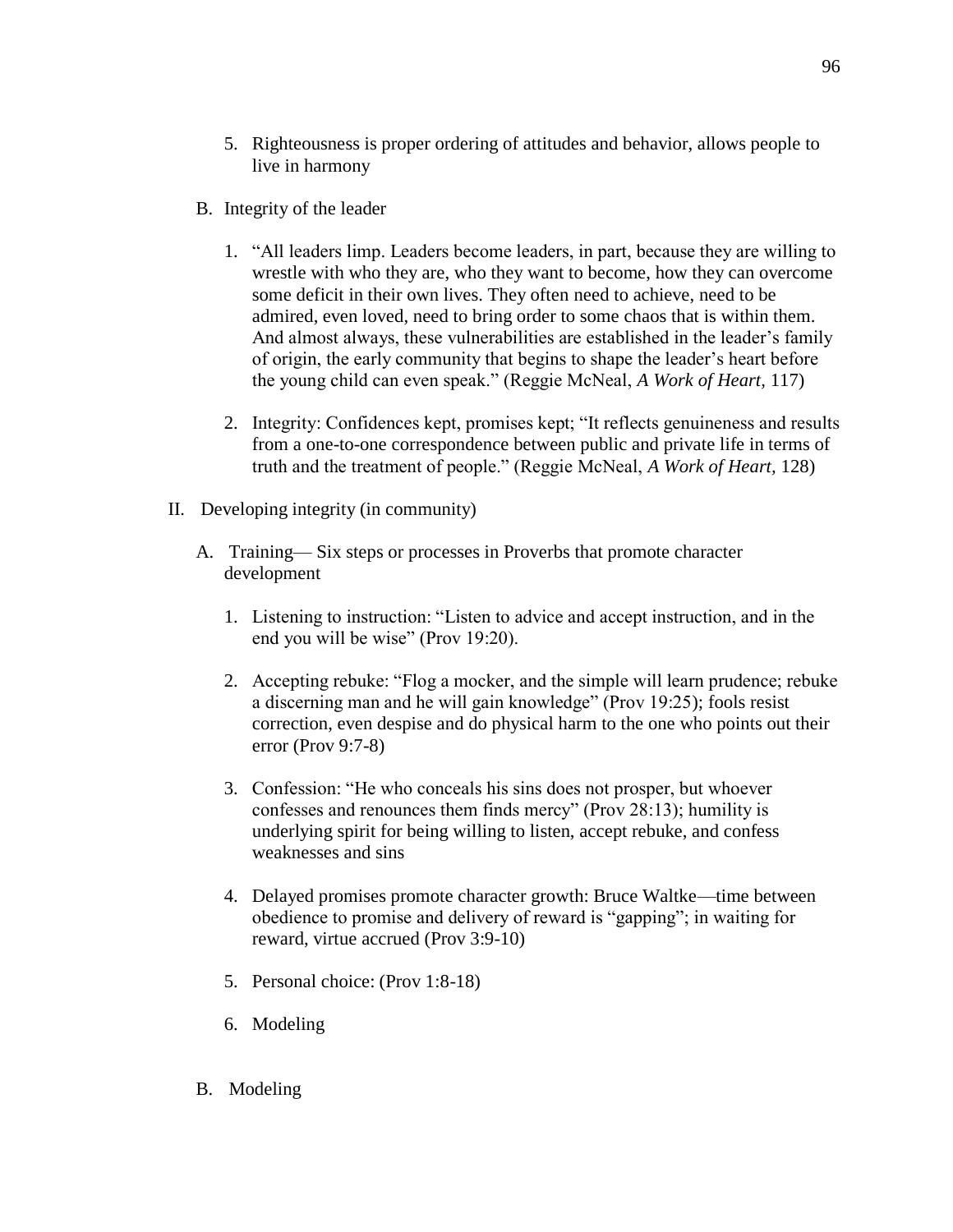5. Righteousness is proper ordering of attitudes and behavior, allows people to live in harmony

B. Integrity of the leader

1. "All leaders limp. Leaders become leaders, in part, because they are willing to wrestle with who they are, who they want to become, how they can overcome some deficit in their own lives. They often need to achieve, need to be admired, even loved, need to bring order to some chaos that is within them. And almost always, these vulnerabilities are established in the leader's family of origin, the early community that begins to shape the leader's heart before the young child can even speak." (Reggie McNeal, *A Work of Heart,* 117)

2. Integrity: Confidences kept, promises kept; "It reflects genuineness and results from a one-to-one correspondence between public and private life in terms of truth and the treatment of people." (Reggie McNeal, *A Work of Heart,* 128)

II. Developing integrity (in community)

A. Training— Six steps or processes in Proverbs that promote character development

1. Listening to instruction: "Listen to advice and accept instruction, and in the end you will be wise" (Prov 19:20).

2. Accepting rebuke: "Flog a mocker, and the simple will learn prudence; rebuke a discerning man and he will gain knowledge" (Prov 19:25); fools resist correction, even despise and do physical harm to the one who points out their error (Prov 9:7-8)

3. Confession: "He who conceals his sins does not prosper, but whoever confesses and renounces them finds mercy" (Prov 28:13); humility is underlying spirit for being willing to listen, accept rebuke, and confess weaknesses and sins

4. Delayed promises promote character growth: Bruce Waltke—time between obedience to promise and delivery of reward is "gapping"; in waiting for reward, virtue accrued (Prov 3:9-10)

5. Personal choice: (Prov 1:8-18)

6. Modeling

B. Modeling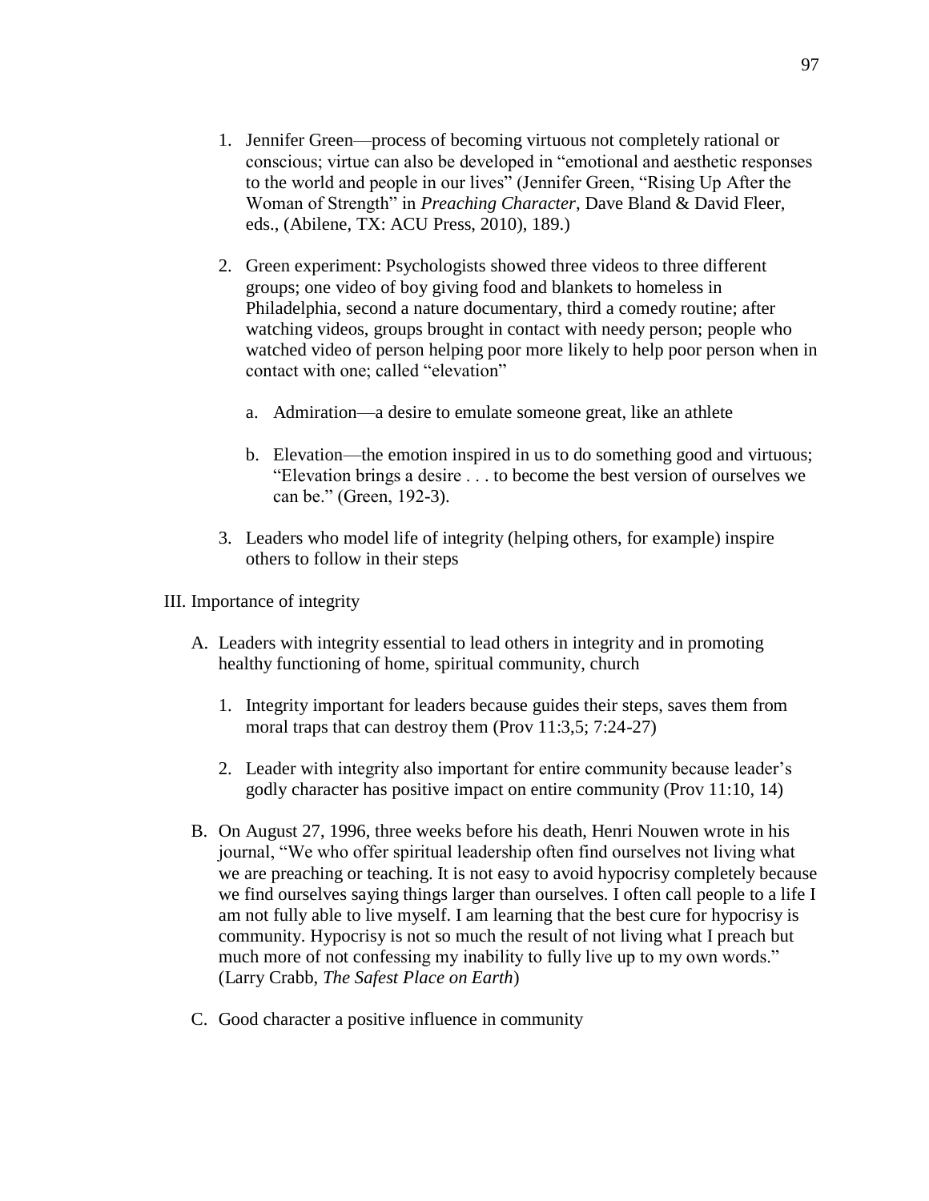1. Jennifer Green—process of becoming virtuous not completely rational or conscious; virtue can also be developed in "emotional and aesthetic responses to the world and people in our lives" (Jennifer Green, "Rising Up After the Woman of Strength" in *Preaching Character*, Dave Bland & David Fleer, eds., (Abilene, TX: ACU Press, 2010), 189.)

2. Green experiment: Psychologists showed three videos to three different groups; one video of boy giving food and blankets to homeless in Philadelphia, second a nature documentary, third a comedy routine; after watching videos, groups brought in contact with needy person; people who watched video of person helping poor more likely to help poor person when in contact with one; called "elevation"

   a. Admiration—a desire to emulate someone great, like an athlete

   b. Elevation—the emotion inspired in us to do something good and virtuous; "Elevation brings a desire . . . to become the best version of ourselves we can be." (Green, 192-3).

3. Leaders who model life of integrity (helping others, for example) inspire others to follow in their steps

III. Importance of integrity

A. Leaders with integrity essential to lead others in integrity and in promoting healthy functioning of home, spiritual community, church

   1. Integrity important for leaders because guides their steps, saves them from moral traps that can destroy them (Prov 11:3,5; 7:24-27)

   2. Leader with integrity also important for entire community because leader's godly character has positive impact on entire community (Prov 11:10, 14)

B. On August 27, 1996, three weeks before his death, Henri Nouwen wrote in his journal, "We who offer spiritual leadership often find ourselves not living what we are preaching or teaching. It is not easy to avoid hypocrisy completely because we find ourselves saying things larger than ourselves. I often call people to a life I am not fully able to live myself. I am learning that the best cure for hypocrisy is community. Hypocrisy is not so much the result of not living what I preach but much more of not confessing my inability to fully live up to my own words." (Larry Crabb, *The Safest Place on Earth*)

C. Good character a positive influence in community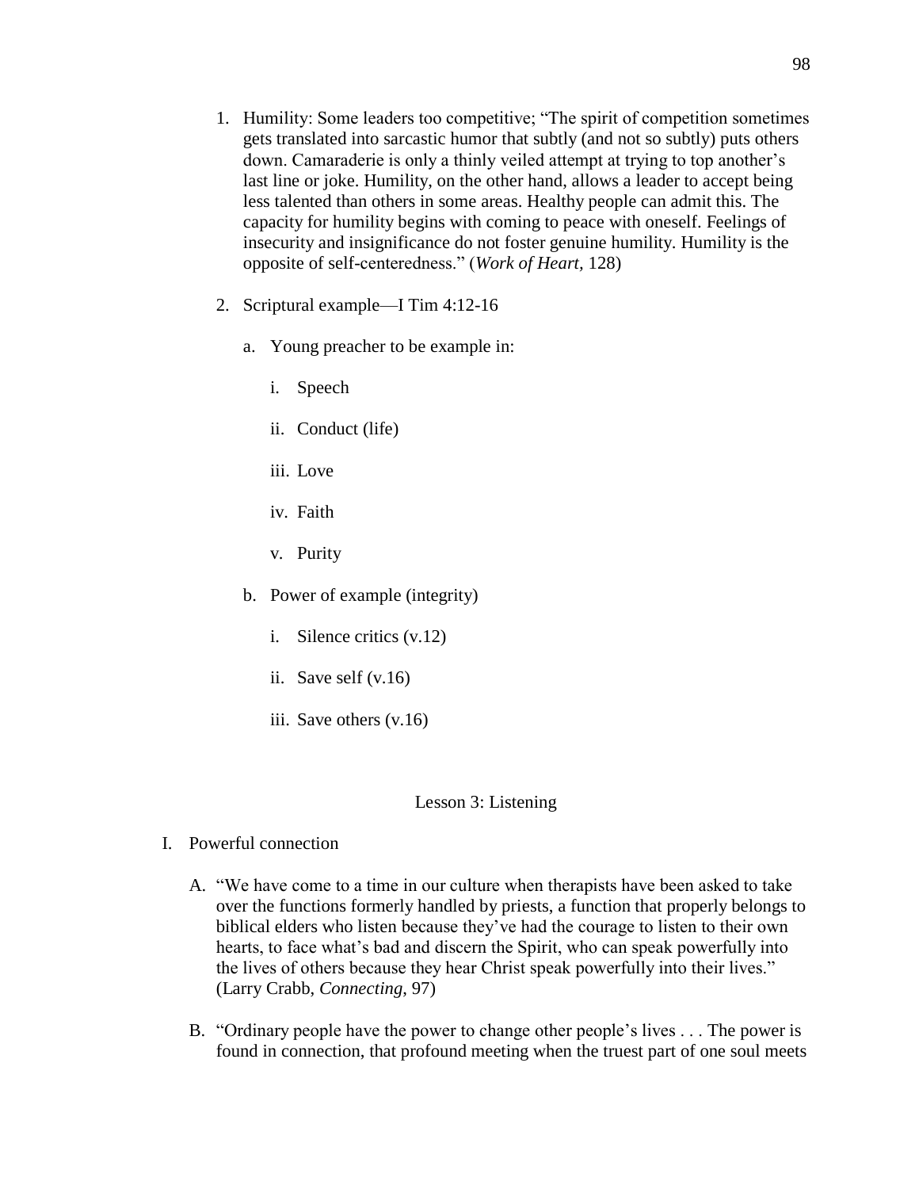1. Humility: Some leaders too competitive; "The spirit of competition sometimes gets translated into sarcastic humor that subtly (and not so subtly) puts others down. Camaraderie is only a thinly veiled attempt at trying to top another's last line or joke. Humility, on the other hand, allows a leader to accept being less talented than others in some areas. Healthy people can admit this. The capacity for humility begins with coming to peace with oneself. Feelings of insecurity and insignificance do not foster genuine humility. Humility is the opposite of self-centeredness." (*Work of Heart,* 128)

2. Scriptural example—I Tim 4:12-16

    a. Young preacher to be example in:

        i. Speech

        ii. Conduct (life)

        iii. Love

        iv. Faith

        v. Purity

    b. Power of example (integrity)

        i. Silence critics (v.12)

        ii. Save self (v.16)

        iii. Save others (v.16)

## Lesson 3: Listening

I. Powerful connection

    A. "We have come to a time in our culture when therapists have been asked to take over the functions formerly handled by priests, a function that properly belongs to biblical elders who listen because they've had the courage to listen to their own hearts, to face what's bad and discern the Spirit, who can speak powerfully into the lives of others because they hear Christ speak powerfully into their lives." (Larry Crabb, *Connecting*, 97)

    B. "Ordinary people have the power to change other people's lives . . . The power is found in connection, that profound meeting when the truest part of one soul meets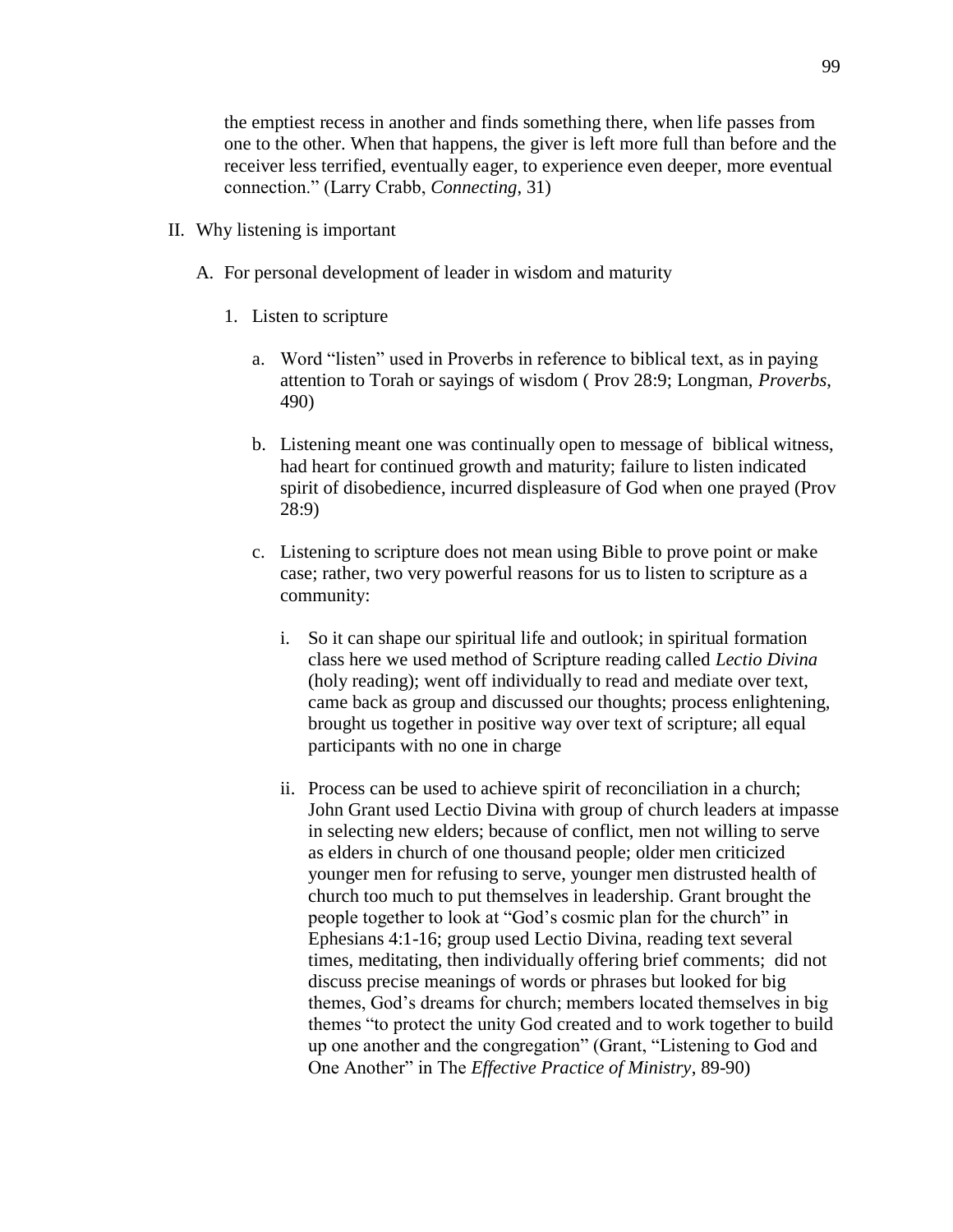the emptiest recess in another and finds something there, when life passes from one to the other. When that happens, the giver is left more full than before and the receiver less terrified, eventually eager, to experience even deeper, more eventual connection." (Larry Crabb, *Connecting*, 31)

II. Why listening is important

   A. For personal development of leader in wisdom and maturity

      1. Listen to scripture

         a. Word "listen" used in Proverbs in reference to biblical text, as in paying attention to Torah or sayings of wisdom ( Prov 28:9; Longman, *Proverbs*, 490)

         b. Listening meant one was continually open to message of biblical witness, had heart for continued growth and maturity; failure to listen indicated spirit of disobedience, incurred displeasure of God when one prayed (Prov 28:9)

         c. Listening to scripture does not mean using Bible to prove point or make case; rather, two very powerful reasons for us to listen to scripture as a community:

            i. So it can shape our spiritual life and outlook; in spiritual formation class here we used method of Scripture reading called *Lectio Divina* (holy reading); went off individually to read and mediate over text, came back as group and discussed our thoughts; process enlightening, brought us together in positive way over text of scripture; all equal participants with no one in charge

            ii. Process can be used to achieve spirit of reconciliation in a church; John Grant used Lectio Divina with group of church leaders at impasse in selecting new elders; because of conflict, men not willing to serve as elders in church of one thousand people; older men criticized younger men for refusing to serve, younger men distrusted health of church too much to put themselves in leadership. Grant brought the people together to look at "God's cosmic plan for the church" in Ephesians 4:1-16; group used Lectio Divina, reading text several times, meditating, then individually offering brief comments; did not discuss precise meanings of words or phrases but looked for big themes, God's dreams for church; members located themselves in big themes "to protect the unity God created and to work together to build up one another and the congregation" (Grant, "Listening to God and One Another" in The *Effective Practice of Ministry*, 89-90)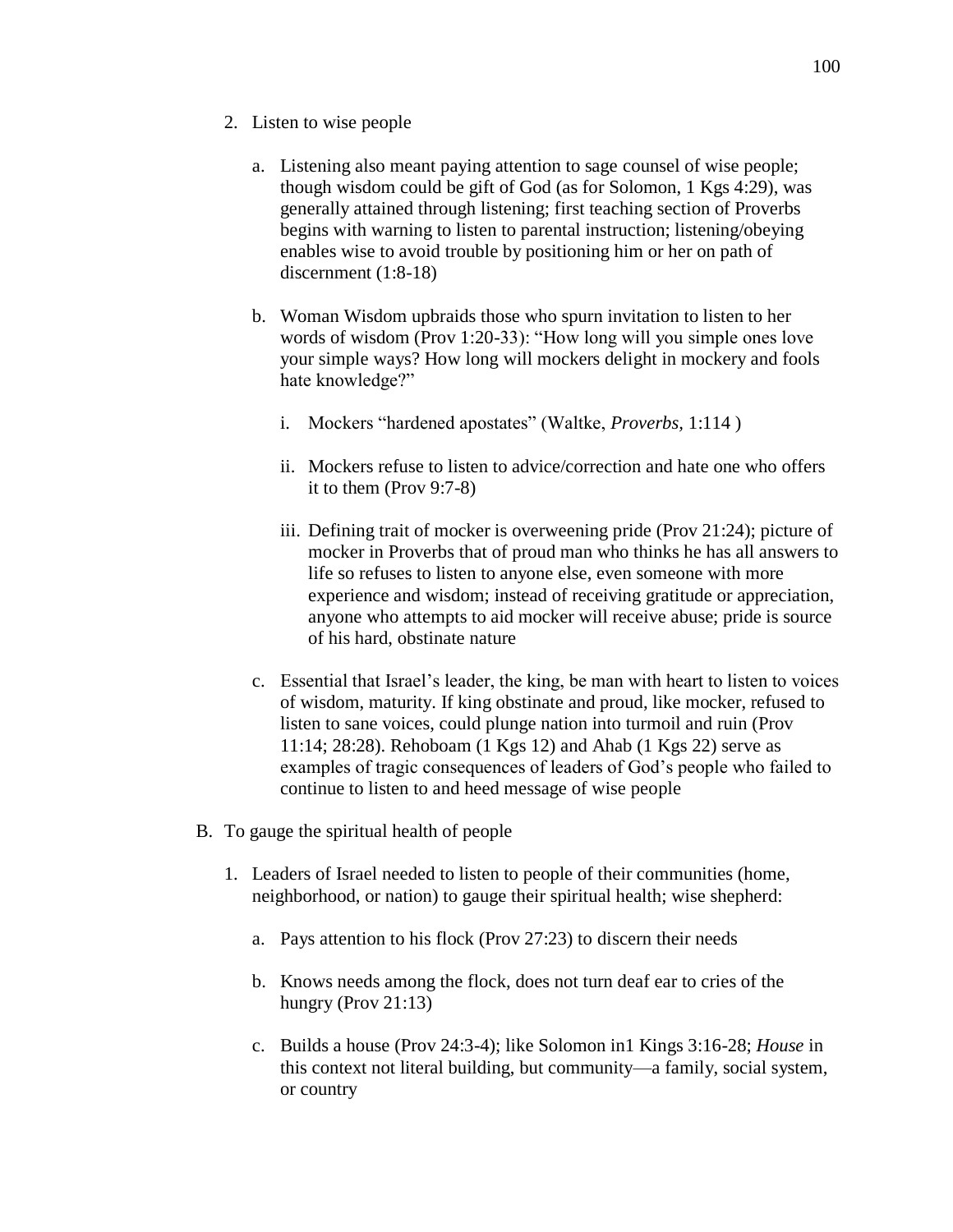2. Listen to wise people

    a. Listening also meant paying attention to sage counsel of wise people; though wisdom could be gift of God (as for Solomon, 1 Kgs 4:29), was generally attained through listening; first teaching section of Proverbs begins with warning to listen to parental instruction; listening/obeying enables wise to avoid trouble by positioning him or her on path of discernment (1:8-18)

    b. Woman Wisdom upbraids those who spurn invitation to listen to her words of wisdom (Prov 1:20-33): "How long will you simple ones love your simple ways? How long will mockers delight in mockery and fools hate knowledge?"

        i. Mockers "hardened apostates" (Waltke, *Proverbs,* 1:114 )

        ii. Mockers refuse to listen to advice/correction and hate one who offers it to them (Prov 9:7-8)

        iii. Defining trait of mocker is overweening pride (Prov 21:24); picture of mocker in Proverbs that of proud man who thinks he has all answers to life so refuses to listen to anyone else, even someone with more experience and wisdom; instead of receiving gratitude or appreciation, anyone who attempts to aid mocker will receive abuse; pride is source of his hard, obstinate nature

    c. Essential that Israel's leader, the king, be man with heart to listen to voices of wisdom, maturity. If king obstinate and proud, like mocker, refused to listen to sane voices, could plunge nation into turmoil and ruin (Prov 11:14; 28:28). Rehoboam (1 Kgs 12) and Ahab (1 Kgs 22) serve as examples of tragic consequences of leaders of God's people who failed to continue to listen to and heed message of wise people

B. To gauge the spiritual health of people

1. Leaders of Israel needed to listen to people of their communities (home, neighborhood, or nation) to gauge their spiritual health; wise shepherd:

    a. Pays attention to his flock (Prov 27:23) to discern their needs

    b. Knows needs among the flock, does not turn deaf ear to cries of the hungry (Prov 21:13)

    c. Builds a house (Prov 24:3-4); like Solomon in1 Kings 3:16-28; *House* in this context not literal building, but community—a family, social system, or country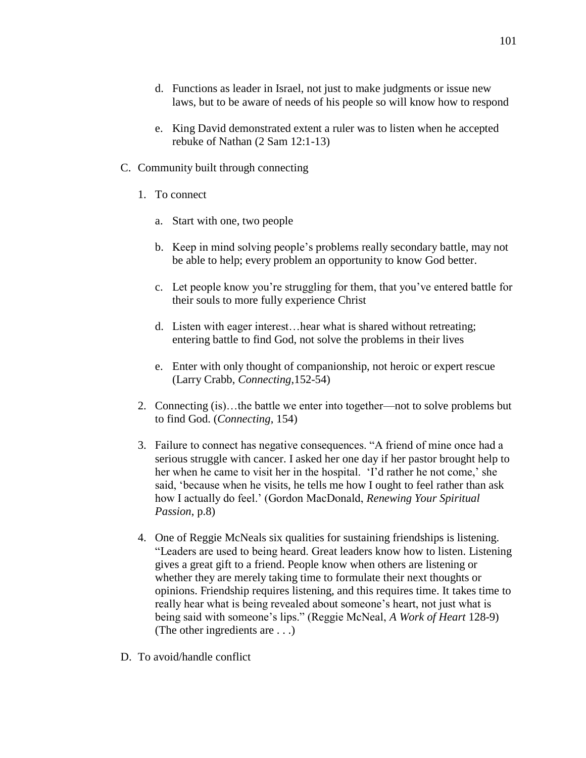d. Functions as leader in Israel, not just to make judgments or issue new laws, but to be aware of needs of his people so will know how to respond

e. King David demonstrated extent a ruler was to listen when he accepted rebuke of Nathan (2 Sam 12:1-13)

C. Community built through connecting

1. To connect

   a. Start with one, two people

   b. Keep in mind solving people's problems really secondary battle, may not be able to help; every problem an opportunity to know God better.

   c. Let people know you're struggling for them, that you've entered battle for their souls to more fully experience Christ

   d. Listen with eager interest…hear what is shared without retreating; entering battle to find God, not solve the problems in their lives

   e. Enter with only thought of companionship, not heroic or expert rescue (Larry Crabb, *Connecting*,152-54)

2. Connecting (is)…the battle we enter into together—not to solve problems but to find God. (*Connecting*, 154)

3. Failure to connect has negative consequences. "A friend of mine once had a serious struggle with cancer. I asked her one day if her pastor brought help to her when he came to visit her in the hospital. 'I'd rather he not come,' she said, 'because when he visits, he tells me how I ought to feel rather than ask how I actually do feel.' (Gordon MacDonald, *Renewing Your Spiritual Passion*, p.8)

4. One of Reggie McNeals six qualities for sustaining friendships is listening. "Leaders are used to being heard. Great leaders know how to listen. Listening gives a great gift to a friend. People know when others are listening or whether they are merely taking time to formulate their next thoughts or opinions. Friendship requires listening, and this requires time. It takes time to really hear what is being revealed about someone's heart, not just what is being said with someone's lips." (Reggie McNeal, *A Work of Heart* 128-9) (The other ingredients are . . .)

D. To avoid/handle conflict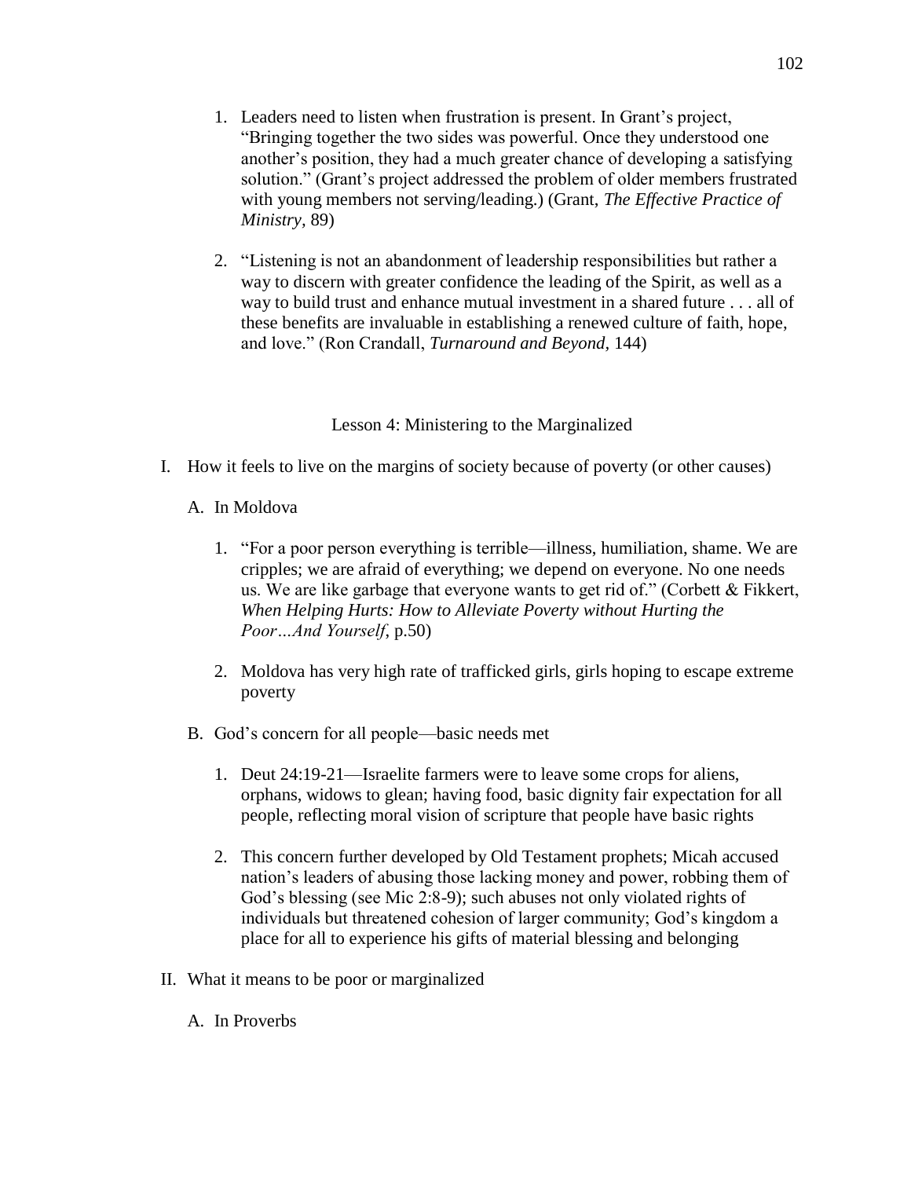1. Leaders need to listen when frustration is present. In Grant's project, "Bringing together the two sides was powerful. Once they understood one another's position, they had a much greater chance of developing a satisfying solution." (Grant's project addressed the problem of older members frustrated with young members not serving/leading.) (Grant, *The Effective Practice of Ministry*, 89)

2. "Listening is not an abandonment of leadership responsibilities but rather a way to discern with greater confidence the leading of the Spirit, as well as a way to build trust and enhance mutual investment in a shared future . . . all of these benefits are invaluable in establishing a renewed culture of faith, hope, and love." (Ron Crandall, *Turnaround and Beyond*, 144)

## Lesson 4: Ministering to the Marginalized

I. How it feels to live on the margins of society because of poverty (or other causes)

   A. In Moldova

      1. "For a poor person everything is terrible—illness, humiliation, shame. We are cripples; we are afraid of everything; we depend on everyone. No one needs us. We are like garbage that everyone wants to get rid of." (Corbett & Fikkert, *When Helping Hurts: How to Alleviate Poverty without Hurting the Poor…And Yourself*, p.50)

      2. Moldova has very high rate of trafficked girls, girls hoping to escape extreme poverty

   B. God's concern for all people—basic needs met

      1. Deut 24:19-21—Israelite farmers were to leave some crops for aliens, orphans, widows to glean; having food, basic dignity fair expectation for all people, reflecting moral vision of scripture that people have basic rights

      2. This concern further developed by Old Testament prophets; Micah accused nation's leaders of abusing those lacking money and power, robbing them of God's blessing (see Mic 2:8-9); such abuses not only violated rights of individuals but threatened cohesion of larger community; God's kingdom a place for all to experience his gifts of material blessing and belonging

II. What it means to be poor or marginalized

   A. In Proverbs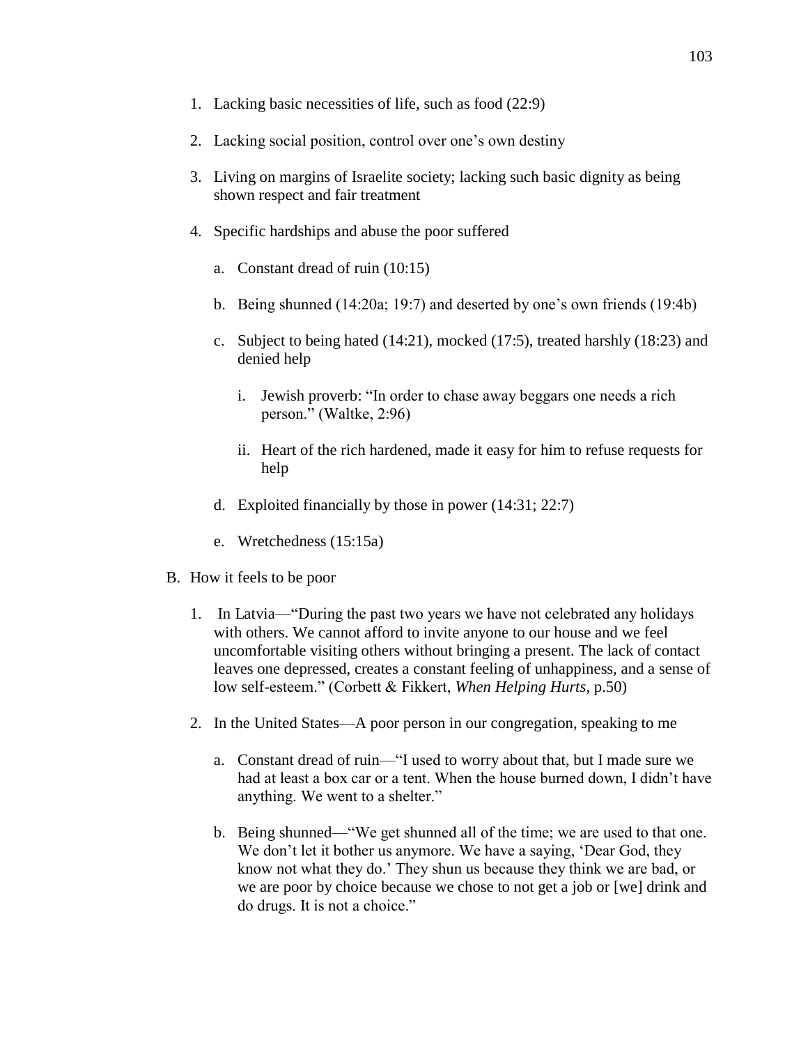1. Lacking basic necessities of life, such as food (22:9)

2. Lacking social position, control over one's own destiny

3. Living on margins of Israelite society; lacking such basic dignity as being shown respect and fair treatment

4. Specific hardships and abuse the poor suffered

   a. Constant dread of ruin (10:15)

   b. Being shunned (14:20a; 19:7) and deserted by one's own friends (19:4b)

   c. Subject to being hated (14:21), mocked (17:5), treated harshly (18:23) and denied help

      i. Jewish proverb: "In order to chase away beggars one needs a rich person." (Waltke, 2:96)

      ii. Heart of the rich hardened, made it easy for him to refuse requests for help

   d. Exploited financially by those in power (14:31; 22:7)

   e. Wretchedness (15:15a)

B. How it feels to be poor

1. In Latvia—"During the past two years we have not celebrated any holidays with others. We cannot afford to invite anyone to our house and we feel uncomfortable visiting others without bringing a present. The lack of contact leaves one depressed, creates a constant feeling of unhappiness, and a sense of low self-esteem." (Corbett & Fikkert, *When Helping Hurts*, p.50)

2. In the United States—A poor person in our congregation, speaking to me

   a. Constant dread of ruin—"I used to worry about that, but I made sure we had at least a box car or a tent. When the house burned down, I didn't have anything. We went to a shelter."

   b. Being shunned—"We get shunned all of the time; we are used to that one. We don't let it bother us anymore. We have a saying, 'Dear God, they know not what they do.' They shun us because they think we are bad, or we are poor by choice because we chose to not get a job or [we] drink and do drugs. It is not a choice."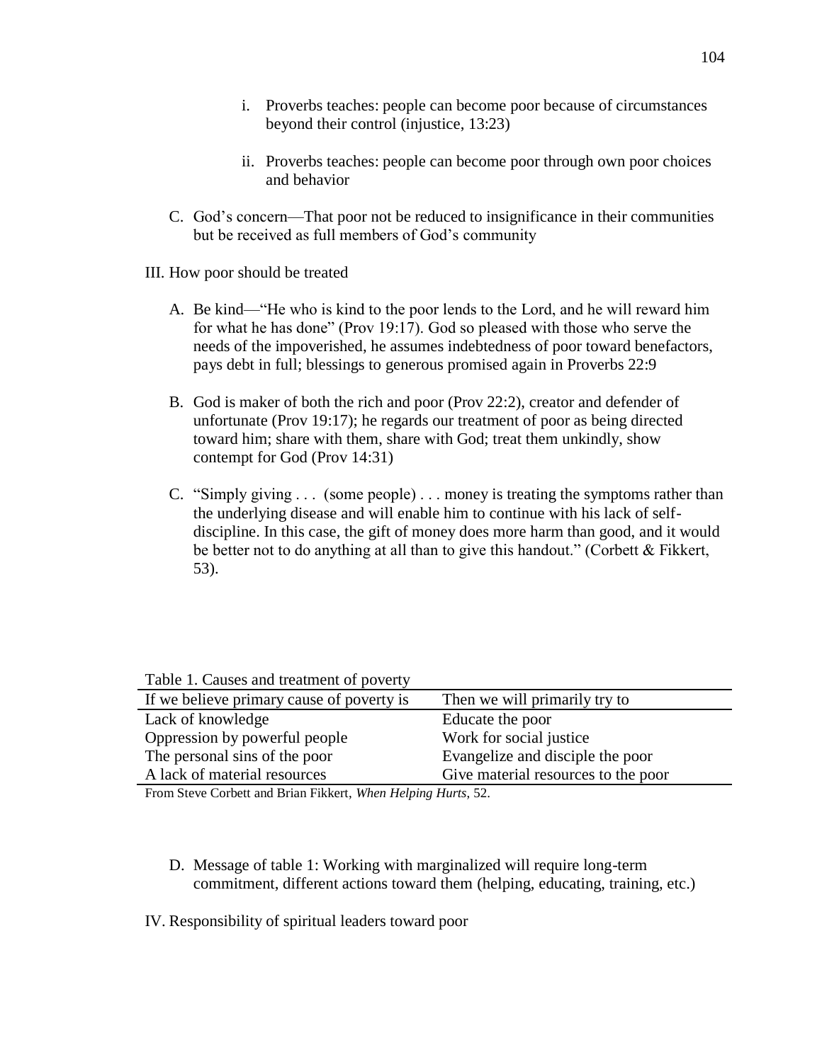i. Proverbs teaches: people can become poor because of circumstances beyond their control (injustice, 13:23)

ii. Proverbs teaches: people can become poor through own poor choices and behavior

C. God's concern—That poor not be reduced to insignificance in their communities but be received as full members of God's community

III. How poor should be treated

A. Be kind—"He who is kind to the poor lends to the Lord, and he will reward him for what he has done" (Prov 19:17). God so pleased with those who serve the needs of the impoverished, he assumes indebtedness of poor toward benefactors, pays debt in full; blessings to generous promised again in Proverbs 22:9

B. God is maker of both the rich and poor (Prov 22:2), creator and defender of unfortunate (Prov 19:17); he regards our treatment of poor as being directed toward him; share with them, share with God; treat them unkindly, show contempt for God (Prov 14:31)

C. "Simply giving . . . (some people) . . . money is treating the symptoms rather than the underlying disease and will enable him to continue with his lack of self-discipline. In this case, the gift of money does more harm than good, and it would be better not to do anything at all than to give this handout." (Corbett & Fikkert, 53).

Table 1. Causes and treatment of poverty

| If we believe primary cause of poverty is | Then we will primarily try to |
|---|---|
| Lack of knowledge | Educate the poor |
| Oppression by powerful people | Work for social justice |
| The personal sins of the poor | Evangelize and disciple the poor |
| A lack of material resources | Give material resources to the poor |

From Steve Corbett and Brian Fikkert, *When Helping Hurts*, 52.

D. Message of table 1: Working with marginalized will require long-term commitment, different actions toward them (helping, educating, training, etc.)

IV. Responsibility of spiritual leaders toward poor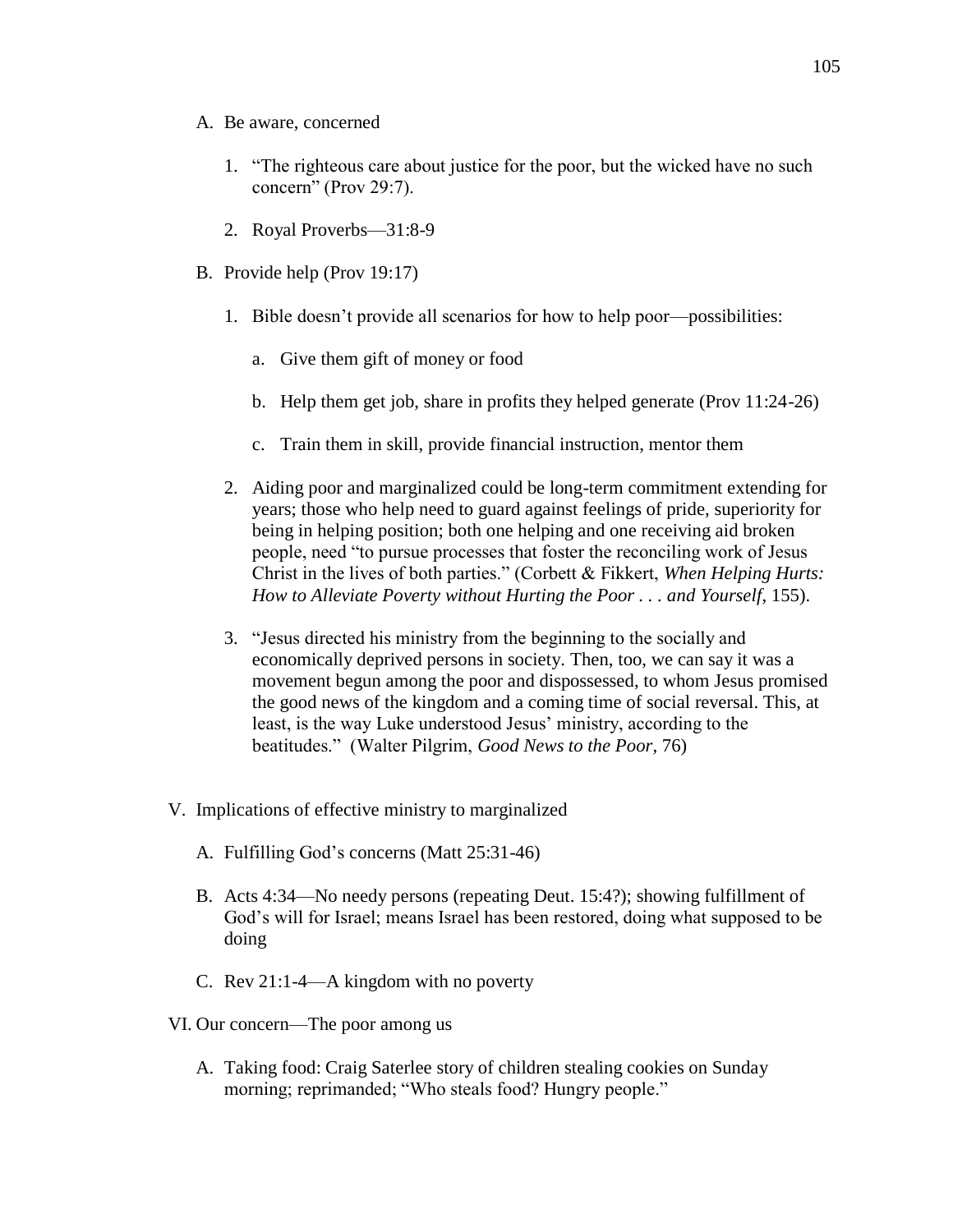A. Be aware, concerned

   1. "The righteous care about justice for the poor, but the wicked have no such concern" (Prov 29:7).

   2. Royal Proverbs—31:8-9

B. Provide help (Prov 19:17)

   1. Bible doesn't provide all scenarios for how to help poor—possibilities:

      a. Give them gift of money or food

      b. Help them get job, share in profits they helped generate (Prov 11:24-26)

      c. Train them in skill, provide financial instruction, mentor them

   2. Aiding poor and marginalized could be long-term commitment extending for years; those who help need to guard against feelings of pride, superiority for being in helping position; both one helping and one receiving aid broken people, need "to pursue processes that foster the reconciling work of Jesus Christ in the lives of both parties." (Corbett & Fikkert, *When Helping Hurts: How to Alleviate Poverty without Hurting the Poor . . . and Yourself*, 155).

   3. "Jesus directed his ministry from the beginning to the socially and economically deprived persons in society. Then, too, we can say it was a movement begun among the poor and dispossessed, to whom Jesus promised the good news of the kingdom and a coming time of social reversal. This, at least, is the way Luke understood Jesus' ministry, according to the beatitudes." (Walter Pilgrim, *Good News to the Poor*, 76)

V. Implications of effective ministry to marginalized

   A. Fulfilling God's concerns (Matt 25:31-46)

   B. Acts 4:34—No needy persons (repeating Deut. 15:4?); showing fulfillment of God's will for Israel; means Israel has been restored, doing what supposed to be doing

   C. Rev 21:1-4—A kingdom with no poverty

VI. Our concern—The poor among us

   A. Taking food: Craig Saterlee story of children stealing cookies on Sunday morning; reprimanded; "Who steals food? Hungry people."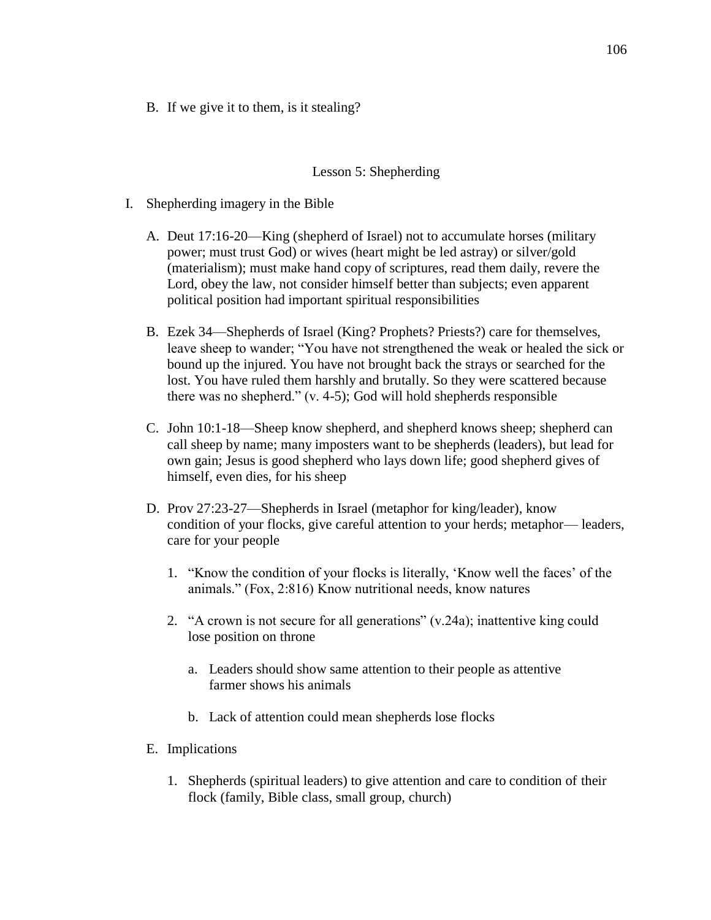B. If we give it to them, is it stealing?

## Lesson 5: Shepherding

I. Shepherding imagery in the Bible

   A. Deut 17:16-20—King (shepherd of Israel) not to accumulate horses (military power; must trust God) or wives (heart might be led astray) or silver/gold (materialism); must make hand copy of scriptures, read them daily, revere the Lord, obey the law, not consider himself better than subjects; even apparent political position had important spiritual responsibilities

   B. Ezek 34—Shepherds of Israel (King? Prophets? Priests?) care for themselves, leave sheep to wander; "You have not strengthened the weak or healed the sick or bound up the injured. You have not brought back the strays or searched for the lost. You have ruled them harshly and brutally. So they were scattered because there was no shepherd." (v. 4-5); God will hold shepherds responsible

   C. John 10:1-18—Sheep know shepherd, and shepherd knows sheep; shepherd can call sheep by name; many imposters want to be shepherds (leaders), but lead for own gain; Jesus is good shepherd who lays down life; good shepherd gives of himself, even dies, for his sheep

   D. Prov 27:23-27—Shepherds in Israel (metaphor for king/leader), know condition of your flocks, give careful attention to your herds; metaphor— leaders, care for your people

      1. "Know the condition of your flocks is literally, 'Know well the faces' of the animals." (Fox, 2:816) Know nutritional needs, know natures

      2. "A crown is not secure for all generations" (v.24a); inattentive king could lose position on throne

         a. Leaders should show same attention to their people as attentive farmer shows his animals

         b. Lack of attention could mean shepherds lose flocks

   E. Implications

      1. Shepherds (spiritual leaders) to give attention and care to condition of their flock (family, Bible class, small group, church)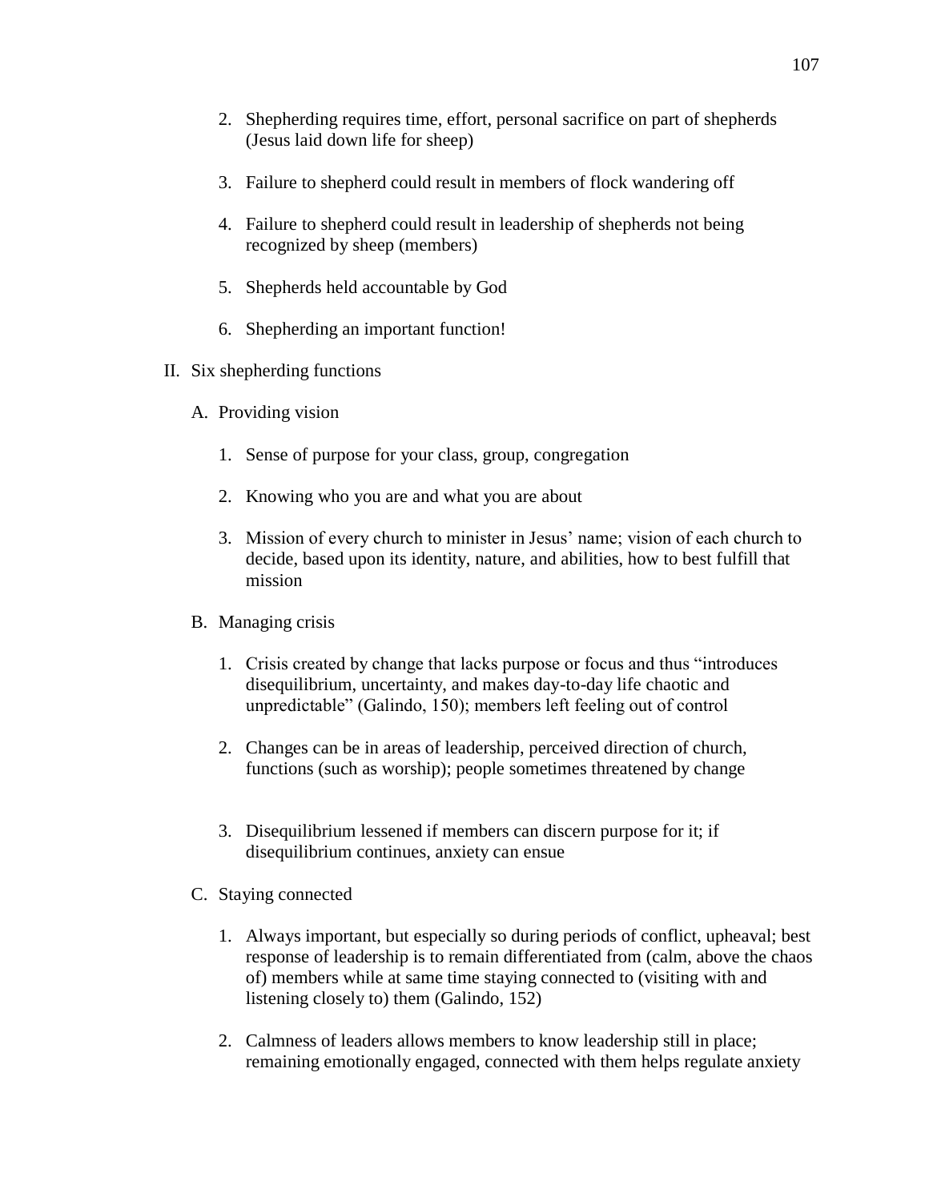2. Shepherding requires time, effort, personal sacrifice on part of shepherds (Jesus laid down life for sheep)

3. Failure to shepherd could result in members of flock wandering off

4. Failure to shepherd could result in leadership of shepherds not being recognized by sheep (members)

5. Shepherds held accountable by God

6. Shepherding an important function!

II. Six shepherding functions

   A. Providing vision

      1. Sense of purpose for your class, group, congregation

      2. Knowing who you are and what you are about

      3. Mission of every church to minister in Jesus' name; vision of each church to decide, based upon its identity, nature, and abilities, how to best fulfill that mission

   B. Managing crisis

      1. Crisis created by change that lacks purpose or focus and thus "introduces disequilibrium, uncertainty, and makes day-to-day life chaotic and unpredictable" (Galindo, 150); members left feeling out of control

      2. Changes can be in areas of leadership, perceived direction of church, functions (such as worship); people sometimes threatened by change

      3. Disequilibrium lessened if members can discern purpose for it; if disequilibrium continues, anxiety can ensue

   C. Staying connected

      1. Always important, but especially so during periods of conflict, upheaval; best response of leadership is to remain differentiated from (calm, above the chaos of) members while at same time staying connected to (visiting with and listening closely to) them (Galindo, 152)

      2. Calmness of leaders allows members to know leadership still in place; remaining emotionally engaged, connected with them helps regulate anxiety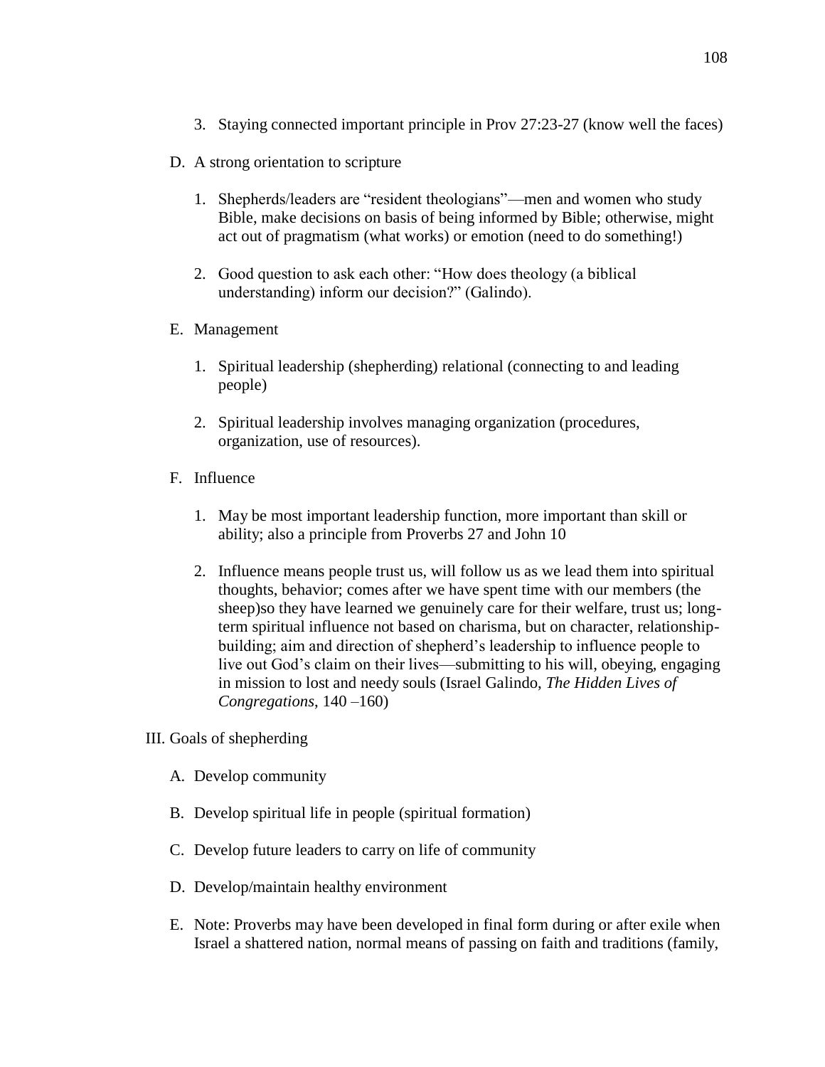3. Staying connected important principle in Prov 27:23-27 (know well the faces)

D. A strong orientation to scripture

1. Shepherds/leaders are "resident theologians"—men and women who study Bible, make decisions on basis of being informed by Bible; otherwise, might act out of pragmatism (what works) or emotion (need to do something!)

2. Good question to ask each other: "How does theology (a biblical understanding) inform our decision?" (Galindo).

E. Management

1. Spiritual leadership (shepherding) relational (connecting to and leading people)

2. Spiritual leadership involves managing organization (procedures, organization, use of resources).

F. Influence

1. May be most important leadership function, more important than skill or ability; also a principle from Proverbs 27 and John 10

2. Influence means people trust us, will follow us as we lead them into spiritual thoughts, behavior; comes after we have spent time with our members (the sheep)so they have learned we genuinely care for their welfare, trust us; long-term spiritual influence not based on charisma, but on character, relationship-building; aim and direction of shepherd's leadership to influence people to live out God's claim on their lives—submitting to his will, obeying, engaging in mission to lost and needy souls (Israel Galindo, *The Hidden Lives of Congregations*, 140 –160)

III. Goals of shepherding

A. Develop community

B. Develop spiritual life in people (spiritual formation)

C. Develop future leaders to carry on life of community

D. Develop/maintain healthy environment

E. Note: Proverbs may have been developed in final form during or after exile when Israel a shattered nation, normal means of passing on faith and traditions (family,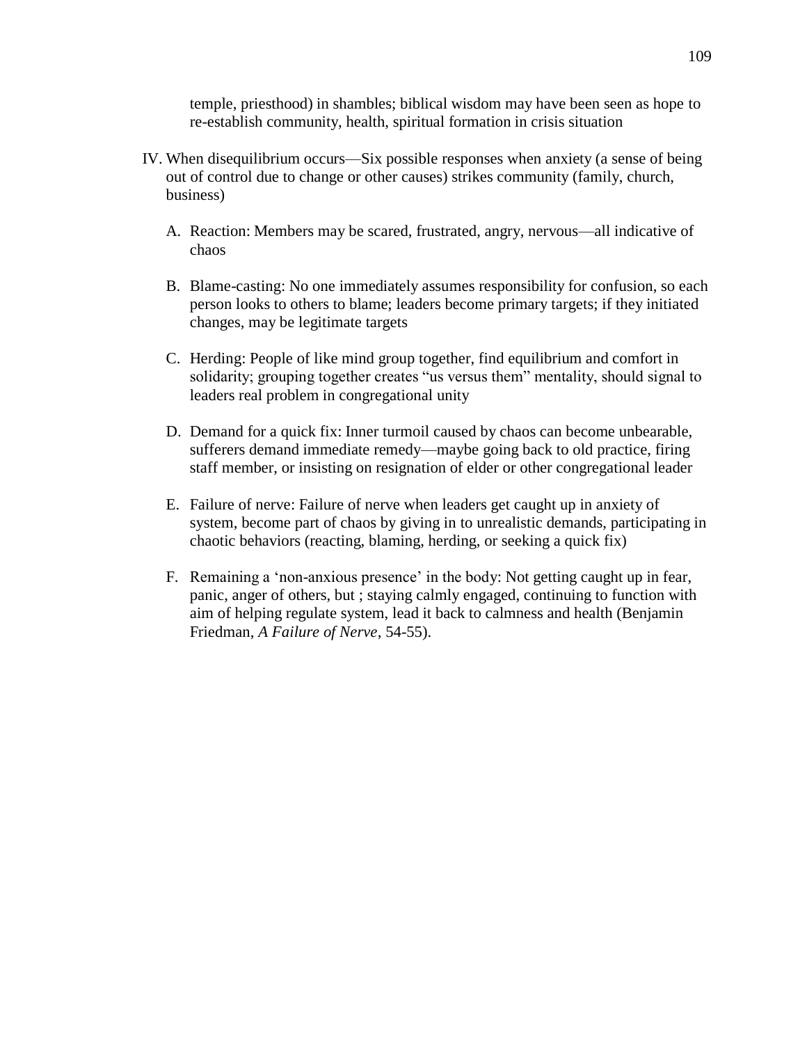temple, priesthood) in shambles; biblical wisdom may have been seen as hope to re-establish community, health, spiritual formation in crisis situation

IV. When disequilibrium occurs—Six possible responses when anxiety (a sense of being out of control due to change or other causes) strikes community (family, church, business)

   A. Reaction: Members may be scared, frustrated, angry, nervous—all indicative of chaos

   B. Blame-casting: No one immediately assumes responsibility for confusion, so each person looks to others to blame; leaders become primary targets; if they initiated changes, may be legitimate targets

   C. Herding: People of like mind group together, find equilibrium and comfort in solidarity; grouping together creates "us versus them" mentality, should signal to leaders real problem in congregational unity

   D. Demand for a quick fix: Inner turmoil caused by chaos can become unbearable, sufferers demand immediate remedy—maybe going back to old practice, firing staff member, or insisting on resignation of elder or other congregational leader

   E. Failure of nerve: Failure of nerve when leaders get caught up in anxiety of system, become part of chaos by giving in to unrealistic demands, participating in chaotic behaviors (reacting, blaming, herding, or seeking a quick fix)

   F. Remaining a 'non-anxious presence' in the body: Not getting caught up in fear, panic, anger of others, but ; staying calmly engaged, continuing to function with aim of helping regulate system, lead it back to calmness and health (Benjamin Friedman, *A Failure of Nerve*, 54-55).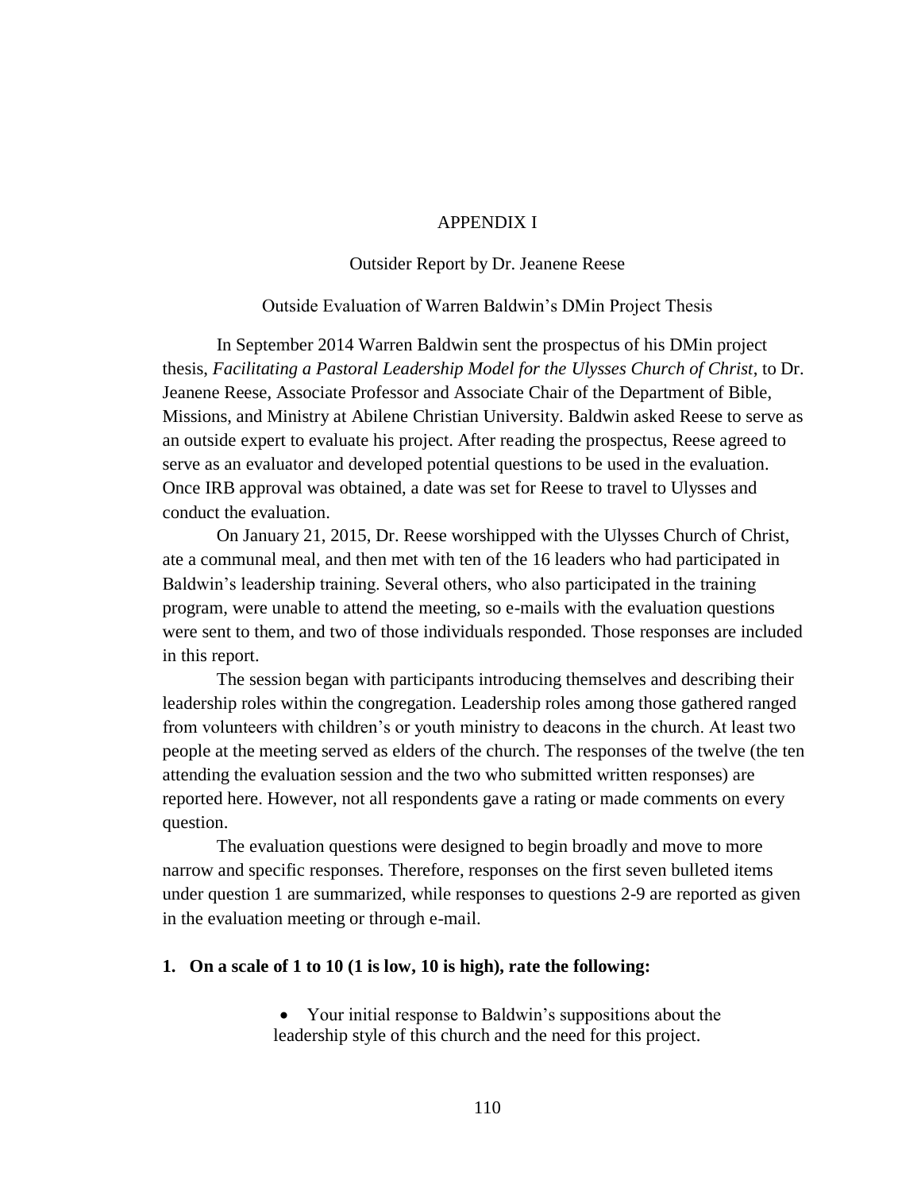# APPENDIX I

## Outsider Report by Dr. Jeanene Reese

### Outside Evaluation of Warren Baldwin's DMin Project Thesis

In September 2014 Warren Baldwin sent the prospectus of his DMin project thesis, *Facilitating a Pastoral Leadership Model for the Ulysses Church of Christ*, to Dr. Jeanene Reese, Associate Professor and Associate Chair of the Department of Bible, Missions, and Ministry at Abilene Christian University. Baldwin asked Reese to serve as an outside expert to evaluate his project. After reading the prospectus, Reese agreed to serve as an evaluator and developed potential questions to be used in the evaluation. Once IRB approval was obtained, a date was set for Reese to travel to Ulysses and conduct the evaluation.

On January 21, 2015, Dr. Reese worshipped with the Ulysses Church of Christ, ate a communal meal, and then met with ten of the 16 leaders who had participated in Baldwin's leadership training. Several others, who also participated in the training program, were unable to attend the meeting, so e-mails with the evaluation questions were sent to them, and two of those individuals responded. Those responses are included in this report.

The session began with participants introducing themselves and describing their leadership roles within the congregation. Leadership roles among those gathered ranged from volunteers with children's or youth ministry to deacons in the church. At least two people at the meeting served as elders of the church. The responses of the twelve (the ten attending the evaluation session and the two who submitted written responses) are reported here. However, not all respondents gave a rating or made comments on every question.

The evaluation questions were designed to begin broadly and move to more narrow and specific responses. Therefore, responses on the first seven bulleted items under question 1 are summarized, while responses to questions 2-9 are reported as given in the evaluation meeting or through e-mail.

**1. On a scale of 1 to 10 (1 is low, 10 is high), rate the following:**

- Your initial response to Baldwin's suppositions about the leadership style of this church and the need for this project.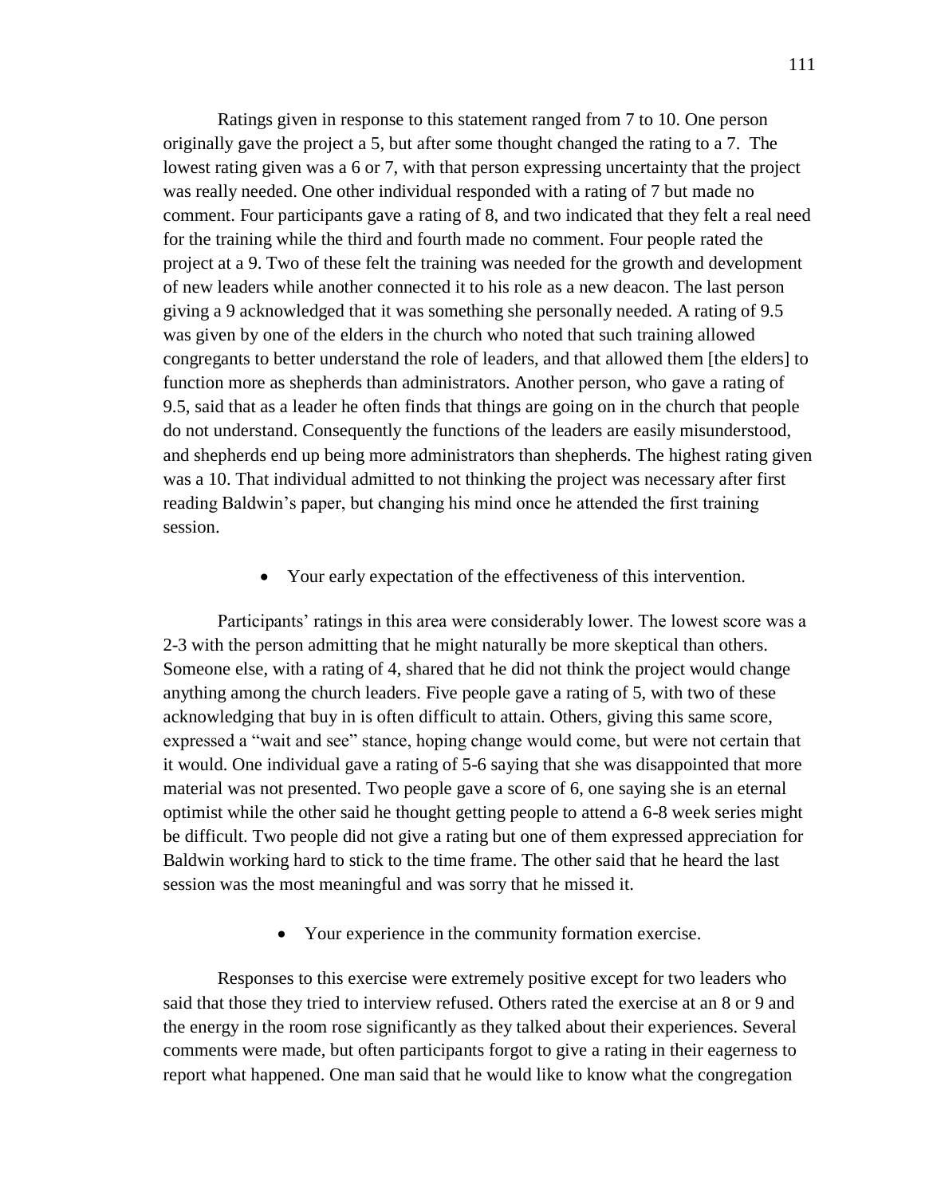Ratings given in response to this statement ranged from 7 to 10. One person originally gave the project a 5, but after some thought changed the rating to a 7. The lowest rating given was a 6 or 7, with that person expressing uncertainty that the project was really needed. One other individual responded with a rating of 7 but made no comment. Four participants gave a rating of 8, and two indicated that they felt a real need for the training while the third and fourth made no comment. Four people rated the project at a 9. Two of these felt the training was needed for the growth and development of new leaders while another connected it to his role as a new deacon. The last person giving a 9 acknowledged that it was something she personally needed. A rating of 9.5 was given by one of the elders in the church who noted that such training allowed congregants to better understand the role of leaders, and that allowed them [the elders] to function more as shepherds than administrators. Another person, who gave a rating of 9.5, said that as a leader he often finds that things are going on in the church that people do not understand. Consequently the functions of the leaders are easily misunderstood, and shepherds end up being more administrators than shepherds. The highest rating given was a 10. That individual admitted to not thinking the project was necessary after first reading Baldwin's paper, but changing his mind once he attended the first training session.

- Your early expectation of the effectiveness of this intervention.

Participants' ratings in this area were considerably lower. The lowest score was a 2-3 with the person admitting that he might naturally be more skeptical than others. Someone else, with a rating of 4, shared that he did not think the project would change anything among the church leaders. Five people gave a rating of 5, with two of these acknowledging that buy in is often difficult to attain. Others, giving this same score, expressed a "wait and see" stance, hoping change would come, but were not certain that it would. One individual gave a rating of 5-6 saying that she was disappointed that more material was not presented. Two people gave a score of 6, one saying she is an eternal optimist while the other said he thought getting people to attend a 6-8 week series might be difficult. Two people did not give a rating but one of them expressed appreciation for Baldwin working hard to stick to the time frame. The other said that he heard the last session was the most meaningful and was sorry that he missed it.

- Your experience in the community formation exercise.

Responses to this exercise were extremely positive except for two leaders who said that those they tried to interview refused. Others rated the exercise at an 8 or 9 and the energy in the room rose significantly as they talked about their experiences. Several comments were made, but often participants forgot to give a rating in their eagerness to report what happened. One man said that he would like to know what the congregation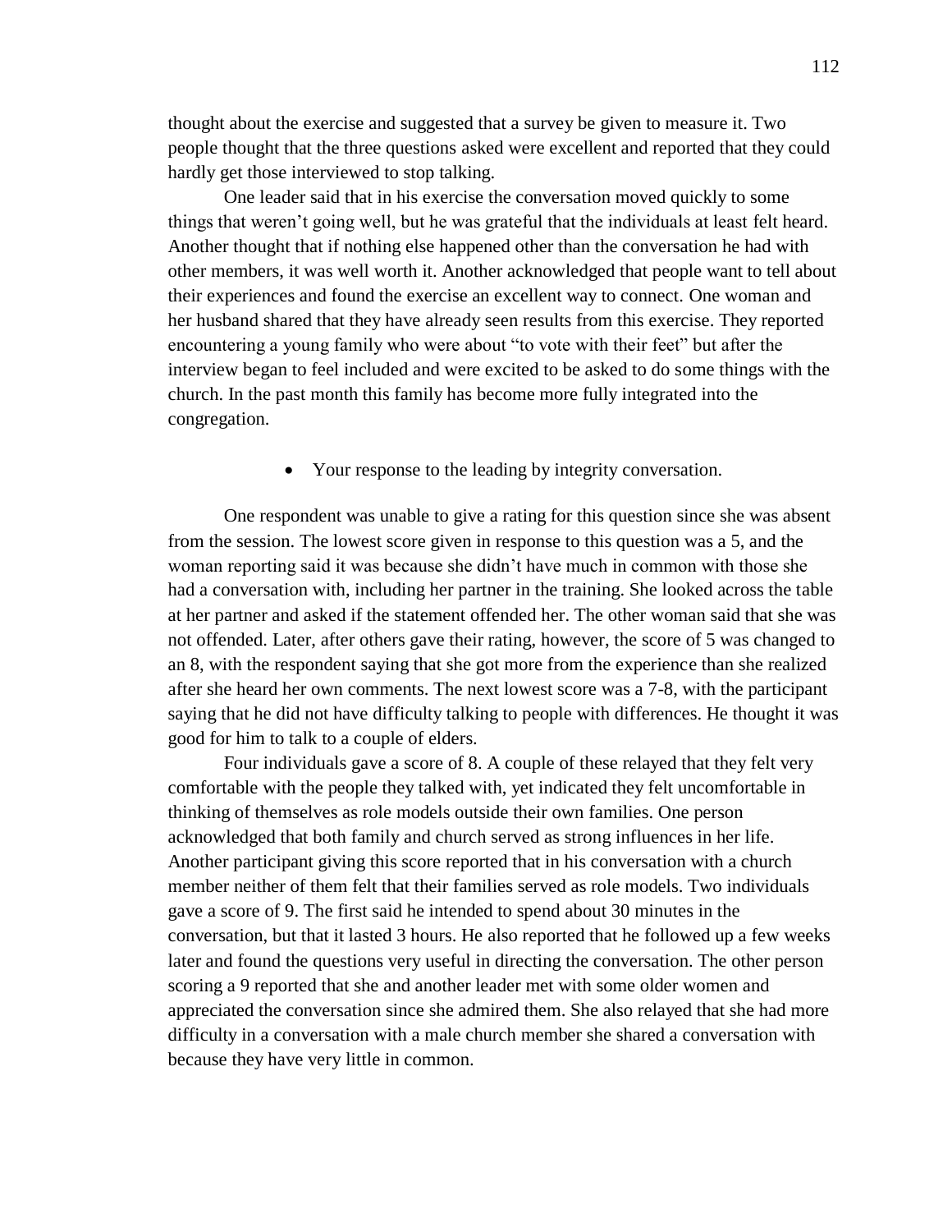thought about the exercise and suggested that a survey be given to measure it. Two people thought that the three questions asked were excellent and reported that they could hardly get those interviewed to stop talking.

One leader said that in his exercise the conversation moved quickly to some things that weren't going well, but he was grateful that the individuals at least felt heard. Another thought that if nothing else happened other than the conversation he had with other members, it was well worth it. Another acknowledged that people want to tell about their experiences and found the exercise an excellent way to connect. One woman and her husband shared that they have already seen results from this exercise. They reported encountering a young family who were about "to vote with their feet" but after the interview began to feel included and were excited to be asked to do some things with the church. In the past month this family has become more fully integrated into the congregation.

- Your response to the leading by integrity conversation.

One respondent was unable to give a rating for this question since she was absent from the session. The lowest score given in response to this question was a 5, and the woman reporting said it was because she didn't have much in common with those she had a conversation with, including her partner in the training. She looked across the table at her partner and asked if the statement offended her. The other woman said that she was not offended. Later, after others gave their rating, however, the score of 5 was changed to an 8, with the respondent saying that she got more from the experience than she realized after she heard her own comments. The next lowest score was a 7-8, with the participant saying that he did not have difficulty talking to people with differences. He thought it was good for him to talk to a couple of elders.

Four individuals gave a score of 8. A couple of these relayed that they felt very comfortable with the people they talked with, yet indicated they felt uncomfortable in thinking of themselves as role models outside their own families. One person acknowledged that both family and church served as strong influences in her life. Another participant giving this score reported that in his conversation with a church member neither of them felt that their families served as role models. Two individuals gave a score of 9. The first said he intended to spend about 30 minutes in the conversation, but that it lasted 3 hours. He also reported that he followed up a few weeks later and found the questions very useful in directing the conversation. The other person scoring a 9 reported that she and another leader met with some older women and appreciated the conversation since she admired them. She also relayed that she had more difficulty in a conversation with a male church member she shared a conversation with because they have very little in common.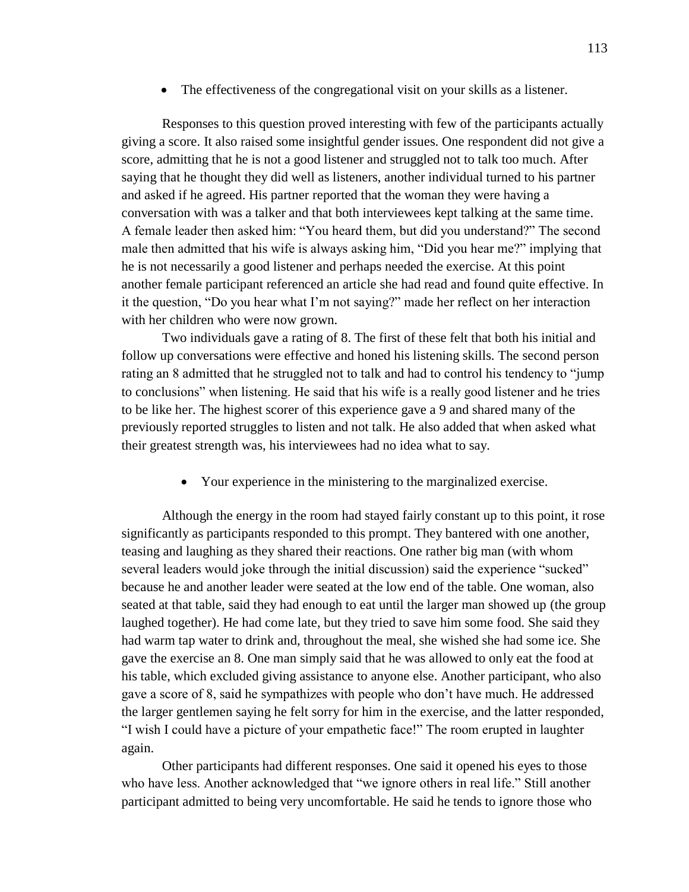- The effectiveness of the congregational visit on your skills as a listener.

Responses to this question proved interesting with few of the participants actually giving a score. It also raised some insightful gender issues. One respondent did not give a score, admitting that he is not a good listener and struggled not to talk too much. After saying that he thought they did well as listeners, another individual turned to his partner and asked if he agreed. His partner reported that the woman they were having a conversation with was a talker and that both interviewees kept talking at the same time. A female leader then asked him: "You heard them, but did you understand?" The second male then admitted that his wife is always asking him, "Did you hear me?" implying that he is not necessarily a good listener and perhaps needed the exercise. At this point another female participant referenced an article she had read and found quite effective. In it the question, "Do you hear what I'm not saying?" made her reflect on her interaction with her children who were now grown.

Two individuals gave a rating of 8. The first of these felt that both his initial and follow up conversations were effective and honed his listening skills. The second person rating an 8 admitted that he struggled not to talk and had to control his tendency to "jump to conclusions" when listening. He said that his wife is a really good listener and he tries to be like her. The highest scorer of this experience gave a 9 and shared many of the previously reported struggles to listen and not talk. He also added that when asked what their greatest strength was, his interviewees had no idea what to say.

- Your experience in the ministering to the marginalized exercise.

Although the energy in the room had stayed fairly constant up to this point, it rose significantly as participants responded to this prompt. They bantered with one another, teasing and laughing as they shared their reactions. One rather big man (with whom several leaders would joke through the initial discussion) said the experience "sucked" because he and another leader were seated at the low end of the table. One woman, also seated at that table, said they had enough to eat until the larger man showed up (the group laughed together). He had come late, but they tried to save him some food. She said they had warm tap water to drink and, throughout the meal, she wished she had some ice. She gave the exercise an 8. One man simply said that he was allowed to only eat the food at his table, which excluded giving assistance to anyone else. Another participant, who also gave a score of 8, said he sympathizes with people who don't have much. He addressed the larger gentlemen saying he felt sorry for him in the exercise, and the latter responded, "I wish I could have a picture of your empathetic face!" The room erupted in laughter again.

Other participants had different responses. One said it opened his eyes to those who have less. Another acknowledged that "we ignore others in real life." Still another participant admitted to being very uncomfortable. He said he tends to ignore those who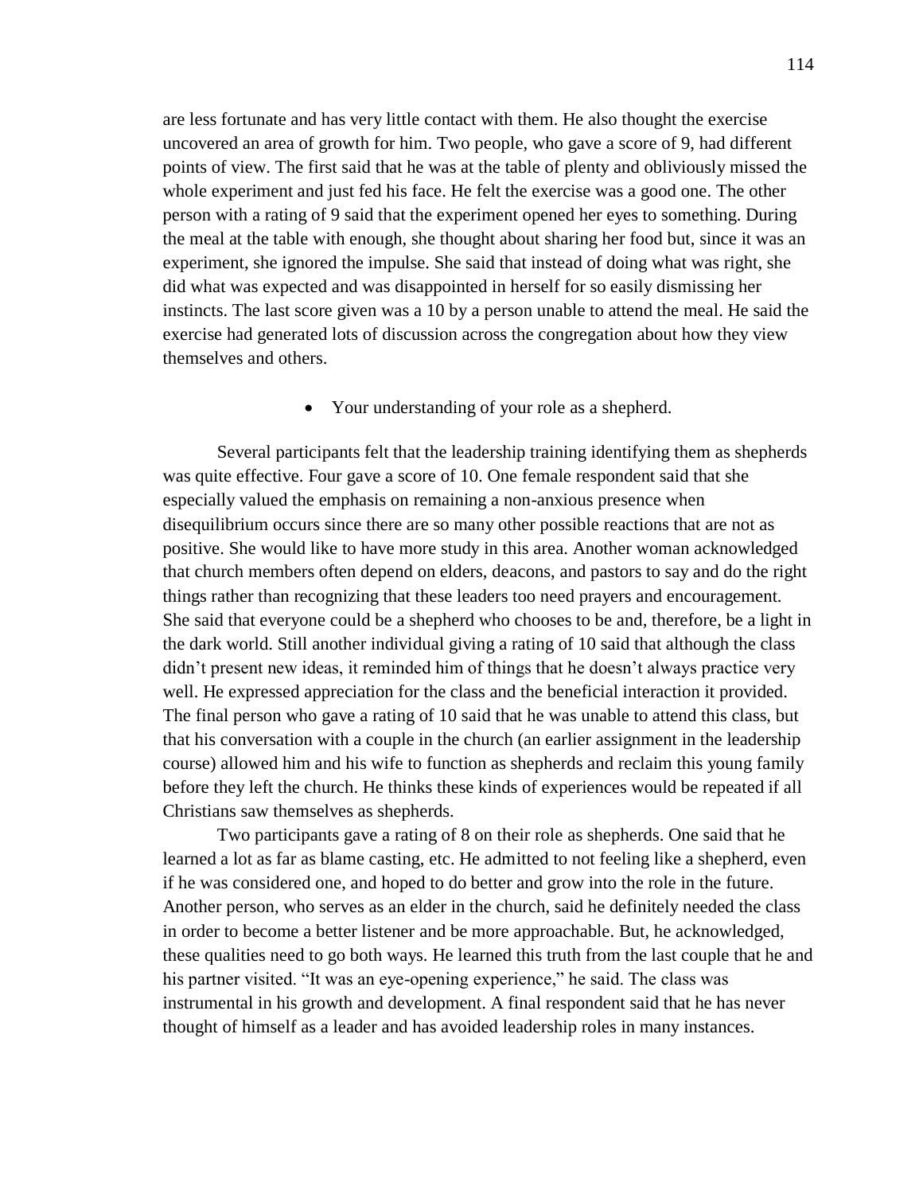are less fortunate and has very little contact with them. He also thought the exercise uncovered an area of growth for him. Two people, who gave a score of 9, had different points of view. The first said that he was at the table of plenty and obliviously missed the whole experiment and just fed his face. He felt the exercise was a good one. The other person with a rating of 9 said that the experiment opened her eyes to something. During the meal at the table with enough, she thought about sharing her food but, since it was an experiment, she ignored the impulse. She said that instead of doing what was right, she did what was expected and was disappointed in herself for so easily dismissing her instincts. The last score given was a 10 by a person unable to attend the meal. He said the exercise had generated lots of discussion across the congregation about how they view themselves and others.

- Your understanding of your role as a shepherd.

Several participants felt that the leadership training identifying them as shepherds was quite effective. Four gave a score of 10. One female respondent said that she especially valued the emphasis on remaining a non-anxious presence when disequilibrium occurs since there are so many other possible reactions that are not as positive. She would like to have more study in this area. Another woman acknowledged that church members often depend on elders, deacons, and pastors to say and do the right things rather than recognizing that these leaders too need prayers and encouragement. She said that everyone could be a shepherd who chooses to be and, therefore, be a light in the dark world. Still another individual giving a rating of 10 said that although the class didn't present new ideas, it reminded him of things that he doesn't always practice very well. He expressed appreciation for the class and the beneficial interaction it provided. The final person who gave a rating of 10 said that he was unable to attend this class, but that his conversation with a couple in the church (an earlier assignment in the leadership course) allowed him and his wife to function as shepherds and reclaim this young family before they left the church. He thinks these kinds of experiences would be repeated if all Christians saw themselves as shepherds.

Two participants gave a rating of 8 on their role as shepherds. One said that he learned a lot as far as blame casting, etc. He admitted to not feeling like a shepherd, even if he was considered one, and hoped to do better and grow into the role in the future. Another person, who serves as an elder in the church, said he definitely needed the class in order to become a better listener and be more approachable. But, he acknowledged, these qualities need to go both ways. He learned this truth from the last couple that he and his partner visited. "It was an eye-opening experience," he said. The class was instrumental in his growth and development. A final respondent said that he has never thought of himself as a leader and has avoided leadership roles in many instances.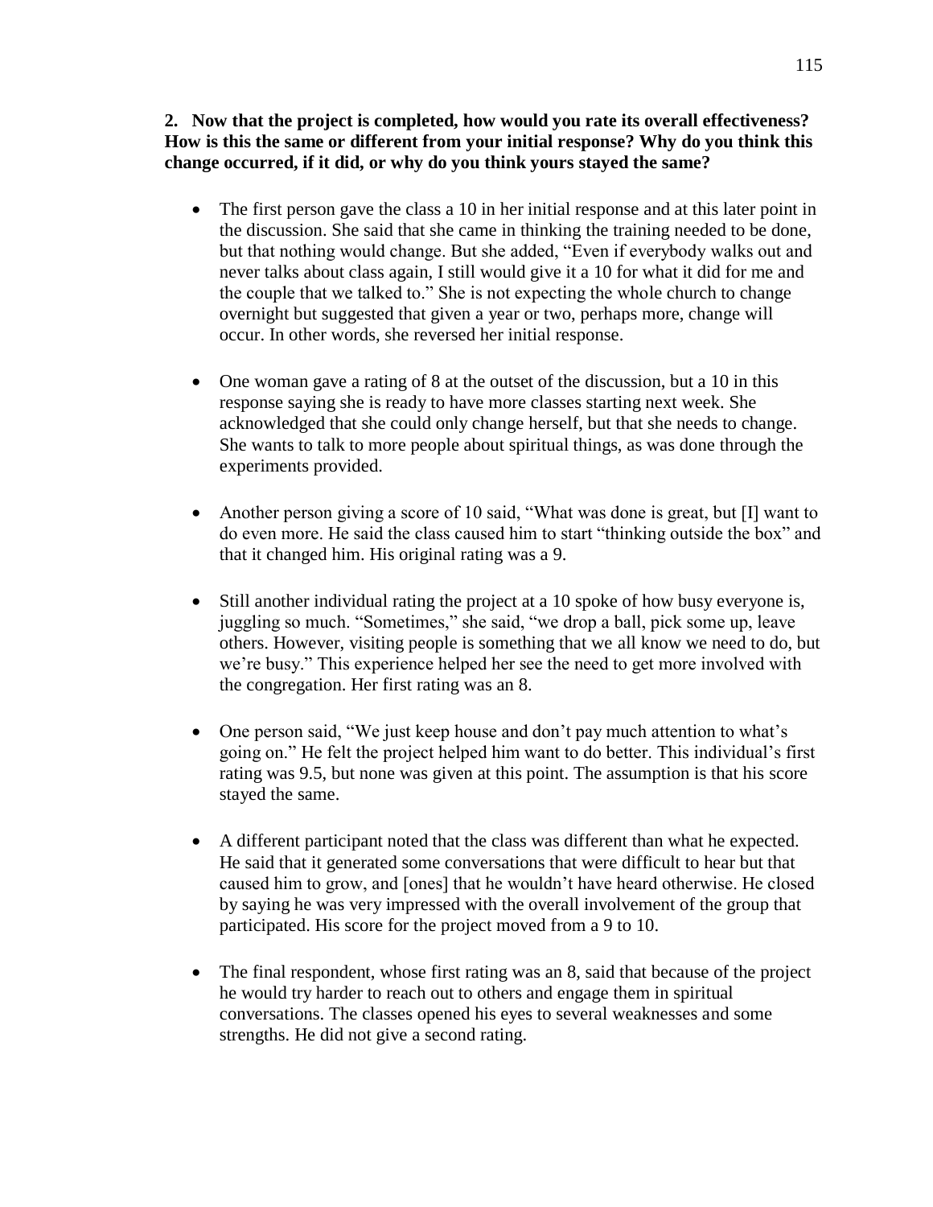**2. Now that the project is completed, how would you rate its overall effectiveness? How is this the same or different from your initial response? Why do you think this change occurred, if it did, or why do you think yours stayed the same?**

- The first person gave the class a 10 in her initial response and at this later point in the discussion. She said that she came in thinking the training needed to be done, but that nothing would change. But she added, "Even if everybody walks out and never talks about class again, I still would give it a 10 for what it did for me and the couple that we talked to." She is not expecting the whole church to change overnight but suggested that given a year or two, perhaps more, change will occur. In other words, she reversed her initial response.

- One woman gave a rating of 8 at the outset of the discussion, but a 10 in this response saying she is ready to have more classes starting next week. She acknowledged that she could only change herself, but that she needs to change. She wants to talk to more people about spiritual things, as was done through the experiments provided.

- Another person giving a score of 10 said, "What was done is great, but [I] want to do even more. He said the class caused him to start "thinking outside the box" and that it changed him. His original rating was a 9.

- Still another individual rating the project at a 10 spoke of how busy everyone is, juggling so much. "Sometimes," she said, "we drop a ball, pick some up, leave others. However, visiting people is something that we all know we need to do, but we're busy." This experience helped her see the need to get more involved with the congregation. Her first rating was an 8.

- One person said, "We just keep house and don't pay much attention to what's going on." He felt the project helped him want to do better. This individual's first rating was 9.5, but none was given at this point. The assumption is that his score stayed the same.

- A different participant noted that the class was different than what he expected. He said that it generated some conversations that were difficult to hear but that caused him to grow, and [ones] that he wouldn't have heard otherwise. He closed by saying he was very impressed with the overall involvement of the group that participated. His score for the project moved from a 9 to 10.

- The final respondent, whose first rating was an 8, said that because of the project he would try harder to reach out to others and engage them in spiritual conversations. The classes opened his eyes to several weaknesses and some strengths. He did not give a second rating.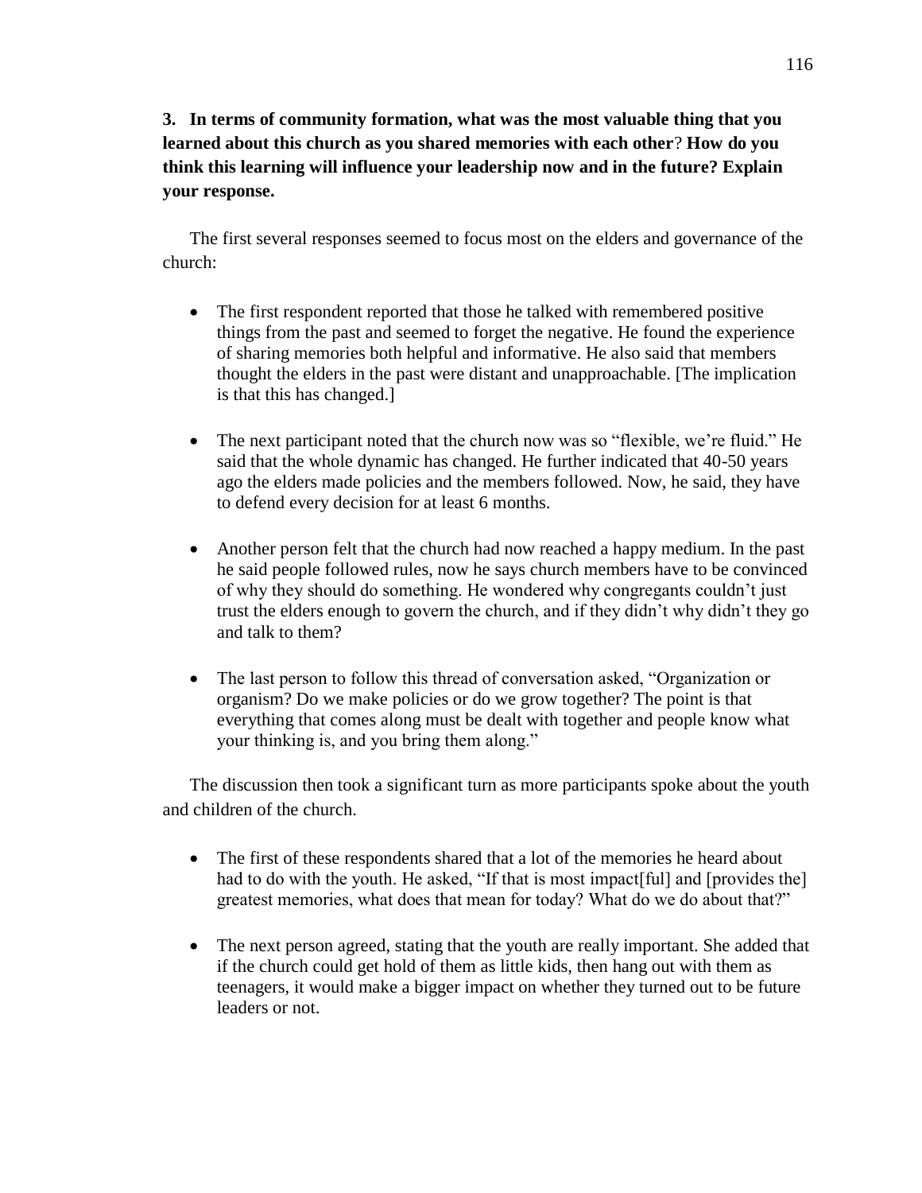**3. In terms of community formation, what was the most valuable thing that you learned about this church as you shared memories with each other? How do you think this learning will influence your leadership now and in the future? Explain your response.**

The first several responses seemed to focus most on the elders and governance of the church:

- The first respondent reported that those he talked with remembered positive things from the past and seemed to forget the negative. He found the experience of sharing memories both helpful and informative. He also said that members thought the elders in the past were distant and unapproachable. [The implication is that this has changed.]

- The next participant noted that the church now was so "flexible, we're fluid." He said that the whole dynamic has changed. He further indicated that 40-50 years ago the elders made policies and the members followed. Now, he said, they have to defend every decision for at least 6 months.

- Another person felt that the church had now reached a happy medium. In the past he said people followed rules, now he says church members have to be convinced of why they should do something. He wondered why congregants couldn't just trust the elders enough to govern the church, and if they didn't why didn't they go and talk to them?

- The last person to follow this thread of conversation asked, "Organization or organism? Do we make policies or do we grow together? The point is that everything that comes along must be dealt with together and people know what your thinking is, and you bring them along."

The discussion then took a significant turn as more participants spoke about the youth and children of the church.

- The first of these respondents shared that a lot of the memories he heard about had to do with the youth. He asked, "If that is most impact[ful] and [provides the] greatest memories, what does that mean for today? What do we do about that?"

- The next person agreed, stating that the youth are really important. She added that if the church could get hold of them as little kids, then hang out with them as teenagers, it would make a bigger impact on whether they turned out to be future leaders or not.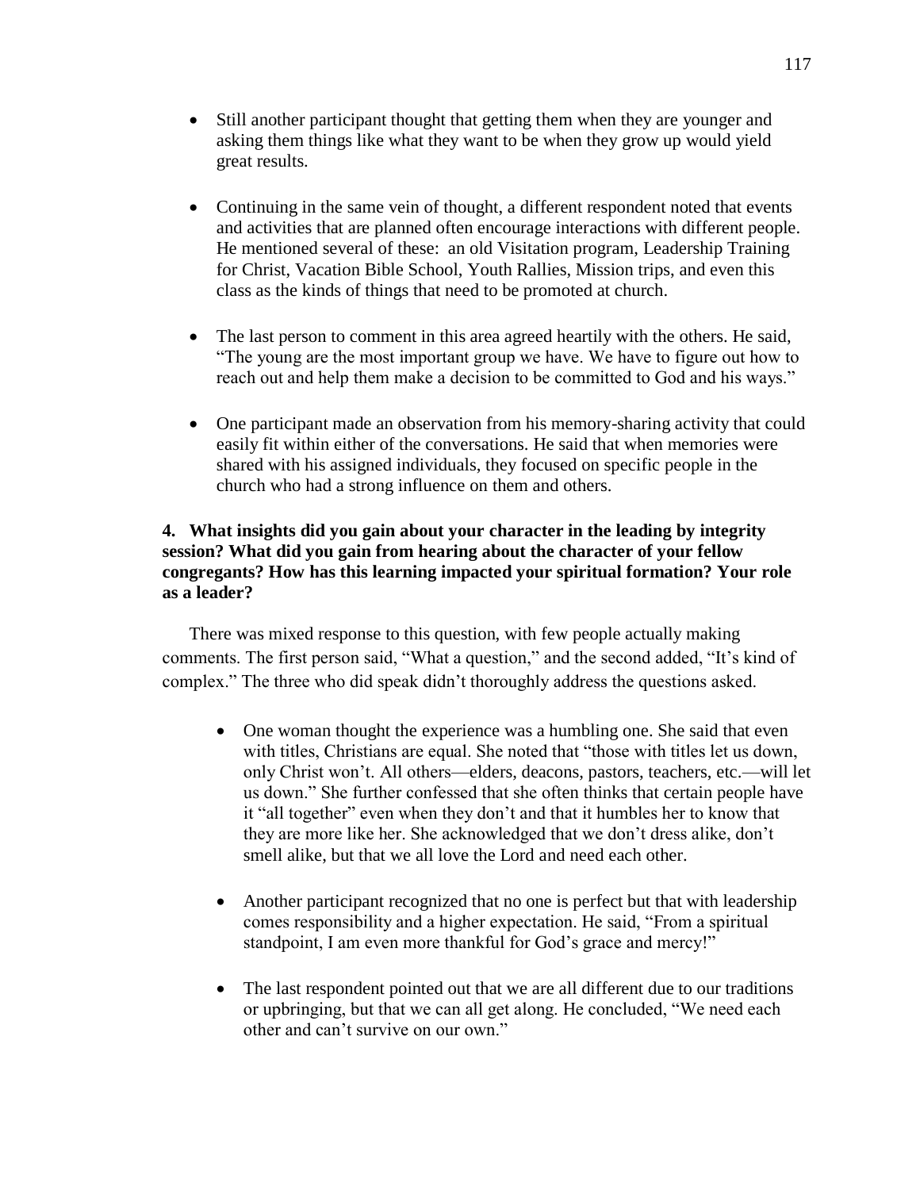- Still another participant thought that getting them when they are younger and asking them things like what they want to be when they grow up would yield great results.

- Continuing in the same vein of thought, a different respondent noted that events and activities that are planned often encourage interactions with different people. He mentioned several of these: an old Visitation program, Leadership Training for Christ, Vacation Bible School, Youth Rallies, Mission trips, and even this class as the kinds of things that need to be promoted at church.

- The last person to comment in this area agreed heartily with the others. He said, "The young are the most important group we have. We have to figure out how to reach out and help them make a decision to be committed to God and his ways."

- One participant made an observation from his memory-sharing activity that could easily fit within either of the conversations. He said that when memories were shared with his assigned individuals, they focused on specific people in the church who had a strong influence on them and others.

**4. What insights did you gain about your character in the leading by integrity session? What did you gain from hearing about the character of your fellow congregants? How has this learning impacted your spiritual formation? Your role as a leader?**

There was mixed response to this question, with few people actually making comments. The first person said, "What a question," and the second added, "It's kind of complex." The three who did speak didn't thoroughly address the questions asked.

- One woman thought the experience was a humbling one. She said that even with titles, Christians are equal. She noted that "those with titles let us down, only Christ won't. All others—elders, deacons, pastors, teachers, etc.—will let us down." She further confessed that she often thinks that certain people have it "all together" even when they don't and that it humbles her to know that they are more like her. She acknowledged that we don't dress alike, don't smell alike, but that we all love the Lord and need each other.

- Another participant recognized that no one is perfect but that with leadership comes responsibility and a higher expectation. He said, "From a spiritual standpoint, I am even more thankful for God's grace and mercy!"

- The last respondent pointed out that we are all different due to our traditions or upbringing, but that we can all get along. He concluded, "We need each other and can't survive on our own."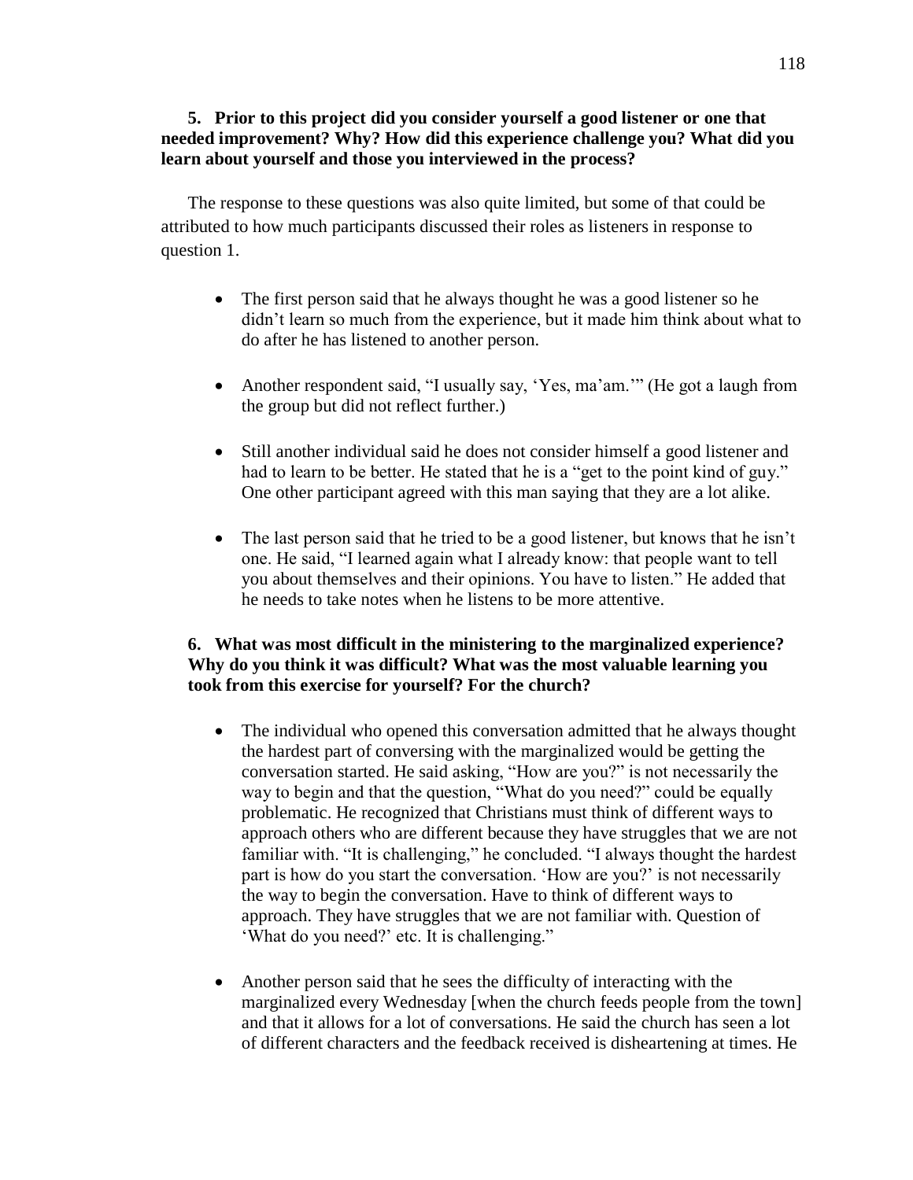**5. Prior to this project did you consider yourself a good listener or one that needed improvement? Why? How did this experience challenge you? What did you learn about yourself and those you interviewed in the process?**

The response to these questions was also quite limited, but some of that could be attributed to how much participants discussed their roles as listeners in response to question 1.

- The first person said that he always thought he was a good listener so he didn't learn so much from the experience, but it made him think about what to do after he has listened to another person.

- Another respondent said, "I usually say, 'Yes, ma'am.'" (He got a laugh from the group but did not reflect further.)

- Still another individual said he does not consider himself a good listener and had to learn to be better. He stated that he is a "get to the point kind of guy." One other participant agreed with this man saying that they are a lot alike.

- The last person said that he tried to be a good listener, but knows that he isn't one. He said, "I learned again what I already know: that people want to tell you about themselves and their opinions. You have to listen." He added that he needs to take notes when he listens to be more attentive.

**6. What was most difficult in the ministering to the marginalized experience? Why do you think it was difficult? What was the most valuable learning you took from this exercise for yourself? For the church?**

- The individual who opened this conversation admitted that he always thought the hardest part of conversing with the marginalized would be getting the conversation started. He said asking, "How are you?" is not necessarily the way to begin and that the question, "What do you need?" could be equally problematic. He recognized that Christians must think of different ways to approach others who are different because they have struggles that we are not familiar with. "It is challenging," he concluded. "I always thought the hardest part is how do you start the conversation. 'How are you?' is not necessarily the way to begin the conversation. Have to think of different ways to approach. They have struggles that we are not familiar with. Question of 'What do you need?' etc. It is challenging."

- Another person said that he sees the difficulty of interacting with the marginalized every Wednesday [when the church feeds people from the town] and that it allows for a lot of conversations. He said the church has seen a lot of different characters and the feedback received is disheartening at times. He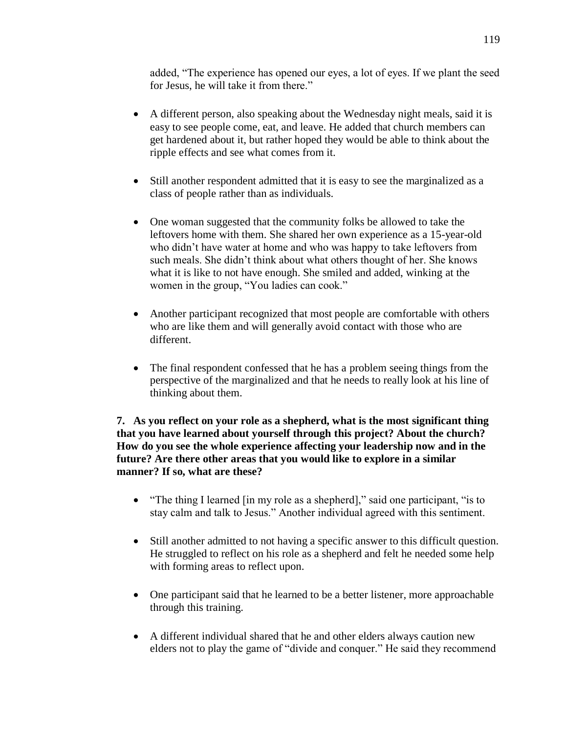added, “The experience has opened our eyes, a lot of eyes. If we plant the seed for Jesus, he will take it from there.”

- A different person, also speaking about the Wednesday night meals, said it is easy to see people come, eat, and leave. He added that church members can get hardened about it, but rather hoped they would be able to think about the ripple effects and see what comes from it.

- Still another respondent admitted that it is easy to see the marginalized as a class of people rather than as individuals.

- One woman suggested that the community folks be allowed to take the leftovers home with them. She shared her own experience as a 15-year-old who didn’t have water at home and who was happy to take leftovers from such meals. She didn’t think about what others thought of her. She knows what it is like to not have enough. She smiled and added, winking at the women in the group, “You ladies can cook.”

- Another participant recognized that most people are comfortable with others who are like them and will generally avoid contact with those who are different.

- The final respondent confessed that he has a problem seeing things from the perspective of the marginalized and that he needs to really look at his line of thinking about them.

**7. As you reflect on your role as a shepherd, what is the most significant thing that you have learned about yourself through this project? About the church? How do you see the whole experience affecting your leadership now and in the future? Are there other areas that you would like to explore in a similar manner? If so, what are these?**

- “The thing I learned [in my role as a shepherd],” said one participant, “is to stay calm and talk to Jesus.” Another individual agreed with this sentiment.

- Still another admitted to not having a specific answer to this difficult question. He struggled to reflect on his role as a shepherd and felt he needed some help with forming areas to reflect upon.

- One participant said that he learned to be a better listener, more approachable through this training.

- A different individual shared that he and other elders always caution new elders not to play the game of “divide and conquer.” He said they recommend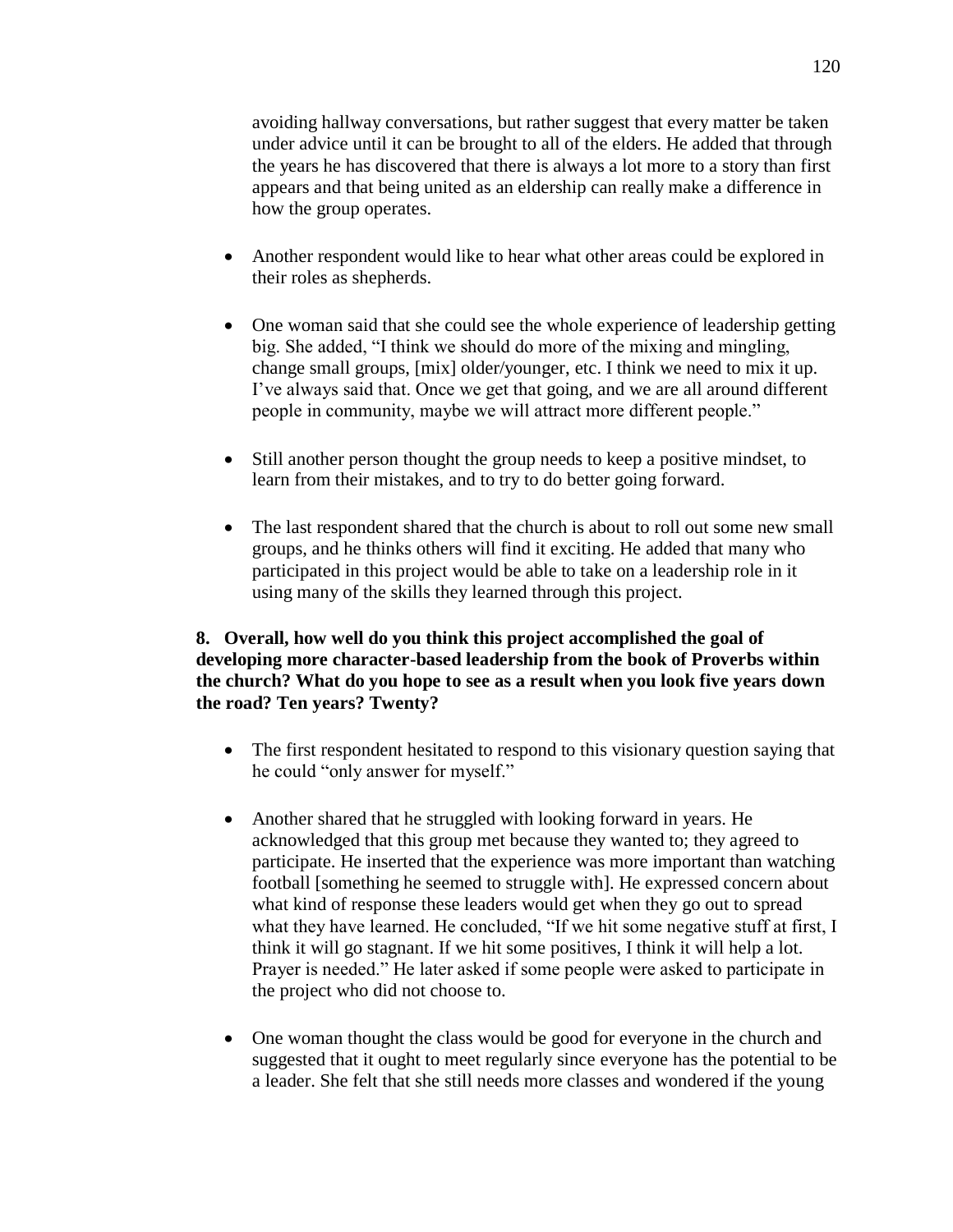avoiding hallway conversations, but rather suggest that every matter be taken under advice until it can be brought to all of the elders. He added that through the years he has discovered that there is always a lot more to a story than first appears and that being united as an eldership can really make a difference in how the group operates.

- Another respondent would like to hear what other areas could be explored in their roles as shepherds.

- One woman said that she could see the whole experience of leadership getting big. She added, "I think we should do more of the mixing and mingling, change small groups, [mix] older/younger, etc. I think we need to mix it up. I've always said that. Once we get that going, and we are all around different people in community, maybe we will attract more different people."

- Still another person thought the group needs to keep a positive mindset, to learn from their mistakes, and to try to do better going forward.

- The last respondent shared that the church is about to roll out some new small groups, and he thinks others will find it exciting. He added that many who participated in this project would be able to take on a leadership role in it using many of the skills they learned through this project.

**8. Overall, how well do you think this project accomplished the goal of developing more character-based leadership from the book of Proverbs within the church? What do you hope to see as a result when you look five years down the road? Ten years? Twenty?**

- The first respondent hesitated to respond to this visionary question saying that he could "only answer for myself."

- Another shared that he struggled with looking forward in years. He acknowledged that this group met because they wanted to; they agreed to participate. He inserted that the experience was more important than watching football [something he seemed to struggle with]. He expressed concern about what kind of response these leaders would get when they go out to spread what they have learned. He concluded, "If we hit some negative stuff at first, I think it will go stagnant. If we hit some positives, I think it will help a lot. Prayer is needed." He later asked if some people were asked to participate in the project who did not choose to.

- One woman thought the class would be good for everyone in the church and suggested that it ought to meet regularly since everyone has the potential to be a leader. She felt that she still needs more classes and wondered if the young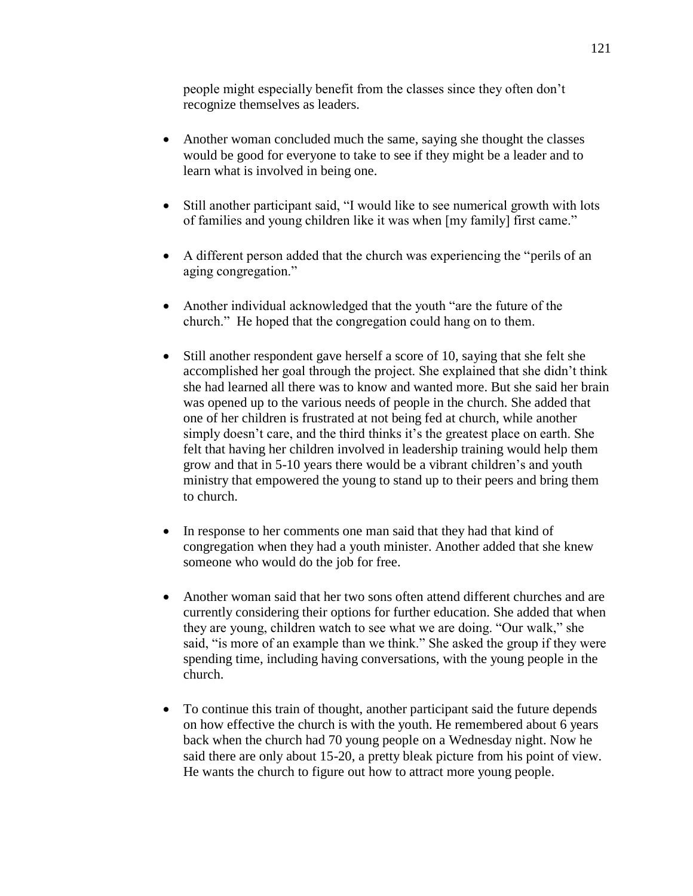people might especially benefit from the classes since they often don't recognize themselves as leaders.

- Another woman concluded much the same, saying she thought the classes would be good for everyone to take to see if they might be a leader and to learn what is involved in being one.

- Still another participant said, "I would like to see numerical growth with lots of families and young children like it was when [my family] first came."

- A different person added that the church was experiencing the "perils of an aging congregation."

- Another individual acknowledged that the youth "are the future of the church." He hoped that the congregation could hang on to them.

- Still another respondent gave herself a score of 10, saying that she felt she accomplished her goal through the project. She explained that she didn't think she had learned all there was to know and wanted more. But she said her brain was opened up to the various needs of people in the church. She added that one of her children is frustrated at not being fed at church, while another simply doesn't care, and the third thinks it's the greatest place on earth. She felt that having her children involved in leadership training would help them grow and that in 5-10 years there would be a vibrant children's and youth ministry that empowered the young to stand up to their peers and bring them to church.

- In response to her comments one man said that they had that kind of congregation when they had a youth minister. Another added that she knew someone who would do the job for free.

- Another woman said that her two sons often attend different churches and are currently considering their options for further education. She added that when they are young, children watch to see what we are doing. "Our walk," she said, "is more of an example than we think." She asked the group if they were spending time, including having conversations, with the young people in the church.

- To continue this train of thought, another participant said the future depends on how effective the church is with the youth. He remembered about 6 years back when the church had 70 young people on a Wednesday night. Now he said there are only about 15-20, a pretty bleak picture from his point of view. He wants the church to figure out how to attract more young people.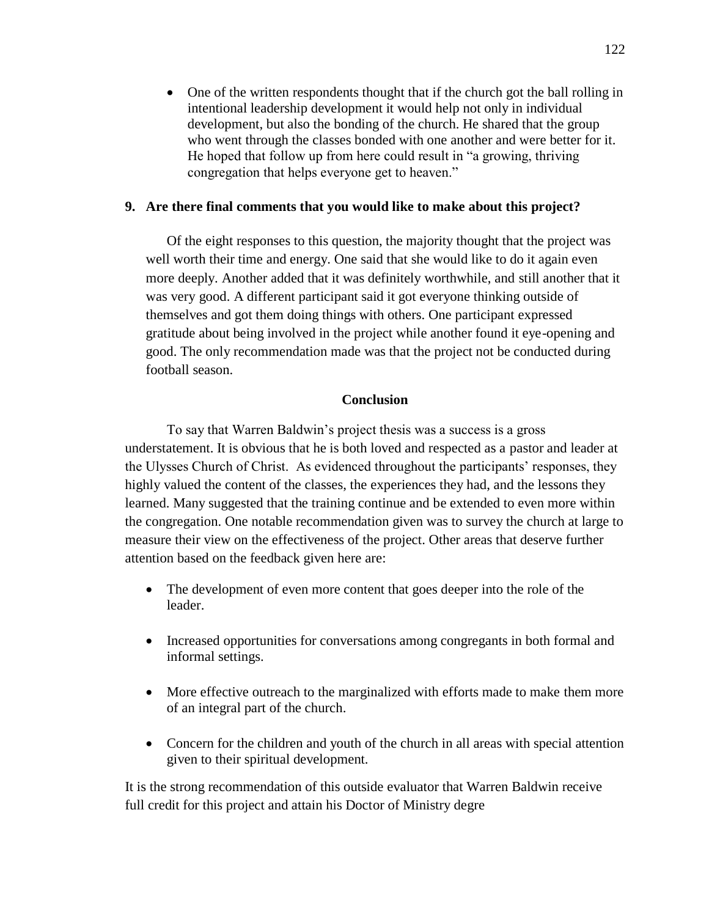- One of the written respondents thought that if the church got the ball rolling in intentional leadership development it would help not only in individual development, but also the bonding of the church. He shared that the group who went through the classes bonded with one another and were better for it. He hoped that follow up from here could result in "a growing, thriving congregation that helps everyone get to heaven."

**9. Are there final comments that you would like to make about this project?**

Of the eight responses to this question, the majority thought that the project was well worth their time and energy. One said that she would like to do it again even more deeply. Another added that it was definitely worthwhile, and still another that it was very good. A different participant said it got everyone thinking outside of themselves and got them doing things with others. One participant expressed gratitude about being involved in the project while another found it eye-opening and good. The only recommendation made was that the project not be conducted during football season.

## Conclusion

To say that Warren Baldwin's project thesis was a success is a gross understatement. It is obvious that he is both loved and respected as a pastor and leader at the Ulysses Church of Christ. As evidenced throughout the participants' responses, they highly valued the content of the classes, the experiences they had, and the lessons they learned. Many suggested that the training continue and be extended to even more within the congregation. One notable recommendation given was to survey the church at large to measure their view on the effectiveness of the project. Other areas that deserve further attention based on the feedback given here are:

- The development of even more content that goes deeper into the role of the leader.
- Increased opportunities for conversations among congregants in both formal and informal settings.
- More effective outreach to the marginalized with efforts made to make them more of an integral part of the church.
- Concern for the children and youth of the church in all areas with special attention given to their spiritual development.

It is the strong recommendation of this outside evaluator that Warren Baldwin receive full credit for this project and attain his Doctor of Ministry degre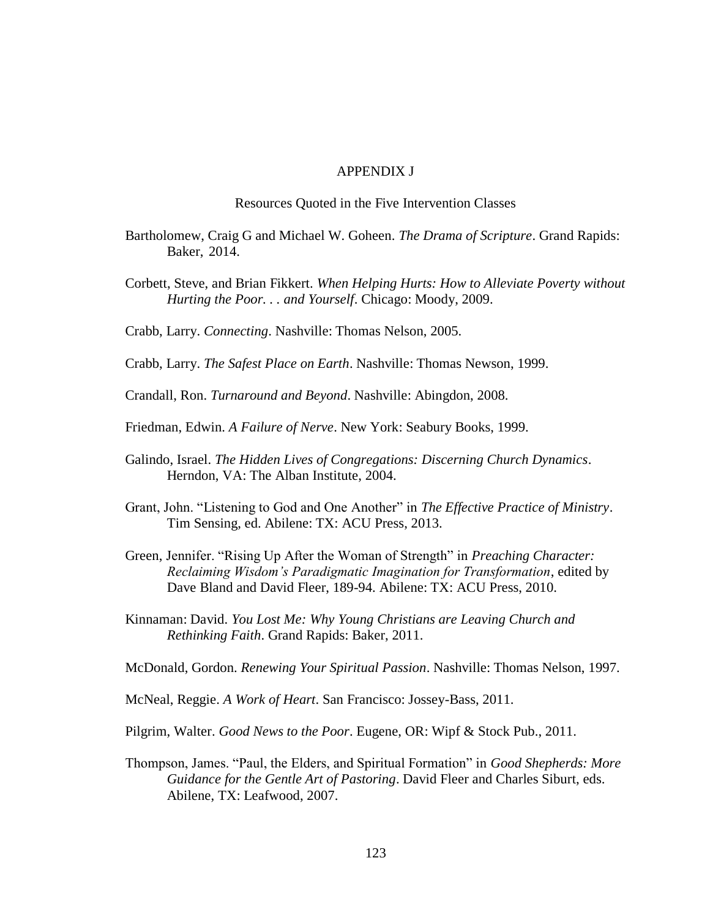# APPENDIX J

## Resources Quoted in the Five Intervention Classes

Bartholomew, Craig G and Michael W. Goheen. *The Drama of Scripture*. Grand Rapids: Baker, 2014.

Corbett, Steve, and Brian Fikkert. *When Helping Hurts: How to Alleviate Poverty without Hurting the Poor. . . and Yourself*. Chicago: Moody, 2009.

Crabb, Larry. *Connecting*. Nashville: Thomas Nelson, 2005.

Crabb, Larry. *The Safest Place on Earth*. Nashville: Thomas Newson, 1999.

Crandall, Ron. *Turnaround and Beyond*. Nashville: Abingdon, 2008.

Friedman, Edwin. *A Failure of Nerve*. New York: Seabury Books, 1999.

Galindo, Israel. *The Hidden Lives of Congregations: Discerning Church Dynamics*. Herndon, VA: The Alban Institute, 2004.

Grant, John. "Listening to God and One Another" in *The Effective Practice of Ministry*. Tim Sensing, ed. Abilene: TX: ACU Press, 2013.

Green, Jennifer. "Rising Up After the Woman of Strength" in *Preaching Character: Reclaiming Wisdom's Paradigmatic Imagination for Transformation*, edited by Dave Bland and David Fleer, 189-94. Abilene: TX: ACU Press, 2010.

Kinnaman: David. *You Lost Me: Why Young Christians are Leaving Church and Rethinking Faith*. Grand Rapids: Baker, 2011.

McDonald, Gordon. *Renewing Your Spiritual Passion*. Nashville: Thomas Nelson, 1997.

McNeal, Reggie. *A Work of Heart*. San Francisco: Jossey-Bass, 2011.

Pilgrim, Walter. *Good News to the Poor*. Eugene, OR: Wipf & Stock Pub., 2011.

Thompson, James. "Paul, the Elders, and Spiritual Formation" in *Good Shepherds: More Guidance for the Gentle Art of Pastoring*. David Fleer and Charles Siburt, eds. Abilene, TX: Leafwood, 2007.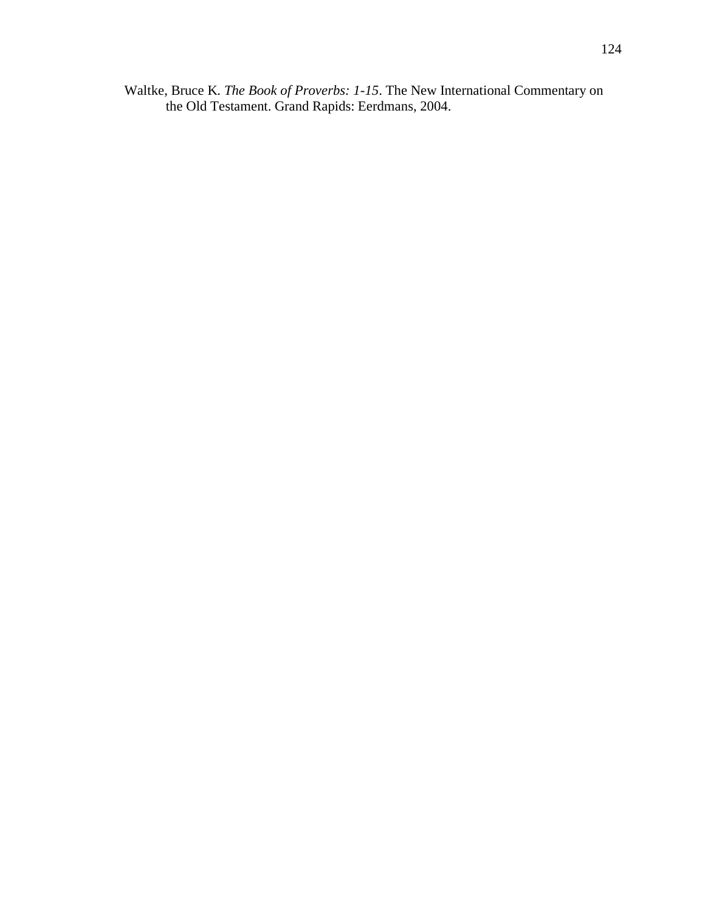Waltke, Bruce K. *The Book of Proverbs: 1-15*. The New International Commentary on the Old Testament. Grand Rapids: Eerdmans, 2004.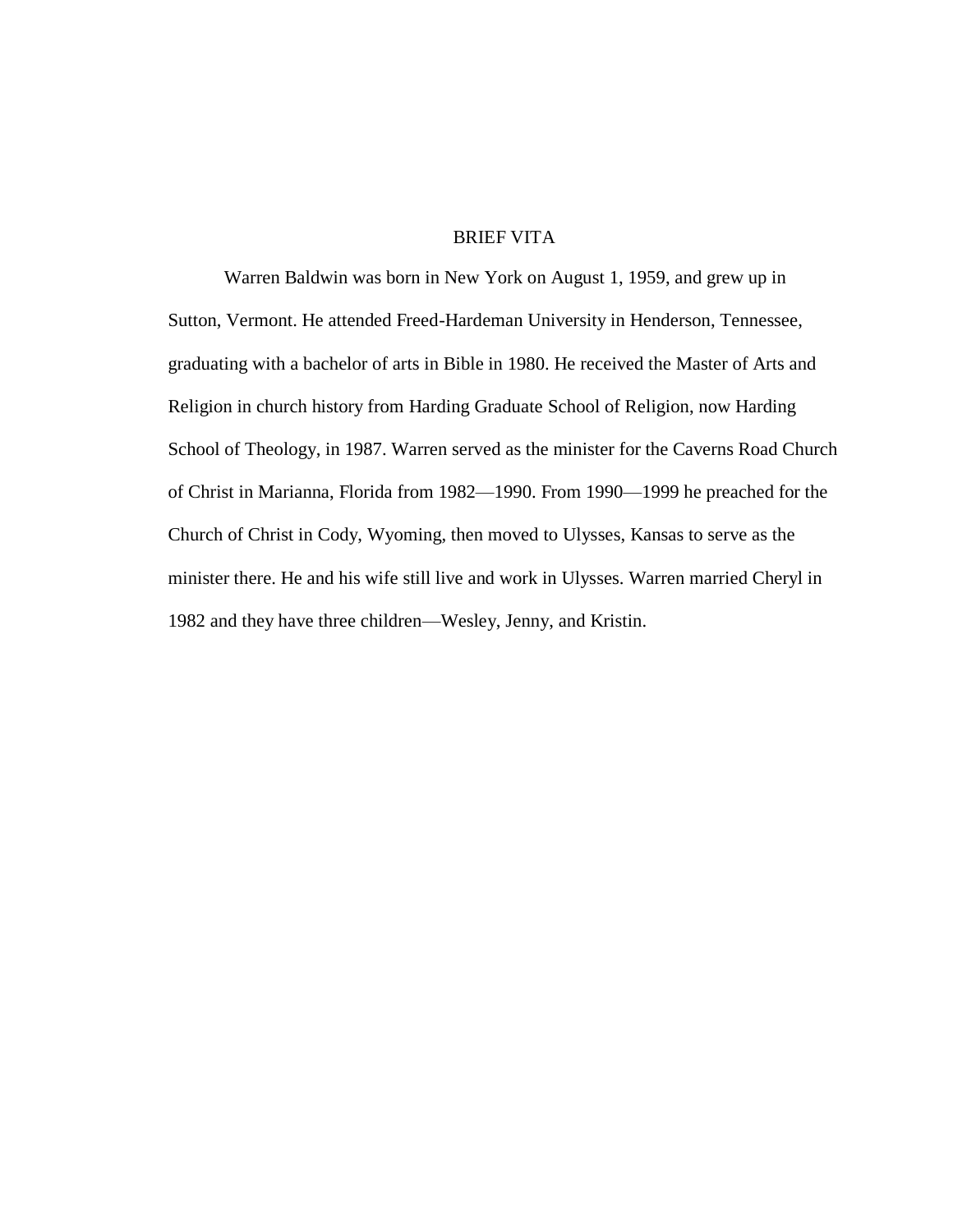## BRIEF VITA

Warren Baldwin was born in New York on August 1, 1959, and grew up in Sutton, Vermont. He attended Freed-Hardeman University in Henderson, Tennessee, graduating with a bachelor of arts in Bible in 1980. He received the Master of Arts and Religion in church history from Harding Graduate School of Religion, now Harding School of Theology, in 1987. Warren served as the minister for the Caverns Road Church of Christ in Marianna, Florida from 1982—1990. From 1990—1999 he preached for the Church of Christ in Cody, Wyoming, then moved to Ulysses, Kansas to serve as the minister there. He and his wife still live and work in Ulysses. Warren married Cheryl in 1982 and they have three children—Wesley, Jenny, and Kristin.